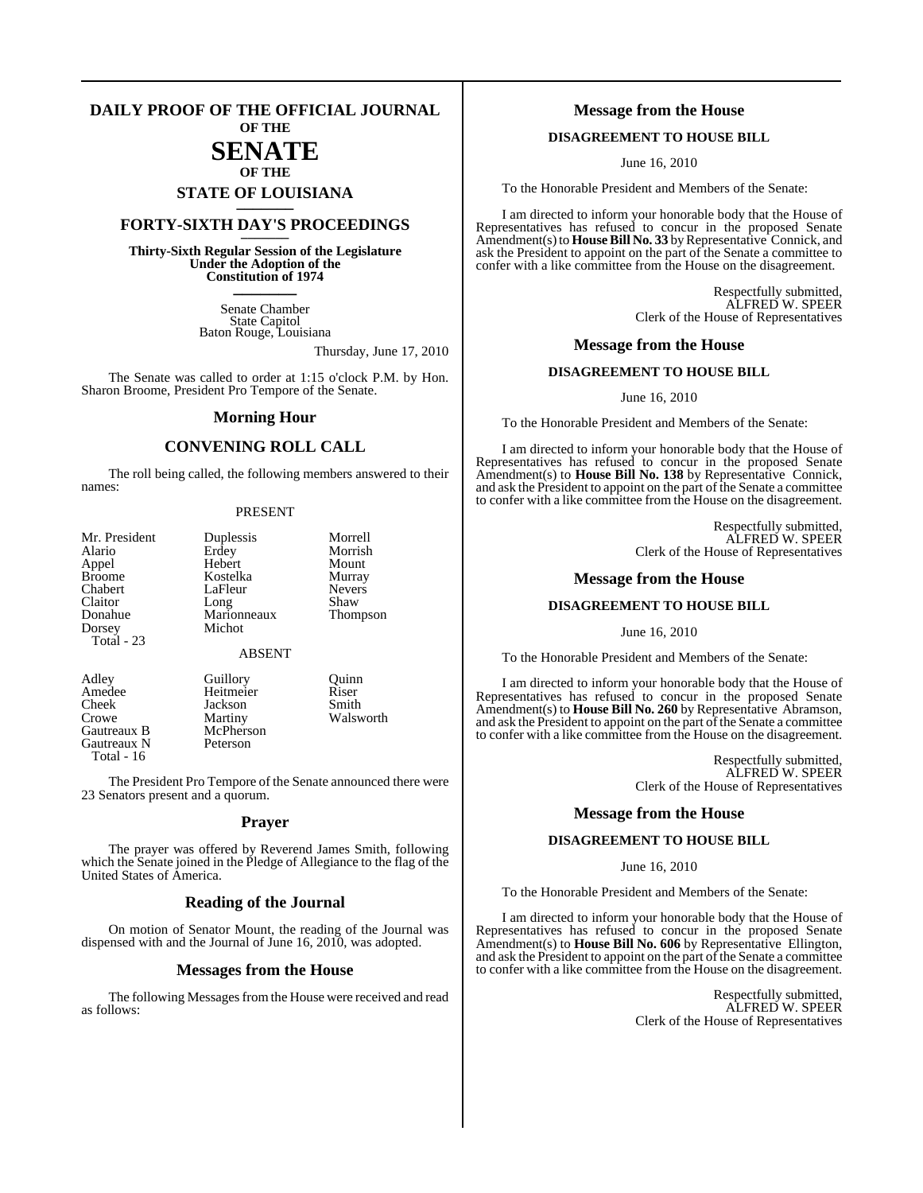# DAILY PROOF OF THE OFFICIAL JOURNAL OF THE SENATE OF THE STATE OF LOUISIANA

## FORTY-SIXTH DAY'S PROCEEDINGS

**Thirty-Sixth Regular Session of the Legislature Under the Adoption of the Constitution of 1974**

Senate Chamber
State Capitol
Baton Rouge, Louisiana

Thursday, June 17, 2010

The Senate was called to order at 1:15 o'clock P.M. by Hon. Sharon Broome, President Pro Tempore of the Senate.

## Morning Hour

## CONVENING ROLL CALL

The roll being called, the following members answered to their names:

PRESENT

| | | |
|---|---|---|
| Mr. President | Duplessis | Morrell |
| Alario | Erdey | Morrish |
| Appel | Hebert | Mount |
| Broome | Kostelka | Murray |
| Chabert | LaFleur | Nevers |
| Claitor | Long | Shaw |
| Donahue | Marionneaux | Thompson |
| Dorsey | Michot | |

Total - 23

ABSENT

| | | |
|---|---|---|
| Adley | Guillory | Quinn |
| Amedee | Heitmeier | Riser |
| Cheek | Jackson | Smith |
| Crowe | Martiny | Walsworth |
| Gautreaux B | McPherson | |
| Gautreaux N | Peterson | |

Total - 16

The President Pro Tempore of the Senate announced there were 23 Senators present and a quorum.

## Prayer

The prayer was offered by Reverend James Smith, following which the Senate joined in the Pledge of Allegiance to the flag of the United States of America.

## Reading of the Journal

On motion of Senator Mount, the reading of the Journal was dispensed with and the Journal of June 16, 2010, was adopted.

## Messages from the House

The following Messages from the House were received and read as follows:

## Message from the House

**DISAGREEMENT TO HOUSE BILL**

June 16, 2010

To the Honorable President and Members of the Senate:

I am directed to inform your honorable body that the House of Representatives has refused to concur in the proposed Senate Amendment(s) to **House Bill No. 33** by Representative Connick, and ask the President to appoint on the part of the Senate a committee to confer with a like committee from the House on the disagreement.

Respectfully submitted,
ALFRED W. SPEER
Clerk of the House of Representatives

## Message from the House

**DISAGREEMENT TO HOUSE BILL**

June 16, 2010

To the Honorable President and Members of the Senate:

I am directed to inform your honorable body that the House of Representatives has refused to concur in the proposed Senate Amendment(s) to **House Bill No. 138** by Representative Connick, and ask the President to appoint on the part of the Senate a committee to confer with a like committee from the House on the disagreement.

Respectfully submitted,
ALFRED W. SPEER
Clerk of the House of Representatives

## Message from the House

**DISAGREEMENT TO HOUSE BILL**

June 16, 2010

To the Honorable President and Members of the Senate:

I am directed to inform your honorable body that the House of Representatives has refused to concur in the proposed Senate Amendment(s) to **House Bill No. 260** by Representative Abramson, and ask the President to appoint on the part of the Senate a committee to confer with a like committee from the House on the disagreement.

Respectfully submitted,
ALFRED W. SPEER
Clerk of the House of Representatives

## Message from the House

**DISAGREEMENT TO HOUSE BILL**

June 16, 2010

To the Honorable President and Members of the Senate:

I am directed to inform your honorable body that the House of Representatives has refused to concur in the proposed Senate Amendment(s) to **House Bill No. 606** by Representative Ellington, and ask the President to appoint on the part of the Senate a committee to confer with a like committee from the House on the disagreement.

Respectfully submitted,
ALFRED W. SPEER
Clerk of the House of Representatives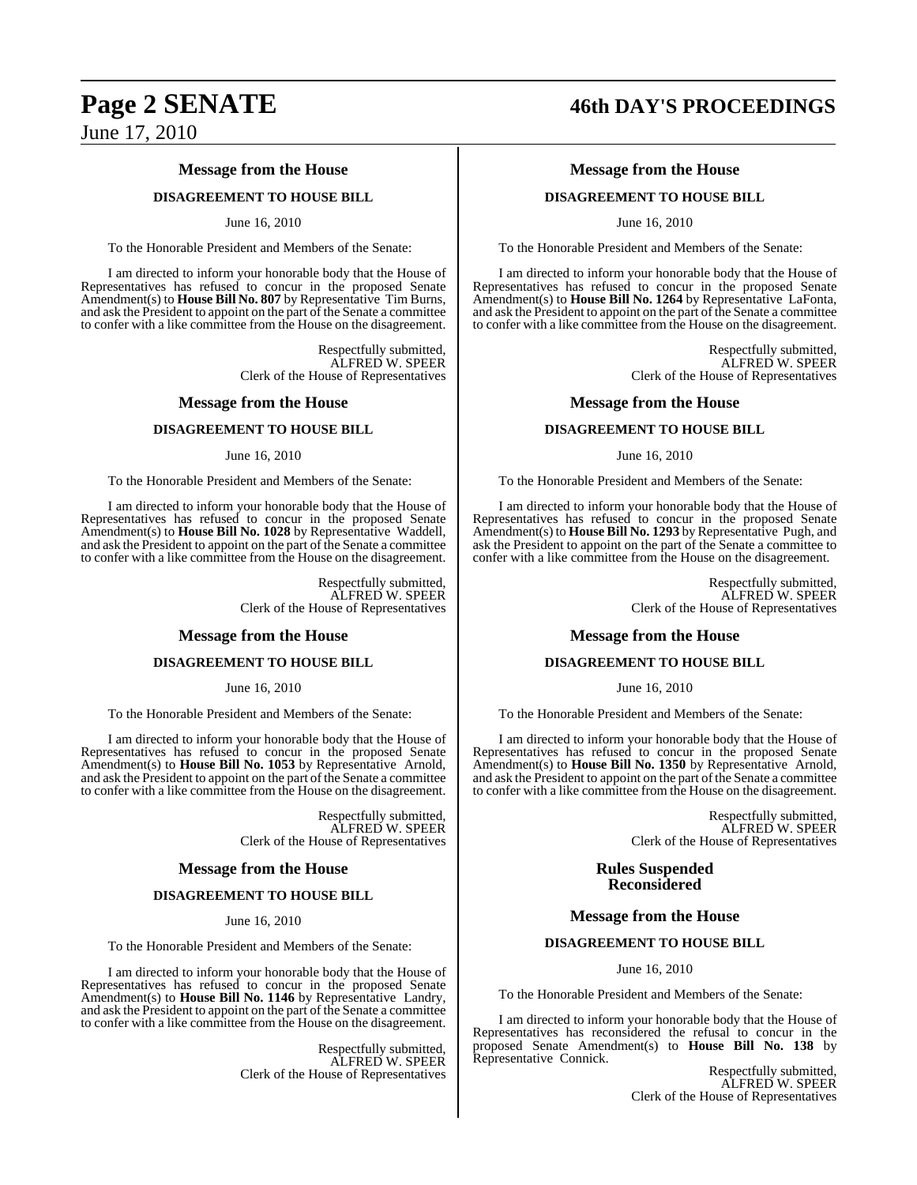## Message from the House

### DISAGREEMENT TO HOUSE BILL

June 16, 2010

To the Honorable President and Members of the Senate:

I am directed to inform your honorable body that the House of Representatives has refused to concur in the proposed Senate Amendment(s) to **House Bill No. 807** by Representative Tim Burns, and ask the President to appoint on the part of the Senate a committee to confer with a like committee from the House on the disagreement.

Respectfully submitted,
ALFRED W. SPEER
Clerk of the House of Representatives

## Message from the House

### DISAGREEMENT TO HOUSE BILL

June 16, 2010

To the Honorable President and Members of the Senate:

I am directed to inform your honorable body that the House of Representatives has refused to concur in the proposed Senate Amendment(s) to **House Bill No. 1028** by Representative Waddell, and ask the President to appoint on the part of the Senate a committee to confer with a like committee from the House on the disagreement.

Respectfully submitted,
ALFRED W. SPEER
Clerk of the House of Representatives

## Message from the House

### DISAGREEMENT TO HOUSE BILL

June 16, 2010

To the Honorable President and Members of the Senate:

I am directed to inform your honorable body that the House of Representatives has refused to concur in the proposed Senate Amendment(s) to **House Bill No. 1053** by Representative Arnold, and ask the President to appoint on the part of the Senate a committee to confer with a like committee from the House on the disagreement.

Respectfully submitted,
ALFRED W. SPEER
Clerk of the House of Representatives

## Message from the House

### DISAGREEMENT TO HOUSE BILL

June 16, 2010

To the Honorable President and Members of the Senate:

I am directed to inform your honorable body that the House of Representatives has refused to concur in the proposed Senate Amendment(s) to **House Bill No. 1146** by Representative Landry, and ask the President to appoint on the part of the Senate a committee to confer with a like committee from the House on the disagreement.

Respectfully submitted,
ALFRED W. SPEER
Clerk of the House of Representatives

## Message from the House

### DISAGREEMENT TO HOUSE BILL

June 16, 2010

To the Honorable President and Members of the Senate:

I am directed to inform your honorable body that the House of Representatives has refused to concur in the proposed Senate Amendment(s) to **House Bill No. 1264** by Representative LaFonta, and ask the President to appoint on the part of the Senate a committee to confer with a like committee from the House on the disagreement.

Respectfully submitted,
ALFRED W. SPEER
Clerk of the House of Representatives

## Message from the House

### DISAGREEMENT TO HOUSE BILL

June 16, 2010

To the Honorable President and Members of the Senate:

I am directed to inform your honorable body that the House of Representatives has refused to concur in the proposed Senate Amendment(s) to **House Bill No. 1293** by Representative Pugh, and ask the President to appoint on the part of the Senate a committee to confer with a like committee from the House on the disagreement.

Respectfully submitted,
ALFRED W. SPEER
Clerk of the House of Representatives

## Message from the House

### DISAGREEMENT TO HOUSE BILL

June 16, 2010

To the Honorable President and Members of the Senate:

I am directed to inform your honorable body that the House of Representatives has refused to concur in the proposed Senate Amendment(s) to **House Bill No. 1350** by Representative Arnold, and ask the President to appoint on the part of the Senate a committee to confer with a like committee from the House on the disagreement.

Respectfully submitted,
ALFRED W. SPEER
Clerk of the House of Representatives

## Rules Suspended Reconsidered

## Message from the House

### DISAGREEMENT TO HOUSE BILL

June 16, 2010

To the Honorable President and Members of the Senate:

I am directed to inform your honorable body that the House of Representatives has reconsidered the refusal to concur in the proposed Senate Amendment(s) to **House Bill No. 138** by Representative Connick.

Respectfully submitted,
ALFRED W. SPEER
Clerk of the House of Representatives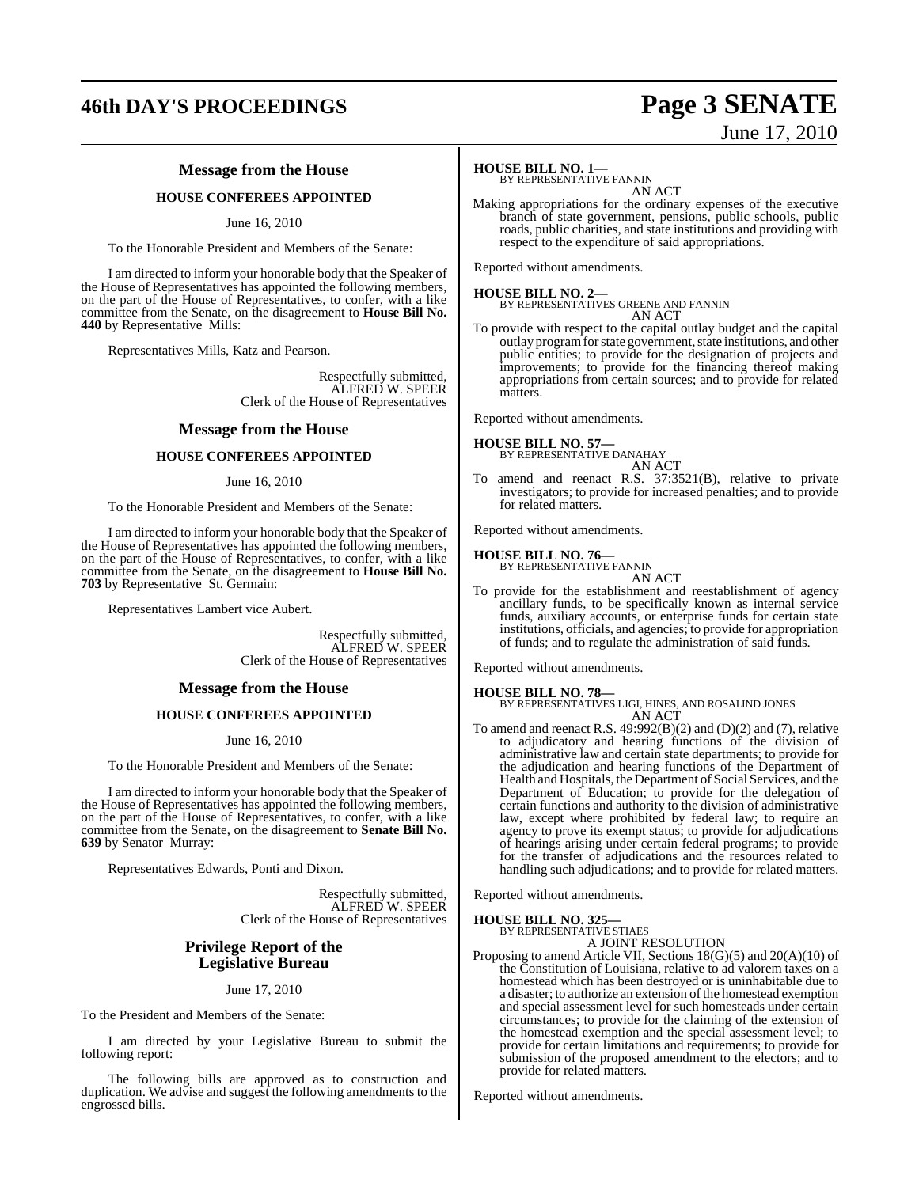### Message from the House

#### HOUSE CONFEREES APPOINTED

June 16, 2010

To the Honorable President and Members of the Senate:

I am directed to inform your honorable body that the Speaker of the House of Representatives has appointed the following members, on the part of the House of Representatives, to confer, with a like committee from the Senate, on the disagreement to **House Bill No. 440** by Representative Mills:

Representatives Mills, Katz and Pearson.

Respectfully submitted,
ALFRED W. SPEER
Clerk of the House of Representatives

### Message from the House

#### HOUSE CONFEREES APPOINTED

June 16, 2010

To the Honorable President and Members of the Senate:

I am directed to inform your honorable body that the Speaker of the House of Representatives has appointed the following members, on the part of the House of Representatives, to confer, with a like committee from the Senate, on the disagreement to **House Bill No. 703** by Representative St. Germain:

Representatives Lambert vice Aubert.

Respectfully submitted,
ALFRED W. SPEER
Clerk of the House of Representatives

### Message from the House

#### HOUSE CONFEREES APPOINTED

June 16, 2010

To the Honorable President and Members of the Senate:

I am directed to inform your honorable body that the Speaker of the House of Representatives has appointed the following members, on the part of the House of Representatives, to confer, with a like committee from the Senate, on the disagreement to **Senate Bill No. 639** by Senator Murray:

Representatives Edwards, Ponti and Dixon.

Respectfully submitted,
ALFRED W. SPEER
Clerk of the House of Representatives

### Privilege Report of the Legislative Bureau

June 17, 2010

To the President and Members of the Senate:

I am directed by your Legislative Bureau to submit the following report:

The following bills are approved as to construction and duplication. We advise and suggest the following amendments to the engrossed bills.

**HOUSE BILL NO. 1—**
BY REPRESENTATIVE FANNIN
AN ACT

Making appropriations for the ordinary expenses of the executive branch of state government, pensions, public schools, public roads, public charities, and state institutions and providing with respect to the expenditure of said appropriations.

Reported without amendments.

**HOUSE BILL NO. 2—**
BY REPRESENTATIVES GREENE AND FANNIN
AN ACT

To provide with respect to the capital outlay budget and the capital outlay program for state government, state institutions, and other public entities; to provide for the designation of projects and improvements; to provide for the financing thereof making appropriations from certain sources; and to provide for related matters.

Reported without amendments.

**HOUSE BILL NO. 57—**
BY REPRESENTATIVE DANAHAY
AN ACT

To amend and reenact R.S. 37:3521(B), relative to private investigators; to provide for increased penalties; and to provide for related matters.

Reported without amendments.

**HOUSE BILL NO. 76—**
BY REPRESENTATIVE FANNIN
AN ACT

To provide for the establishment and reestablishment of agency ancillary funds, to be specifically known as internal service funds, auxiliary accounts, or enterprise funds for certain state institutions, officials, and agencies; to provide for appropriation of funds; and to regulate the administration of said funds.

Reported without amendments.

**HOUSE BILL NO. 78—**
BY REPRESENTATIVES LIGI, HINES, AND ROSALIND JONES
AN ACT

To amend and reenact R.S. 49:992(B)(2) and (D)(2) and (7), relative to adjudicatory and hearing functions of the division of administrative law and certain state departments; to provide for the adjudication and hearing functions of the Department of Health and Hospitals, the Department of Social Services, and the Department of Education; to provide for the delegation of certain functions and authority to the division of administrative law, except where prohibited by federal law; to require an agency to prove its exempt status; to provide for adjudications of hearings arising under certain federal programs; to provide for the transfer of adjudications and the resources related to handling such adjudications; and to provide for related matters.

Reported without amendments.

**HOUSE BILL NO. 325—**
BY REPRESENTATIVE STIAES
A JOINT RESOLUTION

Proposing to amend Article VII, Sections 18(G)(5) and 20(A)(10) of the Constitution of Louisiana, relative to ad valorem taxes on a homestead which has been destroyed or is uninhabitable due to a disaster; to authorize an extension of the homestead exemption and special assessment level for such homesteads under certain circumstances; to provide for the claiming of the extension of the homestead exemption and the special assessment level; to provide for certain limitations and requirements; to provide for submission of the proposed amendment to the electors; and to provide for related matters.

Reported without amendments.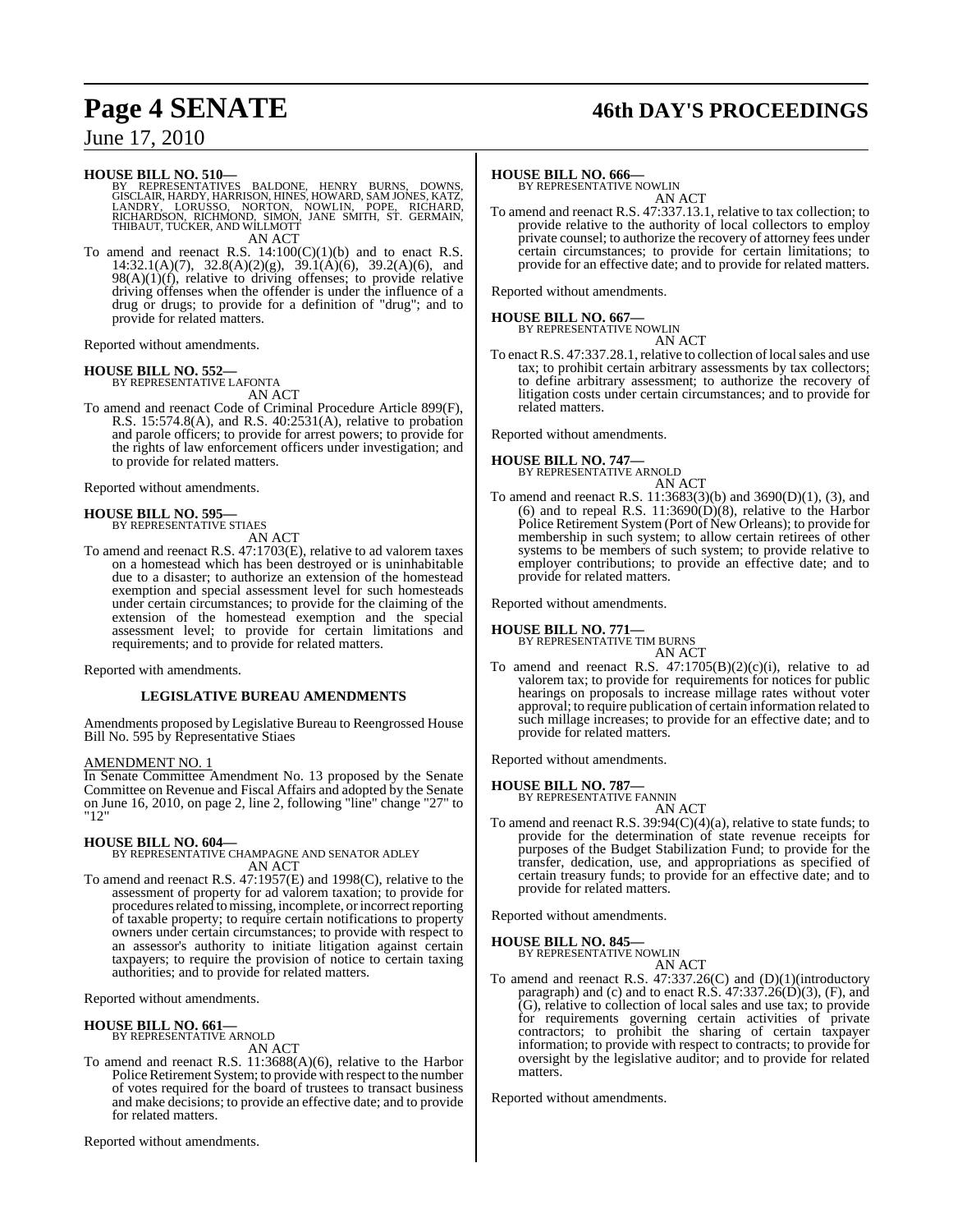**HOUSE BILL NO. 510—**
BY REPRESENTATIVES BALDONE, HENRY BURNS, DOWNS, GISCLAIR, HARDY, HARRISON, HINES, HOWARD, SAM JONES, KATZ, LANDRY, LORUSSO, NORTON, NOWLIN, POPE, RICHARD, RICHARDSON, RICHMOND, SIMON, JANE SMITH, ST. GERMAIN, THIBAUT, TUCKER, AND WILLMOTT

AN ACT

To amend and reenact R.S. 14:100(C)(1)(b) and to enact R.S. 14:32.1(A)(7), 32.8(A)(2)(g), 39.1(A)(6), 39.2(A)(6), and 98(A)(1)(f), relative to driving offenses; to provide relative driving offenses when the offender is under the influence of a drug or drugs; to provide for a definition of "drug"; and to provide for related matters.

Reported without amendments.

**HOUSE BILL NO. 552—**
BY REPRESENTATIVE LAFONTA

AN ACT

To amend and reenact Code of Criminal Procedure Article 899(F), R.S. 15:574.8(A), and R.S. 40:2531(A), relative to probation and parole officers; to provide for arrest powers; to provide for the rights of law enforcement officers under investigation; and to provide for related matters.

Reported without amendments.

**HOUSE BILL NO. 595—**
BY REPRESENTATIVE STIAES

AN ACT

To amend and reenact R.S. 47:1703(E), relative to ad valorem taxes on a homestead which has been destroyed or is uninhabitable due to a disaster; to authorize an extension of the homestead exemption and special assessment level for such homesteads under certain circumstances; to provide for the claiming of the extension of the homestead exemption and the special assessment level; to provide for certain limitations and requirements; and to provide for related matters.

Reported with amendments.

**LEGISLATIVE BUREAU AMENDMENTS**

Amendments proposed by Legislative Bureau to Reengrossed House Bill No. 595 by Representative Stiaes

AMENDMENT NO. 1

In Senate Committee Amendment No. 13 proposed by the Senate Committee on Revenue and Fiscal Affairs and adopted by the Senate on June 16, 2010, on page 2, line 2, following "line" change "27" to "12"

**HOUSE BILL NO. 604—**
BY REPRESENTATIVE CHAMPAGNE AND SENATOR ADLEY

AN ACT

To amend and reenact R.S. 47:1957(E) and 1998(C), relative to the assessment of property for ad valorem taxation; to provide for procedures related to missing, incomplete, or incorrect reporting of taxable property; to require certain notifications to property owners under certain circumstances; to provide with respect to an assessor's authority to initiate litigation against certain taxpayers; to require the provision of notice to certain taxing authorities; and to provide for related matters.

Reported without amendments.

**HOUSE BILL NO. 661—**
BY REPRESENTATIVE ARNOLD

AN ACT

To amend and reenact R.S. 11:3688(A)(6), relative to the Harbor Police Retirement System; to provide with respect to the number of votes required for the board of trustees to transact business and make decisions; to provide an effective date; and to provide for related matters.

Reported without amendments.

**HOUSE BILL NO. 666—**
BY REPRESENTATIVE NOWLIN

AN ACT

To amend and reenact R.S. 47:337.13.1, relative to tax collection; to provide relative to the authority of local collectors to employ private counsel; to authorize the recovery of attorney fees under certain circumstances; to provide for certain limitations; to provide for an effective date; and to provide for related matters.

Reported without amendments.

**HOUSE BILL NO. 667—**
BY REPRESENTATIVE NOWLIN

AN ACT

To enact R.S. 47:337.28.1, relative to collection of local sales and use tax; to prohibit certain arbitrary assessments by tax collectors; to define arbitrary assessment; to authorize the recovery of litigation costs under certain circumstances; and to provide for related matters.

Reported without amendments.

**HOUSE BILL NO. 747—**
BY REPRESENTATIVE ARNOLD

AN ACT

To amend and reenact R.S. 11:3683(3)(b) and 3690(D)(1), (3), and (6) and to repeal R.S. 11:3690(D)(8), relative to the Harbor Police Retirement System (Port of New Orleans); to provide for membership in such system; to allow certain retirees of other systems to be members of such system; to provide relative to employer contributions; to provide an effective date; and to provide for related matters.

Reported without amendments.

**HOUSE BILL NO. 771—**
BY REPRESENTATIVE TIM BURNS

AN ACT

To amend and reenact R.S. 47:1705(B)(2)(c)(i), relative to ad valorem tax; to provide for requirements for notices for public hearings on proposals to increase millage rates without voter approval; to require publication of certain information related to such millage increases; to provide for an effective date; and to provide for related matters.

Reported without amendments.

**HOUSE BILL NO. 787—**
BY REPRESENTATIVE FANNIN

AN ACT

To amend and reenact R.S. 39:94(C)(4)(a), relative to state funds; to provide for the determination of state revenue receipts for purposes of the Budget Stabilization Fund; to provide for the transfer, dedication, use, and appropriations as specified of certain treasury funds; to provide for an effective date; and to provide for related matters.

Reported without amendments.

**HOUSE BILL NO. 845—**
BY REPRESENTATIVE NOWLIN

AN ACT

To amend and reenact R.S. 47:337.26(C) and (D)(1)(introductory paragraph) and (c) and to enact R.S. 47:337.26(D)(3), (F), and (G), relative to collection of local sales and use tax; to provide for requirements governing certain activities of private contractors; to prohibit the sharing of certain taxpayer information; to provide with respect to contracts; to provide for oversight by the legislative auditor; and to provide for related matters.

Reported without amendments.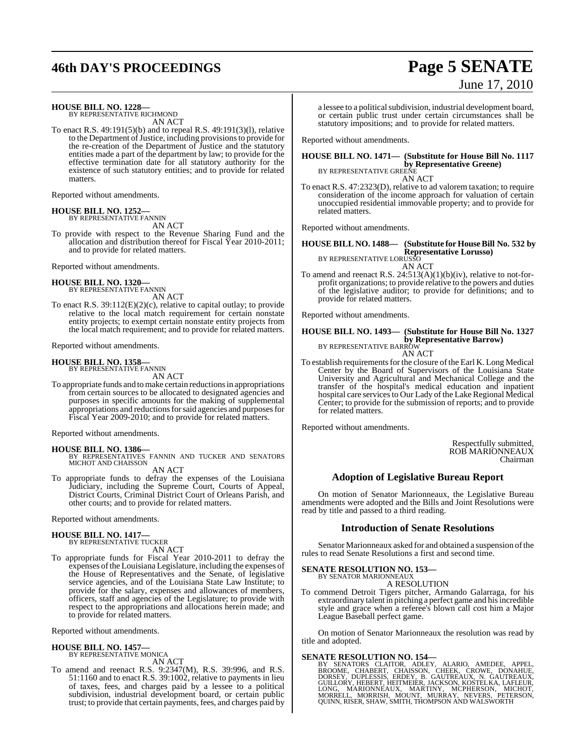**HOUSE BILL NO. 1228—**
BY REPRESENTATIVE RICHMOND
AN ACT

To enact R.S. 49:191(5)(b) and to repeal R.S. 49:191(3)(l), relative to the Department of Justice, including provisions to provide for the re-creation of the Department of Justice and the statutory entities made a part of the department by law; to provide for the effective termination date for all statutory authority for the existence of such statutory entities; and to provide for related matters.

Reported without amendments.

**HOUSE BILL NO. 1252—**
BY REPRESENTATIVE FANNIN
AN ACT

To provide with respect to the Revenue Sharing Fund and the allocation and distribution thereof for Fiscal Year 2010-2011; and to provide for related matters.

Reported without amendments.

**HOUSE BILL NO. 1320—**
BY REPRESENTATIVE FANNIN
AN ACT

To enact R.S. 39:112(E)(2)(c), relative to capital outlay; to provide relative to the local match requirement for certain nonstate entity projects; to exempt certain nonstate entity projects from the local match requirement; and to provide for related matters.

Reported without amendments.

**HOUSE BILL NO. 1358—**
BY REPRESENTATIVE FANNIN
AN ACT

To appropriate funds and to make certain reductions in appropriations from certain sources to be allocated to designated agencies and purposes in specific amounts for the making of supplemental appropriations and reductions for said agencies and purposes for Fiscal Year 2009-2010; and to provide for related matters.

Reported without amendments.

**HOUSE BILL NO. 1386—**
BY REPRESENTATIVES FANNIN AND TUCKER AND SENATORS MICHOT AND CHAISSON
AN ACT

To appropriate funds to defray the expenses of the Louisiana Judiciary, including the Supreme Court, Courts of Appeal, District Courts, Criminal District Court of Orleans Parish, and other courts; and to provide for related matters.

Reported without amendments.

**HOUSE BILL NO. 1417—**
BY REPRESENTATIVE TUCKER
AN ACT

To appropriate funds for Fiscal Year 2010-2011 to defray the expenses of the Louisiana Legislature, including the expenses of the House of Representatives and the Senate, of legislative service agencies, and of the Louisiana State Law Institute; to provide for the salary, expenses and allowances of members, officers, staff and agencies of the Legislature; to provide with respect to the appropriations and allocations herein made; and to provide for related matters.

Reported without amendments.

**HOUSE BILL NO. 1457—**
BY REPRESENTATIVE MONICA
AN ACT

To amend and reenact R.S. 9:2347(M), R.S. 39:996, and R.S. 51:1160 and to enact R.S. 39:1002, relative to payments in lieu of taxes, fees, and charges paid by a lessee to a political subdivision, industrial development board, or certain public trust; to provide that certain payments, fees, and charges paid by a lessee to a political subdivision, industrial development board, or certain public trust under certain circumstances shall be statutory impositions; and to provide for related matters.

Reported without amendments.

**HOUSE BILL NO. 1471— (Substitute for House Bill No. 1117 by Representative Greene)**
BY REPRESENTATIVE GREENE
AN ACT

To enact R.S. 47:2323(D), relative to ad valorem taxation; to require consideration of the income approach for valuation of certain unoccupied residential immovable property; and to provide for related matters.

Reported without amendments.

**HOUSE BILL NO. 1488— (Substitute for House Bill No. 532 by Representative Lorusso)**
BY REPRESENTATIVE LORUSSO
AN ACT

To amend and reenact R.S. 24:513(A)(1)(b)(iv), relative to not-for-profit organizations; to provide relative to the powers and duties of the legislative auditor; to provide for definitions; and to provide for related matters.

Reported without amendments.

**HOUSE BILL NO. 1493— (Substitute for House Bill No. 1327 by Representative Barrow)**
BY REPRESENTATIVE BARROW
AN ACT

To establish requirements for the closure of the Earl K. Long Medical Center by the Board of Supervisors of the Louisiana State University and Agricultural and Mechanical College and the transfer of the hospital's medical education and inpatient hospital care services to Our Lady of the Lake Regional Medical Center; to provide for the submission of reports; and to provide for related matters.

Reported without amendments.

Respectfully submitted,
ROB MARIONNEAUX
Chairman

## Adoption of Legislative Bureau Report

On motion of Senator Marionneaux, the Legislative Bureau amendments were adopted and the Bills and Joint Resolutions were read by title and passed to a third reading.

## Introduction of Senate Resolutions

Senator Marionneaux asked for and obtained a suspension of the rules to read Senate Resolutions a first and second time.

**SENATE RESOLUTION NO. 153—**
BY SENATOR MARIONNEAUX
A RESOLUTION

To commend Detroit Tigers pitcher, Armando Galarraga, for his extraordinary talent in pitching a perfect game and his incredible style and grace when a referee's blown call cost him a Major League Baseball perfect game.

On motion of Senator Marionneaux the resolution was read by title and adopted.

**SENATE RESOLUTION NO. 154—**
BY SENATORS CLAITOR, ADLEY, ALARIO, AMEDEE, APPEL, BROOME, CHABERT, CHAISSON, CHEEK, CROWE, DONAHUE, DORSEY, DUPLESSIS, ERDEY, B. GAUTREAUX, N. GAUTREAUX, GUILLORY, HEBERT, HEITMEIER, JACKSON, KOSTELKA, LAFLEUR, LONG, MARIONNEAUX, MARTINY, MCPHERSON, MICHOT, MORRELL, MORRISH, MOUNT, MURRAY, NEVERS, PETERSON, QUINN, RISER, SHAW, SMITH, THOMPSON AND WALSWORTH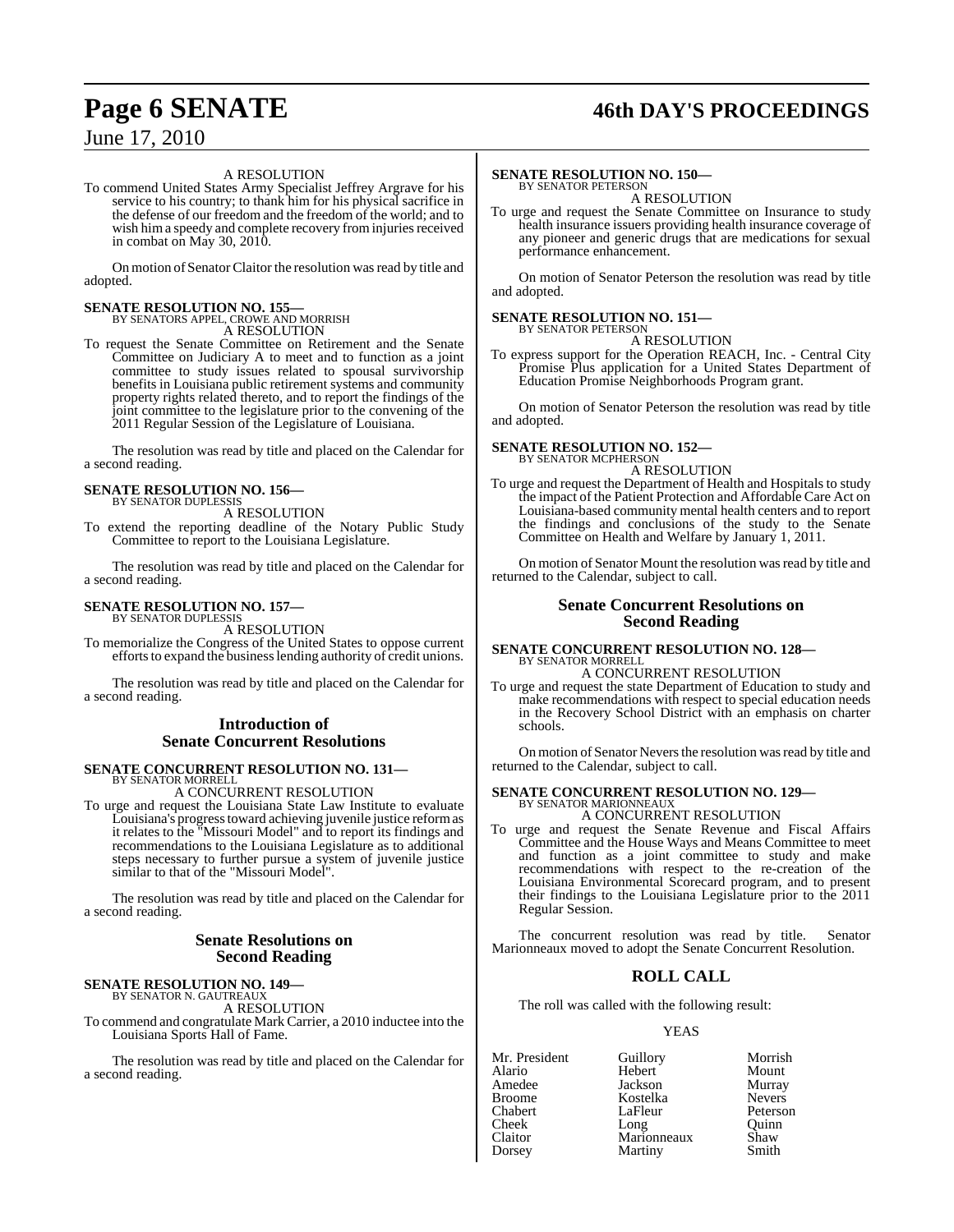A RESOLUTION

To commend United States Army Specialist Jeffrey Argrave for his service to his country; to thank him for his physical sacrifice in the defense of our freedom and the freedom of the world; and to wish him a speedy and complete recovery from injuries received in combat on May 30, 2010.

On motion of Senator Claitor the resolution was read by title and adopted.

**SENATE RESOLUTION NO. 155—**
BY SENATORS APPEL, CROWE AND MORRISH

A RESOLUTION

To request the Senate Committee on Retirement and the Senate Committee on Judiciary A to meet and to function as a joint committee to study issues related to spousal survivorship benefits in Louisiana public retirement systems and community property rights related thereto, and to report the findings of the joint committee to the legislature prior to the convening of the 2011 Regular Session of the Legislature of Louisiana.

The resolution was read by title and placed on the Calendar for a second reading.

**SENATE RESOLUTION NO. 156—**
BY SENATOR DUPLESSIS

A RESOLUTION

To extend the reporting deadline of the Notary Public Study Committee to report to the Louisiana Legislature.

The resolution was read by title and placed on the Calendar for a second reading.

**SENATE RESOLUTION NO. 157—**
BY SENATOR DUPLESSIS

A RESOLUTION

To memorialize the Congress of the United States to oppose current efforts to expand the business lending authority of credit unions.

The resolution was read by title and placed on the Calendar for a second reading.

## Introduction of Senate Concurrent Resolutions

**SENATE CONCURRENT RESOLUTION NO. 131—**
BY SENATOR MORRELL

A CONCURRENT RESOLUTION

To urge and request the Louisiana State Law Institute to evaluate Louisiana's progress toward achieving juvenile justice reform as it relates to the "Missouri Model" and to report its findings and recommendations to the Louisiana Legislature as to additional steps necessary to further pursue a system of juvenile justice similar to that of the "Missouri Model".

The resolution was read by title and placed on the Calendar for a second reading.

## Senate Resolutions on Second Reading

**SENATE RESOLUTION NO. 149—**
BY SENATOR N. GAUTREAUX

A RESOLUTION

To commend and congratulate Mark Carrier, a 2010 inductee into the Louisiana Sports Hall of Fame.

The resolution was read by title and placed on the Calendar for a second reading.

**SENATE RESOLUTION NO. 150—**
BY SENATOR PETERSON

A RESOLUTION

To urge and request the Senate Committee on Insurance to study health insurance issuers providing health insurance coverage of any pioneer and generic drugs that are medications for sexual performance enhancement.

On motion of Senator Peterson the resolution was read by title and adopted.

**SENATE RESOLUTION NO. 151—**
BY SENATOR PETERSON

A RESOLUTION

To express support for the Operation REACH, Inc. - Central City Promise Plus application for a United States Department of Education Promise Neighborhoods Program grant.

On motion of Senator Peterson the resolution was read by title and adopted.

**SENATE RESOLUTION NO. 152—**
BY SENATOR MCPHERSON

A RESOLUTION

To urge and request the Department of Health and Hospitals to study the impact of the Patient Protection and Affordable Care Act on Louisiana-based community mental health centers and to report the findings and conclusions of the study to the Senate Committee on Health and Welfare by January 1, 2011.

On motion of Senator Mount the resolution was read by title and returned to the Calendar, subject to call.

## Senate Concurrent Resolutions on Second Reading

**SENATE CONCURRENT RESOLUTION NO. 128—**
BY SENATOR MORRELL

A CONCURRENT RESOLUTION

To urge and request the state Department of Education to study and make recommendations with respect to special education needs in the Recovery School District with an emphasis on charter schools.

On motion of Senator Nevers the resolution was read by title and returned to the Calendar, subject to call.

**SENATE CONCURRENT RESOLUTION NO. 129—**
BY SENATOR MARIONNEAUX

A CONCURRENT RESOLUTION

To urge and request the Senate Revenue and Fiscal Affairs Committee and the House Ways and Means Committee to meet and function as a joint committee to study and make recommendations with respect to the re-creation of the Louisiana Environmental Scorecard program, and to present their findings to the Louisiana Legislature prior to the 2011 Regular Session.

The concurrent resolution was read by title. Senator Marionneaux moved to adopt the Senate Concurrent Resolution.

## ROLL CALL

The roll was called with the following result:

YEAS

| | | |
|---|---|---|
| Mr. President | Guillory | Morrish |
| Alario | Hebert | Mount |
| Amedee | Jackson | Murray |
| Broome | Kostelka | Nevers |
| Chabert | LaFleur | Peterson |
| Cheek | Long | Quinn |
| Claitor | Marionneaux | Shaw |
| Dorsey | Martiny | Smith |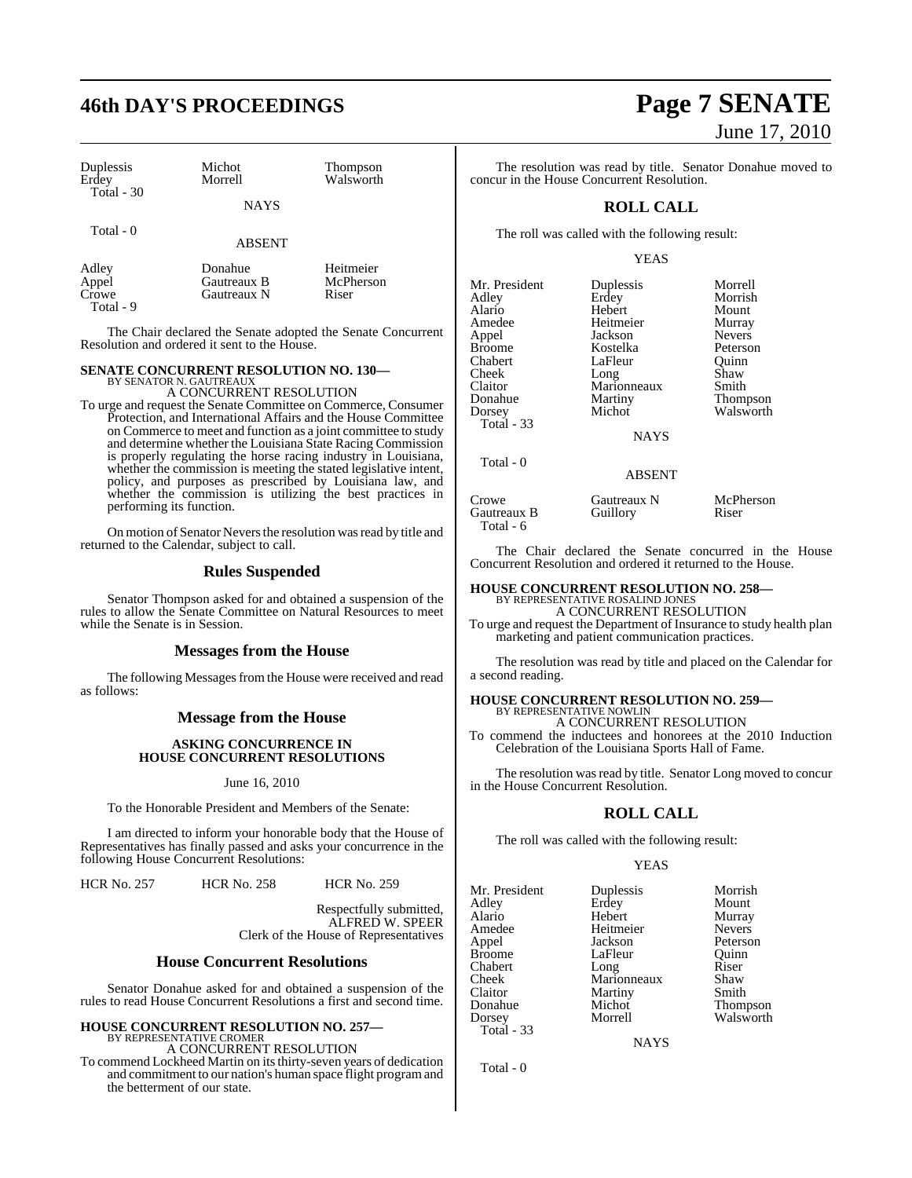| | | |
|---|---|---|
| Duplessis | Michot | Thompson |
| Erdey | Morrell | Walsworth |
| Total - 30 | | |

NAYS

Total - 0

ABSENT

| | | |
|---|---|---|
| Adley | Donahue | Heitmeier |
| Appel | Gautreaux B | McPherson |
| Crowe | Gautreaux N | Riser |
| Total - 9 | | |

The Chair declared the Senate adopted the Senate Concurrent Resolution and ordered it sent to the House.

**SENATE CONCURRENT RESOLUTION NO. 130—**
BY SENATOR N. GAUTREAUX
A CONCURRENT RESOLUTION

To urge and request the Senate Committee on Commerce, Consumer Protection, and International Affairs and the House Committee on Commerce to meet and function as a joint committee to study and determine whether the Louisiana State Racing Commission is properly regulating the horse racing industry in Louisiana, whether the commission is meeting the stated legislative intent, policy, and purposes as prescribed by Louisiana law, and whether the commission is utilizing the best practices in performing its function.

On motion of Senator Nevers the resolution was read by title and returned to the Calendar, subject to call.

## Rules Suspended

Senator Thompson asked for and obtained a suspension of the rules to allow the Senate Committee on Natural Resources to meet while the Senate is in Session.

## Messages from the House

The following Messages from the House were received and read as follows:

## Message from the House

**ASKING CONCURRENCE IN HOUSE CONCURRENT RESOLUTIONS**

June 16, 2010

To the Honorable President and Members of the Senate:

I am directed to inform your honorable body that the House of Representatives has finally passed and asks your concurrence in the following House Concurrent Resolutions:

HCR No. 257 HCR No. 258 HCR No. 259

Respectfully submitted,
ALFRED W. SPEER
Clerk of the House of Representatives

## House Concurrent Resolutions

Senator Donahue asked for and obtained a suspension of the rules to read House Concurrent Resolutions a first and second time.

**HOUSE CONCURRENT RESOLUTION NO. 257—**
BY REPRESENTATIVE CROMER
A CONCURRENT RESOLUTION

To commend Lockheed Martin on its thirty-seven years of dedication and commitment to our nation's human space flight program and the betterment of our state.

The resolution was read by title. Senator Donahue moved to concur in the House Concurrent Resolution.

## ROLL CALL

The roll was called with the following result:

YEAS

| | | |
|---|---|---|
| Mr. President | Duplessis | Morrell |
| Adley | Erdey | Morrish |
| Alario | Hebert | Mount |
| Amedee | Heitmeier | Murray |
| Appel | Jackson | Nevers |
| Broome | Kostelka | Peterson |
| Chabert | LaFleur | Quinn |
| Cheek | Long | Shaw |
| Claitor | Marionneaux | Smith |
| Donahue | Martiny | Thompson |
| Dorsey | Michot | Walsworth |
| Total - 33 | | |

NAYS

Total - 0

ABSENT

| | | |
|---|---|---|
| Crowe | Gautreaux N | McPherson |
| Gautreaux B | Guillory | Riser |
| Total - 6 | | |

The Chair declared the Senate concurred in the House Concurrent Resolution and ordered it returned to the House.

**HOUSE CONCURRENT RESOLUTION NO. 258—**
BY REPRESENTATIVE ROSALIND JONES
A CONCURRENT RESOLUTION

To urge and request the Department of Insurance to study health plan marketing and patient communication practices.

The resolution was read by title and placed on the Calendar for a second reading.

**HOUSE CONCURRENT RESOLUTION NO. 259—**
BY REPRESENTATIVE NOWLIN
A CONCURRENT RESOLUTION

To commend the inductees and honorees at the 2010 Induction Celebration of the Louisiana Sports Hall of Fame.

The resolution was read by title. Senator Long moved to concur in the House Concurrent Resolution.

## ROLL CALL

The roll was called with the following result:

YEAS

| | | |
|---|---|---|
| Mr. President | Duplessis | Morrish |
| Adley | Erdey | Mount |
| Alario | Hebert | Murray |
| Amedee | Heitmeier | Nevers |
| Appel | Jackson | Peterson |
| Broome | LaFleur | Quinn |
| Chabert | Long | Riser |
| Cheek | Marionneaux | Shaw |
| Claitor | Martiny | Smith |
| Donahue | Michot | Thompson |
| Dorsey | Morrell | Walsworth |
| Total - 33 | | |

NAYS

Total - 0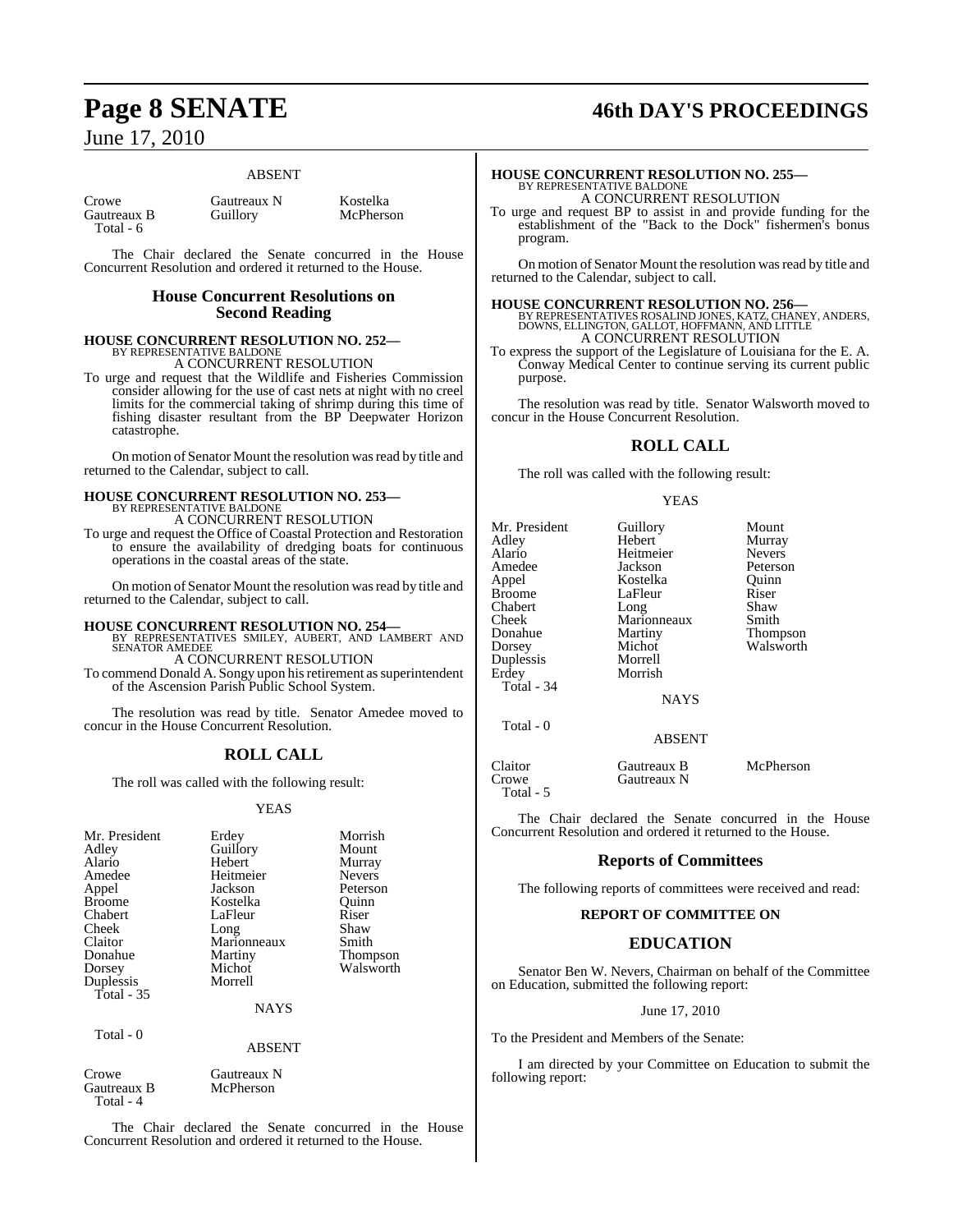ABSENT

| | | |
|---|---|---|
| Crowe | Gautreaux N | Kostelka |
| Gautreaux B | Guillory | McPherson |
| Total - 6 | | |

The Chair declared the Senate concurred in the House Concurrent Resolution and ordered it returned to the House.

## House Concurrent Resolutions on Second Reading

**HOUSE CONCURRENT RESOLUTION NO. 252—**
BY REPRESENTATIVE BALDONE
A CONCURRENT RESOLUTION

To urge and request that the Wildlife and Fisheries Commission consider allowing for the use of cast nets at night with no creel limits for the commercial taking of shrimp during this time of fishing disaster resultant from the BP Deepwater Horizon catastrophe.

On motion of Senator Mount the resolution was read by title and returned to the Calendar, subject to call.

**HOUSE CONCURRENT RESOLUTION NO. 253—**
BY REPRESENTATIVE BALDONE
A CONCURRENT RESOLUTION

To urge and request the Office of Coastal Protection and Restoration to ensure the availability of dredging boats for continuous operations in the coastal areas of the state.

On motion of Senator Mount the resolution was read by title and returned to the Calendar, subject to call.

**HOUSE CONCURRENT RESOLUTION NO. 254—**
BY REPRESENTATIVES SMILEY, AUBERT, AND LAMBERT AND SENATOR AMEDEE
A CONCURRENT RESOLUTION

To commend Donald A. Songy upon his retirement as superintendent of the Ascension Parish Public School System.

The resolution was read by title. Senator Amedee moved to concur in the House Concurrent Resolution.

## ROLL CALL

The roll was called with the following result:

YEAS

| | | |
|---|---|---|
| Mr. President | Erdey | Morrish |
| Adley | Guillory | Mount |
| Alario | Hebert | Murray |
| Amedee | Heitmeier | Nevers |
| Appel | Jackson | Peterson |
| Broome | Kostelka | Quinn |
| Chabert | LaFleur | Riser |
| Cheek | Long | Shaw |
| Claitor | Marionneaux | Smith |
| Donahue | Martiny | Thompson |
| Dorsey | Michot | Walsworth |
| Duplessis | Morrell | |
| Total - 35 | | |

NAYS

Total - 0

ABSENT

| | |
|---|---|
| Crowe | Gautreaux N |
| Gautreaux B | McPherson |
| Total - 4 | |

The Chair declared the Senate concurred in the House Concurrent Resolution and ordered it returned to the House.

**HOUSE CONCURRENT RESOLUTION NO. 255—**
BY REPRESENTATIVE BALDONE
A CONCURRENT RESOLUTION

To urge and request BP to assist in and provide funding for the establishment of the "Back to the Dock" fishermen's bonus program.

On motion of Senator Mount the resolution was read by title and returned to the Calendar, subject to call.

**HOUSE CONCURRENT RESOLUTION NO. 256—**
BY REPRESENTATIVES ROSALIND JONES, KATZ, CHANEY, ANDERS, DOWNS, ELLINGTON, GALLOT, HOFFMANN, AND LITTLE
A CONCURRENT RESOLUTION

To express the support of the Legislature of Louisiana for the E. A. Conway Medical Center to continue serving its current public purpose.

The resolution was read by title. Senator Walsworth moved to concur in the House Concurrent Resolution.

## ROLL CALL

The roll was called with the following result:

YEAS

| | | |
|---|---|---|
| Mr. President | Guillory | Mount |
| Adley | Hebert | Murray |
| Alario | Heitmeier | Nevers |
| Amedee | Jackson | Peterson |
| Appel | Kostelka | Quinn |
| Broome | LaFleur | Riser |
| Chabert | Long | Shaw |
| Cheek | Marionneaux | Smith |
| Donahue | Martiny | Thompson |
| Dorsey | Michot | Walsworth |
| Duplessis | Morrell | |
| Erdey | Morrish | |
| Total - 34 | | |

NAYS

Total - 0

ABSENT

| | | |
|---|---|---|
| Claitor | Gautreaux B | McPherson |
| Crowe | Gautreaux N | |
| Total - 5 | | |

The Chair declared the Senate concurred in the House Concurrent Resolution and ordered it returned to the House.

## Reports of Committees

The following reports of committees were received and read:

### REPORT OF COMMITTEE ON

## EDUCATION

Senator Ben W. Nevers, Chairman on behalf of the Committee on Education, submitted the following report:

June 17, 2010

To the President and Members of the Senate:

I am directed by your Committee on Education to submit the following report: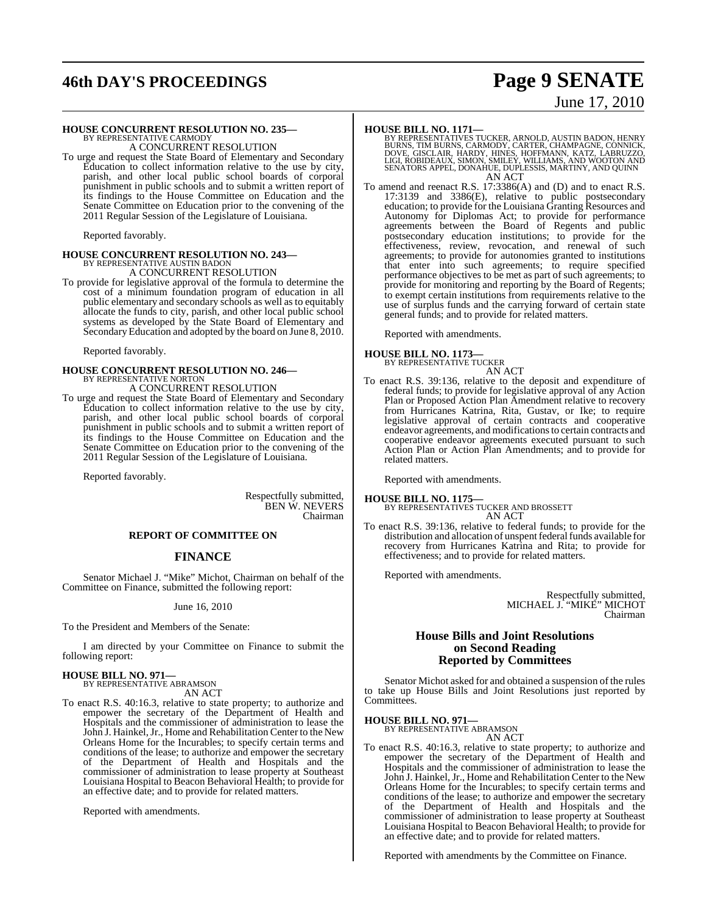**HOUSE CONCURRENT RESOLUTION NO. 235—**
BY REPRESENTATIVE CARMODY
A CONCURRENT RESOLUTION

To urge and request the State Board of Elementary and Secondary Education to collect information relative to the use by city, parish, and other local public school boards of corporal punishment in public schools and to submit a written report of its findings to the House Committee on Education and the Senate Committee on Education prior to the convening of the 2011 Regular Session of the Legislature of Louisiana.

Reported favorably.

**HOUSE CONCURRENT RESOLUTION NO. 243—**
BY REPRESENTATIVE AUSTIN BADON
A CONCURRENT RESOLUTION

To provide for legislative approval of the formula to determine the cost of a minimum foundation program of education in all public elementary and secondary schools as well as to equitably allocate the funds to city, parish, and other local public school systems as developed by the State Board of Elementary and Secondary Education and adopted by the board on June 8, 2010.

Reported favorably.

**HOUSE CONCURRENT RESOLUTION NO. 246—**
BY REPRESENTATIVE NORTON
A CONCURRENT RESOLUTION

To urge and request the State Board of Elementary and Secondary Education to collect information relative to the use by city, parish, and other local public school boards of corporal punishment in public schools and to submit a written report of its findings to the House Committee on Education and the Senate Committee on Education prior to the convening of the 2011 Regular Session of the Legislature of Louisiana.

Reported favorably.

Respectfully submitted,
BEN W. NEVERS
Chairman

## REPORT OF COMMITTEE ON

## FINANCE

Senator Michael J. "Mike" Michot, Chairman on behalf of the Committee on Finance, submitted the following report:

June 16, 2010

To the President and Members of the Senate:

I am directed by your Committee on Finance to submit the following report:

**HOUSE BILL NO. 971—**
BY REPRESENTATIVE ABRAMSON
AN ACT

To enact R.S. 40:16.3, relative to state property; to authorize and empower the secretary of the Department of Health and Hospitals and the commissioner of administration to lease the John J. Hainkel, Jr., Home and Rehabilitation Center to the New Orleans Home for the Incurables; to specify certain terms and conditions of the lease; to authorize and empower the secretary of the Department of Health and Hospitals and the commissioner of administration to lease property at Southeast Louisiana Hospital to Beacon Behavioral Health; to provide for an effective date; and to provide for related matters.

Reported with amendments.

**HOUSE BILL NO. 1171—**
BY REPRESENTATIVES TUCKER, ARNOLD, AUSTIN BADON, HENRY BURNS, TIM BURNS, CARMODY, CARTER, CHAMPAGNE, CONNICK, DOVE, GISCLAIR, HARDY, HINES, HOFFMANN, KATZ, LABRUZZO, LIGI, ROBIDEAUX, SIMON, SMILEY, WILLIAMS, AND WOOTON AND SENATORS APPEL, DONAHUE, DUPLESSIS, MARTINY, AND QUINN
AN ACT

To amend and reenact R.S. 17:3386(A) and (D) and to enact R.S. 17:3139 and 3386(E), relative to public postsecondary education; to provide for the Louisiana Granting Resources and Autonomy for Diplomas Act; to provide for performance agreements between the Board of Regents and public postsecondary education institutions; to provide for the effectiveness, review, revocation, and renewal of such agreements; to provide for autonomies granted to institutions that enter into such agreements; to require specified performance objectives to be met as part of such agreements; to provide for monitoring and reporting by the Board of Regents; to exempt certain institutions from requirements relative to the use of surplus funds and the carrying forward of certain state general funds; and to provide for related matters.

Reported with amendments.

**HOUSE BILL NO. 1173—**
BY REPRESENTATIVE TUCKER
AN ACT

To enact R.S. 39:136, relative to the deposit and expenditure of federal funds; to provide for legislative approval of any Action Plan or Proposed Action Plan Amendment relative to recovery from Hurricanes Katrina, Rita, Gustav, or Ike; to require legislative approval of certain contracts and cooperative endeavor agreements, and modifications to certain contracts and cooperative endeavor agreements executed pursuant to such Action Plan or Action Plan Amendments; and to provide for related matters.

Reported with amendments.

**HOUSE BILL NO. 1175—**
BY REPRESENTATIVES TUCKER AND BROSSETT
AN ACT

To enact R.S. 39:136, relative to federal funds; to provide for the distribution and allocation of unspent federal funds available for recovery from Hurricanes Katrina and Rita; to provide for effectiveness; and to provide for related matters.

Reported with amendments.

Respectfully submitted,
MICHAEL J. "MIKE" MICHOT
Chairman

## House Bills and Joint Resolutions on Second Reading Reported by Committees

Senator Michot asked for and obtained a suspension of the rules to take up House Bills and Joint Resolutions just reported by Committees.

**HOUSE BILL NO. 971—**
BY REPRESENTATIVE ABRAMSON
AN ACT

To enact R.S. 40:16.3, relative to state property; to authorize and empower the secretary of the Department of Health and Hospitals and the commissioner of administration to lease the John J. Hainkel, Jr., Home and Rehabilitation Center to the New Orleans Home for the Incurables; to specify certain terms and conditions of the lease; to authorize and empower the secretary of the Department of Health and Hospitals and the commissioner of administration to lease property at Southeast Louisiana Hospital to Beacon Behavioral Health; to provide for an effective date; and to provide for related matters.

Reported with amendments by the Committee on Finance.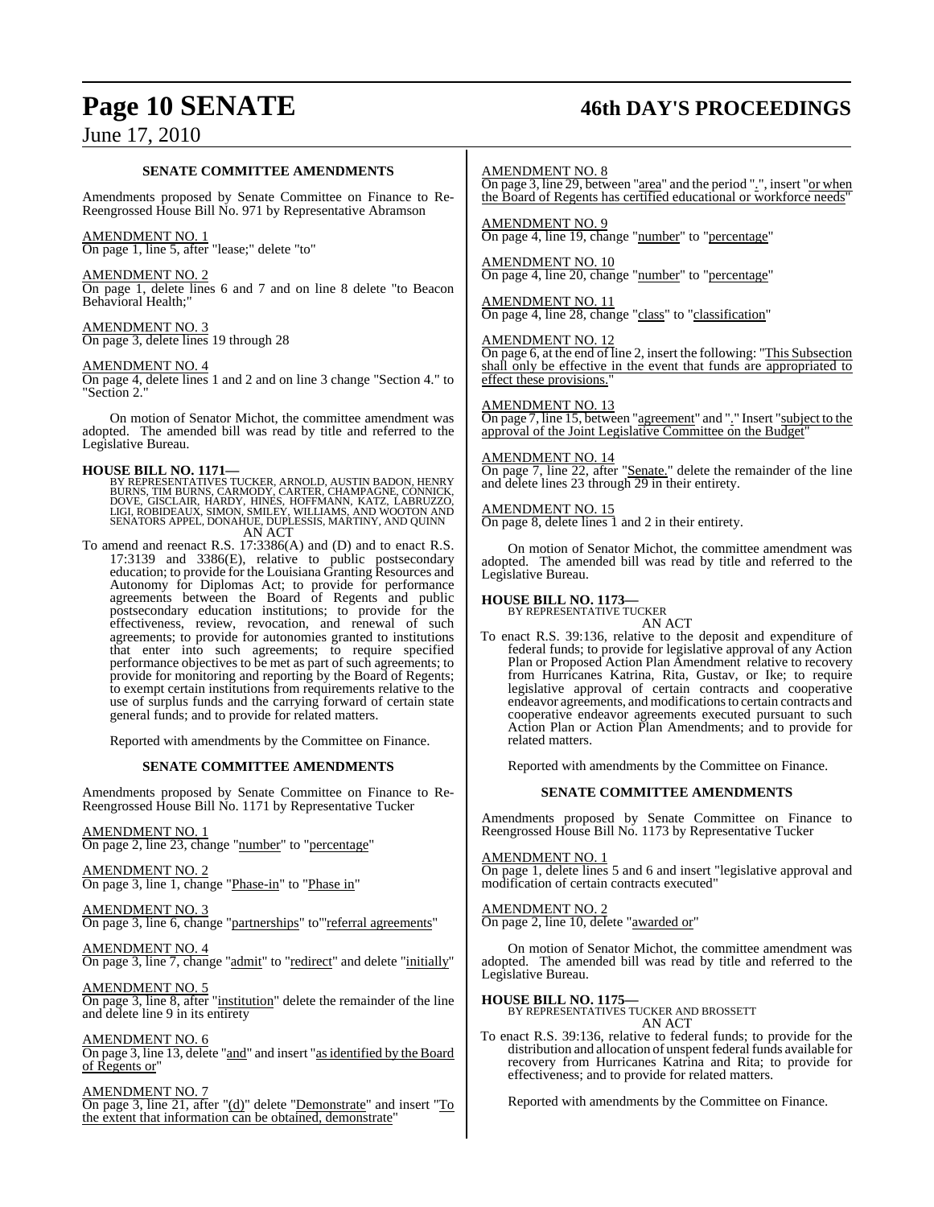### SENATE COMMITTEE AMENDMENTS

Amendments proposed by Senate Committee on Finance to Re-Reengrossed House Bill No. 971 by Representative Abramson

AMENDMENT NO. 1
On page 1, line 5, after "lease;" delete "to"

AMENDMENT NO. 2
On page 1, delete lines 6 and 7 and on line 8 delete "to Beacon Behavioral Health;"

AMENDMENT NO. 3
On page 3, delete lines 19 through 28

AMENDMENT NO. 4
On page 4, delete lines 1 and 2 and on line 3 change "Section 4." to "Section 2."

On motion of Senator Michot, the committee amendment was adopted. The amended bill was read by title and referred to the Legislative Bureau.

**HOUSE BILL NO. 1171—**
BY REPRESENTATIVES TUCKER, ARNOLD, AUSTIN BADON, HENRY BURNS, TIM BURNS, CARMODY, CARTER, CHAMPAGNE, CONNICK, DOVE, GISCLAIR, HARDY, HINES, HOFFMANN, KATZ, LABRUZZO, LIGI, ROBIDEAUX, SIMON, SMILEY, WILLIAMS, AND WOOTON AND SENATORS APPEL, DONAHUE, DUPLESSIS, MARTINY, AND QUINN
AN ACT

To amend and reenact R.S. 17:3386(A) and (D) and to enact R.S. 17:3139 and 3386(E), relative to public postsecondary education; to provide for the Louisiana Granting Resources and Autonomy for Diplomas Act; to provide for performance agreements between the Board of Regents and public postsecondary education institutions; to provide for the effectiveness, review, revocation, and renewal of such agreements; to provide for autonomies granted to institutions that enter into such agreements; to require specified performance objectives to be met as part of such agreements; to provide for monitoring and reporting by the Board of Regents; to exempt certain institutions from requirements relative to the use of surplus funds and the carrying forward of certain state general funds; and to provide for related matters.

Reported with amendments by the Committee on Finance.

### SENATE COMMITTEE AMENDMENTS

Amendments proposed by Senate Committee on Finance to Re-Reengrossed House Bill No. 1171 by Representative Tucker

AMENDMENT NO. 1
On page 2, line 23, change "number" to "percentage"

AMENDMENT NO. 2
On page 3, line 1, change "Phase-in" to "Phase in"

AMENDMENT NO. 3
On page 3, line 6, change "partnerships" to"'referral agreements"

AMENDMENT NO. 4
On page 3, line 7, change "admit" to "redirect" and delete "initially"

AMENDMENT NO. 5
On page 3, line 8, after "institution" delete the remainder of the line and delete line 9 in its entirety

AMENDMENT NO. 6
On page 3, line 13, delete "and" and insert "as identified by the Board of Regents or"

AMENDMENT NO. 7
On page 3, line 21, after "(d)" delete "Demonstrate" and insert "To the extent that information can be obtained, demonstrate"

AMENDMENT NO. 8
On page 3, line 29, between "area" and the period ".", insert "or when the Board of Regents has certified educational or workforce needs"

AMENDMENT NO. 9
On page 4, line 19, change "number" to "percentage"

AMENDMENT NO. 10
On page 4, line 20, change "number" to "percentage"

AMENDMENT NO. 11
On page 4, line 28, change "class" to "classification"

AMENDMENT NO. 12
On page 6, at the end of line 2, insert the following: "This Subsection shall only be effective in the event that funds are appropriated to effect these provisions."

AMENDMENT NO. 13
On page 7, line 15, between "agreement" and "." Insert "subject to the approval of the Joint Legislative Committee on the Budget"

AMENDMENT NO. 14
On page 7, line 22, after "Senate." delete the remainder of the line and delete lines 23 through 29 in their entirety.

AMENDMENT NO. 15
On page 8, delete lines 1 and 2 in their entirety.

On motion of Senator Michot, the committee amendment was adopted. The amended bill was read by title and referred to the Legislative Bureau.

**HOUSE BILL NO. 1173—**
BY REPRESENTATIVE TUCKER
AN ACT

To enact R.S. 39:136, relative to the deposit and expenditure of federal funds; to provide for legislative approval of any Action Plan or Proposed Action Plan Amendment relative to recovery from Hurricanes Katrina, Rita, Gustav, or Ike; to require legislative approval of certain contracts and cooperative endeavor agreements, and modifications to certain contracts and cooperative endeavor agreements executed pursuant to such Action Plan or Action Plan Amendments; and to provide for related matters.

Reported with amendments by the Committee on Finance.

### SENATE COMMITTEE AMENDMENTS

Amendments proposed by Senate Committee on Finance to Reengrossed House Bill No. 1173 by Representative Tucker

AMENDMENT NO. 1
On page 1, delete lines 5 and 6 and insert "legislative approval and modification of certain contracts executed"

AMENDMENT NO. 2
On page 2, line 10, delete "awarded or"

On motion of Senator Michot, the committee amendment was adopted. The amended bill was read by title and referred to the Legislative Bureau.

**HOUSE BILL NO. 1175—**
BY REPRESENTATIVES TUCKER AND BROSSETT
AN ACT

To enact R.S. 39:136, relative to federal funds; to provide for the distribution and allocation of unspent federal funds available for recovery from Hurricanes Katrina and Rita; to provide for effectiveness; and to provide for related matters.

Reported with amendments by the Committee on Finance.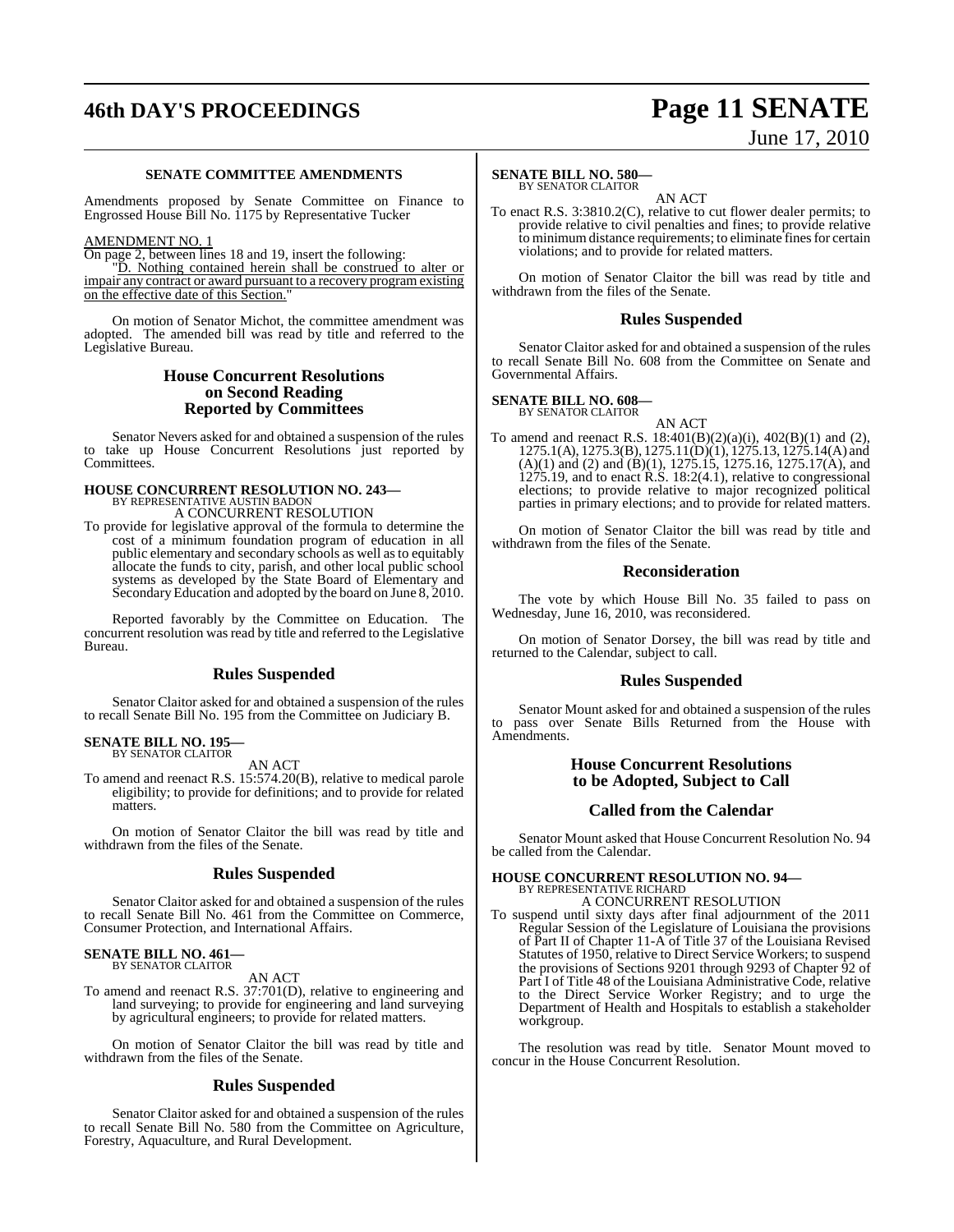### SENATE COMMITTEE AMENDMENTS

Amendments proposed by Senate Committee on Finance to Engrossed House Bill No. 1175 by Representative Tucker

AMENDMENT NO. 1

On page 2, between lines 18 and 19, insert the following:

"D. Nothing contained herein shall be construed to alter or impair any contract or award pursuant to a recovery program existing on the effective date of this Section."

On motion of Senator Michot, the committee amendment was adopted. The amended bill was read by title and referred to the Legislative Bureau.

## House Concurrent Resolutions on Second Reading Reported by Committees

Senator Nevers asked for and obtained a suspension of the rules to take up House Concurrent Resolutions just reported by Committees.

**HOUSE CONCURRENT RESOLUTION NO. 243—**
BY REPRESENTATIVE AUSTIN BADON
A CONCURRENT RESOLUTION

To provide for legislative approval of the formula to determine the cost of a minimum foundation program of education in all public elementary and secondary schools as well as to equitably allocate the funds to city, parish, and other local public school systems as developed by the State Board of Elementary and Secondary Education and adopted by the board on June 8, 2010.

Reported favorably by the Committee on Education. The concurrent resolution was read by title and referred to the Legislative Bureau.

## Rules Suspended

Senator Claitor asked for and obtained a suspension of the rules to recall Senate Bill No. 195 from the Committee on Judiciary B.

**SENATE BILL NO. 195—**
BY SENATOR CLAITOR
AN ACT

To amend and reenact R.S. 15:574.20(B), relative to medical parole eligibility; to provide for definitions; and to provide for related matters.

On motion of Senator Claitor the bill was read by title and withdrawn from the files of the Senate.

## Rules Suspended

Senator Claitor asked for and obtained a suspension of the rules to recall Senate Bill No. 461 from the Committee on Commerce, Consumer Protection, and International Affairs.

**SENATE BILL NO. 461—**
BY SENATOR CLAITOR
AN ACT

To amend and reenact R.S. 37:701(D), relative to engineering and land surveying; to provide for engineering and land surveying by agricultural engineers; to provide for related matters.

On motion of Senator Claitor the bill was read by title and withdrawn from the files of the Senate.

## Rules Suspended

Senator Claitor asked for and obtained a suspension of the rules to recall Senate Bill No. 580 from the Committee on Agriculture, Forestry, Aquaculture, and Rural Development.

**SENATE BILL NO. 580—**
BY SENATOR CLAITOR
AN ACT

To enact R.S. 3:3810.2(C), relative to cut flower dealer permits; to provide relative to civil penalties and fines; to provide relative to minimum distance requirements; to eliminate fines for certain violations; and to provide for related matters.

On motion of Senator Claitor the bill was read by title and withdrawn from the files of the Senate.

## Rules Suspended

Senator Claitor asked for and obtained a suspension of the rules to recall Senate Bill No. 608 from the Committee on Senate and Governmental Affairs.

**SENATE BILL NO. 608—**
BY SENATOR CLAITOR
AN ACT

To amend and reenact R.S. 18:401(B)(2)(a)(i), 402(B)(1) and (2), 1275.1(A), 1275.3(B), 1275.11(D)(1), 1275.13, 1275.14(A) and (A)(1) and (2) and (B)(1), 1275.15, 1275.16, 1275.17(A), and 1275.19, and to enact R.S. 18:2(4.1), relative to congressional elections; to provide relative to major recognized political parties in primary elections; and to provide for related matters.

On motion of Senator Claitor the bill was read by title and withdrawn from the files of the Senate.

## Reconsideration

The vote by which House Bill No. 35 failed to pass on Wednesday, June 16, 2010, was reconsidered.

On motion of Senator Dorsey, the bill was read by title and returned to the Calendar, subject to call.

## Rules Suspended

Senator Mount asked for and obtained a suspension of the rules to pass over Senate Bills Returned from the House with Amendments.

## House Concurrent Resolutions to be Adopted, Subject to Call

## Called from the Calendar

Senator Mount asked that House Concurrent Resolution No. 94 be called from the Calendar.

**HOUSE CONCURRENT RESOLUTION NO. 94—**
BY REPRESENTATIVE RICHARD
A CONCURRENT RESOLUTION

To suspend until sixty days after final adjournment of the 2011 Regular Session of the Legislature of Louisiana the provisions of Part II of Chapter 11-A of Title 37 of the Louisiana Revised Statutes of 1950, relative to Direct Service Workers; to suspend the provisions of Sections 9201 through 9293 of Chapter 92 of Part I of Title 48 of the Louisiana Administrative Code, relative to the Direct Service Worker Registry; and to urge the Department of Health and Hospitals to establish a stakeholder workgroup.

The resolution was read by title. Senator Mount moved to concur in the House Concurrent Resolution.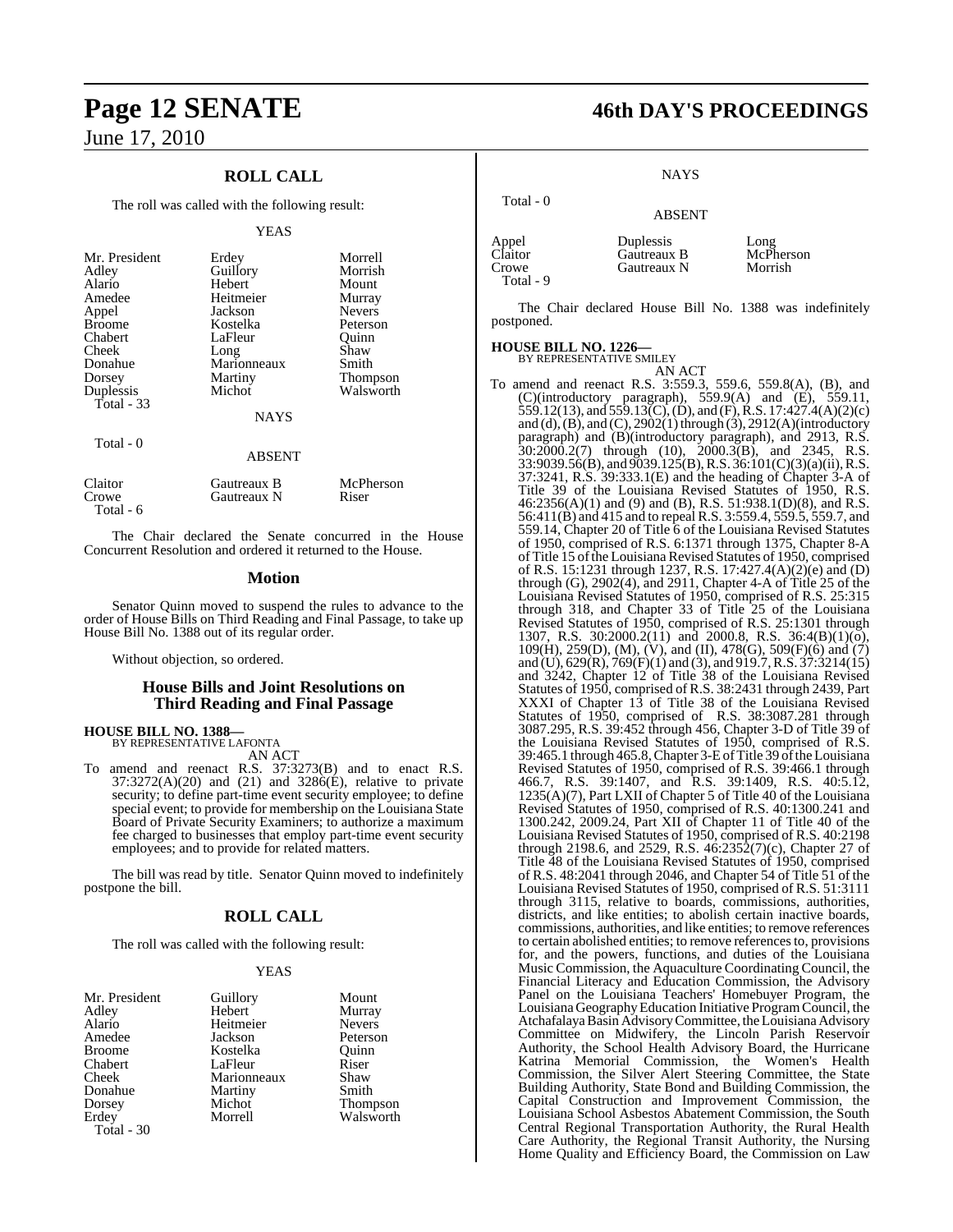## ROLL CALL

The roll was called with the following result:

YEAS

| | | |
|---|---|---|
| Mr. President | Erdey | Morrell |
| Adley | Guillory | Morrish |
| Alario | Hebert | Mount |
| Amedee | Heitmeier | Murray |
| Appel | Jackson | Nevers |
| Broome | Kostelka | Peterson |
| Chabert | LaFleur | Quinn |
| Cheek | Long | Shaw |
| Donahue | Marionneaux | Smith |
| Dorsey | Martiny | Thompson |
| Duplessis | Michot | Walsworth |
| Total - 33 | | |

NAYS

Total - 0

ABSENT

| | | |
|---|---|---|
| Claitor | Gautreaux B | McPherson |
| Crowe | Gautreaux N | Riser |
| Total - 6 | | |

The Chair declared the Senate concurred in the House Concurrent Resolution and ordered it returned to the House.

## Motion

Senator Quinn moved to suspend the rules to advance to the order of House Bills on Third Reading and Final Passage, to take up House Bill No. 1388 out of its regular order.

Without objection, so ordered.

## House Bills and Joint Resolutions on Third Reading and Final Passage

**HOUSE BILL NO. 1388—**
BY REPRESENTATIVE LAFONTA
AN ACT

To amend and reenact R.S. 37:3273(B) and to enact R.S. 37:3272(A)(20) and (21) and 3286(E), relative to private security; to define part-time event security employee; to define special event; to provide for membership on the Louisiana State Board of Private Security Examiners; to authorize a maximum fee charged to businesses that employ part-time event security employees; and to provide for related matters.

The bill was read by title. Senator Quinn moved to indefinitely postpone the bill.

## ROLL CALL

The roll was called with the following result:

YEAS

| | | |
|---|---|---|
| Mr. President | Guillory | Mount |
| Adley | Hebert | Murray |
| Alario | Heitmeier | Nevers |
| Amedee | Jackson | Peterson |
| Broome | Kostelka | Quinn |
| Chabert | LaFleur | Riser |
| Cheek | Marionneaux | Shaw |
| Donahue | Martiny | Smith |
| Dorsey | Michot | Thompson |
| Erdey | Morrell | Walsworth |
| Total - 30 | | |

NAYS

Total - 0

ABSENT

| | | |
|---|---|---|
| Appel | Duplessis | Long |
| Claitor | Gautreaux B | McPherson |
| Crowe | Gautreaux N | Morrish |
| Total - 9 | | |

The Chair declared House Bill No. 1388 was indefinitely postponed.

**HOUSE BILL NO. 1226—**
BY REPRESENTATIVE SMILEY
AN ACT

To amend and reenact R.S. 3:559.3, 559.6, 559.8(A), (B), and (C)(introductory paragraph), 559.9(A) and (E), 559.11, 559.12(13), and 559.13(C), (D), and (F), R.S. 17:427.4(A)(2)(c) and (d), (B), and (C), 2902(1) through (3), 2912(A)(introductory paragraph) and (B)(introductory paragraph), and 2913, R.S. 30:2000.2(7) through (10), 2000.3(B), and 2345, R.S. 33:9039.56(B), and 9039.125(B), R.S. 36:101(C)(3)(a)(ii), R.S. 37:3241, R.S. 39:333.1(E) and the heading of Chapter 3-A of Title 39 of the Louisiana Revised Statutes of 1950, R.S. 46:2356(A)(1) and (9) and (B), R.S. 51:938.1(D)(8), and R.S. 56:411(B) and 415 and to repeal R.S. 3:559.4, 559.5, 559.7, and 559.14, Chapter 20 of Title 6 of the Louisiana Revised Statutes of 1950, comprised of R.S. 6:1371 through 1375, Chapter 8-A of Title 15 of the Louisiana Revised Statutes of 1950, comprised of R.S. 15:1231 through 1237, R.S. 17:427.4(A)(2)(e) and (D) through (G), 2902(4), and 2911, Chapter 4-A of Title 25 of the Louisiana Revised Statutes of 1950, comprised of R.S. 25:315 through 318, and Chapter 33 of Title 25 of the Louisiana Revised Statutes of 1950, comprised of R.S. 25:1301 through 1307, R.S. 30:2000.2(11) and 2000.8, R.S. 36:4(B)(1)(o), 109(H), 259(D), (M), (V), and (II), 478(G), 509(F)(6) and (7) and (U), 629(R), 769(F)(1) and (3), and 919.7, R.S. 37:3214(15) and 3242, Chapter 12 of Title 38 of the Louisiana Revised Statutes of 1950, comprised of R.S. 38:2431 through 2439, Part XXXI of Chapter 13 of Title 38 of the Louisiana Revised Statutes of 1950, comprised of R.S. 38:3087.281 through 3087.295, R.S. 39:452 through 456, Chapter 3-D of Title 39 of the Louisiana Revised Statutes of 1950, comprised of R.S. 39:465.1 through 465.8, Chapter 3-E of Title 39 of the Louisiana Revised Statutes of 1950, comprised of R.S. 39:466.1 through 466.7, R.S. 39:1407, and R.S. 39:1409, R.S. 40:5.12, 1235(A)(7), Part LXII of Chapter 5 of Title 40 of the Louisiana Revised Statutes of 1950, comprised of R.S. 40:1300.241 and 1300.242, 2009.24, Part XII of Chapter 11 of Title 40 of the Louisiana Revised Statutes of 1950, comprised of R.S. 40:2198 through 2198.6, and 2529, R.S. 46:2352(7)(c), Chapter 27 of Title 48 of the Louisiana Revised Statutes of 1950, comprised of R.S. 48:2041 through 2046, and Chapter 54 of Title 51 of the Louisiana Revised Statutes of 1950, comprised of R.S. 51:3111 through 3115, relative to boards, commissions, authorities, districts, and like entities; to abolish certain inactive boards, commissions, authorities, and like entities; to remove references to certain abolished entities; to remove references to, provisions for, and the powers, functions, and duties of the Louisiana Music Commission, the Aquaculture Coordinating Council, the Financial Literacy and Education Commission, the Advisory Panel on the Louisiana Teachers' Homebuyer Program, the Louisiana Geography Education Initiative Program Council, the Atchafalaya Basin Advisory Committee, the Louisiana Advisory Committee on Midwifery, the Lincoln Parish Reservoir Authority, the School Health Advisory Board, the Hurricane Katrina Memorial Commission, the Women's Health Commission, the Silver Alert Steering Committee, the State Building Authority, State Bond and Building Commission, the Capital Construction and Improvement Commission, the Louisiana School Asbestos Abatement Commission, the South Central Regional Transportation Authority, the Rural Health Care Authority, the Regional Transit Authority, the Nursing Home Quality and Efficiency Board, the Commission on Law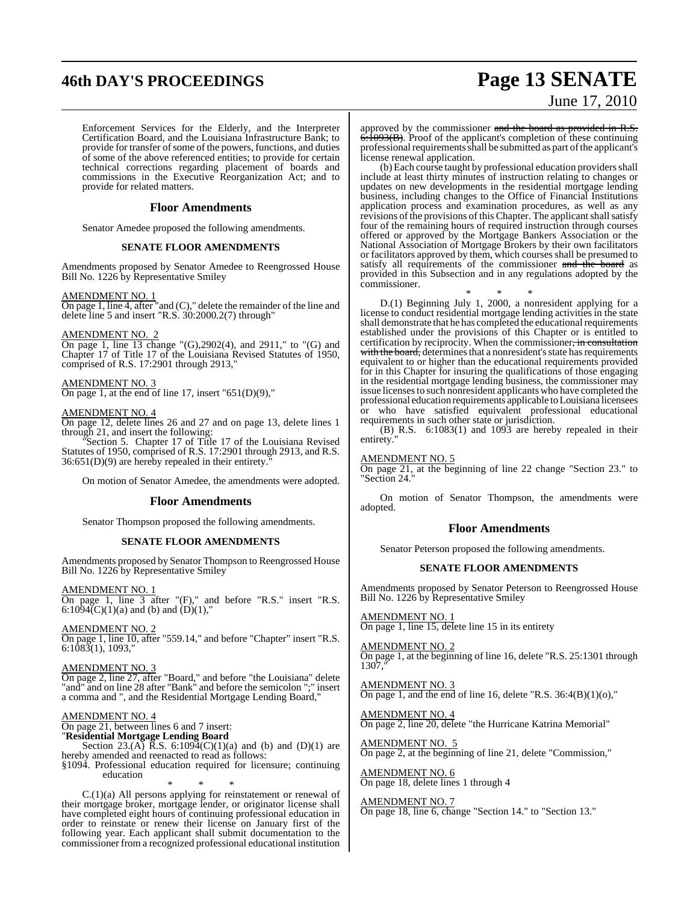Enforcement Services for the Elderly, and the Interpreter Certification Board, and the Louisiana Infrastructure Bank; to provide for transfer of some of the powers, functions, and duties of some of the above referenced entities; to provide for certain technical corrections regarding placement of boards and commissions in the Executive Reorganization Act; and to provide for related matters.

## Floor Amendments

Senator Amedee proposed the following amendments.

### SENATE FLOOR AMENDMENTS

Amendments proposed by Senator Amedee to Reengrossed House Bill No. 1226 by Representative Smiley

AMENDMENT NO. 1
On page 1, line 4, after "and (C)," delete the remainder of the line and delete line 5 and insert "R.S. 30:2000.2(7) through"

AMENDMENT NO. 2
On page 1, line 13 change "(G),2902(4), and 2911," to "(G) and Chapter 17 of Title 17 of the Louisiana Revised Statutes of 1950, comprised of R.S. 17:2901 through 2913,"

AMENDMENT NO. 3
On page 1, at the end of line 17, insert "651(D)(9),"

AMENDMENT NO. 4
On page 12, delete lines 26 and 27 and on page 13, delete lines 1 through 21, and insert the following:

"Section 5. Chapter 17 of Title 17 of the Louisiana Revised Statutes of 1950, comprised of R.S. 17:2901 through 2913, and R.S. 36:651(D)(9) are hereby repealed in their entirety."

On motion of Senator Amedee, the amendments were adopted.

## Floor Amendments

Senator Thompson proposed the following amendments.

### SENATE FLOOR AMENDMENTS

Amendments proposed by Senator Thompson to Reengrossed House Bill No. 1226 by Representative Smiley

AMENDMENT NO. 1
On page 1, line 3 after "(F)," and before "R.S." insert "R.S. 6:1094(C)(1)(a) and (b) and (D)(1),"

AMENDMENT NO. 2
On page 1, line 10, after "559.14," and before "Chapter" insert "R.S. 6:1083(1), 1093,"

AMENDMENT NO. 3
On page 2, line 27, after "Board," and before "the Louisiana" delete "and" and on line 28 after "Bank" and before the semicolon ";" insert a comma and ", and the Residential Mortgage Lending Board,"

AMENDMENT NO. 4
On page 21, between lines 6 and 7 insert:

"**Residential Mortgage Lending Board**

Section 23.(A) R.S. 6:1094(C)(1)(a) and (b) and (D)(1) are hereby amended and reenacted to read as follows:

§1094. Professional education required for licensure; continuing education

\* \* \*

C.(1)(a) All persons applying for reinstatement or renewal of their mortgage broker, mortgage lender, or originator license shall have completed eight hours of continuing professional education in order to reinstate or renew their license on January first of the following year. Each applicant shall submit documentation to the commissioner from a recognized professional educational institution approved by the commissioner ~~and the board as provided in R.S. 6:1093(B)~~. Proof of the applicant's completion of these continuing professional requirements shall be submitted as part of the applicant's license renewal application.

(b) Each course taught by professional education providers shall include at least thirty minutes of instruction relating to changes or updates on new developments in the residential mortgage lending business, including changes to the Office of Financial Institutions application process and examination procedures, as well as any revisions of the provisions of this Chapter. The applicant shall satisfy four of the remaining hours of required instruction through courses offered or approved by the Mortgage Bankers Association or the National Association of Mortgage Brokers by their own facilitators or facilitators approved by them, which courses shall be presumed to satisfy all requirements of the commissioner ~~and the board~~ as provided in this Subsection and in any regulations adopted by the commissioner.

\* \* \*

D.(1) Beginning July 1, 2000, a nonresident applying for a license to conduct residential mortgage lending activities in the state shall demonstrate that he has completed the educational requirements established under the provisions of this Chapter or is entitled to certification by reciprocity. When the commissioner~~, in consultation with the board,~~ determines that a nonresident's state has requirements equivalent to or higher than the educational requirements provided for in this Chapter for insuring the qualifications of those engaging in the residential mortgage lending business, the commissioner may issue licenses to such nonresident applicants who have completed the professional education requirements applicable to Louisiana licensees or who have satisfied equivalent professional educational requirements in such other state or jurisdiction.

(B) R.S. 6:1083(1) and 1093 are hereby repealed in their entirety."

AMENDMENT NO. 5
On page 21, at the beginning of line 22 change "Section 23." to "Section 24."

On motion of Senator Thompson, the amendments were adopted.

## Floor Amendments

Senator Peterson proposed the following amendments.

### SENATE FLOOR AMENDMENTS

Amendments proposed by Senator Peterson to Reengrossed House Bill No. 1226 by Representative Smiley

AMENDMENT NO. 1
On page 1, line 15, delete line 15 in its entirety

AMENDMENT NO. 2
On page 1, at the beginning of line 16, delete "R.S. 25:1301 through 1307,"

AMENDMENT NO. 3
On page 1, and the end of line 16, delete "R.S. 36:4(B)(1)(o),"

AMENDMENT NO. 4
On page 2, line 20, delete "the Hurricane Katrina Memorial"

AMENDMENT NO. 5
On page 2, at the beginning of line 21, delete "Commission,"

AMENDMENT NO. 6
On page 18, delete lines 1 through 4

AMENDMENT NO. 7
On page 18, line 6, change "Section 14." to "Section 13."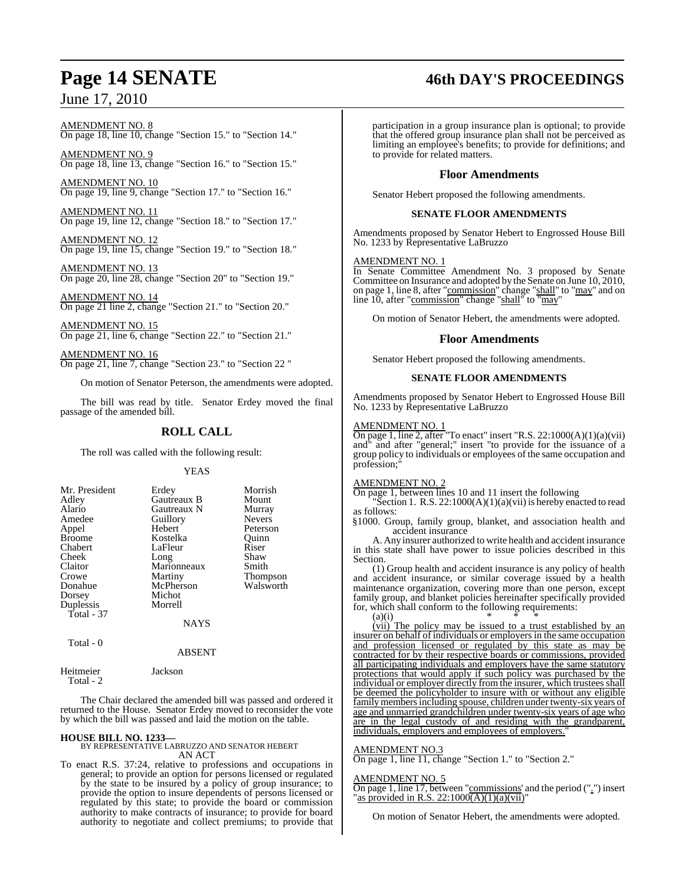AMENDMENT NO. 8
On page 18, line 10, change "Section 15." to "Section 14."

AMENDMENT NO. 9
On page 18, line 13, change "Section 16." to "Section 15."

AMENDMENT NO. 10
On page 19, line 9, change "Section 17." to "Section 16."

AMENDMENT NO. 11
On page 19, line 12, change "Section 18." to "Section 17."

AMENDMENT NO. 12
On page 19, line 15, change "Section 19." to "Section 18."

AMENDMENT NO. 13
On page 20, line 28, change "Section 20" to "Section 19."

AMENDMENT NO. 14
On page 21 line 2, change "Section 21." to "Section 20."

AMENDMENT NO. 15
On page 21, line 6, change "Section 22." to "Section 21."

AMENDMENT NO. 16
On page 21, line 7, change "Section 23." to "Section 22 "

On motion of Senator Peterson, the amendments were adopted.

The bill was read by title. Senator Erdey moved the final passage of the amended bill.

## ROLL CALL

The roll was called with the following result:

YEAS

| | | |
|---|---|---|
| Mr. President | Erdey | Morrish |
| Adley | Gautreaux B | Mount |
| Alario | Gautreaux N | Murray |
| Amedee | Guillory | Nevers |
| Appel | Hebert | Peterson |
| Broome | Kostelka | Quinn |
| Chabert | LaFleur | Riser |
| Cheek | Long | Shaw |
| Claitor | Marionneaux | Smith |
| Crowe | Martiny | Thompson |
| Donahue | McPherson | Walsworth |
| Dorsey | Michot | |
| Duplessis | Morrell | |
| Total - 37 | | |

NAYS

Total - 0

ABSENT

| | |
|---|---|
| Heitmeier | Jackson |
| Total - 2 | |

The Chair declared the amended bill was passed and ordered it returned to the House. Senator Erdey moved to reconsider the vote by which the bill was passed and laid the motion on the table.

**HOUSE BILL NO. 1233—**
BY REPRESENTATIVE LABRUZZO AND SENATOR HEBERT
AN ACT

To enact R.S. 37:24, relative to professions and occupations in general; to provide an option for persons licensed or regulated by the state to be insured by a policy of group insurance; to provide the option to insure dependents of persons licensed or regulated by this state; to provide the board or commission authority to make contracts of insurance; to provide for board authority to negotiate and collect premiums; to provide that participation in a group insurance plan is optional; to provide that the offered group insurance plan shall not be perceived as limiting an employee's benefits; to provide for definitions; and to provide for related matters.

## Floor Amendments

Senator Hebert proposed the following amendments.

### SENATE FLOOR AMENDMENTS

Amendments proposed by Senator Hebert to Engrossed House Bill No. 1233 by Representative LaBruzzo

AMENDMENT NO. 1
In Senate Committee Amendment No. 3 proposed by Senate Committee on Insurance and adopted by the Senate on June 10, 2010, on page 1, line 8, after "commission" change "shall" to "may" and on line 10, after "commission" change "shall" to "may"

On motion of Senator Hebert, the amendments were adopted.

## Floor Amendments

Senator Hebert proposed the following amendments.

### SENATE FLOOR AMENDMENTS

Amendments proposed by Senator Hebert to Engrossed House Bill No. 1233 by Representative LaBruzzo

AMENDMENT NO. 1
On page 1, line 2, after "To enact" insert "R.S. 22:1000(A)(1)(a)(vii) and" and after "general;" insert "to provide for the issuance of a group policy to individuals or employees of the same occupation and profession;"

AMENDMENT NO. 2
On page 1, between lines 10 and 11 insert the following

"Section 1. R.S. 22:1000(A)(1)(a)(vii) is hereby enacted to read as follows:

§1000. Group, family group, blanket, and association health and accident insurance

A. Any insurer authorized to write health and accident insurance in this state shall have power to issue policies described in this Section.

(1) Group health and accident insurance is any policy of health and accident insurance, or similar coverage issued by a health maintenance organization, covering more than one person, except family group, and blanket policies hereinafter specifically provided for, which shall conform to the following requirements:

(a)(i) * * *

(vii) The policy may be issued to a trust established by an insurer on behalf of individuals or employers in the same occupation and profession licensed or regulated by this state as may be contracted for by their respective boards or commissions, provided all participating individuals and employers have the same statutory protections that would apply if such policy was purchased by the individual or employer directly from the insurer, which trustees shall be deemed the policyholder to insure with or without any eligible family members including spouse, children under twenty-six years of age and unmarried grandchildren under twenty-six years of age who are in the legal custody of and residing with the grandparent, individuals, employers and employees of employers."

AMENDMENT NO.3
On page 1, line 11, change "Section 1." to "Section 2."

AMENDMENT NO. 5
On page 1, line 17, between "commissions" and the period (".") insert "as provided in R.S. 22:1000(A)(1)(a)(vii)"

On motion of Senator Hebert, the amendments were adopted.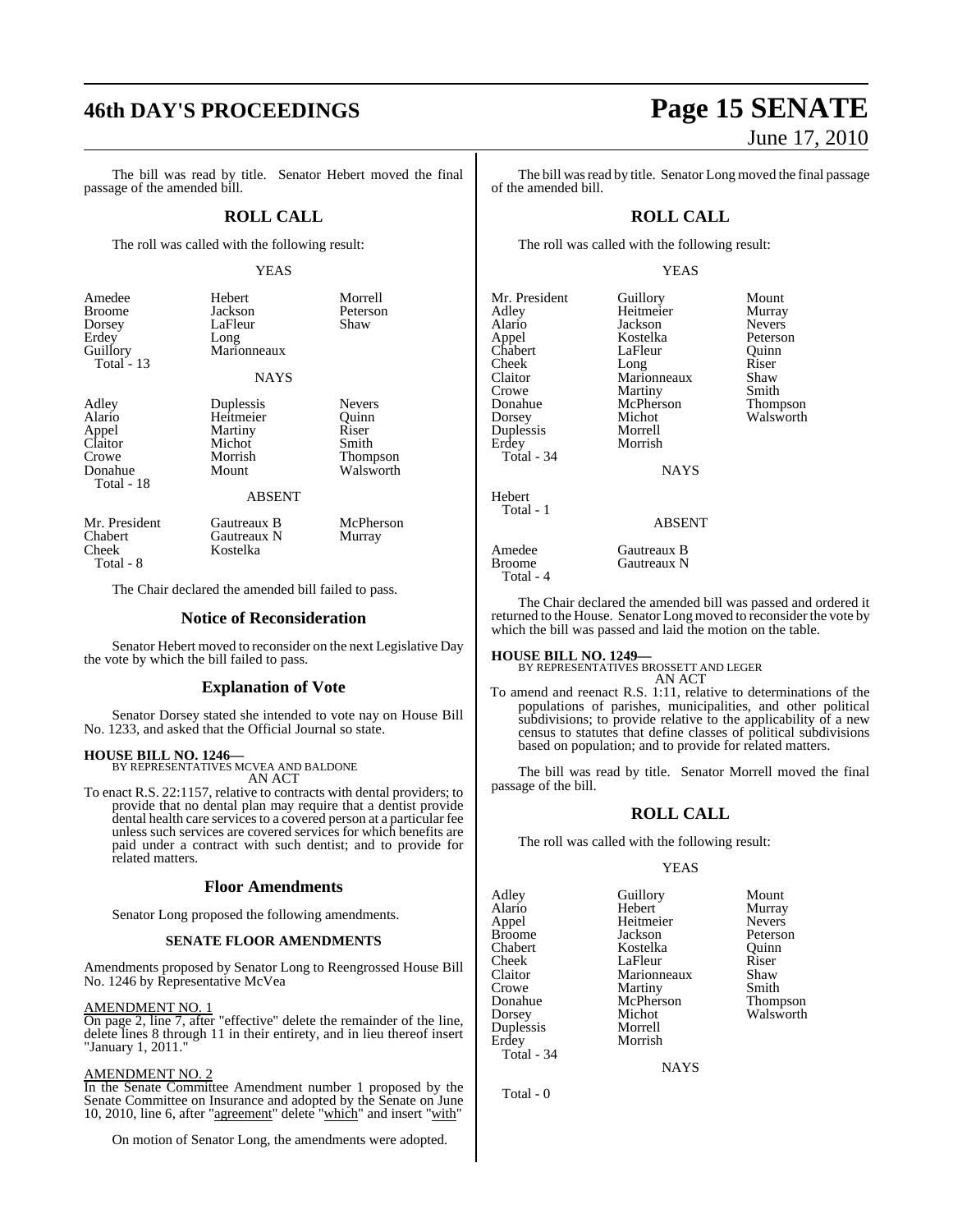The bill was read by title. Senator Hebert moved the final passage of the amended bill.

## ROLL CALL

The roll was called with the following result:

YEAS

| | | |
|---|---|---|
| Amedee | Hebert | Morrell |
| Broome | Jackson | Peterson |
| Dorsey | LaFleur | Shaw |
| Erdey | Long | |
| Guillory | Marionneaux | |
| Total - 13 | | |

NAYS

| | | |
|---|---|---|
| Adley | Duplessis | Nevers |
| Alario | Heitmeier | Quinn |
| Appel | Martiny | Riser |
| Claitor | Michot | Smith |
| Crowe | Morrish | Thompson |
| Donahue | Mount | Walsworth |
| Total - 18 | | |

ABSENT

| | | |
|---|---|---|
| Mr. President | Gautreaux B | McPherson |
| Chabert | Gautreaux N | Murray |
| Cheek | Kostelka | |
| Total - 8 | | |

The Chair declared the amended bill failed to pass.

## Notice of Reconsideration

Senator Hebert moved to reconsider on the next Legislative Day the vote by which the bill failed to pass.

## Explanation of Vote

Senator Dorsey stated she intended to vote nay on House Bill No. 1233, and asked that the Official Journal so state.

**HOUSE BILL NO. 1246—**
BY REPRESENTATIVES MCVEA AND BALDONE
AN ACT

To enact R.S. 22:1157, relative to contracts with dental providers; to provide that no dental plan may require that a dentist provide dental health care services to a covered person at a particular fee unless such services are covered services for which benefits are paid under a contract with such dentist; and to provide for related matters.

## Floor Amendments

Senator Long proposed the following amendments.

### SENATE FLOOR AMENDMENTS

Amendments proposed by Senator Long to Reengrossed House Bill No. 1246 by Representative McVea

AMENDMENT NO. 1
On page 2, line 7, after "effective" delete the remainder of the line, delete lines 8 through 11 in their entirety, and in lieu thereof insert "January 1, 2011."

AMENDMENT NO. 2
In the Senate Committee Amendment number 1 proposed by the Senate Committee on Insurance and adopted by the Senate on June 10, 2010, line 6, after "agreement" delete "which" and insert "with"

On motion of Senator Long, the amendments were adopted.

The bill was read by title. Senator Long moved the final passage of the amended bill.

## ROLL CALL

The roll was called with the following result:

YEAS

| | | |
|---|---|---|
| Mr. President | Guillory | Mount |
| Adley | Heitmeier | Murray |
| Alario | Jackson | Nevers |
| Appel | Kostelka | Peterson |
| Chabert | LaFleur | Quinn |
| Cheek | Long | Riser |
| Claitor | Marionneaux | Shaw |
| Crowe | Martiny | Smith |
| Donahue | McPherson | Thompson |
| Dorsey | Michot | Walsworth |
| Duplessis | Morrell | |
| Erdey | Morrish | |
| Total - 34 | | |

NAYS

Hebert
Total - 1

ABSENT

| | |
|---|---|
| Amedee | Gautreaux B |
| Broome | Gautreaux N |
| Total - 4 | |

The Chair declared the amended bill was passed and ordered it returned to the House. Senator Long moved to reconsider the vote by which the bill was passed and laid the motion on the table.

**HOUSE BILL NO. 1249—**
BY REPRESENTATIVES BROSSETT AND LEGER
AN ACT

To amend and reenact R.S. 1:11, relative to determinations of the populations of parishes, municipalities, and other political subdivisions; to provide relative to the applicability of a new census to statutes that define classes of political subdivisions based on population; and to provide for related matters.

The bill was read by title. Senator Morrell moved the final passage of the bill.

## ROLL CALL

The roll was called with the following result:

YEAS

| | | |
|---|---|---|
| Adley | Guillory | Mount |
| Alario | Hebert | Murray |
| Appel | Heitmeier | Nevers |
| Broome | Jackson | Peterson |
| Chabert | Kostelka | Quinn |
| Cheek | LaFleur | Riser |
| Claitor | Marionneaux | Shaw |
| Crowe | Martiny | Smith |
| Donahue | McPherson | Thompson |
| Dorsey | Michot | Walsworth |
| Duplessis | Morrell | |
| Erdey | Morrish | |
| Total - 34 | | |

NAYS

Total - 0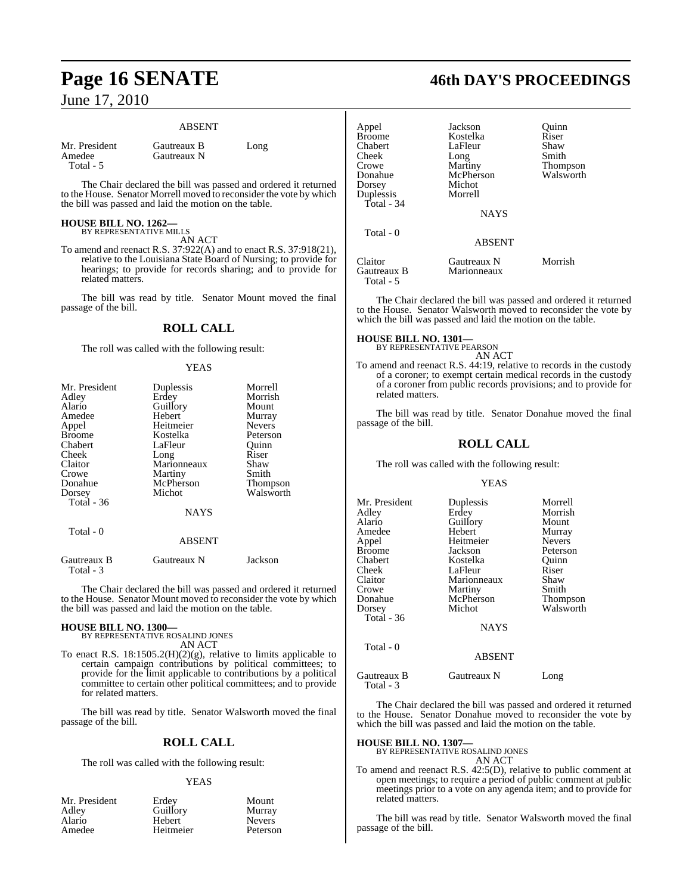ABSENT

| | | |
|---|---|---|
| Mr. President | Gautreaux B | Long |
| Amedee | Gautreaux N | |
| Total - 5 | | |

The Chair declared the bill was passed and ordered it returned to the House. Senator Morrell moved to reconsider the vote by which the bill was passed and laid the motion on the table.

**HOUSE BILL NO. 1262—**
BY REPRESENTATIVE MILLS
AN ACT

To amend and reenact R.S. 37:922(A) and to enact R.S. 37:918(21), relative to the Louisiana State Board of Nursing; to provide for hearings; to provide for records sharing; and to provide for related matters.

The bill was read by title. Senator Mount moved the final passage of the bill.

## ROLL CALL

The roll was called with the following result:

YEAS

| | | |
|---|---|---|
| Mr. President | Duplessis | Morrell |
| Adley | Erdey | Morrish |
| Alario | Guillory | Mount |
| Amedee | Hebert | Murray |
| Appel | Heitmeier | Nevers |
| Broome | Kostelka | Peterson |
| Chabert | LaFleur | Quinn |
| Cheek | Long | Riser |
| Claitor | Marionneaux | Shaw |
| Crowe | Martiny | Smith |
| Donahue | McPherson | Thompson |
| Dorsey | Michot | Walsworth |
| Total - 36 | | |

NAYS

Total - 0

ABSENT

| | | |
|---|---|---|
| Gautreaux B | Gautreaux N | Jackson |
| Total - 3 | | |

The Chair declared the bill was passed and ordered it returned to the House. Senator Mount moved to reconsider the vote by which the bill was passed and laid the motion on the table.

**HOUSE BILL NO. 1300—**
BY REPRESENTATIVE ROSALIND JONES
AN ACT

To enact R.S. 18:1505.2(H)(2)(g), relative to limits applicable to certain campaign contributions by political committees; to provide for the limit applicable to contributions by a political committee to certain other political committees; and to provide for related matters.

The bill was read by title. Senator Walsworth moved the final passage of the bill.

## ROLL CALL

The roll was called with the following result:

YEAS

| | | |
|---|---|---|
| Mr. President | Erdey | Mount |
| Adley | Guillory | Murray |
| Alario | Hebert | Nevers |
| Amedee | Heitmeier | Peterson |
| Appel | Jackson | Quinn |
| Broome | Kostelka | Riser |
| Chabert | LaFleur | Shaw |
| Cheek | Long | Smith |
| Crowe | Martiny | Thompson |
| Donahue | McPherson | Walsworth |
| Dorsey | Michot | |
| Duplessis | Morrell | |
| Total - 34 | | |

NAYS

Total - 0

ABSENT

| | | |
|---|---|---|
| Claitor | Gautreaux N | Morrish |
| Gautreaux B | Marionneaux | |
| Total - 5 | | |

The Chair declared the bill was passed and ordered it returned to the House. Senator Walsworth moved to reconsider the vote by which the bill was passed and laid the motion on the table.

**HOUSE BILL NO. 1301—**
BY REPRESENTATIVE PEARSON
AN ACT

To amend and reenact R.S. 44:19, relative to records in the custody of a coroner; to exempt certain medical records in the custody of a coroner from public records provisions; and to provide for related matters.

The bill was read by title. Senator Donahue moved the final passage of the bill.

## ROLL CALL

The roll was called with the following result:

YEAS

| | | |
|---|---|---|
| Mr. President | Duplessis | Morrell |
| Adley | Erdey | Morrish |
| Alario | Guillory | Mount |
| Amedee | Hebert | Murray |
| Appel | Heitmeier | Nevers |
| Broome | Jackson | Peterson |
| Chabert | Kostelka | Quinn |
| Cheek | LaFleur | Riser |
| Claitor | Marionneaux | Shaw |
| Crowe | Martiny | Smith |
| Donahue | McPherson | Thompson |
| Dorsey | Michot | Walsworth |
| Total - 36 | | |

NAYS

Total - 0

ABSENT

| | | |
|---|---|---|
| Gautreaux B | Gautreaux N | Long |
| Total - 3 | | |

The Chair declared the bill was passed and ordered it returned to the House. Senator Donahue moved to reconsider the vote by which the bill was passed and laid the motion on the table.

**HOUSE BILL NO. 1307—**
BY REPRESENTATIVE ROSALIND JONES
AN ACT

To amend and reenact R.S. 42:5(D), relative to public comment at open meetings; to require a period of public comment at public meetings prior to a vote on any agenda item; and to provide for related matters.

The bill was read by title. Senator Walsworth moved the final passage of the bill.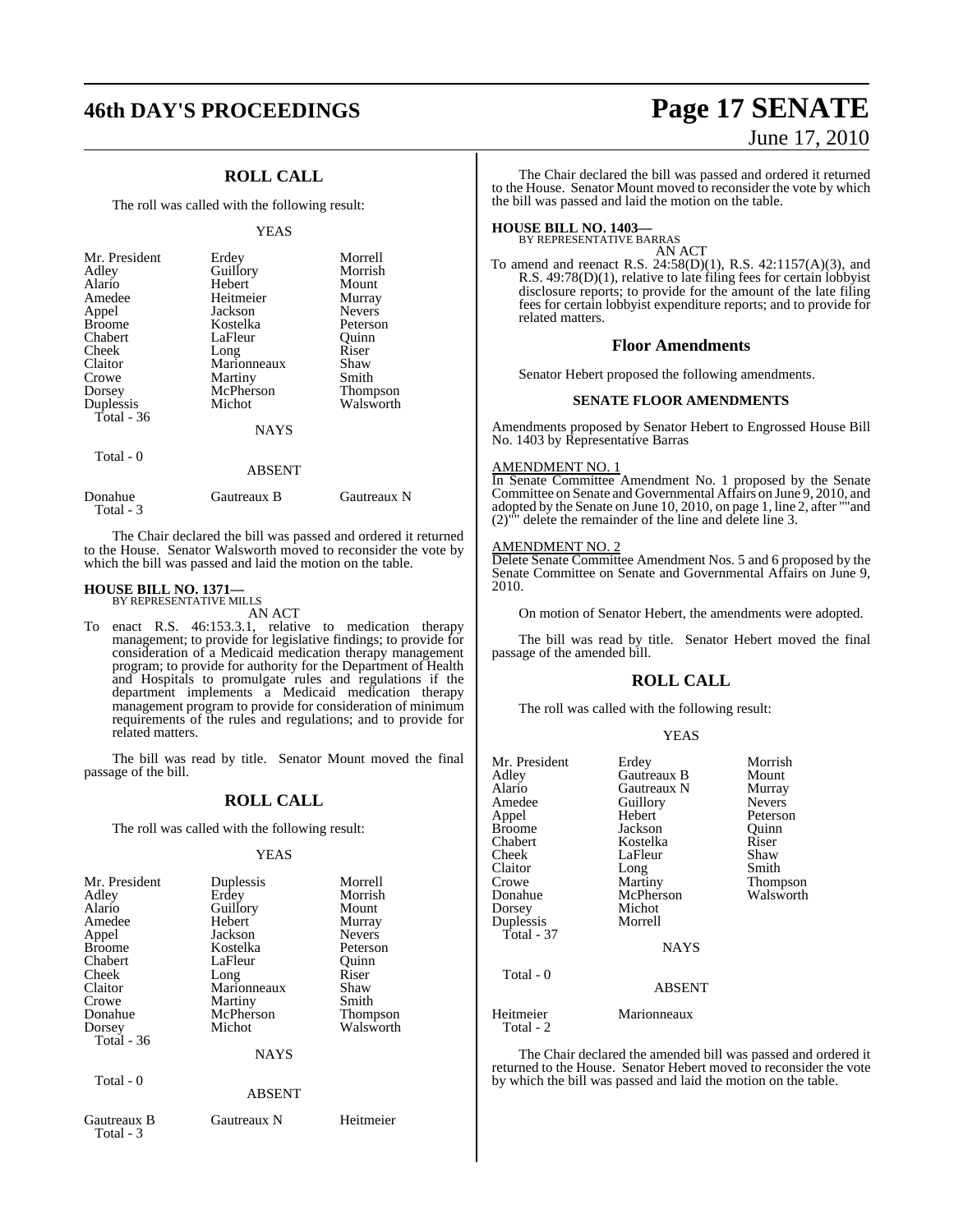## ROLL CALL

The roll was called with the following result:

YEAS

| | | |
|---|---|---|
| Mr. President | Erdey | Morrell |
| Adley | Guillory | Morrish |
| Alario | Hebert | Mount |
| Amedee | Heitmeier | Murray |
| Appel | Jackson | Nevers |
| Broome | Kostelka | Peterson |
| Chabert | LaFleur | Quinn |
| Cheek | Long | Riser |
| Claitor | Marionneaux | Shaw |
| Crowe | Martiny | Smith |
| Dorsey | McPherson | Thompson |
| Duplessis | Michot | Walsworth |
| Total - 36 | | |

NAYS

Total - 0

ABSENT

| | | |
|---|---|---|
| Donahue | Gautreaux B | Gautreaux N |
| Total - 3 | | |

The Chair declared the bill was passed and ordered it returned to the House. Senator Walsworth moved to reconsider the vote by which the bill was passed and laid the motion on the table.

**HOUSE BILL NO. 1371—**
BY REPRESENTATIVE MILLS
AN ACT

To enact R.S. 46:153.3.1, relative to medication therapy management; to provide for legislative findings; to provide for consideration of a Medicaid medication therapy management program; to provide for authority for the Department of Health and Hospitals to promulgate rules and regulations if the department implements a Medicaid medication therapy management program to provide for consideration of minimum requirements of the rules and regulations; and to provide for related matters.

The bill was read by title. Senator Mount moved the final passage of the bill.

## ROLL CALL

The roll was called with the following result:

YEAS

| | | |
|---|---|---|
| Mr. President | Duplessis | Morrell |
| Adley | Erdey | Morrish |
| Alario | Guillory | Mount |
| Amedee | Hebert | Murray |
| Appel | Jackson | Nevers |
| Broome | Kostelka | Peterson |
| Chabert | LaFleur | Quinn |
| Cheek | Long | Riser |
| Claitor | Marionneaux | Shaw |
| Crowe | Martiny | Smith |
| Donahue | McPherson | Thompson |
| Dorsey | Michot | Walsworth |
| Total - 36 | | |

NAYS

Total - 0

ABSENT

| | | |
|---|---|---|
| Gautreaux B | Gautreaux N | Heitmeier |
| Total - 3 | | |

The Chair declared the bill was passed and ordered it returned to the House. Senator Mount moved to reconsider the vote by which the bill was passed and laid the motion on the table.

**HOUSE BILL NO. 1403—**
BY REPRESENTATIVE BARRAS
AN ACT

To amend and reenact R.S. 24:58(D)(1), R.S. 42:1157(A)(3), and R.S. 49:78(D)(1), relative to late filing fees for certain lobbyist disclosure reports; to provide for the amount of the late filing fees for certain lobbyist expenditure reports; and to provide for related matters.

## Floor Amendments

Senator Hebert proposed the following amendments.

**SENATE FLOOR AMENDMENTS**

Amendments proposed by Senator Hebert to Engrossed House Bill No. 1403 by Representative Barras

AMENDMENT NO. 1

In Senate Committee Amendment No. 1 proposed by the Senate Committee on Senate and Governmental Affairs on June 9, 2010, and adopted by the Senate on June 10, 2010, on page 1, line 2, after ""and (2)"" delete the remainder of the line and delete line 3.

AMENDMENT NO. 2

Delete Senate Committee Amendment Nos. 5 and 6 proposed by the Senate Committee on Senate and Governmental Affairs on June 9, 2010.

On motion of Senator Hebert, the amendments were adopted.

The bill was read by title. Senator Hebert moved the final passage of the amended bill.

## ROLL CALL

The roll was called with the following result:

YEAS

| | | |
|---|---|---|
| Mr. President | Erdey | Morrish |
| Adley | Gautreaux B | Mount |
| Alario | Gautreaux N | Murray |
| Amedee | Guillory | Nevers |
| Appel | Hebert | Peterson |
| Broome | Jackson | Quinn |
| Chabert | Kostelka | Riser |
| Cheek | LaFleur | Shaw |
| Claitor | Long | Smith |
| Crowe | Martiny | Thompson |
| Donahue | McPherson | Walsworth |
| Dorsey | Michot | |
| Duplessis | Morrell | |
| Total - 37 | | |

NAYS

Total - 0

ABSENT

| | |
|---|---|
| Heitmeier | Marionneaux |
| Total - 2 | |

The Chair declared the amended bill was passed and ordered it returned to the House. Senator Hebert moved to reconsider the vote by which the bill was passed and laid the motion on the table.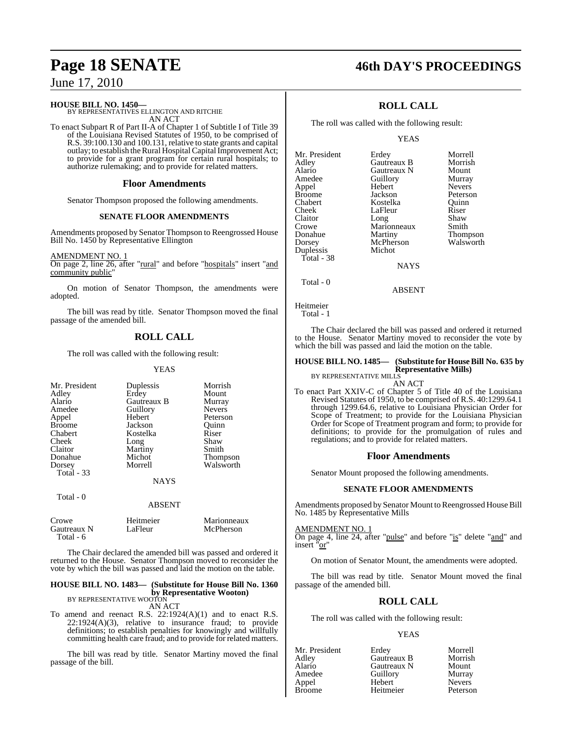**HOUSE BILL NO. 1450—**
BY REPRESENTATIVES ELLINGTON AND RITCHIE
AN ACT

To enact Subpart R of Part II-A of Chapter 1 of Subtitle I of Title 39 of the Louisiana Revised Statutes of 1950, to be comprised of R.S. 39:100.130 and 100.131, relative to state grants and capital outlay; to establish the Rural Hospital Capital Improvement Act; to provide for a grant program for certain rural hospitals; to authorize rulemaking; and to provide for related matters.

## Floor Amendments

Senator Thompson proposed the following amendments.

### SENATE FLOOR AMENDMENTS

Amendments proposed by Senator Thompson to Reengrossed House Bill No. 1450 by Representative Ellington

AMENDMENT NO. 1
On page 2, line 26, after "rural" and before "hospitals" insert "and community public"

On motion of Senator Thompson, the amendments were adopted.

The bill was read by title. Senator Thompson moved the final passage of the amended bill.

## ROLL CALL

The roll was called with the following result:

YEAS

| | | |
|---|---|---|
| Mr. President | Duplessis | Morrish |
| Adley | Erdey | Mount |
| Alario | Gautreaux B | Murray |
| Amedee | Guillory | Nevers |
| Appel | Hebert | Peterson |
| Broome | Jackson | Quinn |
| Chabert | Kostelka | Riser |
| Cheek | Long | Shaw |
| Claitor | Martiny | Smith |
| Donahue | Michot | Thompson |
| Dorsey | Morrell | Walsworth |
| Total - 33 | | |

NAYS

Total - 0

ABSENT

| | | |
|---|---|---|
| Crowe | Heitmeier | Marionneaux |
| Gautreaux N | LaFleur | McPherson |
| Total - 6 | | |

The Chair declared the amended bill was passed and ordered it returned to the House. Senator Thompson moved to reconsider the vote by which the bill was passed and laid the motion on the table.

**HOUSE BILL NO. 1483— (Substitute for House Bill No. 1360 by Representative Wooton)**
BY REPRESENTATIVE WOOTON
AN ACT

To amend and reenact R.S. 22:1924(A)(1) and to enact R.S. 22:1924(A)(3), relative to insurance fraud; to provide definitions; to establish penalties for knowingly and willfully committing health care fraud; and to provide for related matters.

The bill was read by title. Senator Martiny moved the final passage of the bill.

## ROLL CALL

The roll was called with the following result:

YEAS

| | | |
|---|---|---|
| Mr. President | Erdey | Morrell |
| Adley | Gautreaux B | Morrish |
| Alario | Gautreaux N | Mount |
| Amedee | Guillory | Murray |
| Appel | Hebert | Nevers |
| Broome | Jackson | Peterson |
| Chabert | Kostelka | Quinn |
| Cheek | LaFleur | Riser |
| Claitor | Long | Shaw |
| Crowe | Marionneaux | Smith |
| Donahue | Martiny | Thompson |
| Dorsey | McPherson | Walsworth |
| Duplessis | Michot | |
| Total - 38 | | |

NAYS

Total - 0

ABSENT

Heitmeier
Total - 1

The Chair declared the bill was passed and ordered it returned to the House. Senator Martiny moved to reconsider the vote by which the bill was passed and laid the motion on the table.

**HOUSE BILL NO. 1485— (Substitute for House Bill No. 635 by Representative Mills)**
BY REPRESENTATIVE MILLS
AN ACT

To enact Part XXIV-C of Chapter 5 of Title 40 of the Louisiana Revised Statutes of 1950, to be comprised of R.S. 40:1299.64.1 through 1299.64.6, relative to Louisiana Physician Order for Scope of Treatment; to provide for the Louisiana Physician Order for Scope of Treatment program and form; to provide for definitions; to provide for the promulgation of rules and regulations; and to provide for related matters.

## Floor Amendments

Senator Mount proposed the following amendments.

### SENATE FLOOR AMENDMENTS

Amendments proposed by Senator Mount to Reengrossed House Bill No. 1485 by Representative Mills

AMENDMENT NO. 1
On page 4, line 24, after "pulse" and before "is" delete "and" and insert "or"

On motion of Senator Mount, the amendments were adopted.

The bill was read by title. Senator Mount moved the final passage of the amended bill.

## ROLL CALL

The roll was called with the following result:

YEAS

| | | |
|---|---|---|
| Mr. President | Erdey | Morrell |
| Adley | Gautreaux B | Morrish |
| Alario | Gautreaux N | Mount |
| Amedee | Guillory | Murray |
| Appel | Hebert | Nevers |
| Broome | Heitmeier | Peterson |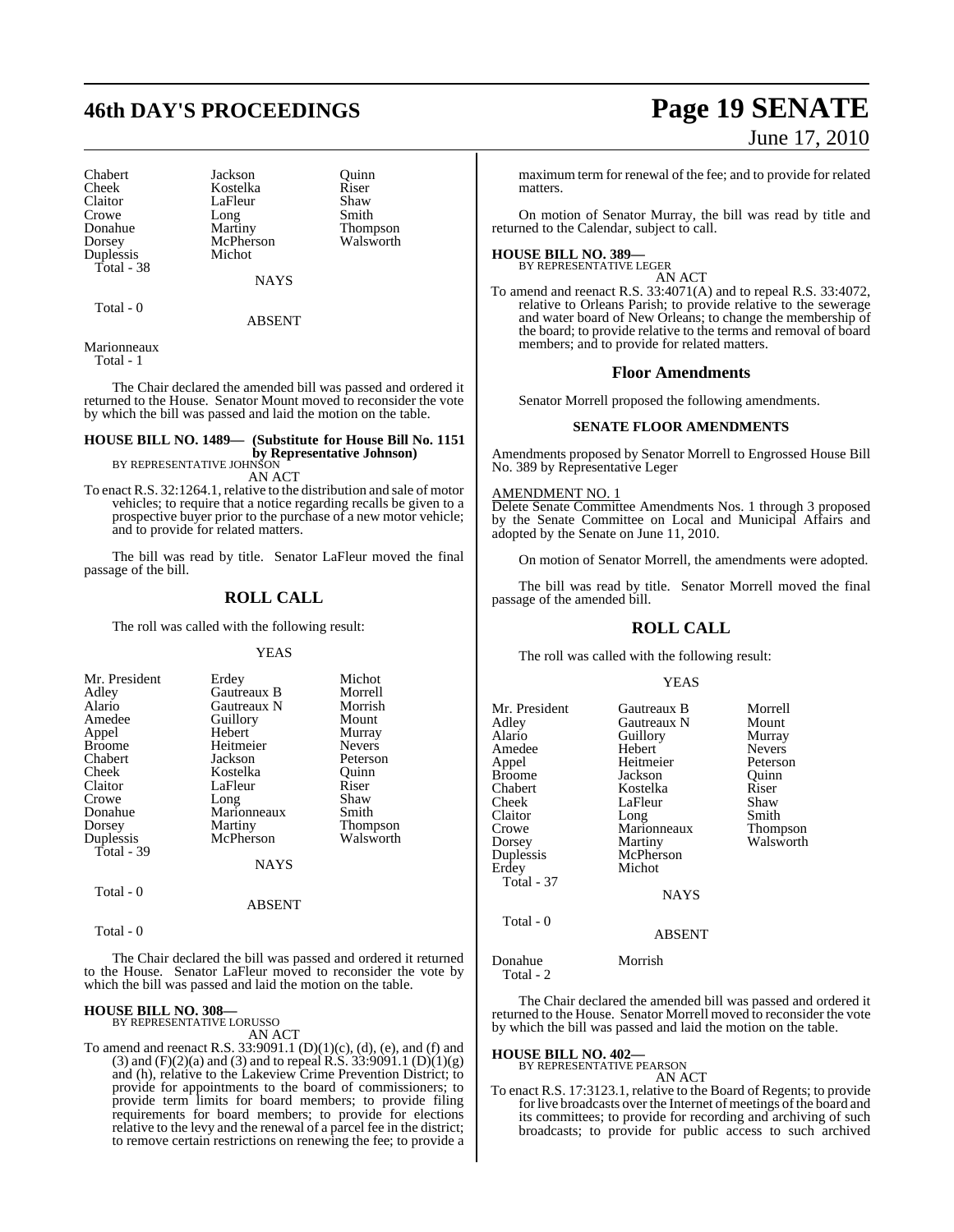| Chabert | Jackson | Quinn |
| --- | --- | --- |
| Cheek | Kostelka | Riser |
| Claitor | LaFleur | Shaw |
| Crowe | Long | Smith |
| Donahue | Martiny | Thompson |
| Dorsey | McPherson | Walsworth |
| Duplessis | Michot | |
| Total - 38 | | |

NAYS

Total - 0

ABSENT

Marionneaux
Total - 1

The Chair declared the amended bill was passed and ordered it returned to the House. Senator Mount moved to reconsider the vote by which the bill was passed and laid the motion on the table.

**HOUSE BILL NO. 1489— (Substitute for House Bill No. 1151 by Representative Johnson)**
BY REPRESENTATIVE JOHNSON

AN ACT

To enact R.S. 32:1264.1, relative to the distribution and sale of motor vehicles; to require that a notice regarding recalls be given to a prospective buyer prior to the purchase of a new motor vehicle; and to provide for related matters.

The bill was read by title. Senator LaFleur moved the final passage of the bill.

## ROLL CALL

The roll was called with the following result:

YEAS

| Mr. President | Erdey | Michot |
| --- | --- | --- |
| Adley | Gautreaux B | Morrell |
| Alario | Gautreaux N | Morrish |
| Amedee | Guillory | Mount |
| Appel | Hebert | Murray |
| Broome | Heitmeier | Nevers |
| Chabert | Jackson | Peterson |
| Cheek | Kostelka | Quinn |
| Claitor | LaFleur | Riser |
| Crowe | Long | Shaw |
| Donahue | Marionneaux | Smith |
| Dorsey | Martiny | Thompson |
| Duplessis | McPherson | Walsworth |
| Total - 39 | | |

NAYS

Total - 0

ABSENT

Total - 0

The Chair declared the bill was passed and ordered it returned to the House. Senator LaFleur moved to reconsider the vote by which the bill was passed and laid the motion on the table.

**HOUSE BILL NO. 308—**
BY REPRESENTATIVE LORUSSO

AN ACT

To amend and reenact R.S. 33:9091.1 (D)(1)(c), (d), (e), and (f) and (3) and (F)(2)(a) and (3) and to repeal R.S. 33:9091.1 (D)(1)(g) and (h), relative to the Lakeview Crime Prevention District; to provide for appointments to the board of commissioners; to provide term limits for board members; to provide filing requirements for board members; to provide for elections relative to the levy and the renewal of a parcel fee in the district; to remove certain restrictions on renewing the fee; to provide a maximum term for renewal of the fee; and to provide for related matters.

On motion of Senator Murray, the bill was read by title and returned to the Calendar, subject to call.

**HOUSE BILL NO. 389—**
BY REPRESENTATIVE LEGER

AN ACT

To amend and reenact R.S. 33:4071(A) and to repeal R.S. 33:4072, relative to Orleans Parish; to provide relative to the sewerage and water board of New Orleans; to change the membership of the board; to provide relative to the terms and removal of board members; and to provide for related matters.

## Floor Amendments

Senator Morrell proposed the following amendments.

### SENATE FLOOR AMENDMENTS

Amendments proposed by Senator Morrell to Engrossed House Bill No. 389 by Representative Leger

AMENDMENT NO. 1
Delete Senate Committee Amendments Nos. 1 through 3 proposed by the Senate Committee on Local and Municipal Affairs and adopted by the Senate on June 11, 2010.

On motion of Senator Morrell, the amendments were adopted.

The bill was read by title. Senator Morrell moved the final passage of the amended bill.

## ROLL CALL

The roll was called with the following result:

YEAS

| Mr. President | Gautreaux B | Morrell |
| --- | --- | --- |
| Adley | Gautreaux N | Mount |
| Alario | Guillory | Murray |
| Amedee | Hebert | Nevers |
| Appel | Heitmeier | Peterson |
| Broome | Jackson | Quinn |
| Chabert | Kostelka | Riser |
| Cheek | LaFleur | Shaw |
| Claitor | Long | Smith |
| Crowe | Marionneaux | Thompson |
| Dorsey | Martiny | Walsworth |
| Duplessis | McPherson | |
| Erdey | Michot | |
| Total - 37 | | |

NAYS

Total - 0

ABSENT

Donahue Morrish
Total - 2

The Chair declared the amended bill was passed and ordered it returned to the House. Senator Morrell moved to reconsider the vote by which the bill was passed and laid the motion on the table.

**HOUSE BILL NO. 402—**
BY REPRESENTATIVE PEARSON

AN ACT

To enact R.S. 17:3123.1, relative to the Board of Regents; to provide for live broadcasts over the Internet of meetings of the board and its committees; to provide for recording and archiving of such broadcasts; to provide for public access to such archived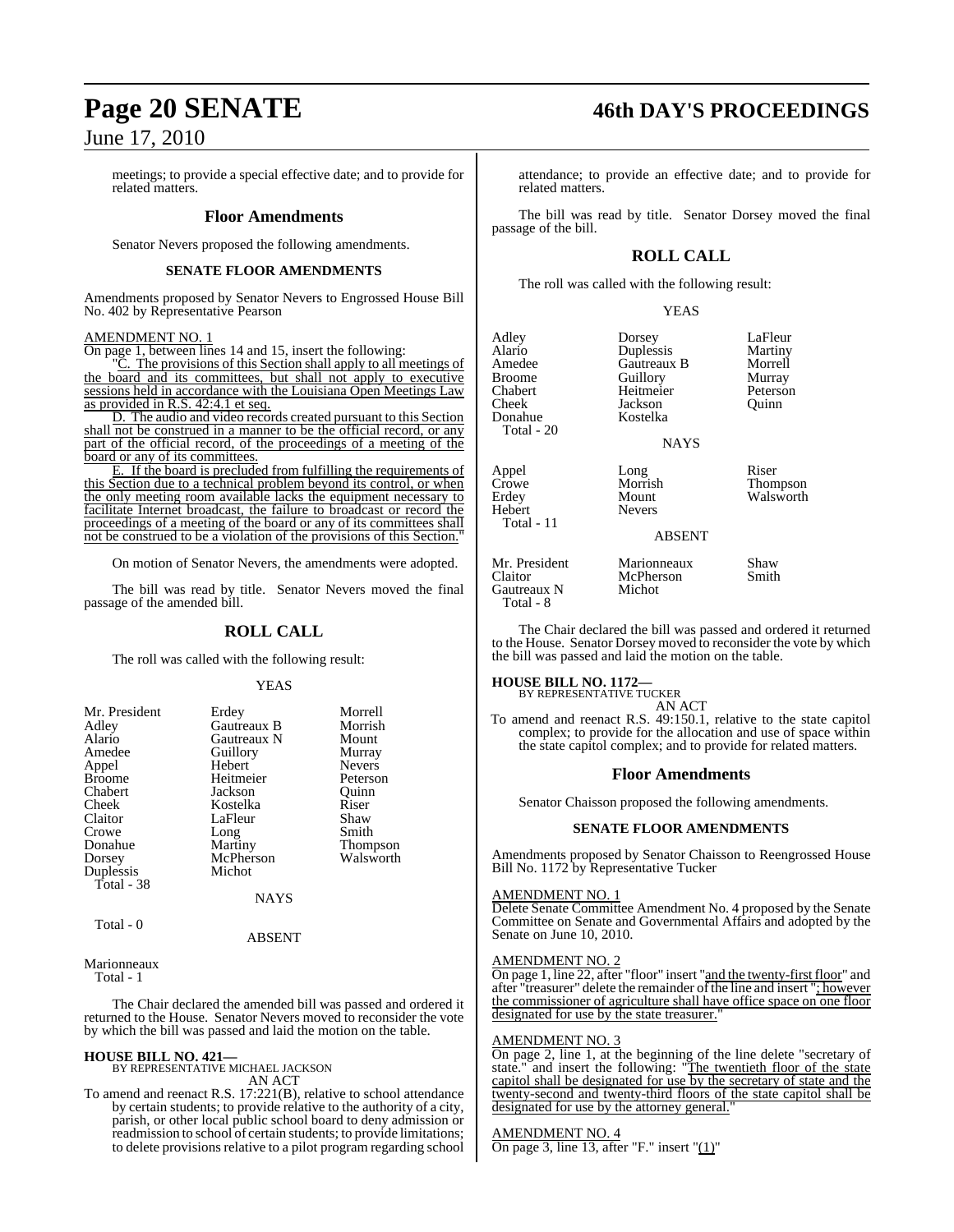meetings; to provide a special effective date; and to provide for related matters.

## Floor Amendments

Senator Nevers proposed the following amendments.

### SENATE FLOOR AMENDMENTS

Amendments proposed by Senator Nevers to Engrossed House Bill No. 402 by Representative Pearson

AMENDMENT NO. 1

On page 1, between lines 14 and 15, insert the following:

"C. The provisions of this Section shall apply to all meetings of the board and its committees, but shall not apply to executive sessions held in accordance with the Louisiana Open Meetings Law as provided in R.S. 42:4.1 et seq.

D. The audio and video records created pursuant to this Section shall not be construed in a manner to be the official record, or any part of the official record, of the proceedings of a meeting of the board or any of its committees.

E. If the board is precluded from fulfilling the requirements of this Section due to a technical problem beyond its control, or when the only meeting room available lacks the equipment necessary to facilitate Internet broadcast, the failure to broadcast or record the proceedings of a meeting of the board or any of its committees shall not be construed to be a violation of the provisions of this Section."

On motion of Senator Nevers, the amendments were adopted.

The bill was read by title. Senator Nevers moved the final passage of the amended bill.

## ROLL CALL

The roll was called with the following result:

YEAS

| | | |
|---|---|---|
| Mr. President | Erdey | Morrell |
| Adley | Gautreaux B | Morrish |
| Alario | Gautreaux N | Mount |
| Amedee | Guillory | Murray |
| Appel | Hebert | Nevers |
| Broome | Heitmeier | Peterson |
| Chabert | Jackson | Quinn |
| Cheek | Kostelka | Riser |
| Claitor | LaFleur | Shaw |
| Crowe | Long | Smith |
| Donahue | Martiny | Thompson |
| Dorsey | McPherson | Walsworth |
| Duplessis | Michot | |

Total - 38

NAYS

Total - 0

ABSENT

Marionneaux

Total - 1

The Chair declared the amended bill was passed and ordered it returned to the House. Senator Nevers moved to reconsider the vote by which the bill was passed and laid the motion on the table.

**HOUSE BILL NO. 421—**
BY REPRESENTATIVE MICHAEL JACKSON
AN ACT

To amend and reenact R.S. 17:221(B), relative to school attendance by certain students; to provide relative to the authority of a city, parish, or other local public school board to deny admission or readmission to school of certain students; to provide limitations; to delete provisions relative to a pilot program regarding school attendance; to provide an effective date; and to provide for related matters.

The bill was read by title. Senator Dorsey moved the final passage of the bill.

## ROLL CALL

The roll was called with the following result:

YEAS

| | | |
|---|---|---|
| Adley | Dorsey | LaFleur |
| Alario | Duplessis | Martiny |
| Amedee | Gautreaux B | Morrell |
| Broome | Guillory | Murray |
| Chabert | Heitmeier | Peterson |
| Cheek | Jackson | Quinn |
| Donahue | Kostelka | |

Total - 20

NAYS

| | | |
|---|---|---|
| Appel | Long | Riser |
| Crowe | Morrish | Thompson |
| Erdey | Mount | Walsworth |
| Hebert | Nevers | |

Total - 11

ABSENT

| | | |
|---|---|---|
| Mr. President | Marionneaux | Shaw |
| Claitor | McPherson | Smith |
| Gautreaux N | Michot | |

Total - 8

The Chair declared the bill was passed and ordered it returned to the House. Senator Dorsey moved to reconsider the vote by which the bill was passed and laid the motion on the table.

**HOUSE BILL NO. 1172—**
BY REPRESENTATIVE TUCKER
AN ACT

To amend and reenact R.S. 49:150.1, relative to the state capitol complex; to provide for the allocation and use of space within the state capitol complex; and to provide for related matters.

## Floor Amendments

Senator Chaisson proposed the following amendments.

### SENATE FLOOR AMENDMENTS

Amendments proposed by Senator Chaisson to Reengrossed House Bill No. 1172 by Representative Tucker

AMENDMENT NO. 1

Delete Senate Committee Amendment No. 4 proposed by the Senate Committee on Senate and Governmental Affairs and adopted by the Senate on June 10, 2010.

AMENDMENT NO. 2

On page 1, line 22, after "floor" insert "and the twenty-first floor" and after "treasurer" delete the remainder of the line and insert "; however the commissioner of agriculture shall have office space on one floor designated for use by the state treasurer."

AMENDMENT NO. 3

On page 2, line 1, at the beginning of the line delete "secretary of state." and insert the following: "The twentieth floor of the state capitol shall be designated for use by the secretary of state and the twenty-second and twenty-third floors of the state capitol shall be designated for use by the attorney general."

AMENDMENT NO. 4

On page 3, line 13, after "F." insert "(1)"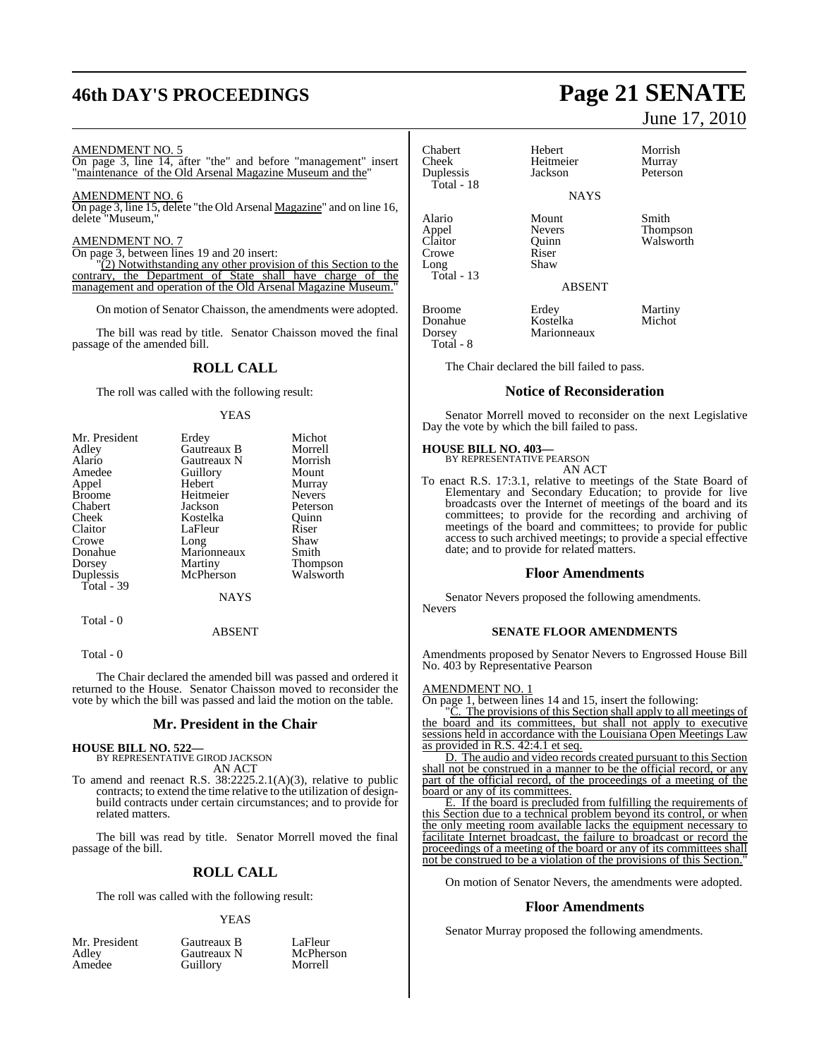AMENDMENT NO. 5

On page 3, line 14, after "the" and before "management" insert "maintenance of the Old Arsenal Magazine Museum and the"

AMENDMENT NO. 6

On page 3, line 15, delete "the Old Arsenal Magazine" and on line 16, delete "Museum,"

AMENDMENT NO. 7

On page 3, between lines 19 and 20 insert:

"(2) Notwithstanding any other provision of this Section to the contrary, the Department of State shall have charge of the management and operation of the Old Arsenal Magazine Museum."

On motion of Senator Chaisson, the amendments were adopted.

The bill was read by title. Senator Chaisson moved the final passage of the amended bill.

## ROLL CALL

The roll was called with the following result:

YEAS

| | | |
|---|---|---|
| Mr. President | Erdey | Michot |
| Adley | Gautreaux B | Morrell |
| Alario | Gautreaux N | Morrish |
| Amedee | Guillory | Mount |
| Appel | Hebert | Murray |
| Broome | Heitmeier | Nevers |
| Chabert | Jackson | Peterson |
| Cheek | Kostelka | Quinn |
| Claitor | LaFleur | Riser |
| Crowe | Long | Shaw |
| Donahue | Marionneaux | Smith |
| Dorsey | Martiny | Thompson |
| Duplessis | McPherson | Walsworth |
| Total - 39 | | |

NAYS

Total - 0

ABSENT

Total - 0

The Chair declared the amended bill was passed and ordered it returned to the House. Senator Chaisson moved to reconsider the vote by which the bill was passed and laid the motion on the table.

## Mr. President in the Chair

**HOUSE BILL NO. 522—**
BY REPRESENTATIVE GIROD JACKSON
AN ACT

To amend and reenact R.S. 38:2225.2.1(A)(3), relative to public contracts; to extend the time relative to the utilization of design-build contracts under certain circumstances; and to provide for related matters.

The bill was read by title. Senator Morrell moved the final passage of the bill.

## ROLL CALL

The roll was called with the following result:

YEAS

| | | |
|---|---|---|
| Mr. President | Gautreaux B | LaFleur |
| Adley | Gautreaux N | McPherson |
| Amedee | Guillory | Morrell |
| Chabert | Hebert | Morrish |
| Cheek | Heitmeier | Murray |
| Duplessis | Jackson | Peterson |
| Total - 18 | | |

NAYS

| | | |
|---|---|---|
| Alario | Mount | Smith |
| Appel | Nevers | Thompson |
| Claitor | Quinn | Walsworth |
| Crowe | Riser | |
| Long | Shaw | |
| Total - 13 | | |

ABSENT

| | | |
|---|---|---|
| Broome | Erdey | Martiny |
| Donahue | Kostelka | Michot |
| Dorsey | Marionneaux | |
| Total - 8 | | |

The Chair declared the bill failed to pass.

## Notice of Reconsideration

Senator Morrell moved to reconsider on the next Legislative Day the vote by which the bill failed to pass.

**HOUSE BILL NO. 403—**
BY REPRESENTATIVE PEARSON
AN ACT

To enact R.S. 17:3.1, relative to meetings of the State Board of Elementary and Secondary Education; to provide for live broadcasts over the Internet of meetings of the board and its committees; to provide for the recording and archiving of meetings of the board and committees; to provide for public access to such archived meetings; to provide a special effective date; and to provide for related matters.

## Floor Amendments

Senator Nevers proposed the following amendments.

Nevers

### SENATE FLOOR AMENDMENTS

Amendments proposed by Senator Nevers to Engrossed House Bill No. 403 by Representative Pearson

AMENDMENT NO. 1

On page 1, between lines 14 and 15, insert the following:

"C. The provisions of this Section shall apply to all meetings of the board and its committees, but shall not apply to executive sessions held in accordance with the Louisiana Open Meetings Law as provided in R.S. 42:4.1 et seq.

D. The audio and video records created pursuant to this Section shall not be construed in a manner to be the official record, or any part of the official record, of the proceedings of a meeting of the board or any of its committees.

E. If the board is precluded from fulfilling the requirements of this Section due to a technical problem beyond its control, or when the only meeting room available lacks the equipment necessary to facilitate Internet broadcast, the failure to broadcast or record the proceedings of a meeting of the board or any of its committees shall not be construed to be a violation of the provisions of this Section."

On motion of Senator Nevers, the amendments were adopted.

## Floor Amendments

Senator Murray proposed the following amendments.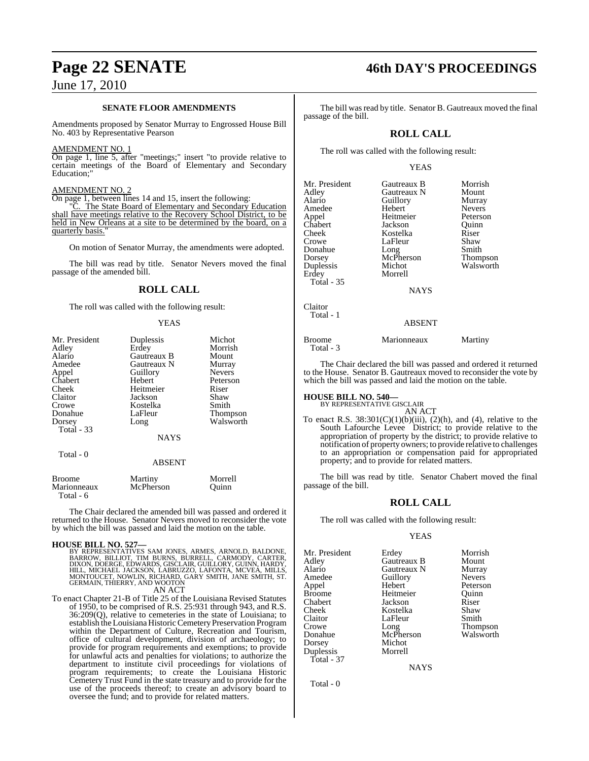**SENATE FLOOR AMENDMENTS**

Amendments proposed by Senator Murray to Engrossed House Bill No. 403 by Representative Pearson

AMENDMENT NO. 1

On page 1, line 5, after "meetings;" insert "to provide relative to certain meetings of the Board of Elementary and Secondary Education;"

AMENDMENT NO. 2

On page 1, between lines 14 and 15, insert the following:

"C. The State Board of Elementary and Secondary Education shall have meetings relative to the Recovery School District, to be held in New Orleans at a site to be determined by the board, on a quarterly basis."

On motion of Senator Murray, the amendments were adopted.

The bill was read by title. Senator Nevers moved the final passage of the amended bill.

## ROLL CALL

The roll was called with the following result:

YEAS

| | | |
|---|---|---|
| Mr. President | Duplessis | Michot |
| Adley | Erdey | Morrish |
| Alario | Gautreaux B | Mount |
| Amedee | Gautreaux N | Murray |
| Appel | Guillory | Nevers |
| Chabert | Hebert | Peterson |
| Cheek | Heitmeier | Riser |
| Claitor | Jackson | Shaw |
| Crowe | Kostelka | Smith |
| Donahue | LaFleur | Thompson |
| Dorsey | Long | Walsworth |
| Total - 33 | | |

NAYS

Total - 0

ABSENT

| | | |
|---|---|---|
| Broome | Martiny | Morrell |
| Marionneaux | McPherson | Quinn |
| Total - 6 | | |

The Chair declared the amended bill was passed and ordered it returned to the House. Senator Nevers moved to reconsider the vote by which the bill was passed and laid the motion on the table.

**HOUSE BILL NO. 527—**

BY REPRESENTATIVES SAM JONES, ARMES, ARNOLD, BALDONE, BARROW, BILLIOT, TIM BURNS, BURRELL, CARMODY, CARTER, DIXON, DOERGE, EDWARDS, GISCLAIR, GUILLORY, GUINN, HARDY, HILL, MICHAEL JACKSON, LABRUZZO, LAFONTA, MCVEA, MILLS, MONTOUCET, NOWLIN, RICHARD, GARY SMITH, JANE SMITH, ST. GERMAIN, THIERRY, AND WOOTON

AN ACT

To enact Chapter 21-B of Title 25 of the Louisiana Revised Statutes of 1950, to be comprised of R.S. 25:931 through 943, and R.S. 36:209(Q), relative to cemeteries in the state of Louisiana; to establish the Louisiana Historic Cemetery Preservation Program within the Department of Culture, Recreation and Tourism, office of cultural development, division of archaeology; to provide for program requirements and exemptions; to provide for unlawful acts and penalties for violations; to authorize the department to institute civil proceedings for violations of program requirements; to create the Louisiana Historic Cemetery Trust Fund in the state treasury and to provide for the use of the proceeds thereof; to create an advisory board to oversee the fund; and to provide for related matters.

The bill was read by title. Senator B. Gautreaux moved the final passage of the bill.

## ROLL CALL

The roll was called with the following result:

YEAS

| | | |
|---|---|---|
| Mr. President | Gautreaux B | Morrish |
| Adley | Gautreaux N | Mount |
| Alario | Guillory | Murray |
| Amedee | Hebert | Nevers |
| Appel | Heitmeier | Peterson |
| Chabert | Jackson | Quinn |
| Cheek | Kostelka | Riser |
| Crowe | LaFleur | Shaw |
| Donahue | Long | Smith |
| Dorsey | McPherson | Thompson |
| Duplessis | Michot | Walsworth |
| Erdey | Morrell | |
| Total - 35 | | |

NAYS

Claitor
Total - 1

ABSENT

| | | |
|---|---|---|
| Broome | Marionneaux | Martiny |
| Total - 3 | | |

The Chair declared the bill was passed and ordered it returned to the House. Senator B. Gautreaux moved to reconsider the vote by which the bill was passed and laid the motion on the table.

**HOUSE BILL NO. 540—**

BY REPRESENTATIVE GISCLAIR

AN ACT

To enact R.S. 38:301(C)(1)(b)(iii), (2)(h), and (4), relative to the South Lafourche Levee District; to provide relative to the appropriation of property by the district; to provide relative to notification of property owners; to provide relative to challenges to an appropriation or compensation paid for appropriated property; and to provide for related matters.

The bill was read by title. Senator Chabert moved the final passage of the bill.

## ROLL CALL

The roll was called with the following result:

YEAS

| | | |
|---|---|---|
| Mr. President | Erdey | Morrish |
| Adley | Gautreaux B | Mount |
| Alario | Gautreaux N | Murray |
| Amedee | Guillory | Nevers |
| Appel | Hebert | Peterson |
| Broome | Heitmeier | Quinn |
| Chabert | Jackson | Riser |
| Cheek | Kostelka | Shaw |
| Claitor | LaFleur | Smith |
| Crowe | Long | Thompson |
| Donahue | McPherson | Walsworth |
| Dorsey | Michot | |
| Duplessis | Morrell | |
| Total - 37 | | |

NAYS

Total - 0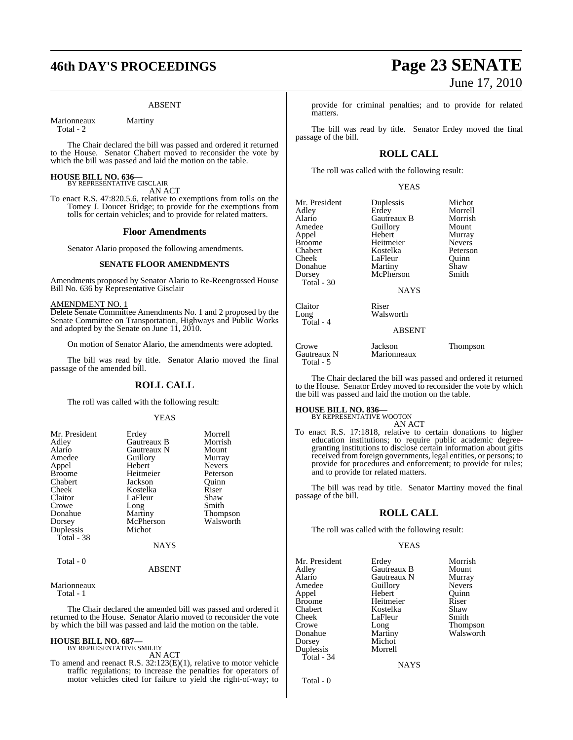ABSENT

| | | |
|---|---|---|
| Marionneaux | Martiny | |
| Total - 2 | | |

The Chair declared the bill was passed and ordered it returned to the House. Senator Chabert moved to reconsider the vote by which the bill was passed and laid the motion on the table.

**HOUSE BILL NO. 636—**
BY REPRESENTATIVE GISCLAIR
AN ACT

To enact R.S. 47:820.5.6, relative to exemptions from tolls on the Tomey J. Doucet Bridge; to provide for the exemptions from tolls for certain vehicles; and to provide for related matters.

## Floor Amendments

Senator Alario proposed the following amendments.

### SENATE FLOOR AMENDMENTS

Amendments proposed by Senator Alario to Re-Reengrossed House Bill No. 636 by Representative Gisclair

AMENDMENT NO. 1
Delete Senate Committee Amendments No. 1 and 2 proposed by the Senate Committee on Transportation, Highways and Public Works and adopted by the Senate on June 11, 2010.

On motion of Senator Alario, the amendments were adopted.

The bill was read by title. Senator Alario moved the final passage of the amended bill.

## ROLL CALL

The roll was called with the following result:

YEAS

| | | |
|---|---|---|
| Mr. President | Erdey | Morrell |
| Adley | Gautreaux B | Morrish |
| Alario | Gautreaux N | Mount |
| Amedee | Guillory | Murray |
| Appel | Hebert | Nevers |
| Broome | Heitmeier | Peterson |
| Chabert | Jackson | Quinn |
| Cheek | Kostelka | Riser |
| Claitor | LaFleur | Shaw |
| Crowe | Long | Smith |
| Donahue | Martiny | Thompson |
| Dorsey | McPherson | Walsworth |
| Duplessis | Michot | |
| Total - 38 | | |

NAYS

Total - 0

ABSENT

Marionneaux
Total - 1

The Chair declared the amended bill was passed and ordered it returned to the House. Senator Alario moved to reconsider the vote by which the bill was passed and laid the motion on the table.

**HOUSE BILL NO. 687—**
BY REPRESENTATIVE SMILEY
AN ACT

To amend and reenact R.S. 32:123(E)(1), relative to motor vehicle traffic regulations; to increase the penalties for operators of motor vehicles cited for failure to yield the right-of-way; to provide for criminal penalties; and to provide for related matters.

The bill was read by title. Senator Erdey moved the final passage of the bill.

## ROLL CALL

The roll was called with the following result:

YEAS

| | | |
|---|---|---|
| Mr. President | Duplessis | Michot |
| Adley | Erdey | Morrell |
| Alario | Gautreaux B | Morrish |
| Amedee | Guillory | Mount |
| Appel | Hebert | Murray |
| Broome | Heitmeier | Nevers |
| Chabert | Kostelka | Peterson |
| Cheek | LaFleur | Quinn |
| Donahue | Martiny | Shaw |
| Dorsey | McPherson | Smith |
| Total - 30 | | |

NAYS

| | |
|---|---|
| Claitor | Riser |
| Long | Walsworth |
| Total - 4 | |

ABSENT

| | | |
|---|---|---|
| Crowe | Jackson | Thompson |
| Gautreaux N | Marionneaux | |
| Total - 5 | | |

The Chair declared the bill was passed and ordered it returned to the House. Senator Erdey moved to reconsider the vote by which the bill was passed and laid the motion on the table.

**HOUSE BILL NO. 836—**
BY REPRESENTATIVE WOOTON
AN ACT

To enact R.S. 17:1818, relative to certain donations to higher education institutions; to require public academic degree-granting institutions to disclose certain information about gifts received from foreign governments, legal entities, or persons; to provide for procedures and enforcement; to provide for rules; and to provide for related matters.

The bill was read by title. Senator Martiny moved the final passage of the bill.

## ROLL CALL

The roll was called with the following result:

YEAS

| | | |
|---|---|---|
| Mr. President | Erdey | Morrish |
| Adley | Gautreaux B | Mount |
| Alario | Gautreaux N | Murray |
| Amedee | Guillory | Nevers |
| Appel | Hebert | Quinn |
| Broome | Heitmeier | Riser |
| Chabert | Kostelka | Shaw |
| Cheek | LaFleur | Smith |
| Crowe | Long | Thompson |
| Donahue | Martiny | Walsworth |
| Dorsey | Michot | |
| Duplessis | Morrell | |
| Total - 34 | | |

NAYS

Total - 0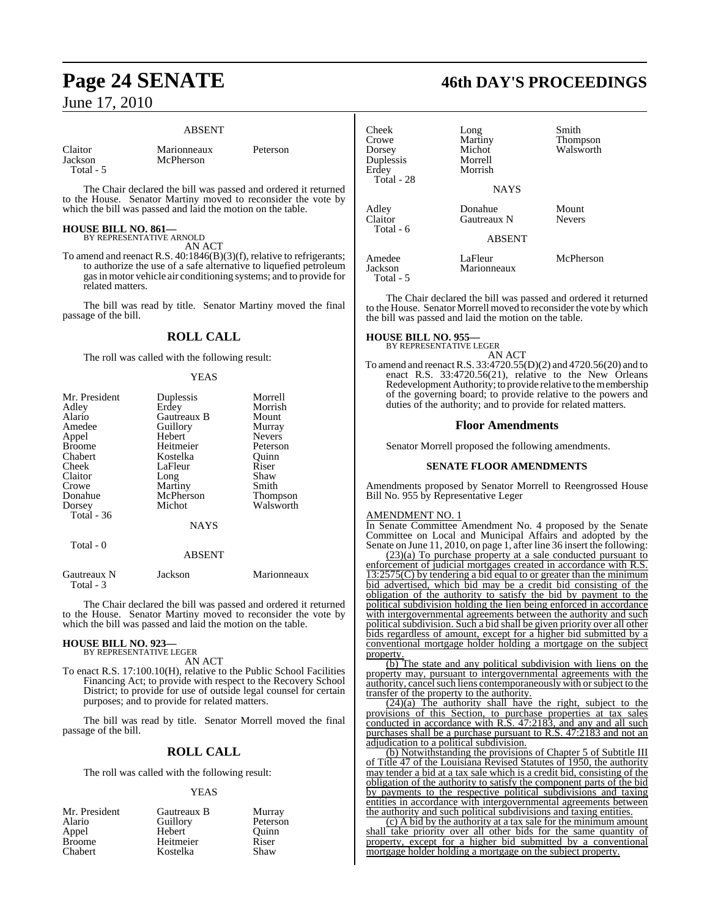ABSENT

| | | |
|---|---|---|
| Claitor | Marionneaux | Peterson |
| Jackson | McPherson | |
| Total - 5 | | |

The Chair declared the bill was passed and ordered it returned to the House. Senator Martiny moved to reconsider the vote by which the bill was passed and laid the motion on the table.

**HOUSE BILL NO. 861—**
BY REPRESENTATIVE ARNOLD
AN ACT

To amend and reenact R.S. 40:1846(B)(3)(f), relative to refrigerants; to authorize the use of a safe alternative to liquefied petroleum gas in motor vehicle air conditioning systems; and to provide for related matters.

The bill was read by title. Senator Martiny moved the final passage of the bill.

## ROLL CALL

The roll was called with the following result:

YEAS

| | | |
|---|---|---|
| Mr. President | Duplessis | Morrell |
| Adley | Erdey | Morrish |
| Alario | Gautreaux B | Mount |
| Amedee | Guillory | Murray |
| Appel | Hebert | Nevers |
| Broome | Heitmeier | Peterson |
| Chabert | Kostelka | Quinn |
| Cheek | LaFleur | Riser |
| Claitor | Long | Shaw |
| Crowe | Martiny | Smith |
| Donahue | McPherson | Thompson |
| Dorsey | Michot | Walsworth |
| Total - 36 | | |

NAYS

Total - 0

ABSENT

| | | |
|---|---|---|
| Gautreaux N | Jackson | Marionneaux |
| Total - 3 | | |

The Chair declared the bill was passed and ordered it returned to the House. Senator Martiny moved to reconsider the vote by which the bill was passed and laid the motion on the table.

**HOUSE BILL NO. 923—**
BY REPRESENTATIVE LEGER
AN ACT

To enact R.S. 17:100.10(H), relative to the Public School Facilities Financing Act; to provide with respect to the Recovery School District; to provide for use of outside legal counsel for certain purposes; and to provide for related matters.

The bill was read by title. Senator Morrell moved the final passage of the bill.

## ROLL CALL

The roll was called with the following result:

YEAS

| | | |
|---|---|---|
| Mr. President | Gautreaux B | Murray |
| Alario | Guillory | Peterson |
| Appel | Hebert | Quinn |
| Broome | Heitmeier | Riser |
| Chabert | Kostelka | Shaw |
| Cheek | Long | Smith |
| Crowe | Martiny | Thompson |
| Dorsey | Michot | Walsworth |
| Duplessis | Morrell | |
| Erdey | Morrish | |
| Total - 28 | | |

NAYS

| | | |
|---|---|---|
| Adley | Donahue | Mount |
| Claitor | Gautreaux N | Nevers |
| Total - 6 | | |

ABSENT

| | | |
|---|---|---|
| Amedee | LaFleur | McPherson |
| Jackson | Marionneaux | |
| Total - 5 | | |

The Chair declared the bill was passed and ordered it returned to the House. Senator Morrell moved to reconsider the vote by which the bill was passed and laid the motion on the table.

**HOUSE BILL NO. 955—**
BY REPRESENTATIVE LEGER
AN ACT

To amend and reenact R.S. 33:4720.55(D)(2) and 4720.56(20) and to enact R.S. 33:4720.56(21), relative to the New Orleans Redevelopment Authority; to provide relative to the membership of the governing board; to provide relative to the powers and duties of the authority; and to provide for related matters.

## Floor Amendments

Senator Morrell proposed the following amendments.

### SENATE FLOOR AMENDMENTS

Amendments proposed by Senator Morrell to Reengrossed House Bill No. 955 by Representative Leger

AMENDMENT NO. 1

In Senate Committee Amendment No. 4 proposed by the Senate Committee on Local and Municipal Affairs and adopted by the Senate on June 11, 2010, on page 1, after line 36 insert the following:

"(23)(a) To purchase property at a sale conducted pursuant to enforcement of judicial mortgages created in accordance with R.S. 13:2575(C) by tendering a bid equal to or greater than the minimum bid advertised, which bid may be a credit bid consisting of the obligation of the authority to satisfy the bid by payment to the political subdivision holding the lien being enforced in accordance with intergovernmental agreements between the authority and such political subdivision. Such a bid shall be given priority over all other bids regardless of amount, except for a higher bid submitted by a conventional mortgage holder holding a mortgage on the subject property.

(b) The state and any political subdivision with liens on the property may, pursuant to intergovernmental agreements with the authority, cancel such liens contemporaneously with or subject to the transfer of the property to the authority.

(24)(a) The authority shall have the right, subject to the provisions of this Section, to purchase properties at tax sales conducted in accordance with R.S. 47:2183, and any and all such purchases shall be a purchase pursuant to R.S. 47:2183 and not an adjudication to a political subdivision.

(b) Notwithstanding the provisions of Chapter 5 of Subtitle III of Title 47 of the Louisiana Revised Statutes of 1950, the authority may tender a bid at a tax sale which is a credit bid, consisting of the obligation of the authority to satisfy the component parts of the bid by payments to the respective political subdivisions and taxing entities in accordance with intergovernmental agreements between the authority and such political subdivisions and taxing entities.

(c) A bid by the authority at a tax sale for the minimum amount shall take priority over all other bids for the same quantity of property, except for a higher bid submitted by a conventional mortgage holder holding a mortgage on the subject property.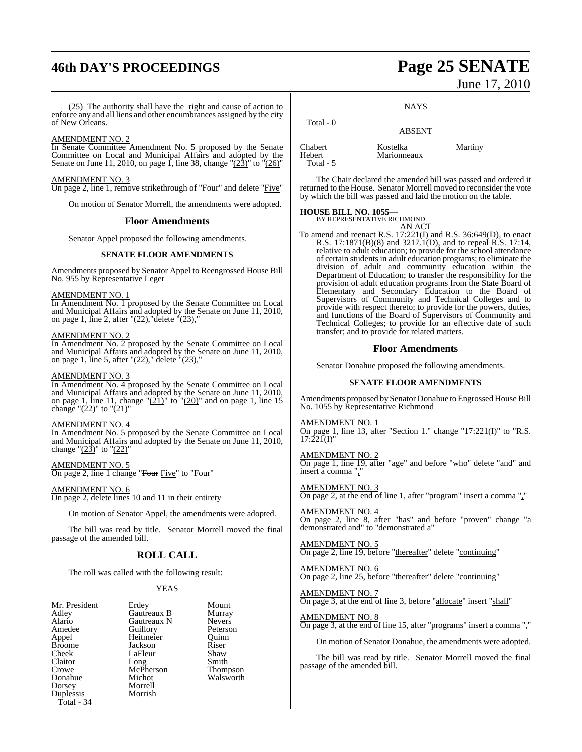(25) The authority shall have the right and cause of action to enforce any and all liens and other encumbrances assigned by the city of New Orleans.

AMENDMENT NO. 2
In Senate Committee Amendment No. 5 proposed by the Senate Committee on Local and Municipal Affairs and adopted by the Senate on June 11, 2010, on page 1, line 38, change "(23)" to "(26)"

AMENDMENT NO. 3
On page 2, line 1, remove strikethrough of "Four" and delete "Five"

On motion of Senator Morrell, the amendments were adopted.

## Floor Amendments

Senator Appel proposed the following amendments.

### SENATE FLOOR AMENDMENTS

Amendments proposed by Senator Appel to Reengrossed House Bill No. 955 by Representative Leger

AMENDMENT NO. 1
In Amendment No. 1 proposed by the Senate Committee on Local and Municipal Affairs and adopted by the Senate on June 11, 2010, on page 1, line 2, after "(22),"delete "(23),"

AMENDMENT NO. 2
In Amendment No. 2 proposed by the Senate Committee on Local and Municipal Affairs and adopted by the Senate on June 11, 2010, on page 1, line 5, after "(22)," delete "(23),"

AMENDMENT NO. 3
In Amendment No. 4 proposed by the Senate Committee on Local and Municipal Affairs and adopted by the Senate on June 11, 2010, on page 1, line 11, change "(21)" to "(20)" and on page 1, line 15 change "(22)" to "(21)"

AMENDMENT NO. 4
In Amendment No. 5 proposed by the Senate Committee on Local and Municipal Affairs and adopted by the Senate on June 11, 2010, change "(23)" to "(22)"

AMENDMENT NO. 5
On page 2, line 1 change "~~Four~~ Five" to "Four"

AMENDMENT NO. 6
On page 2, delete lines 10 and 11 in their entirety

On motion of Senator Appel, the amendments were adopted.

The bill was read by title. Senator Morrell moved the final passage of the amended bill.

## ROLL CALL

The roll was called with the following result:

YEAS

| | | |
|---|---|---|
| Mr. President | Erdey | Mount |
| Adley | Gautreaux B | Murray |
| Alario | Gautreaux N | Nevers |
| Amedee | Guillory | Peterson |
| Appel | Heitmeier | Quinn |
| Broome | Jackson | Riser |
| Cheek | LaFleur | Shaw |
| Claitor | Long | Smith |
| Crowe | McPherson | Thompson |
| Donahue | Michot | Walsworth |
| Dorsey | Morrell | |
| Duplessis | Morrish | |

Total - 34

NAYS

Total - 0

ABSENT

| | | |
|---|---|---|
| Chabert | Kostelka | Martiny |
| Hebert | Marionneaux | |

Total - 5

The Chair declared the amended bill was passed and ordered it returned to the House. Senator Morrell moved to reconsider the vote by which the bill was passed and laid the motion on the table.

**HOUSE BILL NO. 1055—**
BY REPRESENTATIVE RICHMOND
AN ACT

To amend and reenact R.S. 17:221(I) and R.S. 36:649(D), to enact R.S. 17:1871(B)(8) and 3217.1(D), and to repeal R.S. 17:14, relative to adult education; to provide for the school attendance of certain students in adult education programs; to eliminate the division of adult and community education within the Department of Education; to transfer the responsibility for the provision of adult education programs from the State Board of Elementary and Secondary Education to the Board of Supervisors of Community and Technical Colleges and to provide with respect thereto; to provide for the powers, duties, and functions of the Board of Supervisors of Community and Technical Colleges; to provide for an effective date of such transfer; and to provide for related matters.

## Floor Amendments

Senator Donahue proposed the following amendments.

### SENATE FLOOR AMENDMENTS

Amendments proposed by Senator Donahue to Engrossed House Bill No. 1055 by Representative Richmond

AMENDMENT NO. 1
On page 1, line 13, after "Section 1." change "17:221(I)" to "R.S. 17:221(I)"

AMENDMENT NO. 2
On page 1, line 19, after "age" and before "who" delete "and" and insert a comma ","

AMENDMENT NO. 3
On page 2, at the end of line 1, after "program" insert a comma ","

AMENDMENT NO. 4
On page 2, line 8, after "has" and before "proven" change "a demonstrated and" to "demonstrated a"

AMENDMENT NO. 5
On page 2, line 19, before "thereafter" delete "continuing"

AMENDMENT NO. 6
On page 2, line 25, before "thereafter" delete "continuing"

AMENDMENT NO. 7
On page 3, at the end of line 3, before "allocate" insert "shall"

AMENDMENT NO. 8
On page 3, at the end of line 15, after "programs" insert a comma ","

On motion of Senator Donahue, the amendments were adopted.

The bill was read by title. Senator Morrell moved the final passage of the amended bill.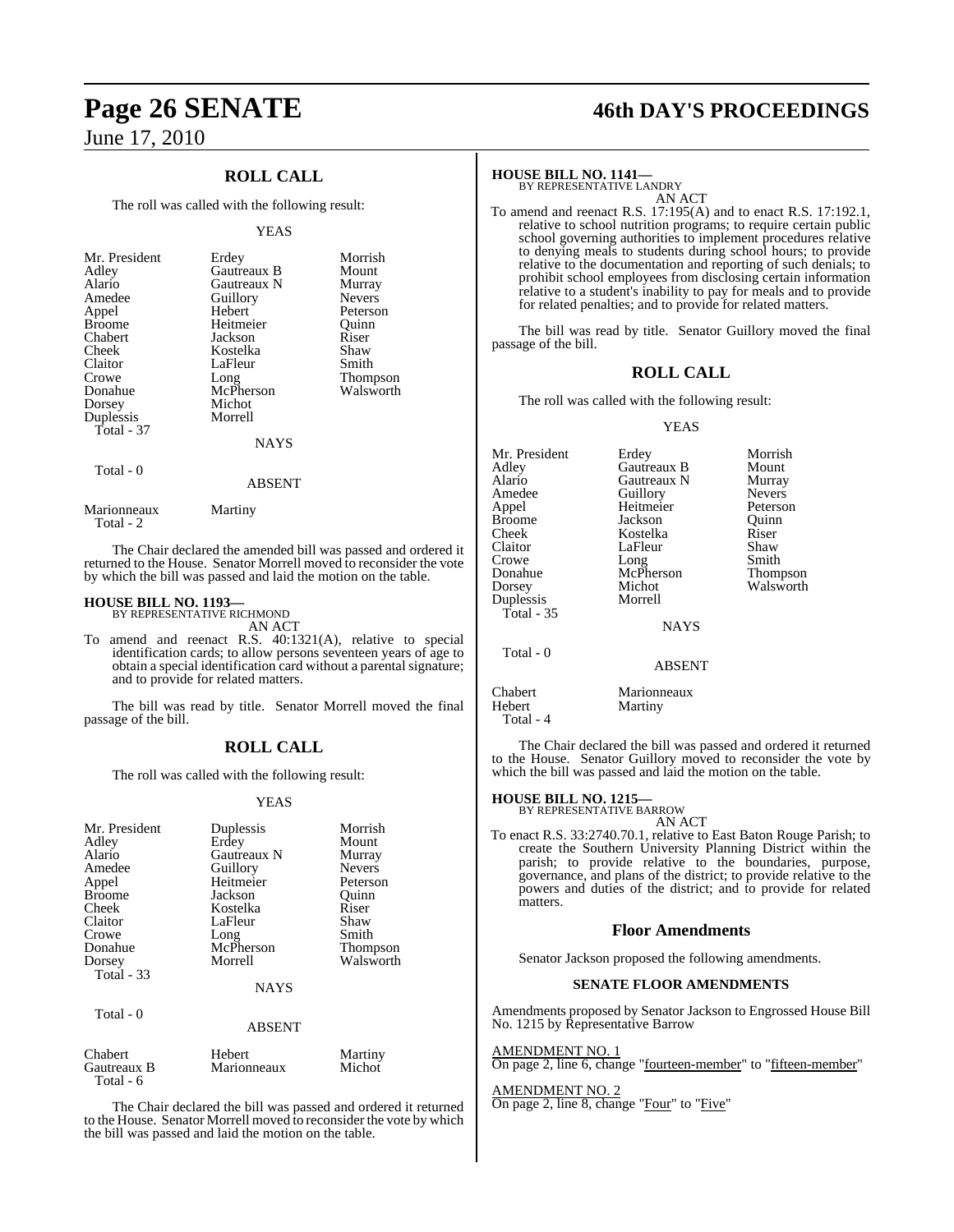## ROLL CALL

The roll was called with the following result:

YEAS

| | | |
|---|---|---|
| Mr. President | Erdey | Morrish |
| Adley | Gautreaux B | Mount |
| Alario | Gautreaux N | Murray |
| Amedee | Guillory | Nevers |
| Appel | Hebert | Peterson |
| Broome | Heitmeier | Quinn |
| Chabert | Jackson | Riser |
| Cheek | Kostelka | Shaw |
| Claitor | LaFleur | Smith |
| Crowe | Long | Thompson |
| Donahue | McPherson | Walsworth |
| Dorsey | Michot | |
| Duplessis | Morrell | |
| Total - 37 | | |

NAYS

Total - 0

ABSENT

Marionneaux Martiny
Total - 2

The Chair declared the amended bill was passed and ordered it returned to the House. Senator Morrell moved to reconsider the vote by which the bill was passed and laid the motion on the table.

**HOUSE BILL NO. 1193—**
BY REPRESENTATIVE RICHMOND

AN ACT

To amend and reenact R.S. 40:1321(A), relative to special identification cards; to allow persons seventeen years of age to obtain a special identification card without a parental signature; and to provide for related matters.

The bill was read by title. Senator Morrell moved the final passage of the bill.

## ROLL CALL

The roll was called with the following result:

YEAS

| | | |
|---|---|---|
| Mr. President | Duplessis | Morrish |
| Adley | Erdey | Mount |
| Alario | Gautreaux N | Murray |
| Amedee | Guillory | Nevers |
| Appel | Heitmeier | Peterson |
| Broome | Jackson | Quinn |
| Cheek | Kostelka | Riser |
| Claitor | LaFleur | Shaw |
| Crowe | Long | Smith |
| Donahue | McPherson | Thompson |
| Dorsey | Morrell | Walsworth |
| Total - 33 | | |

NAYS

Total - 0

ABSENT

| | | |
|---|---|---|
| Chabert | Hebert | Martiny |
| Gautreaux B | Marionneaux | Michot |
| Total - 6 | | |

The Chair declared the bill was passed and ordered it returned to the House. Senator Morrell moved to reconsider the vote by which the bill was passed and laid the motion on the table.

**HOUSE BILL NO. 1141—**
BY REPRESENTATIVE LANDRY

AN ACT

To amend and reenact R.S. 17:195(A) and to enact R.S. 17:192.1, relative to school nutrition programs; to require certain public school governing authorities to implement procedures relative to denying meals to students during school hours; to provide relative to the documentation and reporting of such denials; to prohibit school employees from disclosing certain information relative to a student's inability to pay for meals and to provide for related penalties; and to provide for related matters.

The bill was read by title. Senator Guillory moved the final passage of the bill.

## ROLL CALL

The roll was called with the following result:

YEAS

| | | |
|---|---|---|
| Mr. President | Erdey | Morrish |
| Adley | Gautreaux B | Mount |
| Alario | Gautreaux N | Murray |
| Amedee | Guillory | Nevers |
| Appel | Heitmeier | Peterson |
| Broome | Jackson | Quinn |
| Cheek | Kostelka | Riser |
| Claitor | LaFleur | Shaw |
| Crowe | Long | Smith |
| Donahue | McPherson | Thompson |
| Dorsey | Michot | Walsworth |
| Duplessis | Morrell | |
| Total - 35 | | |

NAYS

Total - 0

ABSENT

| | |
|---|---|
| Chabert | Marionneaux |
| Hebert | Martiny |
| Total - 4 | |

The Chair declared the bill was passed and ordered it returned to the House. Senator Guillory moved to reconsider the vote by which the bill was passed and laid the motion on the table.

**HOUSE BILL NO. 1215—**
BY REPRESENTATIVE BARROW

AN ACT

To enact R.S. 33:2740.70.1, relative to East Baton Rouge Parish; to create the Southern University Planning District within the parish; to provide relative to the boundaries, purpose, governance, and plans of the district; to provide relative to the powers and duties of the district; and to provide for related matters.

## Floor Amendments

Senator Jackson proposed the following amendments.

### SENATE FLOOR AMENDMENTS

Amendments proposed by Senator Jackson to Engrossed House Bill No. 1215 by Representative Barrow

AMENDMENT NO. 1
On page 2, line 6, change "fourteen-member" to "fifteen-member"

AMENDMENT NO. 2
On page 2, line 8, change "Four" to "Five"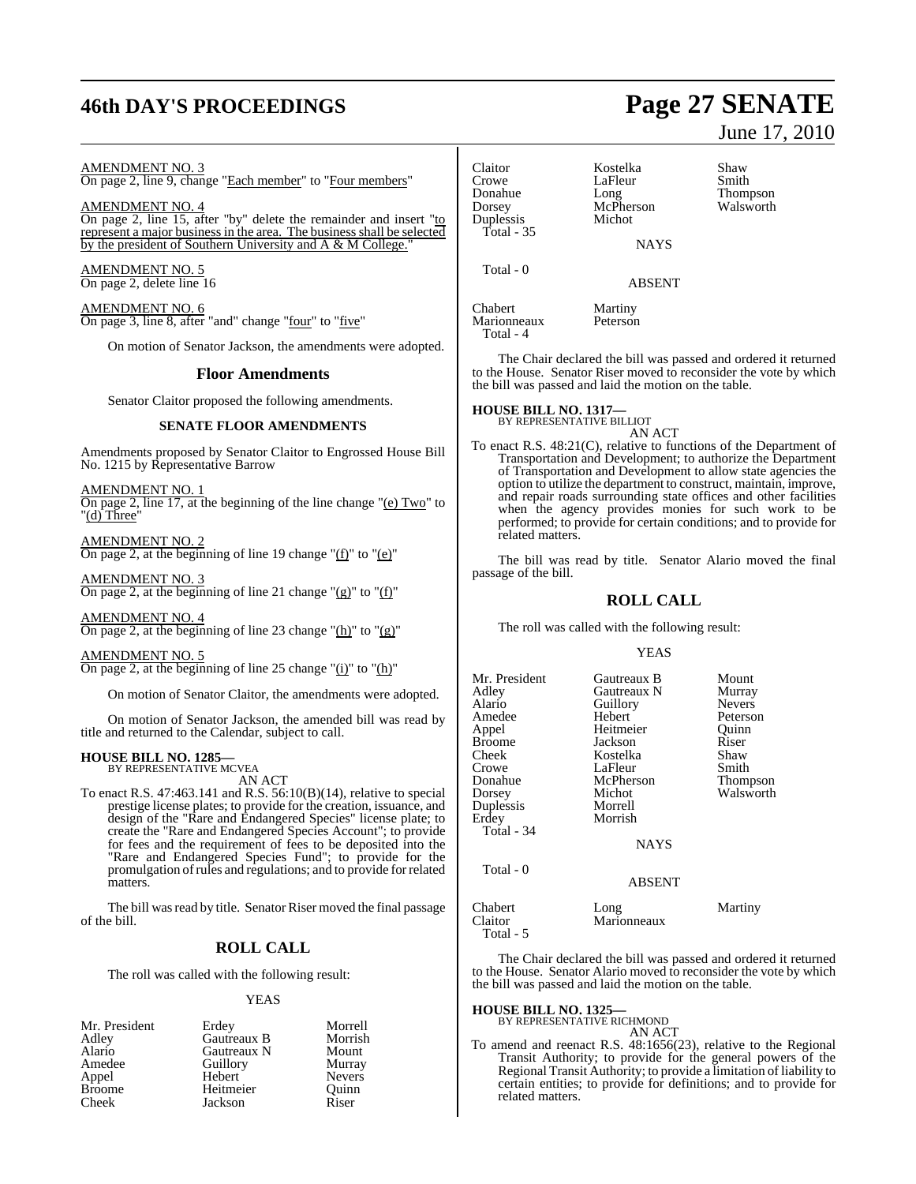AMENDMENT NO. 3
On page 2, line 9, change "Each member" to "Four members"

AMENDMENT NO. 4
On page 2, line 15, after "by" delete the remainder and insert "to represent a major business in the area. The business shall be selected by the president of Southern University and A & M College."

AMENDMENT NO. 5
On page 2, delete line 16

AMENDMENT NO. 6
On page 3, line 8, after "and" change "four" to "five"

On motion of Senator Jackson, the amendments were adopted.

## Floor Amendments

Senator Claitor proposed the following amendments.

### SENATE FLOOR AMENDMENTS

Amendments proposed by Senator Claitor to Engrossed House Bill No. 1215 by Representative Barrow

AMENDMENT NO. 1
On page 2, line 17, at the beginning of the line change "(e) Two" to "(d) Three"

AMENDMENT NO. 2
On page 2, at the beginning of line 19 change "(f)" to "(e)"

AMENDMENT NO. 3
On page 2, at the beginning of line 21 change "(g)" to "(f)"

AMENDMENT NO. 4
On page 2, at the beginning of line 23 change "(h)" to "(g)"

AMENDMENT NO. 5
On page 2, at the beginning of line 25 change "(i)" to "(h)"

On motion of Senator Claitor, the amendments were adopted.

On motion of Senator Jackson, the amended bill was read by title and returned to the Calendar, subject to call.

**HOUSE BILL NO. 1285—**
BY REPRESENTATIVE MCVEA

AN ACT

To enact R.S. 47:463.141 and R.S. 56:10(B)(14), relative to special prestige license plates; to provide for the creation, issuance, and design of the "Rare and Endangered Species" license plate; to create the "Rare and Endangered Species Account"; to provide for fees and the requirement of fees to be deposited into the "Rare and Endangered Species Fund"; to provide for the promulgation of rules and regulations; and to provide for related matters.

The bill was read by title. Senator Riser moved the final passage of the bill.

## ROLL CALL

The roll was called with the following result:

YEAS

| | | |
|---|---|---|
| Mr. President | Erdey | Morrell |
| Adley | Gautreaux B | Morrish |
| Alario | Gautreaux N | Mount |
| Amedee | Guillory | Murray |
| Appel | Hebert | Nevers |
| Broome | Heitmeier | Quinn |
| Cheek | Jackson | Riser |
| Claitor | Kostelka | Shaw |
| Crowe | LaFleur | Smith |
| Donahue | Long | Thompson |
| Dorsey | McPherson | Walsworth |
| Duplessis | Michot | |

Total - 35

NAYS

Total - 0

ABSENT

| | |
|---|---|
| Chabert | Martiny |
| Marionneaux | Peterson |

Total - 4

The Chair declared the bill was passed and ordered it returned to the House. Senator Riser moved to reconsider the vote by which the bill was passed and laid the motion on the table.

**HOUSE BILL NO. 1317—**
BY REPRESENTATIVE BILLIOT

AN ACT

To enact R.S. 48:21(C), relative to functions of the Department of Transportation and Development; to authorize the Department of Transportation and Development to allow state agencies the option to utilize the department to construct, maintain, improve, and repair roads surrounding state offices and other facilities when the agency provides monies for such work to be performed; to provide for certain conditions; and to provide for related matters.

The bill was read by title. Senator Alario moved the final passage of the bill.

## ROLL CALL

The roll was called with the following result:

YEAS

| | | |
|---|---|---|
| Mr. President | Gautreaux B | Mount |
| Adley | Gautreaux N | Murray |
| Alario | Guillory | Nevers |
| Amedee | Hebert | Peterson |
| Appel | Heitmeier | Quinn |
| Broome | Jackson | Riser |
| Cheek | Kostelka | Shaw |
| Crowe | LaFleur | Smith |
| Donahue | McPherson | Thompson |
| Dorsey | Michot | Walsworth |
| Duplessis | Morrell | |
| Erdey | Morrish | |

Total - 34

NAYS

Total - 0

ABSENT

| | | |
|---|---|---|
| Chabert | Long | Martiny |
| Claitor | Marionneaux | |

Total - 5

The Chair declared the bill was passed and ordered it returned to the House. Senator Alario moved to reconsider the vote by which the bill was passed and laid the motion on the table.

**HOUSE BILL NO. 1325—**
BY REPRESENTATIVE RICHMOND

AN ACT

To amend and reenact R.S. 48:1656(23), relative to the Regional Transit Authority; to provide for the general powers of the Regional Transit Authority; to provide a limitation of liability to certain entities; to provide for definitions; and to provide for related matters.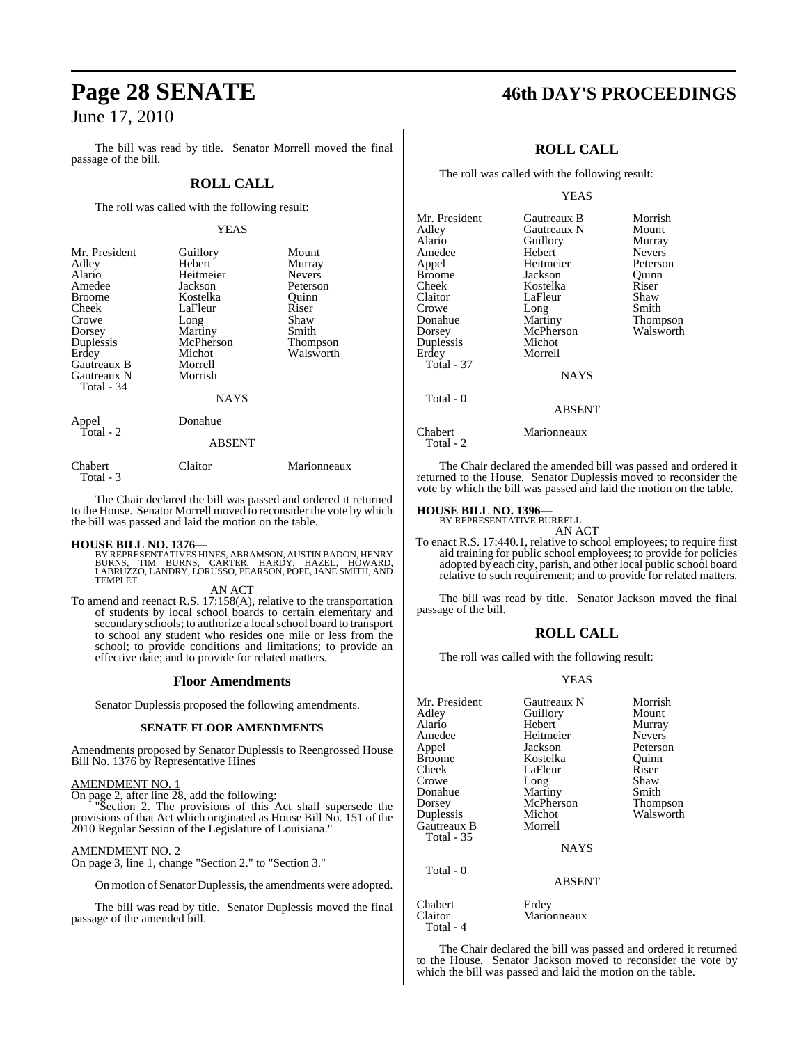The bill was read by title. Senator Morrell moved the final passage of the bill.

## ROLL CALL

The roll was called with the following result:

YEAS

| | | |
|---|---|---|
| Mr. President | Guillory | Mount |
| Adley | Hebert | Murray |
| Alario | Heitmeier | Nevers |
| Amedee | Jackson | Peterson |
| Broome | Kostelka | Quinn |
| Cheek | LaFleur | Riser |
| Crowe | Long | Shaw |
| Dorsey | Martiny | Smith |
| Duplessis | McPherson | Thompson |
| Erdey | Michot | Walsworth |
| Gautreaux B | Morrell | |
| Gautreaux N | Morrish | |
| Total - 34 | | |

NAYS

| | |
|---|---|
| Appel | Donahue |
| Total - 2 | |

ABSENT

| | | |
|---|---|---|
| Chabert | Claitor | Marionneaux |
| Total - 3 | | |

The Chair declared the bill was passed and ordered it returned to the House. Senator Morrell moved to reconsider the vote by which the bill was passed and laid the motion on the table.

**HOUSE BILL NO. 1376—**
BY REPRESENTATIVES HINES, ABRAMSON, AUSTIN BADON, HENRY BURNS, TIM BURNS, CARTER, HARDY, HAZEL, HOWARD, LABRUZZO, LANDRY, LORUSSO, PEARSON, POPE, JANE SMITH, AND TEMPLET

AN ACT

To amend and reenact R.S. 17:158(A), relative to the transportation of students by local school boards to certain elementary and secondary schools; to authorize a local school board to transport to school any student who resides one mile or less from the school; to provide conditions and limitations; to provide an effective date; and to provide for related matters.

### Floor Amendments

Senator Duplessis proposed the following amendments.

#### SENATE FLOOR AMENDMENTS

Amendments proposed by Senator Duplessis to Reengrossed House Bill No. 1376 by Representative Hines

AMENDMENT NO. 1
On page 2, after line 28, add the following:
"Section 2. The provisions of this Act shall supersede the provisions of that Act which originated as House Bill No. 151 of the 2010 Regular Session of the Legislature of Louisiana."

AMENDMENT NO. 2
On page 3, line 1, change "Section 2." to "Section 3."

On motion of Senator Duplessis, the amendments were adopted.

The bill was read by title. Senator Duplessis moved the final passage of the amended bill.

## ROLL CALL

The roll was called with the following result:

YEAS

| | | |
|---|---|---|
| Mr. President | Gautreaux B | Morrish |
| Adley | Gautreaux N | Mount |
| Alario | Guillory | Murray |
| Amedee | Hebert | Nevers |
| Appel | Heitmeier | Peterson |
| Broome | Jackson | Quinn |
| Cheek | Kostelka | Riser |
| Claitor | LaFleur | Shaw |
| Crowe | Long | Smith |
| Donahue | Martiny | Thompson |
| Dorsey | McPherson | Walsworth |
| Duplessis | Michot | |
| Erdey | Morrell | |
| Total - 37 | | |

NAYS

Total - 0

ABSENT

| | |
|---|---|
| Chabert | Marionneaux |
| Total - 2 | |

The Chair declared the amended bill was passed and ordered it returned to the House. Senator Duplessis moved to reconsider the vote by which the bill was passed and laid the motion on the table.

**HOUSE BILL NO. 1396—**
BY REPRESENTATIVE BURRELL

AN ACT

To enact R.S. 17:440.1, relative to school employees; to require first aid training for public school employees; to provide for policies adopted by each city, parish, and other local public school board relative to such requirement; and to provide for related matters.

The bill was read by title. Senator Jackson moved the final passage of the bill.

## ROLL CALL

The roll was called with the following result:

YEAS

| | | |
|---|---|---|
| Mr. President | Gautreaux N | Morrish |
| Adley | Guillory | Mount |
| Alario | Hebert | Murray |
| Amedee | Heitmeier | Nevers |
| Appel | Jackson | Peterson |
| Broome | Kostelka | Quinn |
| Cheek | LaFleur | Riser |
| Crowe | Long | Shaw |
| Donahue | Martiny | Smith |
| Dorsey | McPherson | Thompson |
| Duplessis | Michot | Walsworth |
| Gautreaux B | Morrell | |
| Total - 35 | | |

NAYS

Total - 0

ABSENT

| | |
|---|---|
| Chabert | Erdey |
| Claitor | Marionneaux |
| Total - 4 | |

The Chair declared the bill was passed and ordered it returned to the House. Senator Jackson moved to reconsider the vote by which the bill was passed and laid the motion on the table.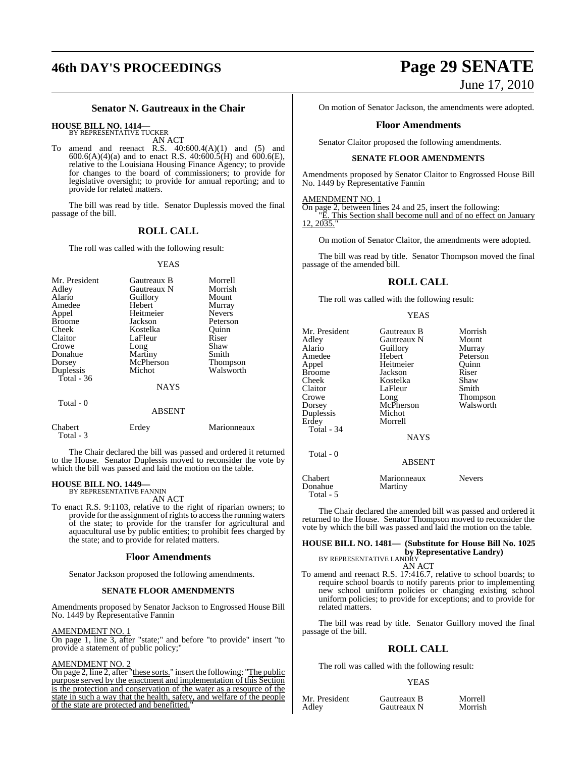## Senator N. Gautreaux in the Chair

**HOUSE BILL NO. 1414—**
BY REPRESENTATIVE TUCKER

AN ACT

To amend and reenact R.S. 40:600.4(A)(1) and (5) and 600.6(A)(4)(a) and to enact R.S. 40:600.5(H) and 600.6(E), relative to the Louisiana Housing Finance Agency; to provide for changes to the board of commissioners; to provide for legislative oversight; to provide for annual reporting; and to provide for related matters.

The bill was read by title. Senator Duplessis moved the final passage of the bill.

## ROLL CALL

The roll was called with the following result:

YEAS

| | | |
|---|---|---|
| Mr. President | Gautreaux B | Morrell |
| Adley | Gautreaux N | Morrish |
| Alario | Guillory | Mount |
| Amedee | Hebert | Murray |
| Appel | Heitmeier | Nevers |
| Broome | Jackson | Peterson |
| Cheek | Kostelka | Quinn |
| Claitor | LaFleur | Riser |
| Crowe | Long | Shaw |
| Donahue | Martiny | Smith |
| Dorsey | McPherson | Thompson |
| Duplessis | Michot | Walsworth |
| Total - 36 | | |

NAYS

Total - 0

ABSENT

| | | |
|---|---|---|
| Chabert | Erdey | Marionneaux |
| Total - 3 | | |

The Chair declared the bill was passed and ordered it returned to the House. Senator Duplessis moved to reconsider the vote by which the bill was passed and laid the motion on the table.

**HOUSE BILL NO. 1449—**
BY REPRESENTATIVE FANNIN

AN ACT

To enact R.S. 9:1103, relative to the right of riparian owners; to provide for the assignment of rights to access the running waters of the state; to provide for the transfer for agricultural and aquacultural use by public entities; to prohibit fees charged by the state; and to provide for related matters.

## Floor Amendments

Senator Jackson proposed the following amendments.

### SENATE FLOOR AMENDMENTS

Amendments proposed by Senator Jackson to Engrossed House Bill No. 1449 by Representative Fannin

AMENDMENT NO. 1

On page 1, line 3, after "state;" and before "to provide" insert "to provide a statement of public policy;"

AMENDMENT NO. 2

On page 2, line 2, after "these sorts." insert the following: "The public purpose served by the enactment and implementation of this Section is the protection and conservation of the water as a resource of the state in such a way that the health, safety, and welfare of the people of the state are protected and benefitted."

On motion of Senator Jackson, the amendments were adopted.

## Floor Amendments

Senator Claitor proposed the following amendments.

### SENATE FLOOR AMENDMENTS

Amendments proposed by Senator Claitor to Engrossed House Bill No. 1449 by Representative Fannin

AMENDMENT NO. 1

On page 2, between lines 24 and 25, insert the following:
"E. This Section shall become null and of no effect on January 12, 2035."

On motion of Senator Claitor, the amendments were adopted.

The bill was read by title. Senator Thompson moved the final passage of the amended bill.

## ROLL CALL

The roll was called with the following result:

YEAS

| | | |
|---|---|---|
| Mr. President | Gautreaux B | Morrish |
| Adley | Gautreaux N | Mount |
| Alario | Guillory | Murray |
| Amedee | Hebert | Peterson |
| Appel | Heitmeier | Quinn |
| Broome | Jackson | Riser |
| Cheek | Kostelka | Shaw |
| Claitor | LaFleur | Smith |
| Crowe | Long | Thompson |
| Dorsey | McPherson | Walsworth |
| Duplessis | Michot | |
| Erdey | Morrell | |
| Total - 34 | | |

NAYS

Total - 0

ABSENT

| | | |
|---|---|---|
| Chabert | Marionneaux | Nevers |
| Donahue | Martiny | |
| Total - 5 | | |

The Chair declared the amended bill was passed and ordered it returned to the House. Senator Thompson moved to reconsider the vote by which the bill was passed and laid the motion on the table.

**HOUSE BILL NO. 1481— (Substitute for House Bill No. 1025 by Representative Landry)**
BY REPRESENTATIVE LANDRY

AN ACT

To amend and reenact R.S. 17:416.7, relative to school boards; to require school boards to notify parents prior to implementing new school uniform policies or changing existing school uniform policies; to provide for exceptions; and to provide for related matters.

The bill was read by title. Senator Guillory moved the final passage of the bill.

## ROLL CALL

The roll was called with the following result:

YEAS

| | | |
|---|---|---|
| Mr. President | Gautreaux B | Morrell |
| Adley | Gautreaux N | Morrish |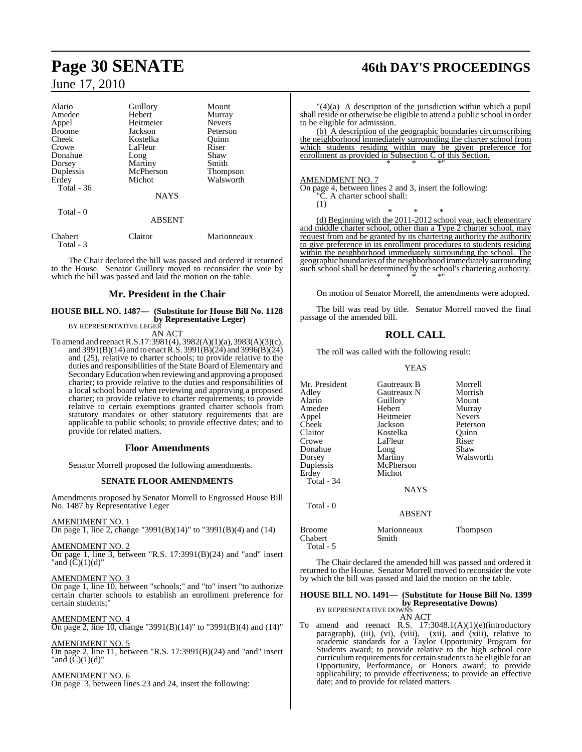| | | |
|---|---|---|
| Alario | Guillory | Mount |
| Amedee | Hebert | Murray |
| Appel | Heitmeier | Nevers |
| Broome | Jackson | Peterson |
| Cheek | Kostelka | Quinn |
| Crowe | LaFleur | Riser |
| Donahue | Long | Shaw |
| Dorsey | Martiny | Smith |
| Duplessis | McPherson | Thompson |
| Erdey | Michot | Walsworth |
| Total - 36 | | |

NAYS

Total - 0

ABSENT

| | | |
|---|---|---|
| Chabert | Claitor | Marionneaux |
| Total - 3 | | |

The Chair declared the bill was passed and ordered it returned to the House. Senator Guillory moved to reconsider the vote by which the bill was passed and laid the motion on the table.

## Mr. President in the Chair

**HOUSE BILL NO. 1487— (Substitute for House Bill No. 1128 by Representative Leger)**
BY REPRESENTATIVE LEGER

AN ACT

To amend and reenact R.S.17:3981(4), 3982(A)(1)(a), 3983(A)(3)(c), and 3991(B)(14) and to enact R.S. 3991(B)(24) and 3996(B)(24) and (25), relative to charter schools; to provide relative to the duties and responsibilities of the State Board of Elementary and Secondary Education when reviewing and approving a proposed charter; to provide relative to the duties and responsibilities of a local school board when reviewing and approving a proposed charter; to provide relative to charter requirements; to provide relative to certain exemptions granted charter schools from statutory mandates or other statutory requirements that are applicable to public schools; to provide effective dates; and to provide for related matters.

## Floor Amendments

Senator Morrell proposed the following amendments.

### SENATE FLOOR AMENDMENTS

Amendments proposed by Senator Morrell to Engrossed House Bill No. 1487 by Representative Leger

AMENDMENT NO. 1
On page 1, line 2, change "3991(B)(14)" to "3991(B)(4) and (14)

AMENDMENT NO. 2
On page 1, line 3, between "R.S. 17:3991(B)(24) and "and" insert "and (C)(1)(d)"

AMENDMENT NO. 3
On page 1, line 10, between "schools;" and "to" insert "to authorize certain charter schools to establish an enrollment preference for certain students;"

AMENDMENT NO. 4
On page 2, line 10, change "3991(B)(14)" to "3991(B)(4) and (14)"

AMENDMENT NO. 5
On page 2, line 11, between "R.S. 17:3991(B)(24) and "and" insert "and (C)(1)(d)"

AMENDMENT NO. 6
On page 3, between lines 23 and 24, insert the following:

"(4)(a) A description of the jurisdiction within which a pupil shall reside or otherwise be eligible to attend a public school in order to be eligible for admission.

(b) A description of the geographic boundaries circumscribing the neighborhood immediately surrounding the charter school from which students residing within may be given preference for enrollment as provided in Subsection C of this Section.

\* \* \*"

AMENDMENT NO. 7
On page 4, between lines 2 and 3, insert the following:

"C. A charter school shall:

(1)

\* \* \*

(d) Beginning with the 2011-2012 school year, each elementary and middle charter school, other than a Type 2 charter school, may request from and be granted by its chartering authority the authority to give preference in its enrollment procedures to students residing within the neighborhood immediately surrounding the school. The geographic boundaries of the neighborhood immediately surrounding such school shall be determined by the school's chartering authority.

\* \* \*"

On motion of Senator Morrell, the amendments were adopted.

The bill was read by title. Senator Morrell moved the final passage of the amended bill.

## ROLL CALL

The roll was called with the following result:

YEAS

| | | |
|---|---|---|
| Mr. President | Gautreaux B | Morrell |
| Adley | Gautreaux N | Morrish |
| Alario | Guillory | Mount |
| Amedee | Hebert | Murray |
| Appel | Heitmeier | Nevers |
| Cheek | Jackson | Peterson |
| Claitor | Kostelka | Quinn |
| Crowe | LaFleur | Riser |
| Donahue | Long | Shaw |
| Dorsey | Martiny | Walsworth |
| Duplessis | McPherson | |
| Erdey | Michot | |
| Total - 34 | | |

NAYS

Total - 0

ABSENT

| | | |
|---|---|---|
| Broome | Marionneaux | Thompson |
| Chabert | Smith | |
| Total - 5 | | |

The Chair declared the amended bill was passed and ordered it returned to the House. Senator Morrell moved to reconsider the vote by which the bill was passed and laid the motion on the table.

**HOUSE BILL NO. 1491— (Substitute for House Bill No. 1399 by Representative Downs)**
BY REPRESENTATIVE DOWNS

AN ACT

To amend and reenact R.S. 17:3048.1(A)(1)(e)(introductory paragraph), (iii), (vi), (viii), (xii), and (xiii), relative to academic standards for a Taylor Opportunity Program for Students award; to provide relative to the high school core curriculum requirements for certain students to be eligible for an Opportunity, Performance, or Honors award; to provide applicability; to provide effectiveness; to provide an effective date; and to provide for related matters.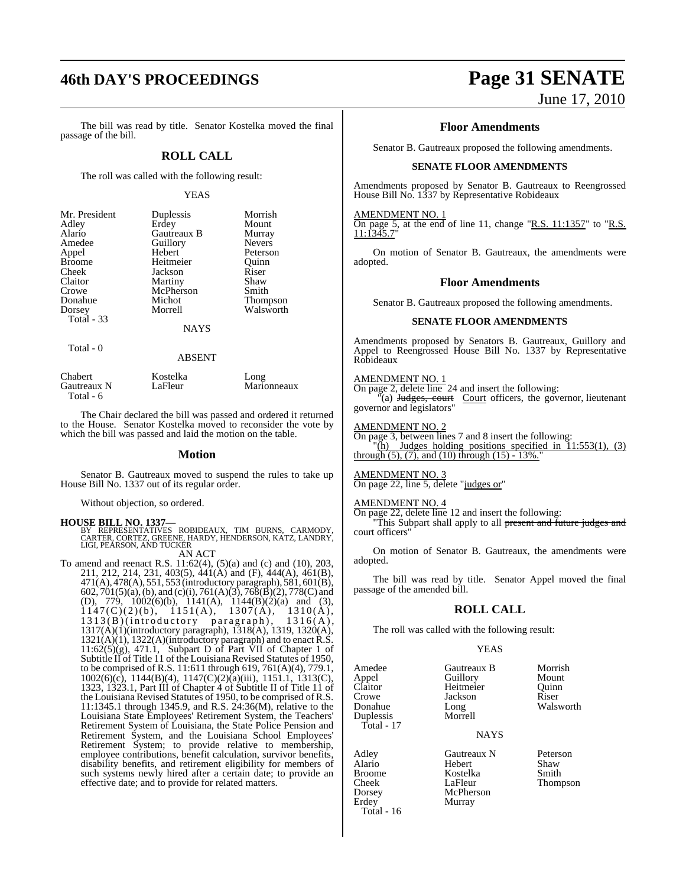The bill was read by title. Senator Kostelka moved the final passage of the bill.

## ROLL CALL

The roll was called with the following result:

YEAS

| | | |
|---|---|---|
| Mr. President | Duplessis | Morrish |
| Adley | Erdey | Mount |
| Alario | Gautreaux B | Murray |
| Amedee | Guillory | Nevers |
| Appel | Hebert | Peterson |
| Broome | Heitmeier | Quinn |
| Cheek | Jackson | Riser |
| Claitor | Martiny | Shaw |
| Crowe | McPherson | Smith |
| Donahue | Michot | Thompson |
| Dorsey | Morrell | Walsworth |
| Total - 33 | | |

NAYS

Total - 0

ABSENT

| | | |
|---|---|---|
| Chabert | Kostelka | Long |
| Gautreaux N | LaFleur | Marionneaux |
| Total - 6 | | |

The Chair declared the bill was passed and ordered it returned to the House. Senator Kostelka moved to reconsider the vote by which the bill was passed and laid the motion on the table.

### Motion

Senator B. Gautreaux moved to suspend the rules to take up House Bill No. 1337 out of its regular order.

Without objection, so ordered.

**HOUSE BILL NO. 1337—**
BY REPRESENTATIVES ROBIDEAUX, TIM BURNS, CARMODY, CARTER, CORTEZ, GREENE, HARDY, HENDERSON, KATZ, LANDRY, LIGI, PEARSON, AND TUCKER

AN ACT

To amend and reenact R.S. 11:62(4), (5)(a) and (c) and (10), 203, 211, 212, 214, 231, 403(5), 441(A) and (F), 444(A), 461(B), 471(A), 478(A), 551, 553 (introductory paragraph), 581, 601(B), 602, 701(5)(a), (b), and (c)(i), 761(A)(3), 768(B)(2), 778(C) and (D), 779, 1002(6)(b), 1141(A), 1144(B)(2)(a) and (3), 1147(C)(2)(b), 1151(A), 1307(A), 1310(A), 1313(B)(introductory paragraph), 1316(A), 1317(A)(1)(introductory paragraph), 1318(A), 1319, 1320(A), 1321(A)(1), 1322(A)(introductory paragraph) and to enact R.S. 11:62(5)(g), 471.1, Subpart D of Part VII of Chapter 1 of Subtitle II of Title 11 of the Louisiana Revised Statutes of 1950, to be comprised of R.S. 11:611 through 619, 761(A)(4), 779.1, 1002(6)(c), 1144(B)(4), 1147(C)(2)(a)(iii), 1151.1, 1313(C), 1323, 1323.1, Part III of Chapter 4 of Subtitle II of Title 11 of the Louisiana Revised Statutes of 1950, to be comprised of R.S. 11:1345.1 through 1345.9, and R.S. 24:36(M), relative to the Louisiana State Employees' Retirement System, the Teachers' Retirement System of Louisiana, the State Police Pension and Retirement System, and the Louisiana School Employees' Retirement System; to provide relative to membership, employee contributions, benefit calculation, survivor benefits, disability benefits, and retirement eligibility for members of such systems newly hired after a certain date; to provide an effective date; and to provide for related matters.

### Floor Amendments

Senator B. Gautreaux proposed the following amendments.

**SENATE FLOOR AMENDMENTS**

Amendments proposed by Senator B. Gautreaux to Reengrossed House Bill No. 1337 by Representative Robideaux

AMENDMENT NO. 1
On page 5, at the end of line 11, change "R.S. 11:1357" to "R.S. 11:1345.7"

On motion of Senator B. Gautreaux, the amendments were adopted.

### Floor Amendments

Senator B. Gautreaux proposed the following amendments.

**SENATE FLOOR AMENDMENTS**

Amendments proposed by Senators B. Gautreaux, Guillory and Appel to Reengrossed House Bill No. 1337 by Representative Robideaux

AMENDMENT NO. 1
On page 2, delete line 24 and insert the following:
"(a) ~~Judges, court~~ Court officers, the governor, lieutenant governor and legislators"

AMENDMENT NO. 2
On page 3, between lines 7 and 8 insert the following:
"(h) Judges holding positions specified in 11:553(1), (3) through (5), (7), and (10) through (15) - 13%."

AMENDMENT NO. 3
On page 22, line 5, delete "judges or"

AMENDMENT NO. 4
On page 22, delete line 12 and insert the following:
"This Subpart shall apply to all ~~present and future judges and~~ court officers"

On motion of Senator B. Gautreaux, the amendments were adopted.

The bill was read by title. Senator Appel moved the final passage of the amended bill.

## ROLL CALL

The roll was called with the following result:

YEAS

| | | |
|---|---|---|
| Amedee | Gautreaux B | Morrish |
| Appel | Guillory | Mount |
| Claitor | Heitmeier | Quinn |
| Crowe | Jackson | Riser |
| Donahue | Long | Walsworth |
| Duplessis | Morrell | |
| Total - 17 | | |

NAYS

| | | |
|---|---|---|
| Adley | Gautreaux N | Peterson |
| Alario | Hebert | Shaw |
| Broome | Kostelka | Smith |
| Cheek | LaFleur | Thompson |
| Dorsey | McPherson | |
| Erdey | Murray | |
| Total - 16 | | |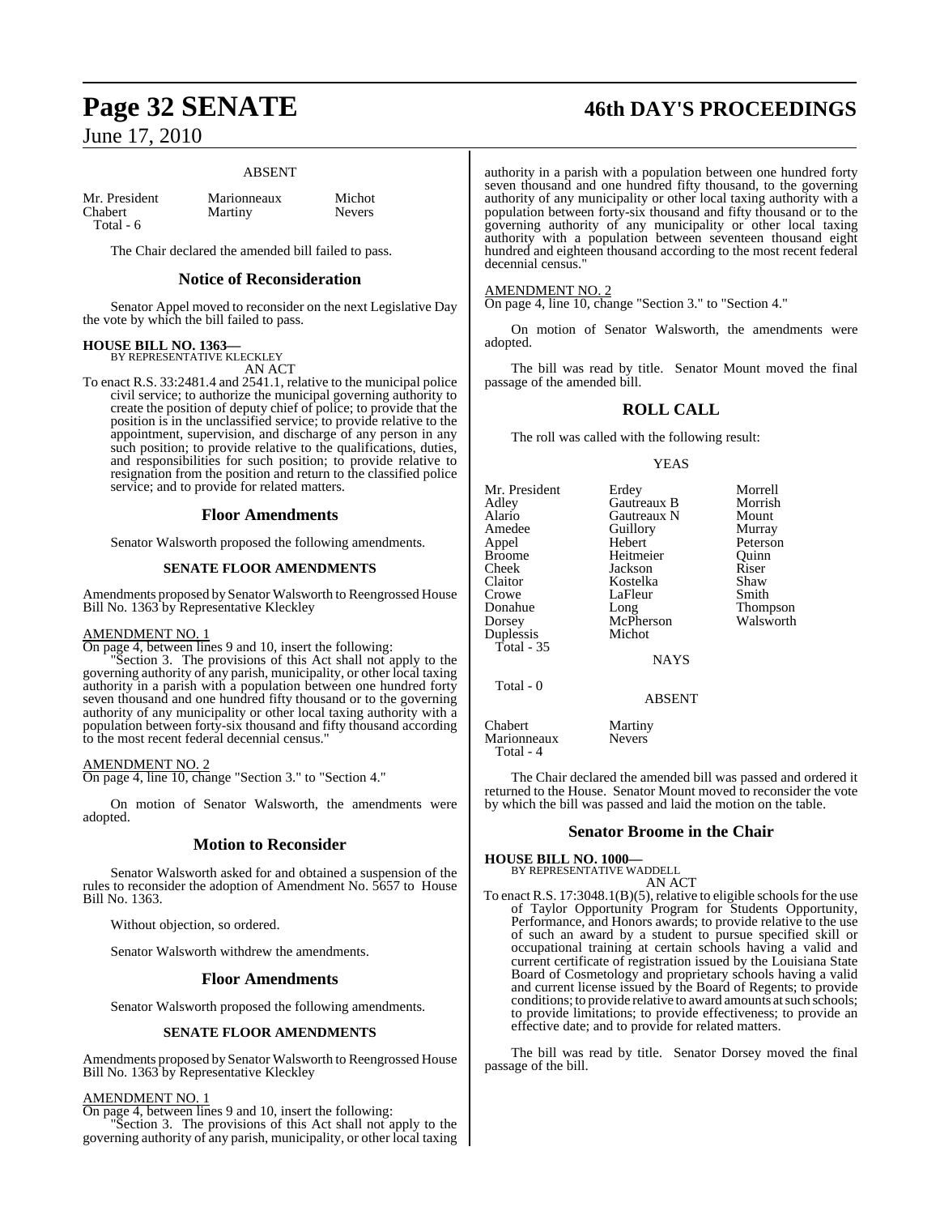ABSENT

| | | |
|---|---|---|
| Mr. President | Marionneaux | Michot |
| Chabert | Martiny | Nevers |
| Total - 6 | | |

The Chair declared the amended bill failed to pass.

## Notice of Reconsideration

Senator Appel moved to reconsider on the next Legislative Day the vote by which the bill failed to pass.

**HOUSE BILL NO. 1363—**
BY REPRESENTATIVE KLECKLEY
AN ACT

To enact R.S. 33:2481.4 and 2541.1, relative to the municipal police civil service; to authorize the municipal governing authority to create the position of deputy chief of police; to provide that the position is in the unclassified service; to provide relative to the appointment, supervision, and discharge of any person in any such position; to provide relative to the qualifications, duties, and responsibilities for such position; to provide relative to resignation from the position and return to the classified police service; and to provide for related matters.

## Floor Amendments

Senator Walsworth proposed the following amendments.

### SENATE FLOOR AMENDMENTS

Amendments proposed by Senator Walsworth to Reengrossed House Bill No. 1363 by Representative Kleckley

AMENDMENT NO. 1
On page 4, between lines 9 and 10, insert the following:
"Section 3. The provisions of this Act shall not apply to the governing authority of any parish, municipality, or other local taxing authority in a parish with a population between one hundred forty seven thousand and one hundred fifty thousand or to the governing authority of any municipality or other local taxing authority with a population between forty-six thousand and fifty thousand according to the most recent federal decennial census."

AMENDMENT NO. 2
On page 4, line 10, change "Section 3." to "Section 4."

On motion of Senator Walsworth, the amendments were adopted.

## Motion to Reconsider

Senator Walsworth asked for and obtained a suspension of the rules to reconsider the adoption of Amendment No. 5657 to House Bill No. 1363.

Without objection, so ordered.

Senator Walsworth withdrew the amendments.

## Floor Amendments

Senator Walsworth proposed the following amendments.

### SENATE FLOOR AMENDMENTS

Amendments proposed by Senator Walsworth to Reengrossed House Bill No. 1363 by Representative Kleckley

AMENDMENT NO. 1
On page 4, between lines 9 and 10, insert the following:
"Section 3. The provisions of this Act shall not apply to the governing authority of any parish, municipality, or other local taxing authority in a parish with a population between one hundred forty seven thousand and one hundred fifty thousand, to the governing authority of any municipality or other local taxing authority with a population between forty-six thousand and fifty thousand or to the governing authority of any municipality or other local taxing authority with a population between seventeen thousand eight hundred and eighteen thousand according to the most recent federal decennial census."

AMENDMENT NO. 2
On page 4, line 10, change "Section 3." to "Section 4."

On motion of Senator Walsworth, the amendments were adopted.

The bill was read by title. Senator Mount moved the final passage of the amended bill.

## ROLL CALL

The roll was called with the following result:

YEAS

| | | |
|---|---|---|
| Mr. President | Erdey | Morrell |
| Adley | Gautreaux B | Morrish |
| Alario | Gautreaux N | Mount |
| Amedee | Guillory | Murray |
| Appel | Hebert | Peterson |
| Broome | Heitmeier | Quinn |
| Cheek | Jackson | Riser |
| Claitor | Kostelka | Shaw |
| Crowe | LaFleur | Smith |
| Donahue | Long | Thompson |
| Dorsey | McPherson | Walsworth |
| Duplessis | Michot | |
| Total - 35 | | |

NAYS

Total - 0

ABSENT

| | |
|---|---|
| Chabert | Martiny |
| Marionneaux | Nevers |
| Total - 4 | |

The Chair declared the amended bill was passed and ordered it returned to the House. Senator Mount moved to reconsider the vote by which the bill was passed and laid the motion on the table.

## Senator Broome in the Chair

**HOUSE BILL NO. 1000—**
BY REPRESENTATIVE WADDELL
AN ACT

To enact R.S. 17:3048.1(B)(5), relative to eligible schools for the use of Taylor Opportunity Program for Students Opportunity, Performance, and Honors awards; to provide relative to the use of such an award by a student to pursue specified skill or occupational training at certain schools having a valid and current certificate of registration issued by the Louisiana State Board of Cosmetology and proprietary schools having a valid and current license issued by the Board of Regents; to provide conditions; to provide relative to award amounts at such schools; to provide limitations; to provide effectiveness; to provide an effective date; and to provide for related matters.

The bill was read by title. Senator Dorsey moved the final passage of the bill.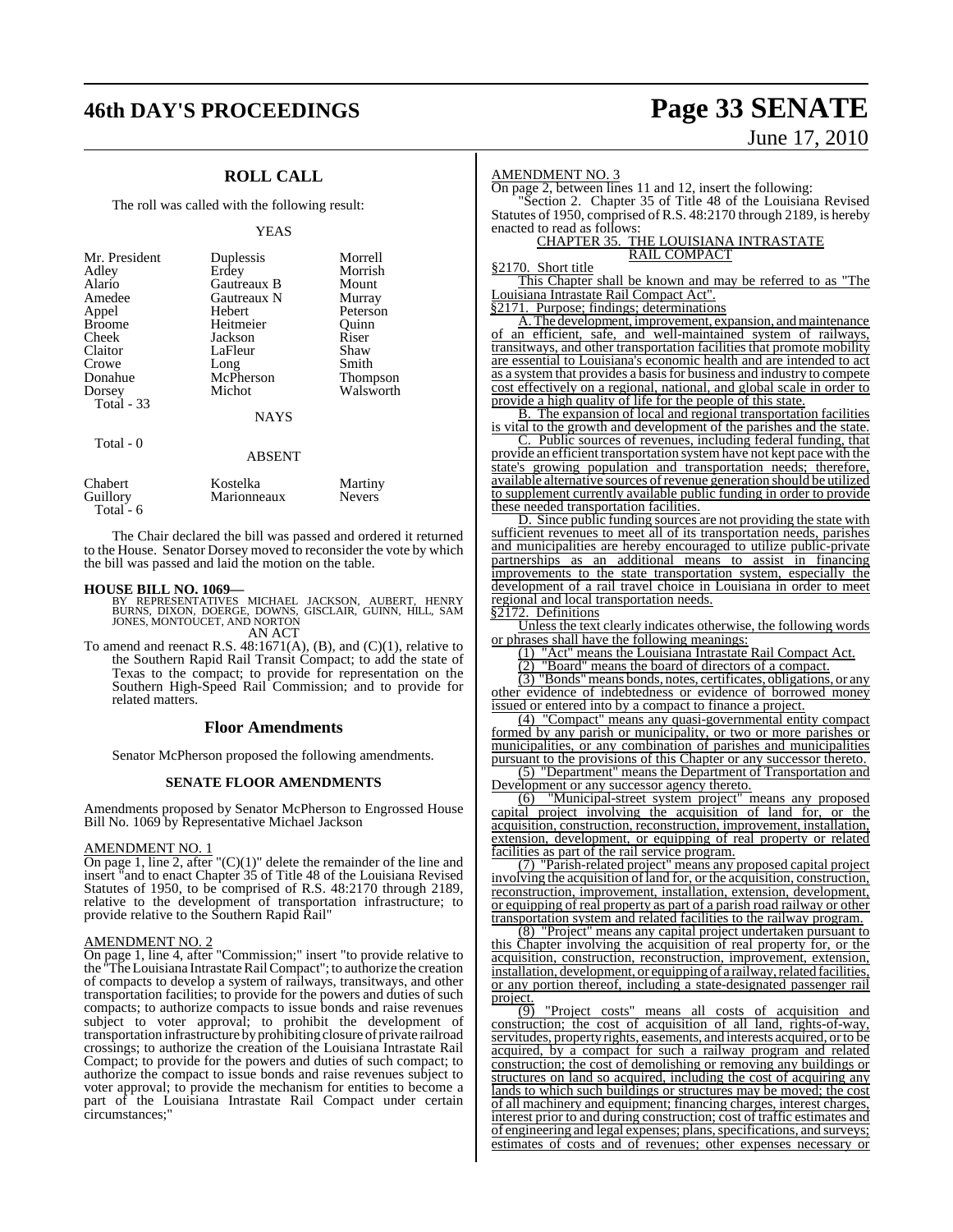## ROLL CALL

The roll was called with the following result:

YEAS

| | | |
|---|---|---|
| Mr. President | Duplessis | Morrell |
| Adley | Erdey | Morrish |
| Alario | Gautreaux B | Mount |
| Amedee | Gautreaux N | Murray |
| Appel | Hebert | Peterson |
| Broome | Heitmeier | Quinn |
| Cheek | Jackson | Riser |
| Claitor | LaFleur | Shaw |
| Crowe | Long | Smith |
| Donahue | McPherson | Thompson |
| Dorsey | Michot | Walsworth |

Total - 33

NAYS

Total - 0

ABSENT

| | | |
|---|---|---|
| Chabert | Kostelka | Martiny |
| Guillory | Marionneaux | Nevers |

Total - 6

The Chair declared the bill was passed and ordered it returned to the House. Senator Dorsey moved to reconsider the vote by which the bill was passed and laid the motion on the table.

**HOUSE BILL NO. 1069—**
BY REPRESENTATIVES MICHAEL JACKSON, AUBERT, HENRY BURNS, DIXON, DOERGE, DOWNS, GISCLAIR, GUINN, HILL, SAM JONES, MONTOUCET, AND NORTON

AN ACT

To amend and reenact R.S. 48:1671(A), (B), and (C)(1), relative to the Southern Rapid Rail Transit Compact; to add the state of Texas to the compact; to provide for representation on the Southern High-Speed Rail Commission; and to provide for related matters.

### Floor Amendments

Senator McPherson proposed the following amendments.

#### SENATE FLOOR AMENDMENTS

Amendments proposed by Senator McPherson to Engrossed House Bill No. 1069 by Representative Michael Jackson

AMENDMENT NO. 1
On page 1, line 2, after "(C)(1)" delete the remainder of the line and insert "and to enact Chapter 35 of Title 48 of the Louisiana Revised Statutes of 1950, to be comprised of R.S. 48:2170 through 2189, relative to the development of transportation infrastructure; to provide relative to the Southern Rapid Rail"

AMENDMENT NO. 2
On page 1, line 4, after "Commission;" insert "to provide relative to the "The Louisiana Intrastate Rail Compact"; to authorize the creation of compacts to develop a system of railways, transitways, and other transportation facilities; to provide for the powers and duties of such compacts; to authorize compacts to issue bonds and raise revenues subject to voter approval; to prohibit the development of transportation infrastructure by prohibiting closure of private railroad crossings; to authorize the creation of the Louisiana Intrastate Rail Compact; to provide for the powers and duties of such compact; to authorize the compact to issue bonds and raise revenues subject to voter approval; to provide the mechanism for entities to become a part of the Louisiana Intrastate Rail Compact under certain circumstances;"

AMENDMENT NO. 3
On page 2, between lines 11 and 12, insert the following:

"Section 2. Chapter 35 of Title 48 of the Louisiana Revised Statutes of 1950, comprised of R.S. 48:2170 through 2189, is hereby enacted to read as follows:

CHAPTER 35. THE LOUISIANA INTRASTATE RAIL COMPACT

§2170. Short title

This Chapter shall be known and may be referred to as "The Louisiana Intrastate Rail Compact Act".

§2171. Purpose; findings; determinations

A. The development, improvement, expansion, and maintenance of an efficient, safe, and well-maintained system of railways, transitways, and other transportation facilities that promote mobility are essential to Louisiana's economic health and are intended to act as a system that provides a basis for business and industry to compete cost effectively on a regional, national, and global scale in order to provide a high quality of life for the people of this state.

B. The expansion of local and regional transportation facilities is vital to the growth and development of the parishes and the state.

C. Public sources of revenues, including federal funding, that provide an efficient transportation system have not kept pace with the state's growing population and transportation needs; therefore, available alternative sources of revenue generation should be utilized to supplement currently available public funding in order to provide these needed transportation facilities.

D. Since public funding sources are not providing the state with sufficient revenues to meet all of its transportation needs, parishes and municipalities are hereby encouraged to utilize public-private partnerships as an additional means to assist in financing improvements to the state transportation system, especially the development of a rail travel choice in Louisiana in order to meet regional and local transportation needs.

§2172. Definitions

Unless the text clearly indicates otherwise, the following words or phrases shall have the following meanings:

(1) "Act" means the Louisiana Intrastate Rail Compact Act.

(2) "Board" means the board of directors of a compact.

(3) "Bonds" means bonds, notes, certificates, obligations, or any other evidence of indebtedness or evidence of borrowed money issued or entered into by a compact to finance a project.

(4) "Compact" means any quasi-governmental entity compact formed by any parish or municipality, or two or more parishes or municipalities, or any combination of parishes and municipalities pursuant to the provisions of this Chapter or any successor thereto.

(5) "Department" means the Department of Transportation and Development or any successor agency thereto.

(6) "Municipal-street system project" means any proposed capital project involving the acquisition of land for, or the acquisition, construction, reconstruction, improvement, installation, extension, development, or equipping of real property or related facilities as part of the rail service program.

(7) "Parish-related project" means any proposed capital project involving the acquisition of land for, or the acquisition, construction, reconstruction, improvement, installation, extension, development, or equipping of real property as part of a parish road railway or other transportation system and related facilities to the railway program.

(8) "Project" means any capital project undertaken pursuant to this Chapter involving the acquisition of real property for, or the acquisition, construction, reconstruction, improvement, extension, installation, development, or equipping of a railway, related facilities, or any portion thereof, including a state-designated passenger rail project.

(9) "Project costs" means all costs of acquisition and construction; the cost of acquisition of all land, rights-of-way, servitudes, property rights, easements, and interests acquired, or to be acquired, by a compact for such a railway program and related construction; the cost of demolishing or removing any buildings or structures on land so acquired, including the cost of acquiring any lands to which such buildings or structures may be moved; the cost of all machinery and equipment; financing charges, interest charges, interest prior to and during construction; cost of traffic estimates and of engineering and legal expenses; plans, specifications, and surveys; estimates of costs and of revenues; other expenses necessary or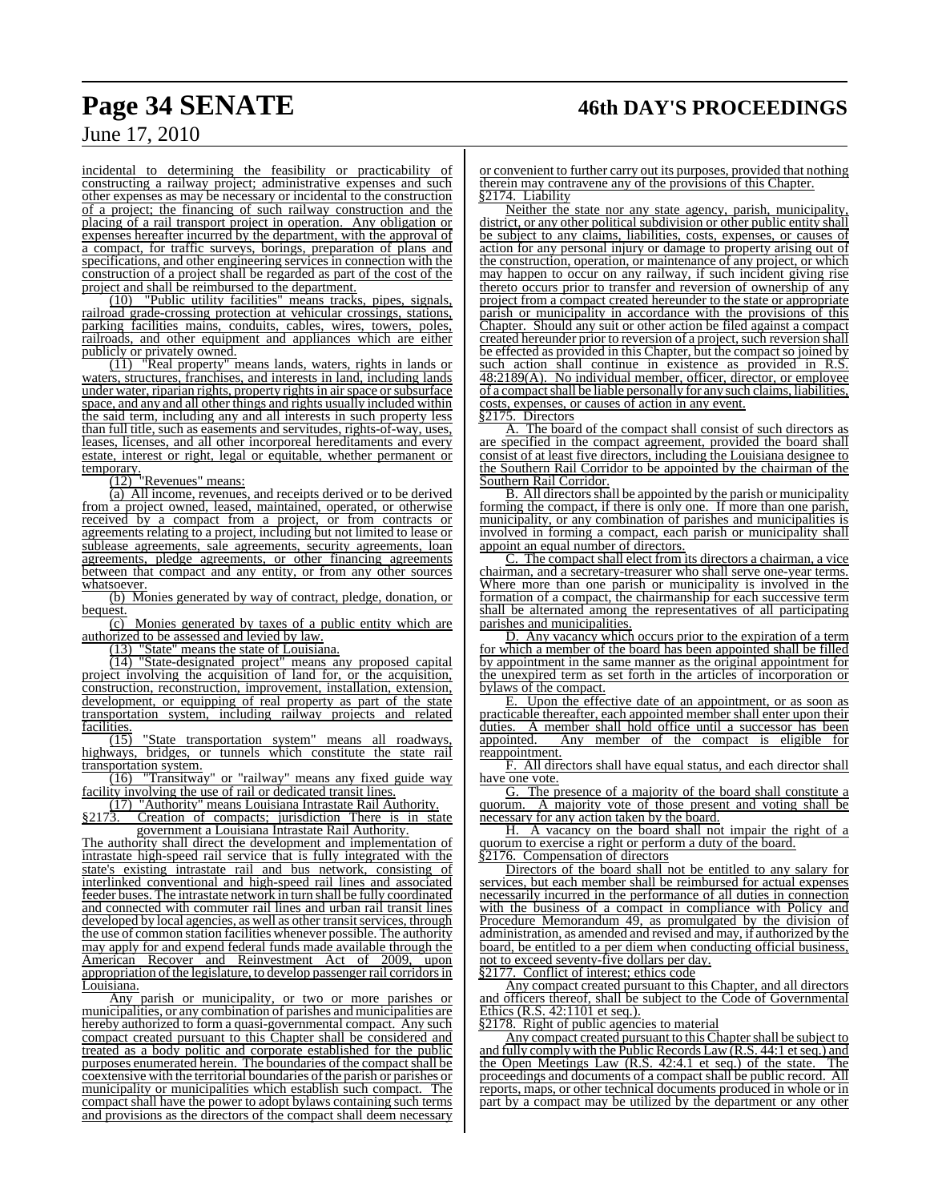incidental to determining the feasibility or practicability of constructing a railway project; administrative expenses and such other expenses as may be necessary or incidental to the construction of a project; the financing of such railway construction and the placing of a rail transport project in operation. Any obligation or expenses hereafter incurred by the department, with the approval of a compact, for traffic surveys, borings, preparation of plans and specifications, and other engineering services in connection with the construction of a project shall be regarded as part of the cost of the project and shall be reimbursed to the department.

(10) "Public utility facilities" means tracks, pipes, signals, railroad grade-crossing protection at vehicular crossings, stations, parking facilities mains, conduits, cables, wires, towers, poles, railroads, and other equipment and appliances which are either publicly or privately owned.

(11) "Real property" means lands, waters, rights in lands or waters, structures, franchises, and interests in land, including lands under water, riparian rights, property rights in air space or subsurface space, and any and all other things and rights usually included within the said term, including any and all interests in such property less than full title, such as easements and servitudes, rights-of-way, uses, leases, licenses, and all other incorporeal hereditaments and every estate, interest or right, legal or equitable, whether permanent or temporary.

(12) "Revenues" means:

(a) All income, revenues, and receipts derived or to be derived from a project owned, leased, maintained, operated, or otherwise received by a compact from a project, or from contracts or agreements relating to a project, including but not limited to lease or sublease agreements, sale agreements, security agreements, loan agreements, pledge agreements, or other financing agreements between that compact and any entity, or from any other sources whatsoever.

(b) Monies generated by way of contract, pledge, donation, or bequest.

(c) Monies generated by taxes of a public entity which are authorized to be assessed and levied by law.

(13) "State" means the state of Louisiana.

(14) "State-designated project" means any proposed capital project involving the acquisition of land for, or the acquisition, construction, reconstruction, improvement, installation, extension, development, or equipping of real property as part of the state transportation system, including railway projects and related facilities.

(15) "State transportation system" means all roadways, highways, bridges, or tunnels which constitute the state rail transportation system.

(16) "Transitway" or "railway" means any fixed guide way facility involving the use of rail or dedicated transit lines.

(17) "Authority" means Louisiana Intrastate Rail Authority.

§2173. Creation of compacts; jurisdiction There is in state government a Louisiana Intrastate Rail Authority.

The authority shall direct the development and implementation of intrastate high-speed rail service that is fully integrated with the state's existing intrastate rail and bus network, consisting of interlinked conventional and high-speed rail lines and associated feeder buses. The intrastate network in turn shall be fully coordinated and connected with commuter rail lines and urban rail transit lines developed by local agencies, as well as other transit services, through the use of common station facilities whenever possible. The authority may apply for and expend federal funds made available through the American Recover and Reinvestment Act of 2009, upon appropriation of the legislature, to develop passenger rail corridors in Louisiana.

Any parish or municipality, or two or more parishes or municipalities, or any combination of parishes and municipalities are hereby authorized to form a quasi-governmental compact. Any such compact created pursuant to this Chapter shall be considered and treated as a body politic and corporate established for the public purposes enumerated herein. The boundaries of the compact shall be coextensive with the territorial boundaries of the parish or parishes or municipality or municipalities which establish such compact. The compact shall have the power to adopt bylaws containing such terms and provisions as the directors of the compact shall deem necessary or convenient to further carry out its purposes, provided that nothing therein may contravene any of the provisions of this Chapter.

§2174. Liability

Neither the state nor any state agency, parish, municipality, district, or any other political subdivision or other public entity shall be subject to any claims, liabilities, costs, expenses, or causes of action for any personal injury or damage to property arising out of the construction, operation, or maintenance of any project, or which may happen to occur on any railway, if such incident giving rise thereto occurs prior to transfer and reversion of ownership of any project from a compact created hereunder to the state or appropriate parish or municipality in accordance with the provisions of this Chapter. Should any suit or other action be filed against a compact created hereunder prior to reversion of a project, such reversion shall be effected as provided in this Chapter, but the compact so joined by such action shall continue in existence as provided in R.S. 48:2189(A). No individual member, officer, director, or employee of a compact shall be liable personally for any such claims, liabilities, costs, expenses, or causes of action in any event.

§2175. Directors

A. The board of the compact shall consist of such directors as are specified in the compact agreement, provided the board shall consist of at least five directors, including the Louisiana designee to the Southern Rail Corridor to be appointed by the chairman of the Southern Rail Corridor.

B. All directors shall be appointed by the parish or municipality forming the compact, if there is only one. If more than one parish, municipality, or any combination of parishes and municipalities is involved in forming a compact, each parish or municipality shall appoint an equal number of directors.

C. The compact shall elect from its directors a chairman, a vice chairman, and a secretary-treasurer who shall serve one-year terms. Where more than one parish or municipality is involved in the formation of a compact, the chairmanship for each successive term shall be alternated among the representatives of all participating parishes and municipalities.

D. Any vacancy which occurs prior to the expiration of a term for which a member of the board has been appointed shall be filled by appointment in the same manner as the original appointment for the unexpired term as set forth in the articles of incorporation or bylaws of the compact.

E. Upon the effective date of an appointment, or as soon as practicable thereafter, each appointed member shall enter upon their duties. A member shall hold office until a successor has been appointed. Any member of the compact is eligible for reappointment.

F. All directors shall have equal status, and each director shall have one vote.

G. The presence of a majority of the board shall constitute a quorum. A majority vote of those present and voting shall be necessary for any action taken by the board.

H. A vacancy on the board shall not impair the right of a quorum to exercise a right or perform a duty of the board.

§2176. Compensation of directors

Directors of the board shall not be entitled to any salary for services, but each member shall be reimbursed for actual expenses necessarily incurred in the performance of all duties in connection with the business of a compact in compliance with Policy and Procedure Memorandum 49, as promulgated by the division of administration, as amended and revised and may, if authorized by the board, be entitled to a per diem when conducting official business, not to exceed seventy-five dollars per day.

§2177. Conflict of interest; ethics code

Any compact created pursuant to this Chapter, and all directors and officers thereof, shall be subject to the Code of Governmental Ethics (R.S. 42:1101 et seq.).

§2178. Right of public agencies to material

Any compact created pursuant to this Chapter shall be subject to and fully comply with the Public Records Law (R.S. 44:1 et seq.) and the Open Meetings Law (R.S. 42:4.1 et seq.) of the state. The proceedings and documents of a compact shall be public record. All reports, maps, or other technical documents produced in whole or in part by a compact may be utilized by the department or any other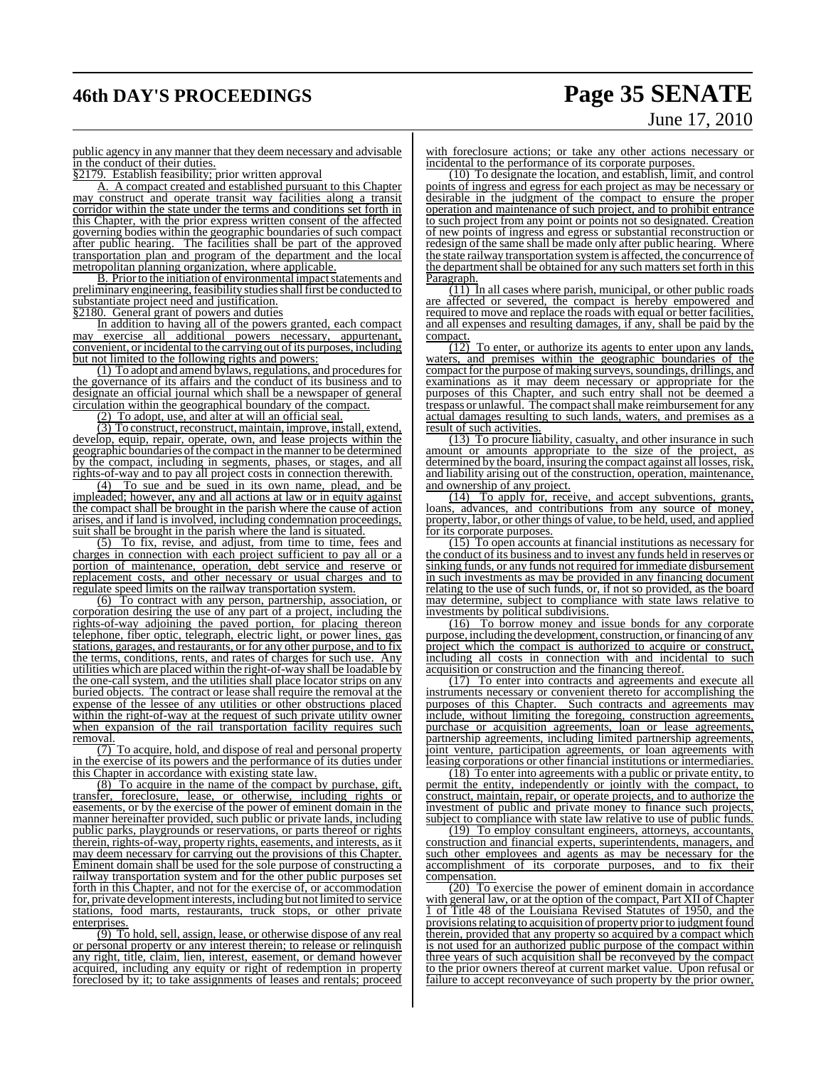public agency in any manner that they deem necessary and advisable in the conduct of their duties.

§2179. Establish feasibility; prior written approval

A. A compact created and established pursuant to this Chapter may construct and operate transit way facilities along a transit corridor within the state under the terms and conditions set forth in this Chapter, with the prior express written consent of the affected governing bodies within the geographic boundaries of such compact after public hearing. The facilities shall be part of the approved transportation plan and program of the department and the local metropolitan planning organization, where applicable.

B. Prior to the initiation of environmental impact statements and preliminary engineering, feasibility studies shall first be conducted to substantiate project need and justification.

§2180. General grant of powers and duties

In addition to having all of the powers granted, each compact may exercise all additional powers necessary, appurtenant, convenient, or incidental to the carrying out of its purposes, including but not limited to the following rights and powers:

(1) To adopt and amend bylaws, regulations, and procedures for the governance of its affairs and the conduct of its business and to designate an official journal which shall be a newspaper of general circulation within the geographical boundary of the compact.

(2) To adopt, use, and alter at will an official seal.

(3) To construct, reconstruct, maintain, improve, install, extend, develop, equip, repair, operate, own, and lease projects within the geographic boundaries of the compact in the manner to be determined by the compact, including in segments, phases, or stages, and all rights-of-way and to pay all project costs in connection therewith.

(4) To sue and be sued in its own name, plead, and be impleaded; however, any and all actions at law or in equity against the compact shall be brought in the parish where the cause of action arises, and if land is involved, including condemnation proceedings, suit shall be brought in the parish where the land is situated.

(5) To fix, revise, and adjust, from time to time, fees and charges in connection with each project sufficient to pay all or a portion of maintenance, operation, debt service and reserve or replacement costs, and other necessary or usual charges and to regulate speed limits on the railway transportation system.

(6) To contract with any person, partnership, association, or corporation desiring the use of any part of a project, including the rights-of-way adjoining the paved portion, for placing thereon telephone, fiber optic, telegraph, electric light, or power lines, gas stations, garages, and restaurants, or for any other purpose, and to fix the terms, conditions, rents, and rates of charges for such use. Any utilities which are placed within the right-of-way shall be loadable by the one-call system, and the utilities shall place locator strips on any buried objects. The contract or lease shall require the removal at the expense of the lessee of any utilities or other obstructions placed within the right-of-way at the request of such private utility owner when expansion of the rail transportation facility requires such removal.

(7) To acquire, hold, and dispose of real and personal property in the exercise of its powers and the performance of its duties under this Chapter in accordance with existing state law.

(8) To acquire in the name of the compact by purchase, gift, transfer, foreclosure, lease, or otherwise, including rights or easements, or by the exercise of the power of eminent domain in the manner hereinafter provided, such public or private lands, including public parks, playgrounds or reservations, or parts thereof or rights therein, rights-of-way, property rights, easements, and interests, as it may deem necessary for carrying out the provisions of this Chapter. Eminent domain shall be used for the sole purpose of constructing a railway transportation system and for the other public purposes set forth in this Chapter, and not for the exercise of, or accommodation for, private development interests, including but not limited to service stations, food marts, restaurants, truck stops, or other private enterprises.

(9) To hold, sell, assign, lease, or otherwise dispose of any real or personal property or any interest therein; to release or relinquish any right, title, claim, lien, interest, easement, or demand however acquired, including any equity or right of redemption in property foreclosed by it; to take assignments of leases and rentals; proceed with foreclosure actions; or take any other actions necessary or incidental to the performance of its corporate purposes.

(10) To designate the location, and establish, limit, and control points of ingress and egress for each project as may be necessary or desirable in the judgment of the compact to ensure the proper operation and maintenance of such project, and to prohibit entrance to such project from any point or points not so designated. Creation of new points of ingress and egress or substantial reconstruction or redesign of the same shall be made only after public hearing. Where the state railway transportation system is affected, the concurrence of the department shall be obtained for any such matters set forth in this Paragraph.

(11) In all cases where parish, municipal, or other public roads are affected or severed, the compact is hereby empowered and required to move and replace the roads with equal or better facilities, and all expenses and resulting damages, if any, shall be paid by the compact.

(12) To enter, or authorize its agents to enter upon any lands, waters, and premises within the geographic boundaries of the compact for the purpose of making surveys, soundings, drillings, and examinations as it may deem necessary or appropriate for the purposes of this Chapter, and such entry shall not be deemed a trespass or unlawful. The compact shall make reimbursement for any actual damages resulting to such lands, waters, and premises as a result of such activities.

(13) To procure liability, casualty, and other insurance in such amount or amounts appropriate to the size of the project, as determined by the board, insuring the compact against all losses, risk, and liability arising out of the construction, operation, maintenance, and ownership of any project.

(14) To apply for, receive, and accept subventions, grants, loans, advances, and contributions from any source of money, property, labor, or other things of value, to be held, used, and applied for its corporate purposes.

(15) To open accounts at financial institutions as necessary for the conduct of its business and to invest any funds held in reserves or sinking funds, or any funds not required for immediate disbursement in such investments as may be provided in any financing document relating to the use of such funds, or, if not so provided, as the board may determine, subject to compliance with state laws relative to investments by political subdivisions.

(16) To borrow money and issue bonds for any corporate purpose, including the development, construction, or financing of any project which the compact is authorized to acquire or construct, including all costs in connection with and incidental to such acquisition or construction and the financing thereof.

(17) To enter into contracts and agreements and execute all instruments necessary or convenient thereto for accomplishing the purposes of this Chapter. Such contracts and agreements may include, without limiting the foregoing, construction agreements, purchase or acquisition agreements, loan or lease agreements, partnership agreements, including limited partnership agreements, joint venture, participation agreements, or loan agreements with leasing corporations or other financial institutions or intermediaries.

(18) To enter into agreements with a public or private entity, to permit the entity, independently or jointly with the compact, to construct, maintain, repair, or operate projects, and to authorize the investment of public and private money to finance such projects, subject to compliance with state law relative to use of public funds.

(19) To employ consultant engineers, attorneys, accountants, construction and financial experts, superintendents, managers, and such other employees and agents as may be necessary for the accomplishment of its corporate purposes, and to fix their compensation.

(20) To exercise the power of eminent domain in accordance with general law, or at the option of the compact, Part XII of Chapter 1 of Title 48 of the Louisiana Revised Statutes of 1950, and the provisions relating to acquisition of property prior to judgment found therein, provided that any property so acquired by a compact which is not used for an authorized public purpose of the compact within three years of such acquisition shall be reconveyed by the compact to the prior owners thereof at current market value. Upon refusal or failure to accept reconveyance of such property by the prior owner,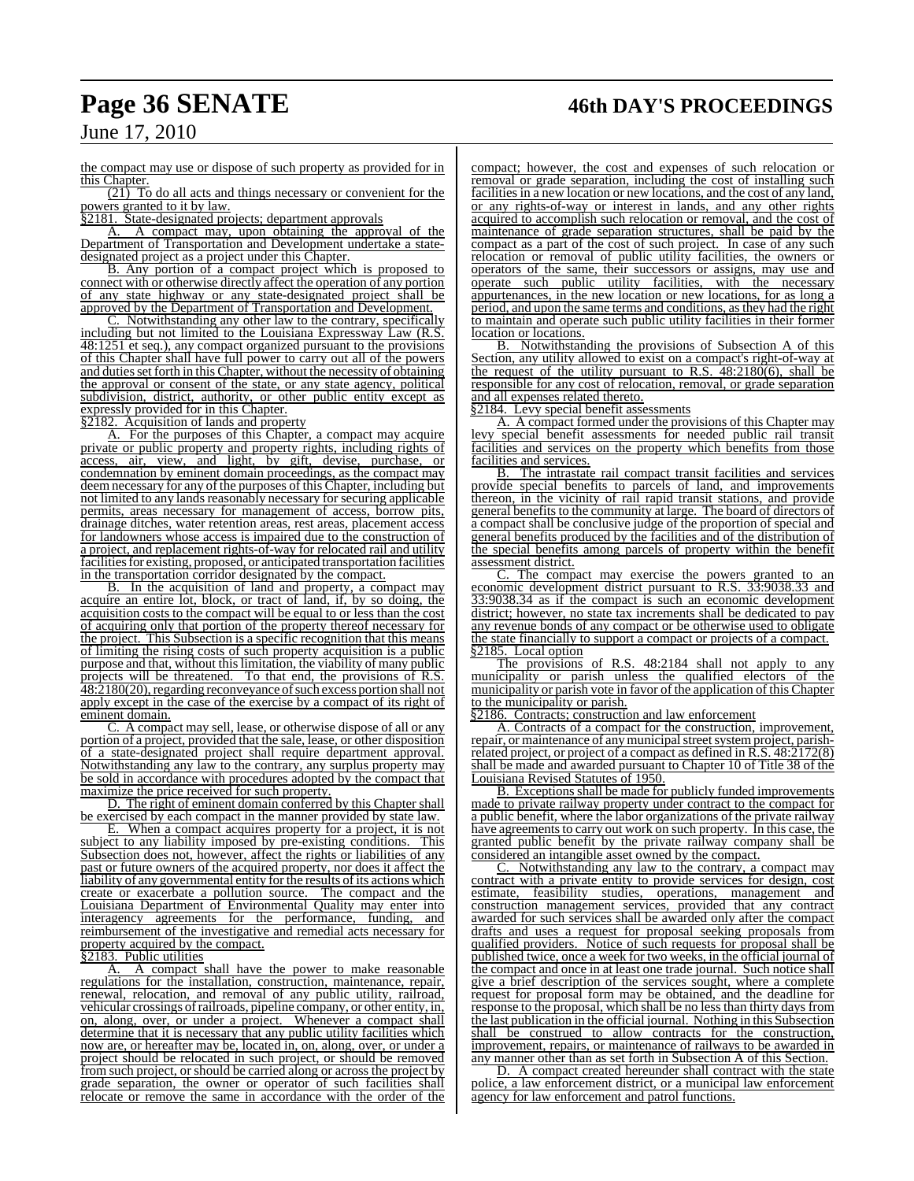the compact may use or dispose of such property as provided for in this Chapter.

(21) To do all acts and things necessary or convenient for the powers granted to it by law.

§2181. State-designated projects; department approvals

A. A compact may, upon obtaining the approval of the Department of Transportation and Development undertake a state-designated project as a project under this Chapter.

B. Any portion of a compact project which is proposed to connect with or otherwise directly affect the operation of any portion of any state highway or any state-designated project shall be approved by the Department of Transportation and Development.

C. Notwithstanding any other law to the contrary, specifically including but not limited to the Louisiana Expressway Law (R.S. 48:1251 et seq.), any compact organized pursuant to the provisions of this Chapter shall have full power to carry out all of the powers and duties set forth in this Chapter, without the necessity of obtaining the approval or consent of the state, or any state agency, political subdivision, district, authority, or other public entity except as expressly provided for in this Chapter.

§2182. Acquisition of lands and property

A. For the purposes of this Chapter, a compact may acquire private or public property and property rights, including rights of access, air, view, and light, by gift, devise, purchase, or condemnation by eminent domain proceedings, as the compact may deem necessary for any of the purposes of this Chapter, including but not limited to any lands reasonably necessary for securing applicable permits, areas necessary for management of access, borrow pits, drainage ditches, water retention areas, rest areas, placement access for landowners whose access is impaired due to the construction of a project, and replacement rights-of-way for relocated rail and utility facilities for existing, proposed, or anticipated transportation facilities in the transportation corridor designated by the compact.

B. In the acquisition of land and property, a compact may acquire an entire lot, block, or tract of land, if, by so doing, the acquisition costs to the compact will be equal to or less than the cost of acquiring only that portion of the property thereof necessary for the project. This Subsection is a specific recognition that this means of limiting the rising costs of such property acquisition is a public purpose and that, without this limitation, the viability of many public projects will be threatened. To that end, the provisions of R.S. 48:2180(20), regarding reconveyance of such excess portion shall not apply except in the case of the exercise by a compact of its right of eminent domain.

C. A compact may sell, lease, or otherwise dispose of all or any portion of a project, provided that the sale, lease, or other disposition of a state-designated project shall require department approval. Notwithstanding any law to the contrary, any surplus property may be sold in accordance with procedures adopted by the compact that maximize the price received for such property.

D. The right of eminent domain conferred by this Chapter shall be exercised by each compact in the manner provided by state law.

E. When a compact acquires property for a project, it is not subject to any liability imposed by pre-existing conditions. This Subsection does not, however, affect the rights or liabilities of any past or future owners of the acquired property, nor does it affect the liability of any governmental entity for the results of its actions which create or exacerbate a pollution source. The compact and the Louisiana Department of Environmental Quality may enter into interagency agreements for the performance, funding, and reimbursement of the investigative and remedial acts necessary for property acquired by the compact.

§2183. Public utilities

A. A compact shall have the power to make reasonable regulations for the installation, construction, maintenance, repair, renewal, relocation, and removal of any public utility, railroad, vehicular crossings of railroads, pipeline company, or other entity, in, on, along, over, or under a project. Whenever a compact shall determine that it is necessary that any public utility facilities which now are, or hereafter may be, located in, on, along, over, or under a project should be relocated in such project, or should be removed from such project, or should be carried along or across the project by grade separation, the owner or operator of such facilities shall relocate or remove the same in accordance with the order of the compact; however, the cost and expenses of such relocation or removal or grade separation, including the cost of installing such facilities in a new location or new locations, and the cost of any land, or any rights-of-way or interest in lands, and any other rights acquired to accomplish such relocation or removal, and the cost of maintenance of grade separation structures, shall be paid by the compact as a part of the cost of such project. In case of any such relocation or removal of public utility facilities, the owners or operators of the same, their successors or assigns, may use and operate such public utility facilities, with the necessary appurtenances, in the new location or new locations, for as long a period, and upon the same terms and conditions, as they had the right to maintain and operate such public utility facilities in their former location or locations.

B. Notwithstanding the provisions of Subsection A of this Section, any utility allowed to exist on a compact's right-of-way at the request of the utility pursuant to R.S. 48:2180(6), shall be responsible for any cost of relocation, removal, or grade separation and all expenses related thereto.

§2184. Levy special benefit assessments

A. A compact formed under the provisions of this Chapter may levy special benefit assessments for needed public rail transit facilities and services on the property which benefits from those facilities and services.

B. The intrastate rail compact transit facilities and services provide special benefits to parcels of land, and improvements thereon, in the vicinity of rail rapid transit stations, and provide general benefits to the community at large. The board of directors of a compact shall be conclusive judge of the proportion of special and general benefits produced by the facilities and of the distribution of the special benefits among parcels of property within the benefit assessment district.

C. The compact may exercise the powers granted to an economic development district pursuant to R.S. 33:9038.33 and 33:9038.34 as if the compact is such an economic development district; however, no state tax increments shall be dedicated to pay any revenue bonds of any compact or be otherwise used to obligate the state financially to support a compact or projects of a compact.

§2185. Local option

The provisions of R.S. 48:2184 shall not apply to any municipality or parish unless the qualified electors of the municipality or parish vote in favor of the application of this Chapter to the municipality or parish.

§2186. Contracts; construction and law enforcement

A. Contracts of a compact for the construction, improvement, repair, or maintenance of any municipal street system project, parish-related project, or project of a compact as defined in R.S. 48:2172(8) shall be made and awarded pursuant to Chapter 10 of Title 38 of the Louisiana Revised Statutes of 1950.

B. Exceptions shall be made for publicly funded improvements made to private railway property under contract to the compact for a public benefit, where the labor organizations of the private railway have agreements to carry out work on such property. In this case, the granted public benefit by the private railway company shall be considered an intangible asset owned by the compact.

C. Notwithstanding any law to the contrary, a compact may contract with a private entity to provide services for design, cost estimate, feasibility studies, operations, management and construction management services, provided that any contract awarded for such services shall be awarded only after the compact drafts and uses a request for proposal seeking proposals from qualified providers. Notice of such requests for proposal shall be published twice, once a week for two weeks, in the official journal of the compact and once in at least one trade journal. Such notice shall give a brief description of the services sought, where a complete request for proposal form may be obtained, and the deadline for response to the proposal, which shall be no less than thirty days from the last publication in the official journal. Nothing in this Subsection shall be construed to allow contracts for the construction, improvement, repairs, or maintenance of railways to be awarded in any manner other than as set forth in Subsection A of this Section.

D. A compact created hereunder shall contract with the state police, a law enforcement district, or a municipal law enforcement agency for law enforcement and patrol functions.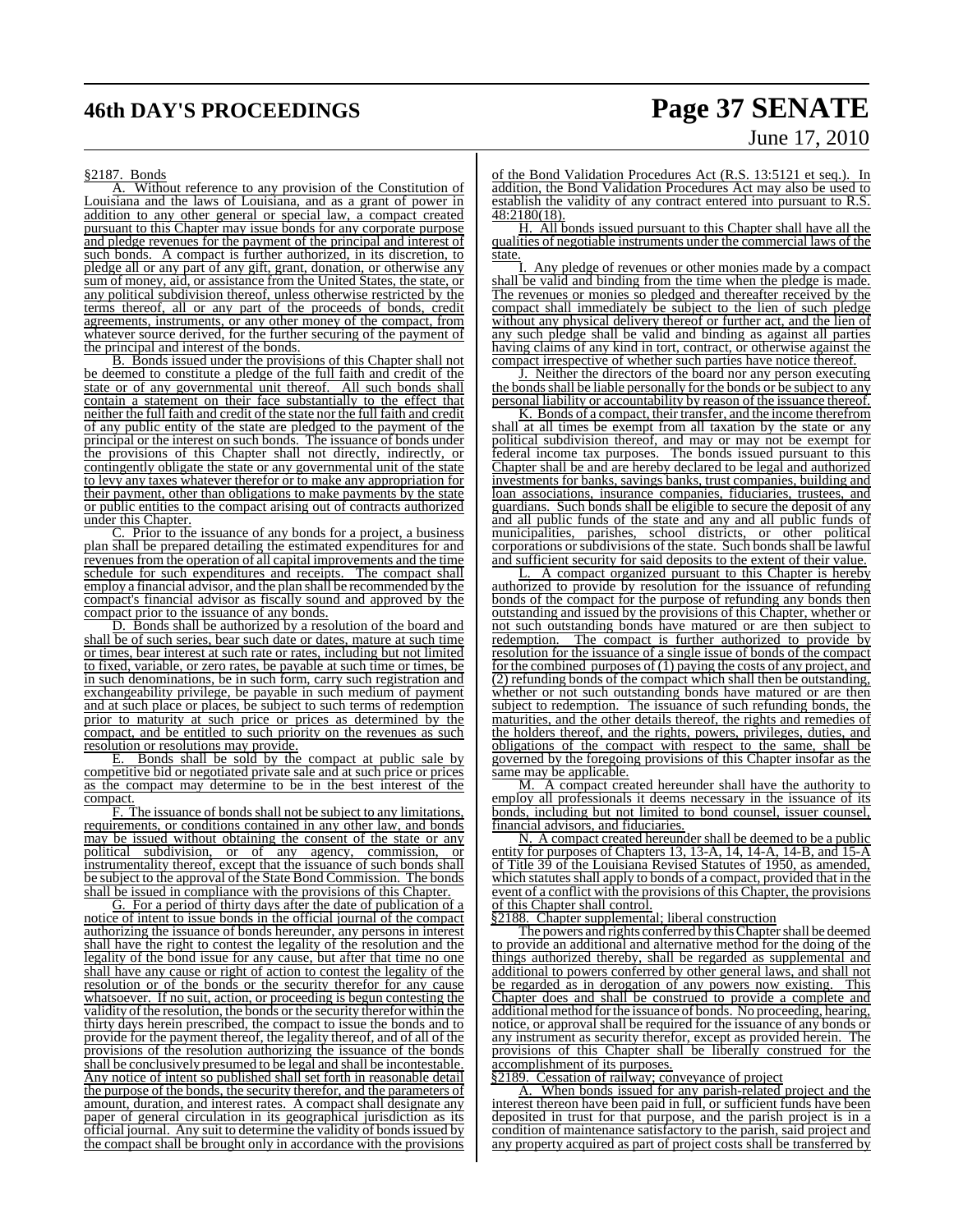§2187. Bonds

A. Without reference to any provision of the Constitution of Louisiana and the laws of Louisiana, and as a grant of power in addition to any other general or special law, a compact created pursuant to this Chapter may issue bonds for any corporate purpose and pledge revenues for the payment of the principal and interest of such bonds. A compact is further authorized, in its discretion, to pledge all or any part of any gift, grant, donation, or otherwise any sum of money, aid, or assistance from the United States, the state, or any political subdivision thereof, unless otherwise restricted by the terms thereof, all or any part of the proceeds of bonds, credit agreements, instruments, or any other money of the compact, from whatever source derived, for the further securing of the payment of the principal and interest of the bonds.

B. Bonds issued under the provisions of this Chapter shall not be deemed to constitute a pledge of the full faith and credit of the state or of any governmental unit thereof. All such bonds shall contain a statement on their face substantially to the effect that neither the full faith and credit of the state nor the full faith and credit of any public entity of the state are pledged to the payment of the principal or the interest on such bonds. The issuance of bonds under the provisions of this Chapter shall not directly, indirectly, or contingently obligate the state or any governmental unit of the state to levy any taxes whatever therefor or to make any appropriation for their payment, other than obligations to make payments by the state or public entities to the compact arising out of contracts authorized under this Chapter.

C. Prior to the issuance of any bonds for a project, a business plan shall be prepared detailing the estimated expenditures for and revenues from the operation of all capital improvements and the time schedule for such expenditures and receipts. The compact shall employ a financial advisor, and the plan shall be recommended by the compact's financial advisor as fiscally sound and approved by the compact prior to the issuance of any bonds.

D. Bonds shall be authorized by a resolution of the board and shall be of such series, bear such date or dates, mature at such time or times, bear interest at such rate or rates, including but not limited to fixed, variable, or zero rates, be payable at such time or times, be in such denominations, be in such form, carry such registration and exchangeability privilege, be payable in such medium of payment and at such place or places, be subject to such terms of redemption prior to maturity at such price or prices as determined by the compact, and be entitled to such priority on the revenues as such resolution or resolutions may provide.

E. Bonds shall be sold by the compact at public sale by competitive bid or negotiated private sale and at such price or prices as the compact may determine to be in the best interest of the compact.

F. The issuance of bonds shall not be subject to any limitations, requirements, or conditions contained in any other law, and bonds may be issued without obtaining the consent of the state or any political subdivision, or of any agency, commission, or instrumentality thereof, except that the issuance of such bonds shall be subject to the approval of the State Bond Commission. The bonds shall be issued in compliance with the provisions of this Chapter.

G. For a period of thirty days after the date of publication of a notice of intent to issue bonds in the official journal of the compact authorizing the issuance of bonds hereunder, any persons in interest shall have the right to contest the legality of the resolution and the legality of the bond issue for any cause, but after that time no one shall have any cause or right of action to contest the legality of the resolution or of the bonds or the security therefor for any cause whatsoever. If no suit, action, or proceeding is begun contesting the validity of the resolution, the bonds or the security therefor within the thirty days herein prescribed, the compact to issue the bonds and to provide for the payment thereof, the legality thereof, and of all of the provisions of the resolution authorizing the issuance of the bonds shall be conclusively presumed to be legal and shall be incontestable. Any notice of intent so published shall set forth in reasonable detail the purpose of the bonds, the security therefor, and the parameters of amount, duration, and interest rates. A compact shall designate any paper of general circulation in its geographical jurisdiction as its official journal. Any suit to determine the validity of bonds issued by the compact shall be brought only in accordance with the provisions of the Bond Validation Procedures Act (R.S. 13:5121 et seq.). In addition, the Bond Validation Procedures Act may also be used to establish the validity of any contract entered into pursuant to R.S. 48:2180(18).

H. All bonds issued pursuant to this Chapter shall have all the qualities of negotiable instruments under the commercial laws of the state.

I. Any pledge of revenues or other monies made by a compact shall be valid and binding from the time when the pledge is made. The revenues or monies so pledged and thereafter received by the compact shall immediately be subject to the lien of such pledge without any physical delivery thereof or further act, and the lien of any such pledge shall be valid and binding as against all parties having claims of any kind in tort, contract, or otherwise against the compact irrespective of whether such parties have notice thereof.

J. Neither the directors of the board nor any person executing the bonds shall be liable personally for the bonds or be subject to any personal liability or accountability by reason of the issuance thereof.

K. Bonds of a compact, their transfer, and the income therefrom shall at all times be exempt from all taxation by the state or any political subdivision thereof, and may or may not be exempt for federal income tax purposes. The bonds issued pursuant to this Chapter shall be and are hereby declared to be legal and authorized investments for banks, savings banks, trust companies, building and loan associations, insurance companies, fiduciaries, trustees, and guardians. Such bonds shall be eligible to secure the deposit of any and all public funds of the state and any and all public funds of municipalities, parishes, school districts, or other political corporations or subdivisions of the state. Such bonds shall be lawful and sufficient security for said deposits to the extent of their value.

L. A compact organized pursuant to this Chapter is hereby authorized to provide by resolution for the issuance of refunding bonds of the compact for the purpose of refunding any bonds then outstanding and issued by the provisions of this Chapter, whether or not such outstanding bonds have matured or are then subject to redemption. The compact is further authorized to provide by resolution for the issuance of a single issue of bonds of the compact for the combined purposes of (1) paying the costs of any project, and (2) refunding bonds of the compact which shall then be outstanding, whether or not such outstanding bonds have matured or are then subject to redemption. The issuance of such refunding bonds, the maturities, and the other details thereof, the rights and remedies of the holders thereof, and the rights, powers, privileges, duties, and obligations of the compact with respect to the same, shall be governed by the foregoing provisions of this Chapter insofar as the same may be applicable.

M. A compact created hereunder shall have the authority to employ all professionals it deems necessary in the issuance of its bonds, including but not limited to bond counsel, issuer counsel, financial advisors, and fiduciaries.

N. A compact created hereunder shall be deemed to be a public entity for purposes of Chapters 13, 13-A, 14, 14-A, 14-B, and 15-A of Title 39 of the Louisiana Revised Statutes of 1950, as amended, which statutes shall apply to bonds of a compact, provided that in the event of a conflict with the provisions of this Chapter, the provisions of this Chapter shall control.

§2188. Chapter supplemental; liberal construction

The powers and rights conferred by this Chapter shall be deemed to provide an additional and alternative method for the doing of the things authorized thereby, shall be regarded as supplemental and additional to powers conferred by other general laws, and shall not be regarded as in derogation of any powers now existing. This Chapter does and shall be construed to provide a complete and additional method for the issuance of bonds. No proceeding, hearing, notice, or approval shall be required for the issuance of any bonds or any instrument as security therefor, except as provided herein. The provisions of this Chapter shall be liberally construed for the accomplishment of its purposes.

§2189. Cessation of railway; conveyance of project

A. When bonds issued for any parish-related project and the interest thereon have been paid in full, or sufficient funds have been deposited in trust for that purpose, and the parish project is in a condition of maintenance satisfactory to the parish, said project and any property acquired as part of project costs shall be transferred by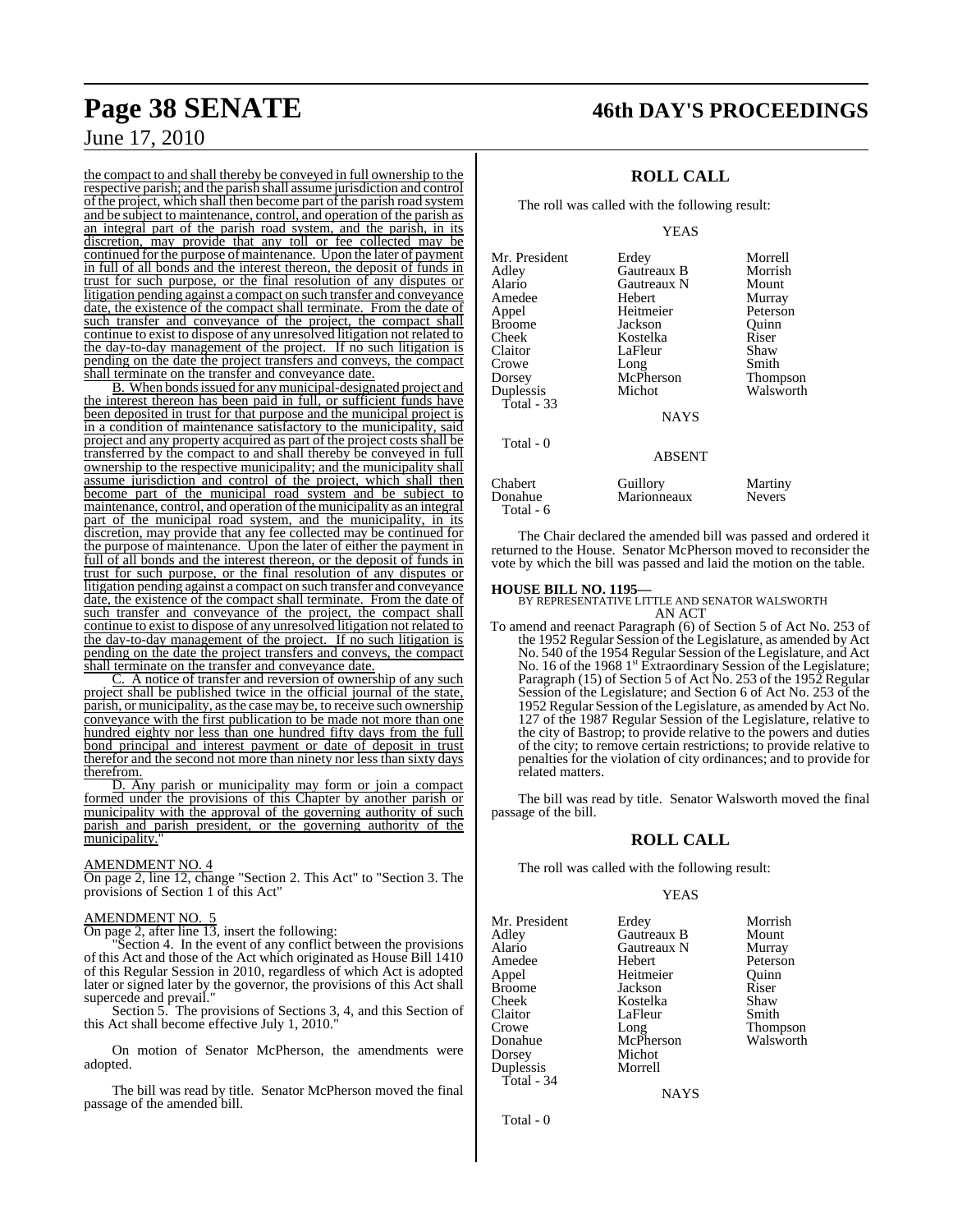the compact to and shall thereby be conveyed in full ownership to the respective parish; and the parish shall assume jurisdiction and control of the project, which shall then become part of the parish road system and be subject to maintenance, control, and operation of the parish as an integral part of the parish road system, and the parish, in its discretion, may provide that any toll or fee collected may be continued for the purpose of maintenance. Upon the later of payment in full of all bonds and the interest thereon, the deposit of funds in trust for such purpose, or the final resolution of any disputes or litigation pending against a compact on such transfer and conveyance date, the existence of the compact shall terminate. From the date of such transfer and conveyance of the project, the compact shall continue to exist to dispose of any unresolved litigation not related to the day-to-day management of the project. If no such litigation is pending on the date the project transfers and conveys, the compact shall terminate on the transfer and conveyance date.

B. When bonds issued for any municipal-designated project and the interest thereon has been paid in full, or sufficient funds have been deposited in trust for that purpose and the municipal project is in a condition of maintenance satisfactory to the municipality, said project and any property acquired as part of the project costs shall be transferred by the compact to and shall thereby be conveyed in full ownership to the respective municipality; and the municipality shall assume jurisdiction and control of the project, which shall then become part of the municipal road system and be subject to maintenance, control, and operation of the municipality as an integral part of the municipal road system, and the municipality, in its discretion, may provide that any fee collected may be continued for the purpose of maintenance. Upon the later of either the payment in full of all bonds and the interest thereon, or the deposit of funds in trust for such purpose, or the final resolution of any disputes or litigation pending against a compact on such transfer and conveyance date, the existence of the compact shall terminate. From the date of such transfer and conveyance of the project, the compact shall continue to exist to dispose of any unresolved litigation not related to the day-to-day management of the project. If no such litigation is pending on the date the project transfers and conveys, the compact shall terminate on the transfer and conveyance date.

C. A notice of transfer and reversion of ownership of any such project shall be published twice in the official journal of the state, parish, or municipality, as the case may be, to receive such ownership conveyance with the first publication to be made not more than one hundred eighty nor less than one hundred fifty days from the full bond principal and interest payment or date of deposit in trust therefor and the second not more than ninety nor less than sixty days therefrom.

D. Any parish or municipality may form or join a compact formed under the provisions of this Chapter by another parish or municipality with the approval of the governing authority of such parish and parish president, or the governing authority of the municipality."

AMENDMENT NO. 4

On page 2, line 12, change "Section 2. This Act" to "Section 3. The provisions of Section 1 of this Act"

AMENDMENT NO. 5

On page 2, after line 13, insert the following:

"Section 4. In the event of any conflict between the provisions of this Act and those of the Act which originated as House Bill 1410 of this Regular Session in 2010, regardless of which Act is adopted later or signed later by the governor, the provisions of this Act shall supercede and prevail."

Section 5. The provisions of Sections 3, 4, and this Section of this Act shall become effective July 1, 2010."

On motion of Senator McPherson, the amendments were adopted.

The bill was read by title. Senator McPherson moved the final passage of the amended bill.

## ROLL CALL

The roll was called with the following result:

YEAS

| | | |
|---|---|---|
| Mr. President | Erdey | Morrell |
| Adley | Gautreaux B | Morrish |
| Alario | Gautreaux N | Mount |
| Amedee | Hebert | Murray |
| Appel | Heitmeier | Peterson |
| Broome | Jackson | Quinn |
| Cheek | Kostelka | Riser |
| Claitor | LaFleur | Shaw |
| Crowe | Long | Smith |
| Dorsey | McPherson | Thompson |
| Duplessis | Michot | Walsworth |

Total - 33

NAYS

Total - 0

ABSENT

| | | |
|---|---|---|
| Chabert | Guillory | Martiny |
| Donahue | Marionneaux | Nevers |

Total - 6

The Chair declared the amended bill was passed and ordered it returned to the House. Senator McPherson moved to reconsider the vote by which the bill was passed and laid the motion on the table.

**HOUSE BILL NO. 1195—**
BY REPRESENTATIVE LITTLE AND SENATOR WALSWORTH
AN ACT

To amend and reenact Paragraph (6) of Section 5 of Act No. 253 of the 1952 Regular Session of the Legislature, as amended by Act No. 540 of the 1954 Regular Session of the Legislature, and Act No. 16 of the 1968 1st Extraordinary Session of the Legislature; Paragraph (15) of Section 5 of Act No. 253 of the 1952 Regular Session of the Legislature; and Section 6 of Act No. 253 of the 1952 Regular Session of the Legislature, as amended by Act No. 127 of the 1987 Regular Session of the Legislature, relative to the city of Bastrop; to provide relative to the powers and duties of the city; to remove certain restrictions; to provide relative to penalties for the violation of city ordinances; and to provide for related matters.

The bill was read by title. Senator Walsworth moved the final passage of the bill.

## ROLL CALL

The roll was called with the following result:

YEAS

| | | |
|---|---|---|
| Mr. President | Erdey | Morrish |
| Adley | Gautreaux B | Mount |
| Alario | Gautreaux N | Murray |
| Amedee | Hebert | Peterson |
| Appel | Heitmeier | Quinn |
| Broome | Jackson | Riser |
| Cheek | Kostelka | Shaw |
| Claitor | LaFleur | Smith |
| Crowe | Long | Thompson |
| Donahue | McPherson | Walsworth |
| Dorsey | Michot | |
| Duplessis | Morrell | |

Total - 34

NAYS

Total - 0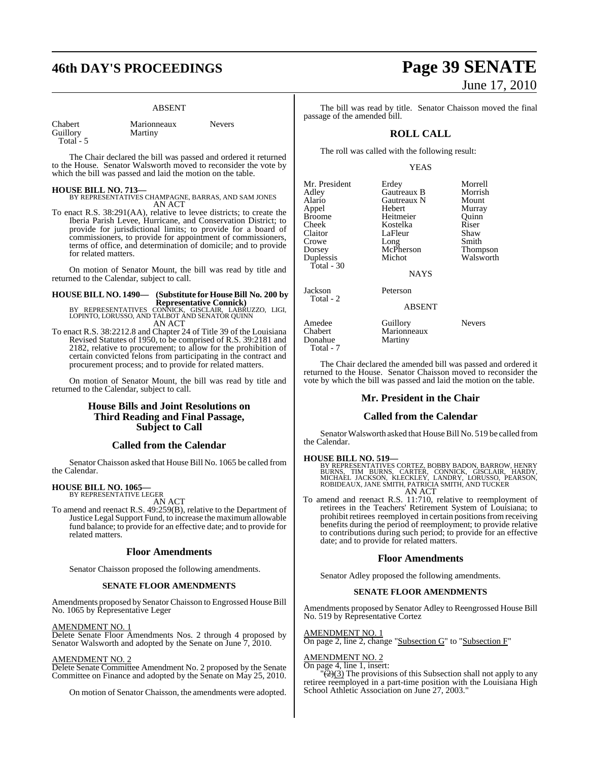ABSENT

| | | |
|---|---|---|
| Chabert | Marionneaux | Nevers |
| Guillory | Martiny | |
| Total - 5 | | |

The Chair declared the bill was passed and ordered it returned to the House. Senator Walsworth moved to reconsider the vote by which the bill was passed and laid the motion on the table.

**HOUSE BILL NO. 713—**
BY REPRESENTATIVES CHAMPAGNE, BARRAS, AND SAM JONES
AN ACT

To enact R.S. 38:291(AA), relative to levee districts; to create the Iberia Parish Levee, Hurricane, and Conservation District; to provide for jurisdictional limits; to provide for a board of commissioners, to provide for appointment of commissioners, terms of office, and determination of domicile; and to provide for related matters.

On motion of Senator Mount, the bill was read by title and returned to the Calendar, subject to call.

**HOUSE BILL NO. 1490— (Substitute for House Bill No. 200 by Representative Connick)**
BY REPRESENTATIVES CONNICK, GISCLAIR, LABRUZZO, LIGI, LOPINTO, LORUSSO, AND TALBOT AND SENATOR QUINN
AN ACT

To enact R.S. 38:2212.8 and Chapter 24 of Title 39 of the Louisiana Revised Statutes of 1950, to be comprised of R.S. 39:2181 and 2182, relative to procurement; to allow for the prohibition of certain convicted felons from participating in the contract and procurement process; and to provide for related matters.

On motion of Senator Mount, the bill was read by title and returned to the Calendar, subject to call.

## House Bills and Joint Resolutions on Third Reading and Final Passage, Subject to Call

## Called from the Calendar

Senator Chaisson asked that House Bill No. 1065 be called from the Calendar.

**HOUSE BILL NO. 1065—**
BY REPRESENTATIVE LEGER
AN ACT

To amend and reenact R.S. 49:259(B), relative to the Department of Justice Legal Support Fund, to increase the maximum allowable fund balance; to provide for an effective date; and to provide for related matters.

## Floor Amendments

Senator Chaisson proposed the following amendments.

### SENATE FLOOR AMENDMENTS

Amendments proposed by Senator Chaisson to Engrossed House Bill No. 1065 by Representative Leger

AMENDMENT NO. 1
Delete Senate Floor Amendments Nos. 2 through 4 proposed by Senator Walsworth and adopted by the Senate on June 7, 2010.

AMENDMENT NO. 2
Delete Senate Committee Amendment No. 2 proposed by the Senate Committee on Finance and adopted by the Senate on May 25, 2010.

On motion of Senator Chaisson, the amendments were adopted.

The bill was read by title. Senator Chaisson moved the final passage of the amended bill.

## ROLL CALL

The roll was called with the following result:

YEAS

| | | |
|---|---|---|
| Mr. President | Erdey | Morrell |
| Adley | Gautreaux B | Morrish |
| Alario | Gautreaux N | Mount |
| Appel | Hebert | Murray |
| Broome | Heitmeier | Quinn |
| Cheek | Kostelka | Riser |
| Claitor | LaFleur | Shaw |
| Crowe | Long | Smith |
| Dorsey | McPherson | Thompson |
| Duplessis | Michot | Walsworth |
| Total - 30 | | |

NAYS

| | |
|---|---|
| Jackson | Peterson |
| Total - 2 | |

ABSENT

| | | |
|---|---|---|
| Amedee | Guillory | Nevers |
| Chabert | Marionneaux | |
| Donahue | Martiny | |
| Total - 7 | | |

The Chair declared the amended bill was passed and ordered it returned to the House. Senator Chaisson moved to reconsider the vote by which the bill was passed and laid the motion on the table.

## Mr. President in the Chair

## Called from the Calendar

Senator Walsworth asked that House Bill No. 519 be called from the Calendar.

**HOUSE BILL NO. 519—**
BY REPRESENTATIVES CORTEZ, BOBBY BADON, BARROW, HENRY BURNS, TIM BURNS, CARTER, CONNICK, GISCLAIR, HARDY, MICHAEL JACKSON, KLECKLEY, LANDRY, LORUSSO, PEARSON, ROBIDEAUX, JANE SMITH, PATRICIA SMITH, AND TUCKER
AN ACT

To amend and reenact R.S. 11:710, relative to reemployment of retirees in the Teachers' Retirement System of Louisiana; to prohibit retirees reemployed in certain positions from receiving benefits during the period of reemployment; to provide relative to contributions during such period; to provide for an effective date; and to provide for related matters.

## Floor Amendments

Senator Adley proposed the following amendments.

### SENATE FLOOR AMENDMENTS

Amendments proposed by Senator Adley to Reengrossed House Bill No. 519 by Representative Cortez

AMENDMENT NO. 1
On page 2, line 2, change "Subsection G" to "Subsection F"

AMENDMENT NO. 2
On page 4, line 1, insert:
"~~(2)~~(3) The provisions of this Subsection shall not apply to any retiree reemployed in a part-time position with the Louisiana High School Athletic Association on June 27, 2003."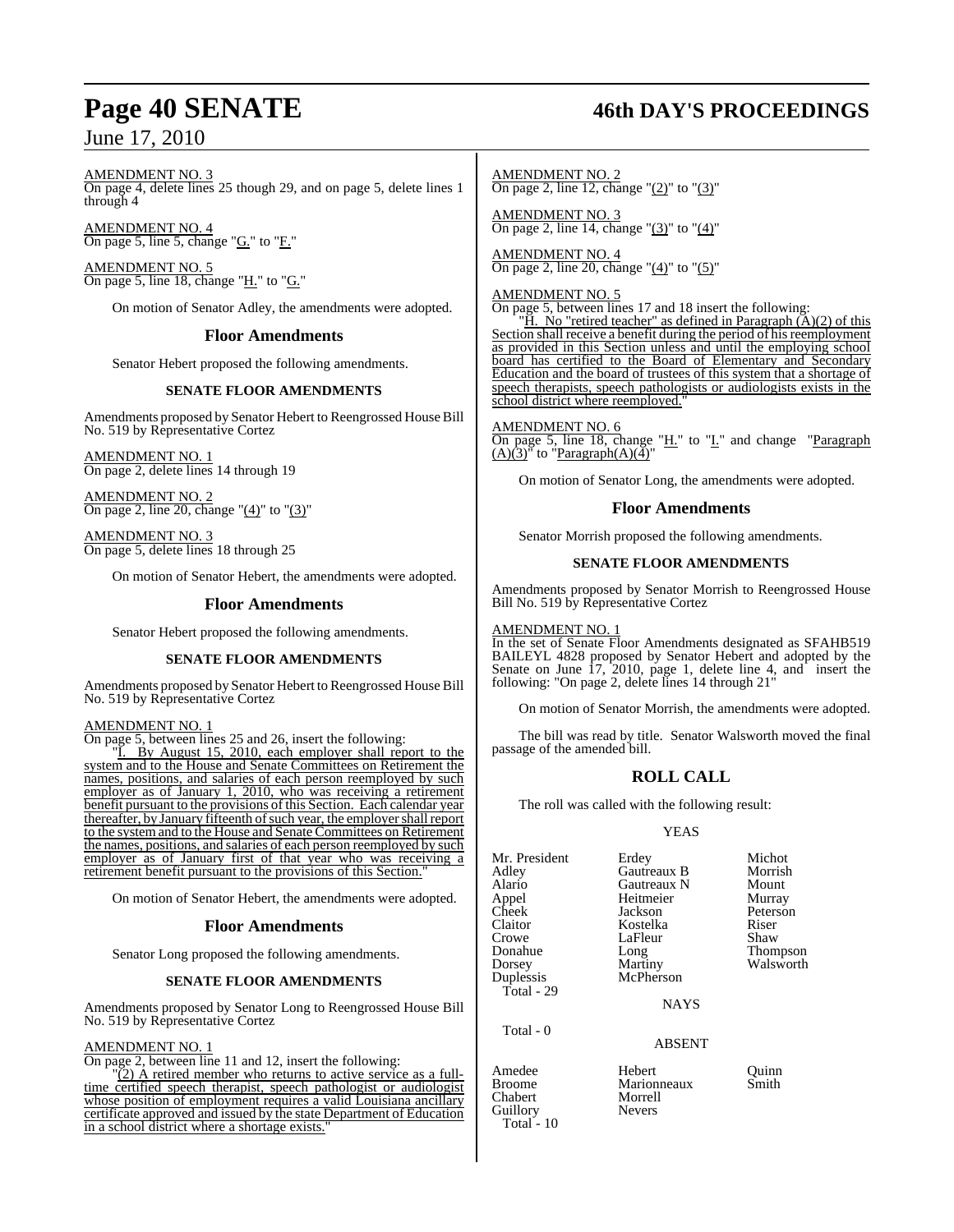AMENDMENT NO. 3
On page 4, delete lines 25 though 29, and on page 5, delete lines 1 through 4

AMENDMENT NO. 4
On page 5, line 5, change "G." to "F."

AMENDMENT NO. 5
On page 5, line 18, change "H." to "G."

On motion of Senator Adley, the amendments were adopted.

## Floor Amendments

Senator Hebert proposed the following amendments.

### SENATE FLOOR AMENDMENTS

Amendments proposed by Senator Hebert to Reengrossed House Bill No. 519 by Representative Cortez

AMENDMENT NO. 1
On page 2, delete lines 14 through 19

AMENDMENT NO. 2
On page 2, line 20, change "(4)" to "(3)"

AMENDMENT NO. 3
On page 5, delete lines 18 through 25

On motion of Senator Hebert, the amendments were adopted.

## Floor Amendments

Senator Hebert proposed the following amendments.

### SENATE FLOOR AMENDMENTS

Amendments proposed by Senator Hebert to Reengrossed House Bill No. 519 by Representative Cortez

AMENDMENT NO. 1
On page 5, between lines 25 and 26, insert the following:

"I. By August 15, 2010, each employer shall report to the system and to the House and Senate Committees on Retirement the names, positions, and salaries of each person reemployed by such employer as of January 1, 2010, who was receiving a retirement benefit pursuant to the provisions of this Section. Each calendar year thereafter, by January fifteenth of such year, the employer shall report to the system and to the House and Senate Committees on Retirement the names, positions, and salaries of each person reemployed by such employer as of January first of that year who was receiving a retirement benefit pursuant to the provisions of this Section."

On motion of Senator Hebert, the amendments were adopted.

## Floor Amendments

Senator Long proposed the following amendments.

### SENATE FLOOR AMENDMENTS

Amendments proposed by Senator Long to Reengrossed House Bill No. 519 by Representative Cortez

AMENDMENT NO. 1
On page 2, between line 11 and 12, insert the following:

"(2) A retired member who returns to active service as a full-time certified speech therapist, speech pathologist or audiologist whose position of employment requires a valid Louisiana ancillary certificate approved and issued by the state Department of Education in a school district where a shortage exists."

AMENDMENT NO. 2
On page 2, line 12, change "(2)" to "(3)"

AMENDMENT NO. 3
On page 2, line 14, change "(3)" to "(4)"

AMENDMENT NO. 4
On page 2, line 20, change "(4)" to "(5)"

AMENDMENT NO. 5
On page 5, between lines 17 and 18 insert the following:

"H. No "retired teacher" as defined in Paragraph (A)(2) of this Section shall receive a benefit during the period of his reemployment as provided in this Section unless and until the employing school board has certified to the Board of Elementary and Secondary Education and the board of trustees of this system that a shortage of speech therapists, speech pathologists or audiologists exists in the school district where reemployed."

AMENDMENT NO. 6
On page 5, line 18, change "H." to "I." and change "Paragraph (A)(3)" to "Paragraph(A)(4)"

On motion of Senator Long, the amendments were adopted.

## Floor Amendments

Senator Morrish proposed the following amendments.

### SENATE FLOOR AMENDMENTS

Amendments proposed by Senator Morrish to Reengrossed House Bill No. 519 by Representative Cortez

AMENDMENT NO. 1
In the set of Senate Floor Amendments designated as SFAHB519 BAILEYL 4828 proposed by Senator Hebert and adopted by the Senate on June 17, 2010, page 1, delete line 4, and insert the following: "On page 2, delete lines 14 through 21"

On motion of Senator Morrish, the amendments were adopted.

The bill was read by title. Senator Walsworth moved the final passage of the amended bill.

## ROLL CALL

The roll was called with the following result:

YEAS

| | | |
|---|---|---|
| Mr. President | Erdey | Michot |
| Adley | Gautreaux B | Morrish |
| Alario | Gautreaux N | Mount |
| Appel | Heitmeier | Murray |
| Cheek | Jackson | Peterson |
| Claitor | Kostelka | Riser |
| Crowe | LaFleur | Shaw |
| Donahue | Long | Thompson |
| Dorsey | Martiny | Walsworth |
| Duplessis | McPherson | |

Total - 29

NAYS

Total - 0

ABSENT

| | | |
|---|---|---|
| Amedee | Hebert | Quinn |
| Broome | Marionneaux | Smith |
| Chabert | Morrell | |
| Guillory | Nevers | |

Total - 10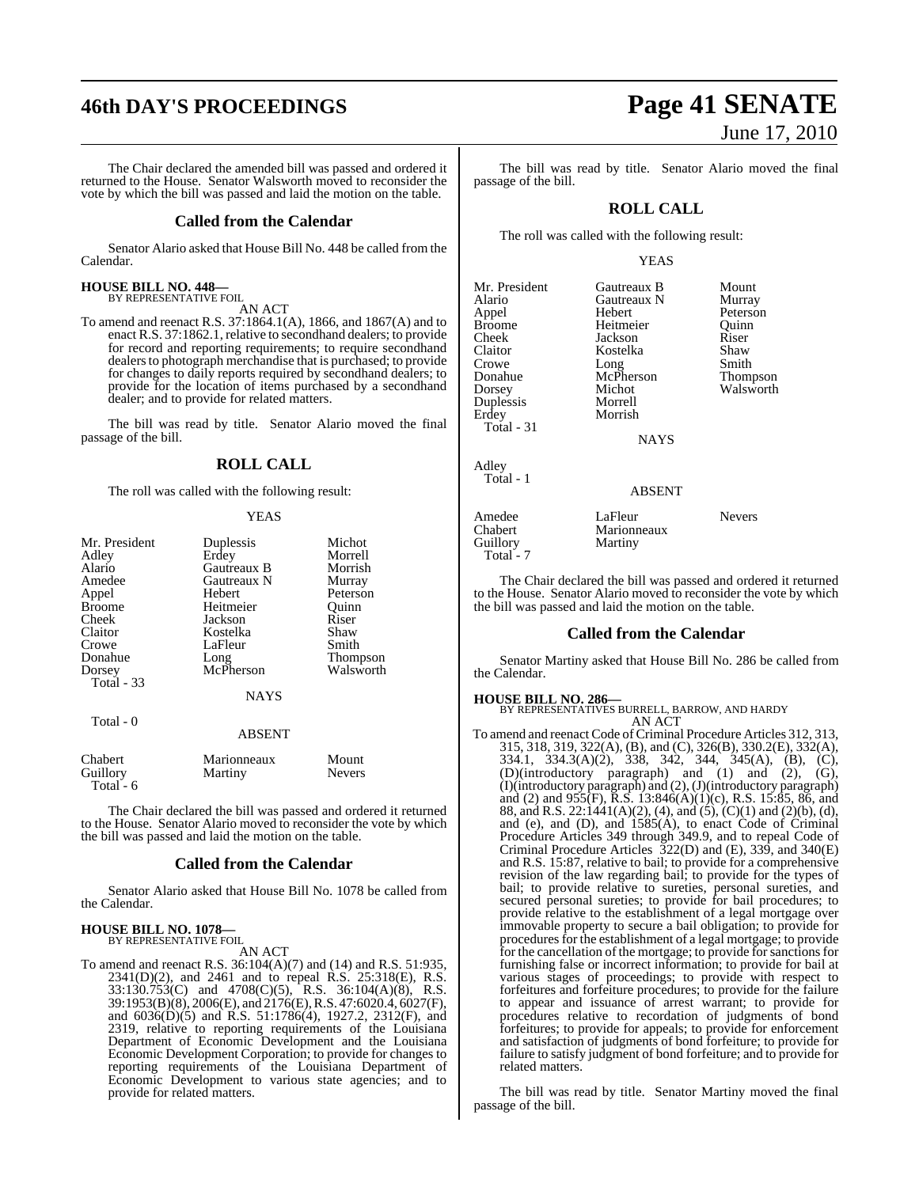The Chair declared the amended bill was passed and ordered it returned to the House. Senator Walsworth moved to reconsider the vote by which the bill was passed and laid the motion on the table.

## Called from the Calendar

Senator Alario asked that House Bill No. 448 be called from the Calendar.

**HOUSE BILL NO. 448—**
BY REPRESENTATIVE FOIL

AN ACT

To amend and reenact R.S. 37:1864.1(A), 1866, and 1867(A) and to enact R.S. 37:1862.1, relative to secondhand dealers; to provide for record and reporting requirements; to require secondhand dealers to photograph merchandise that is purchased; to provide for changes to daily reports required by secondhand dealers; to provide for the location of items purchased by a secondhand dealer; and to provide for related matters.

The bill was read by title. Senator Alario moved the final passage of the bill.

## ROLL CALL

The roll was called with the following result:

YEAS

| | | |
|---|---|---|
| Mr. President | Duplessis | Michot |
| Adley | Erdey | Morrell |
| Alario | Gautreaux B | Morrish |
| Amedee | Gautreaux N | Murray |
| Appel | Hebert | Peterson |
| Broome | Heitmeier | Quinn |
| Cheek | Jackson | Riser |
| Claitor | Kostelka | Shaw |
| Crowe | LaFleur | Smith |
| Donahue | Long | Thompson |
| Dorsey | McPherson | Walsworth |
| Total - 33 | | |

NAYS

Total - 0

ABSENT

| | | |
|---|---|---|
| Chabert | Marionneaux | Mount |
| Guillory | Martiny | Nevers |
| Total - 6 | | |

The Chair declared the bill was passed and ordered it returned to the House. Senator Alario moved to reconsider the vote by which the bill was passed and laid the motion on the table.

## Called from the Calendar

Senator Alario asked that House Bill No. 1078 be called from the Calendar.

**HOUSE BILL NO. 1078—**
BY REPRESENTATIVE FOIL

AN ACT

To amend and reenact R.S. 36:104(A)(7) and (14) and R.S. 51:935, 2341(D)(2), and 2461 and to repeal R.S. 25:318(E), R.S. 33:130.753(C) and 4708(C)(5), R.S. 36:104(A)(8), R.S. 39:1953(B)(8), 2006(E), and 2176(E), R.S. 47:6020.4, 6027(F), and 6036(D)(5) and R.S. 51:1786(4), 1927.2, 2312(F), and 2319, relative to reporting requirements of the Louisiana Department of Economic Development and the Louisiana Economic Development Corporation; to provide for changes to reporting requirements of the Louisiana Department of Economic Development to various state agencies; and to provide for related matters.

The bill was read by title. Senator Alario moved the final passage of the bill.

## ROLL CALL

The roll was called with the following result:

YEAS

| | | |
|---|---|---|
| Mr. President | Gautreaux B | Mount |
| Alario | Gautreaux N | Murray |
| Appel | Hebert | Peterson |
| Broome | Heitmeier | Quinn |
| Cheek | Jackson | Riser |
| Claitor | Kostelka | Shaw |
| Crowe | Long | Smith |
| Donahue | McPherson | Thompson |
| Dorsey | Michot | Walsworth |
| Duplessis | Morrell | |
| Erdey | Morrish | |
| Total - 31 | | |

NAYS

Adley
Total - 1

ABSENT

| | | |
|---|---|---|
| Amedee | LaFleur | Nevers |
| Chabert | Marionneaux | |
| Guillory | Martiny | |
| Total - 7 | | |

The Chair declared the bill was passed and ordered it returned to the House. Senator Alario moved to reconsider the vote by which the bill was passed and laid the motion on the table.

## Called from the Calendar

Senator Martiny asked that House Bill No. 286 be called from the Calendar.

**HOUSE BILL NO. 286—**
BY REPRESENTATIVES BURRELL, BARROW, AND HARDY

AN ACT

To amend and reenact Code of Criminal Procedure Articles 312, 313, 315, 318, 319, 322(A), (B), and (C), 326(B), 330.2(E), 332(A), 334.1, 334.3(A)(2), 338, 342, 344, 345(A), (B), (C), (D)(introductory paragraph) and (1) and (2), (G), (I)(introductory paragraph) and (2), (J)(introductory paragraph) and (2) and 955(F), R.S. 13:846(A)(1)(c), R.S. 15:85, 86, and 88, and R.S. 22:1441(A)(2), (4), and (5), (C)(1) and (2)(b), (d), and (e), and (D), and 1585(A), to enact Code of Criminal Procedure Articles 349 through 349.9, and to repeal Code of Criminal Procedure Articles 322(D) and (E), 339, and 340(E) and R.S. 15:87, relative to bail; to provide for a comprehensive revision of the law regarding bail; to provide for the types of bail; to provide relative to sureties, personal sureties, and secured personal sureties; to provide for bail procedures; to provide relative to the establishment of a legal mortgage over immovable property to secure a bail obligation; to provide for procedures for the establishment of a legal mortgage; to provide for the cancellation of the mortgage; to provide for sanctions for furnishing false or incorrect information; to provide for bail at various stages of proceedings; to provide with respect to forfeitures and forfeiture procedures; to provide for the failure to appear and issuance of arrest warrant; to provide for procedures relative to recordation of judgments of bond forfeitures; to provide for appeals; to provide for enforcement and satisfaction of judgments of bond forfeiture; to provide for failure to satisfy judgment of bond forfeiture; and to provide for related matters.

The bill was read by title. Senator Martiny moved the final passage of the bill.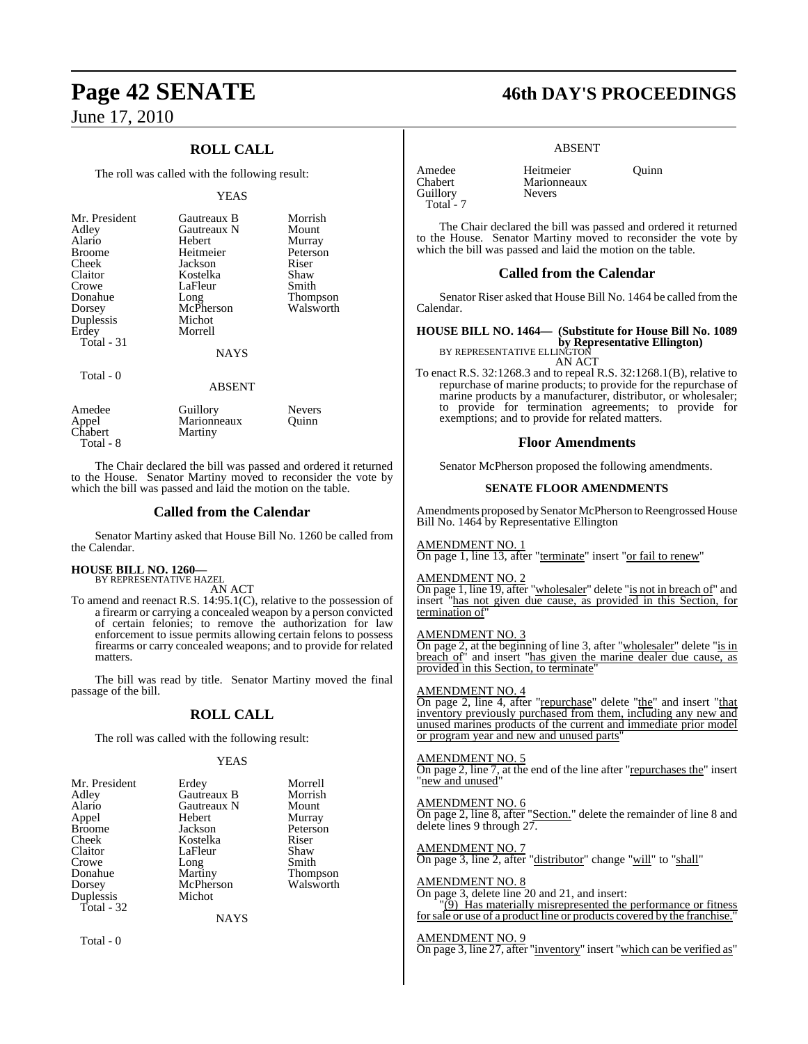## ROLL CALL

The roll was called with the following result:

YEAS

| | | |
|---|---|---|
| Mr. President | Gautreaux B | Morrish |
| Adley | Gautreaux N | Mount |
| Alario | Hebert | Murray |
| Broome | Heitmeier | Peterson |
| Cheek | Jackson | Riser |
| Claitor | Kostelka | Shaw |
| Crowe | LaFleur | Smith |
| Donahue | Long | Thompson |
| Dorsey | McPherson | Walsworth |
| Duplessis | Michot | |
| Erdey | Morrell | |

Total - 31

NAYS

Total - 0

ABSENT

| | | |
|---|---|---|
| Amedee | Guillory | Nevers |
| Appel | Marionneaux | Quinn |
| Chabert | Martiny | |

Total - 8

The Chair declared the bill was passed and ordered it returned to the House. Senator Martiny moved to reconsider the vote by which the bill was passed and laid the motion on the table.

## Called from the Calendar

Senator Martiny asked that House Bill No. 1260 be called from the Calendar.

**HOUSE BILL NO. 1260—**
BY REPRESENTATIVE HAZEL

AN ACT

To amend and reenact R.S. 14:95.1(C), relative to the possession of a firearm or carrying a concealed weapon by a person convicted of certain felonies; to remove the authorization for law enforcement to issue permits allowing certain felons to possess firearms or carry concealed weapons; and to provide for related matters.

The bill was read by title. Senator Martiny moved the final passage of the bill.

## ROLL CALL

The roll was called with the following result:

YEAS

| | | |
|---|---|---|
| Mr. President | Erdey | Morrell |
| Adley | Gautreaux B | Morrish |
| Alario | Gautreaux N | Mount |
| Appel | Hebert | Murray |
| Broome | Jackson | Peterson |
| Cheek | Kostelka | Riser |
| Claitor | LaFleur | Shaw |
| Crowe | Long | Smith |
| Donahue | Martiny | Thompson |
| Dorsey | McPherson | Walsworth |
| Duplessis | Michot | |

Total - 32

NAYS

Total - 0

ABSENT

| | | |
|---|---|---|
| Amedee | Heitmeier | Quinn |
| Chabert | Marionneaux | |
| Guillory | Nevers | |

Total - 7

The Chair declared the bill was passed and ordered it returned to the House. Senator Martiny moved to reconsider the vote by which the bill was passed and laid the motion on the table.

## Called from the Calendar

Senator Riser asked that House Bill No. 1464 be called from the Calendar.

**HOUSE BILL NO. 1464— (Substitute for House Bill No. 1089 by Representative Ellington)**
BY REPRESENTATIVE ELLINGTON

AN ACT

To enact R.S. 32:1268.3 and to repeal R.S. 32:1268.1(B), relative to repurchase of marine products; to provide for the repurchase of marine products by a manufacturer, distributor, or wholesaler; to provide for termination agreements; to provide for exemptions; and to provide for related matters.

## Floor Amendments

Senator McPherson proposed the following amendments.

### SENATE FLOOR AMENDMENTS

Amendments proposed by Senator McPherson to Reengrossed House Bill No. 1464 by Representative Ellington

AMENDMENT NO. 1
On page 1, line 13, after "terminate" insert "or fail to renew"

AMENDMENT NO. 2
On page 1, line 19, after "wholesaler" delete "is not in breach of" and insert "has not given due cause, as provided in this Section, for termination of"

AMENDMENT NO. 3
On page 2, at the beginning of line 3, after "wholesaler" delete "is in breach of" and insert "has given the marine dealer due cause, as provided in this Section, to terminate"

AMENDMENT NO. 4
On page 2, line 4, after "repurchase" delete "the" and insert "that inventory previously purchased from them, including any new and unused marines products of the current and immediate prior model or program year and new and unused parts"

AMENDMENT NO. 5
On page 2, line 7, at the end of the line after "repurchases the" insert "new and unused"

AMENDMENT NO. 6
On page 2, line 8, after "Section." delete the remainder of line 8 and delete lines 9 through 27.

AMENDMENT NO. 7
On page 3, line 2, after "distributor" change "will" to "shall"

AMENDMENT NO. 8
On page 3, delete line 20 and 21, and insert:
"(9) Has materially misrepresented the performance or fitness for sale or use of a product line or products covered by the franchise."

AMENDMENT NO. 9
On page 3, line 27, after "inventory" insert "which can be verified as"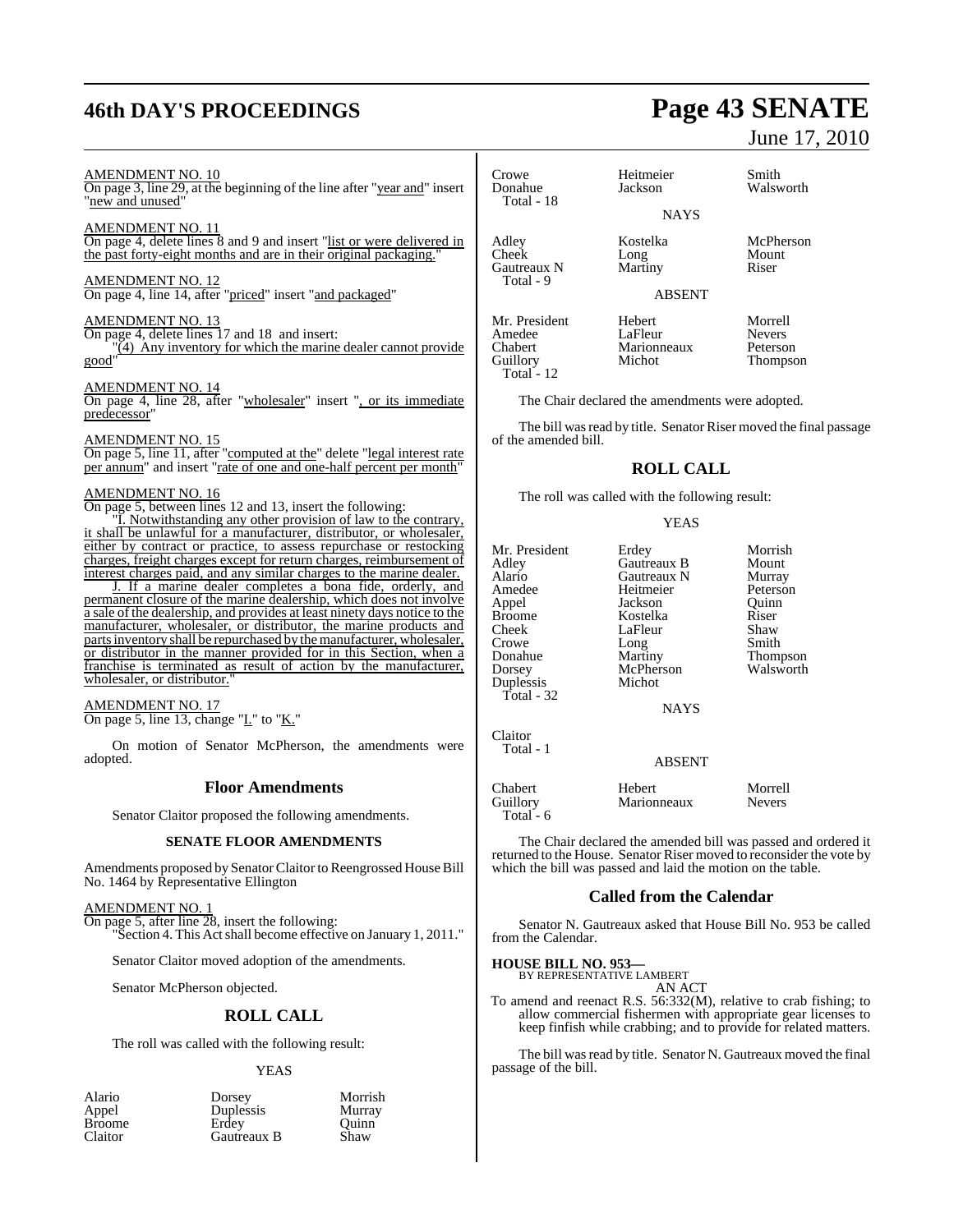AMENDMENT NO. 10

On page 3, line 29, at the beginning of the line after "year and" insert "new and unused"

AMENDMENT NO. 11

On page 4, delete lines 8 and 9 and insert "list or were delivered in the past forty-eight months and are in their original packaging."

AMENDMENT NO. 12

On page 4, line 14, after "priced" insert "and packaged"

AMENDMENT NO. 13

On page 4, delete lines 17 and 18 and insert:

"(4) Any inventory for which the marine dealer cannot provide good"

AMENDMENT NO. 14

On page 4, line 28, after "wholesaler" insert ", or its immediate predecessor"

AMENDMENT NO. 15

On page 5, line 11, after "computed at the" delete "legal interest rate per annum" and insert "rate of one and one-half percent per month"

AMENDMENT NO. 16

On page 5, between lines 12 and 13, insert the following:

"I. Notwithstanding any other provision of law to the contrary, it shall be unlawful for a manufacturer, distributor, or wholesaler, either by contract or practice, to assess repurchase or restocking charges, freight charges except for return charges, reimbursement of interest charges paid, and any similar charges to the marine dealer.

J. If a marine dealer completes a bona fide, orderly, and permanent closure of the marine dealership, which does not involve a sale of the dealership, and provides at least ninety days notice to the manufacturer, wholesaler, or distributor, the marine products and parts inventory shall be repurchased by the manufacturer, wholesaler, or distributor in the manner provided for in this Section, when a franchise is terminated as result of action by the manufacturer, wholesaler, or distributor."

AMENDMENT NO. 17

On page 5, line 13, change "I." to "K."

On motion of Senator McPherson, the amendments were adopted.

## Floor Amendments

Senator Claitor proposed the following amendments.

### SENATE FLOOR AMENDMENTS

Amendments proposed by Senator Claitor to Reengrossed House Bill No. 1464 by Representative Ellington

AMENDMENT NO. 1

On page 5, after line 28, insert the following:

"Section 4. This Act shall become effective on January 1, 2011."

Senator Claitor moved adoption of the amendments.

Senator McPherson objected.

## ROLL CALL

The roll was called with the following result:

YEAS

| | | |
|---|---|---|
| Alario | Dorsey | Morrish |
| Appel | Duplessis | Murray |
| Broome | Erdey | Quinn |
| Claitor | Gautreaux B | Shaw |
| Crowe | Heitmeier | Smith |
| Donahue | Jackson | Walsworth |
| Total - 18 | | |

NAYS

| | | |
|---|---|---|
| Adley | Kostelka | McPherson |
| Cheek | Long | Mount |
| Gautreaux N | Martiny | Riser |
| Total - 9 | | |

ABSENT

| | | |
|---|---|---|
| Mr. President | Hebert | Morrell |
| Amedee | LaFleur | Nevers |
| Chabert | Marionneaux | Peterson |
| Guillory | Michot | Thompson |
| Total - 12 | | |

The Chair declared the amendments were adopted.

The bill was read by title. Senator Riser moved the final passage of the amended bill.

## ROLL CALL

The roll was called with the following result:

YEAS

| | | |
|---|---|---|
| Mr. President | Erdey | Morrish |
| Adley | Gautreaux B | Mount |
| Alario | Gautreaux N | Murray |
| Amedee | Heitmeier | Peterson |
| Appel | Jackson | Quinn |
| Broome | Kostelka | Riser |
| Cheek | LaFleur | Shaw |
| Crowe | Long | Smith |
| Donahue | Martiny | Thompson |
| Dorsey | McPherson | Walsworth |
| Duplessis | Michot | |
| Total - 32 | | |

NAYS

Claitor
Total - 1

ABSENT

| | | |
|---|---|---|
| Chabert | Hebert | Morrell |
| Guillory | Marionneaux | Nevers |
| Total - 6 | | |

The Chair declared the amended bill was passed and ordered it returned to the House. Senator Riser moved to reconsider the vote by which the bill was passed and laid the motion on the table.

## Called from the Calendar

Senator N. Gautreaux asked that House Bill No. 953 be called from the Calendar.

**HOUSE BILL NO. 953—**
BY REPRESENTATIVE LAMBERT

AN ACT

To amend and reenact R.S. 56:332(M), relative to crab fishing; to allow commercial fishermen with appropriate gear licenses to keep finfish while crabbing; and to provide for related matters.

The bill was read by title. Senator N. Gautreaux moved the final passage of the bill.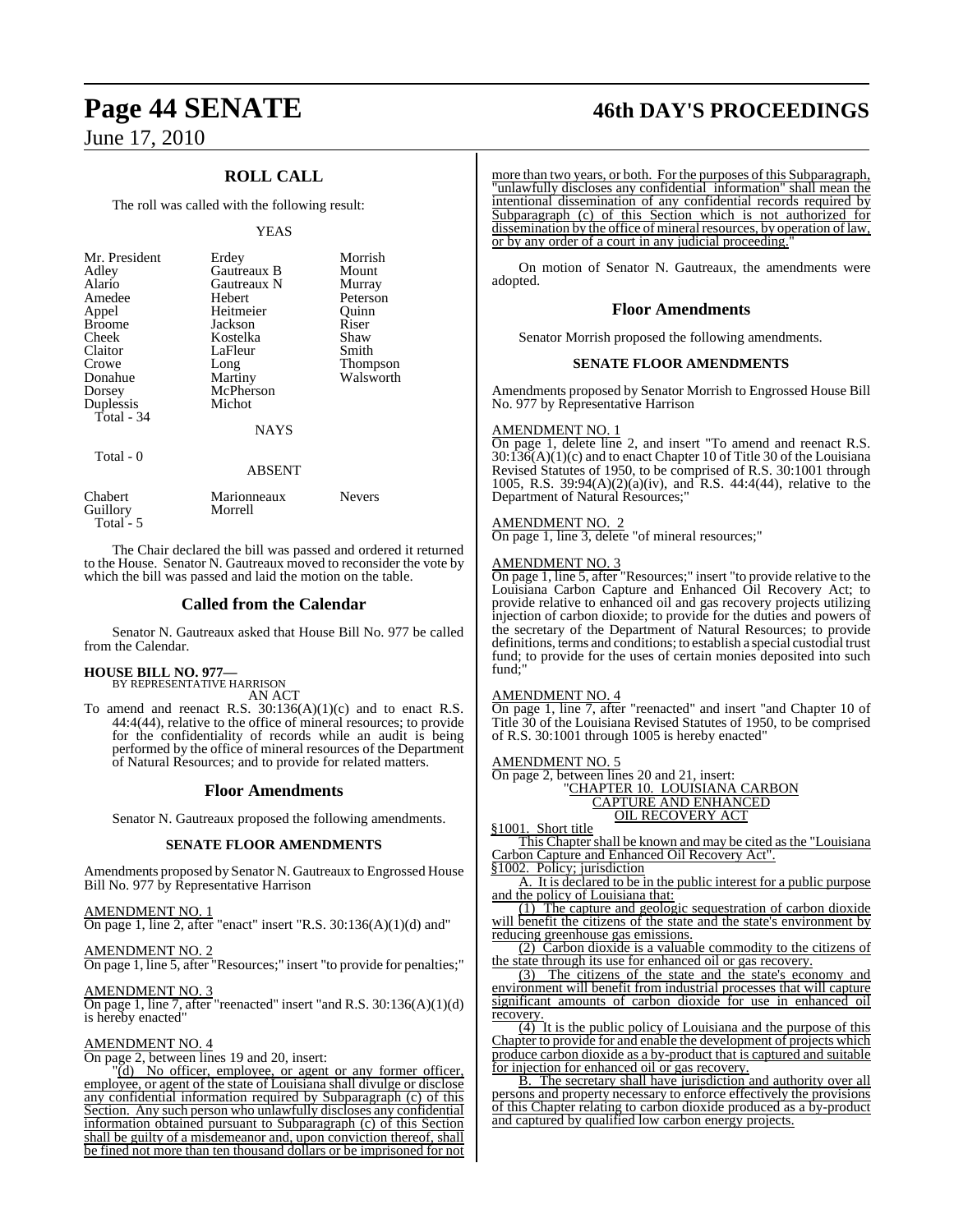## ROLL CALL

The roll was called with the following result:

YEAS

| | | |
|---|---|---|
| Mr. President | Erdey | Morrish |
| Adley | Gautreaux B | Mount |
| Alario | Gautreaux N | Murray |
| Amedee | Hebert | Peterson |
| Appel | Heitmeier | Quinn |
| Broome | Jackson | Riser |
| Cheek | Kostelka | Shaw |
| Claitor | LaFleur | Smith |
| Crowe | Long | Thompson |
| Donahue | Martiny | Walsworth |
| Dorsey | McPherson | |
| Duplessis | Michot | |

Total - 34

NAYS

Total - 0

ABSENT

| | | |
|---|---|---|
| Chabert | Marionneaux | Nevers |
| Guillory | Morrell | |

Total - 5

The Chair declared the bill was passed and ordered it returned to the House. Senator N. Gautreaux moved to reconsider the vote by which the bill was passed and laid the motion on the table.

## Called from the Calendar

Senator N. Gautreaux asked that House Bill No. 977 be called from the Calendar.

**HOUSE BILL NO. 977—**
BY REPRESENTATIVE HARRISON
AN ACT

To amend and reenact R.S. 30:136(A)(1)(c) and to enact R.S. 44:4(44), relative to the office of mineral resources; to provide for the confidentiality of records while an audit is being performed by the office of mineral resources of the Department of Natural Resources; and to provide for related matters.

## Floor Amendments

Senator N. Gautreaux proposed the following amendments.

### SENATE FLOOR AMENDMENTS

Amendments proposed by Senator N. Gautreaux to Engrossed House Bill No. 977 by Representative Harrison

AMENDMENT NO. 1
On page 1, line 2, after "enact" insert "R.S. 30:136(A)(1)(d) and"

AMENDMENT NO. 2
On page 1, line 5, after "Resources;" insert "to provide for penalties;"

AMENDMENT NO. 3
On page 1, line 7, after "reenacted" insert "and R.S. 30:136(A)(1)(d) is hereby enacted"

AMENDMENT NO. 4
On page 2, between lines 19 and 20, insert:

"(d) No officer, employee, or agent or any former officer, employee, or agent of the state of Louisiana shall divulge or disclose any confidential information required by Subparagraph (c) of this Section. Any such person who unlawfully discloses any confidential information obtained pursuant to Subparagraph (c) of this Section shall be guilty of a misdemeanor and, upon conviction thereof, shall be fined not more than ten thousand dollars or be imprisoned for not more than two years, or both. For the purposes of this Subparagraph, "unlawfully discloses any confidential information" shall mean the intentional dissemination of any confidential records required by Subparagraph (c) of this Section which is not authorized for dissemination by the office of mineral resources, by operation of law, or by any order of a court in any judicial proceeding."

On motion of Senator N. Gautreaux, the amendments were adopted.

## Floor Amendments

Senator Morrish proposed the following amendments.

### SENATE FLOOR AMENDMENTS

Amendments proposed by Senator Morrish to Engrossed House Bill No. 977 by Representative Harrison

AMENDMENT NO. 1
On page 1, delete line 2, and insert "To amend and reenact R.S. 30:136(A)(1)(c) and to enact Chapter 10 of Title 30 of the Louisiana Revised Statutes of 1950, to be comprised of R.S. 30:1001 through 1005, R.S. 39:94(A)(2)(a)(iv), and R.S. 44:4(44), relative to the Department of Natural Resources;"

AMENDMENT NO. 2
On page 1, line 3, delete "of mineral resources;"

AMENDMENT NO. 3
On page 1, line 5, after "Resources;" insert "to provide relative to the Louisiana Carbon Capture and Enhanced Oil Recovery Act; to provide relative to enhanced oil and gas recovery projects utilizing injection of carbon dioxide; to provide for the duties and powers of the secretary of the Department of Natural Resources; to provide definitions, terms and conditions; to establish a special custodial trust fund; to provide for the uses of certain monies deposited into such fund;"

AMENDMENT NO. 4
On page 1, line 7, after "reenacted" and insert "and Chapter 10 of Title 30 of the Louisiana Revised Statutes of 1950, to be comprised of R.S. 30:1001 through 1005 is hereby enacted"

AMENDMENT NO. 5
On page 2, between lines 20 and 21, insert:

"CHAPTER 10. LOUISIANA CARBON CAPTURE AND ENHANCED OIL RECOVERY ACT

§1001. Short title

This Chapter shall be known and may be cited as the "Louisiana Carbon Capture and Enhanced Oil Recovery Act".

§1002. Policy; jurisdiction

A. It is declared to be in the public interest for a public purpose and the policy of Louisiana that:

(1) The capture and geologic sequestration of carbon dioxide will benefit the citizens of the state and the state's environment by reducing greenhouse gas emissions.

(2) Carbon dioxide is a valuable commodity to the citizens of the state through its use for enhanced oil or gas recovery.

(3) The citizens of the state and the state's economy and environment will benefit from industrial processes that will capture significant amounts of carbon dioxide for use in enhanced oil recovery.

(4) It is the public policy of Louisiana and the purpose of this Chapter to provide for and enable the development of projects which produce carbon dioxide as a by-product that is captured and suitable for injection for enhanced oil or gas recovery.

B. The secretary shall have jurisdiction and authority over all persons and property necessary to enforce effectively the provisions of this Chapter relating to carbon dioxide produced as a by-product and captured by qualified low carbon energy projects.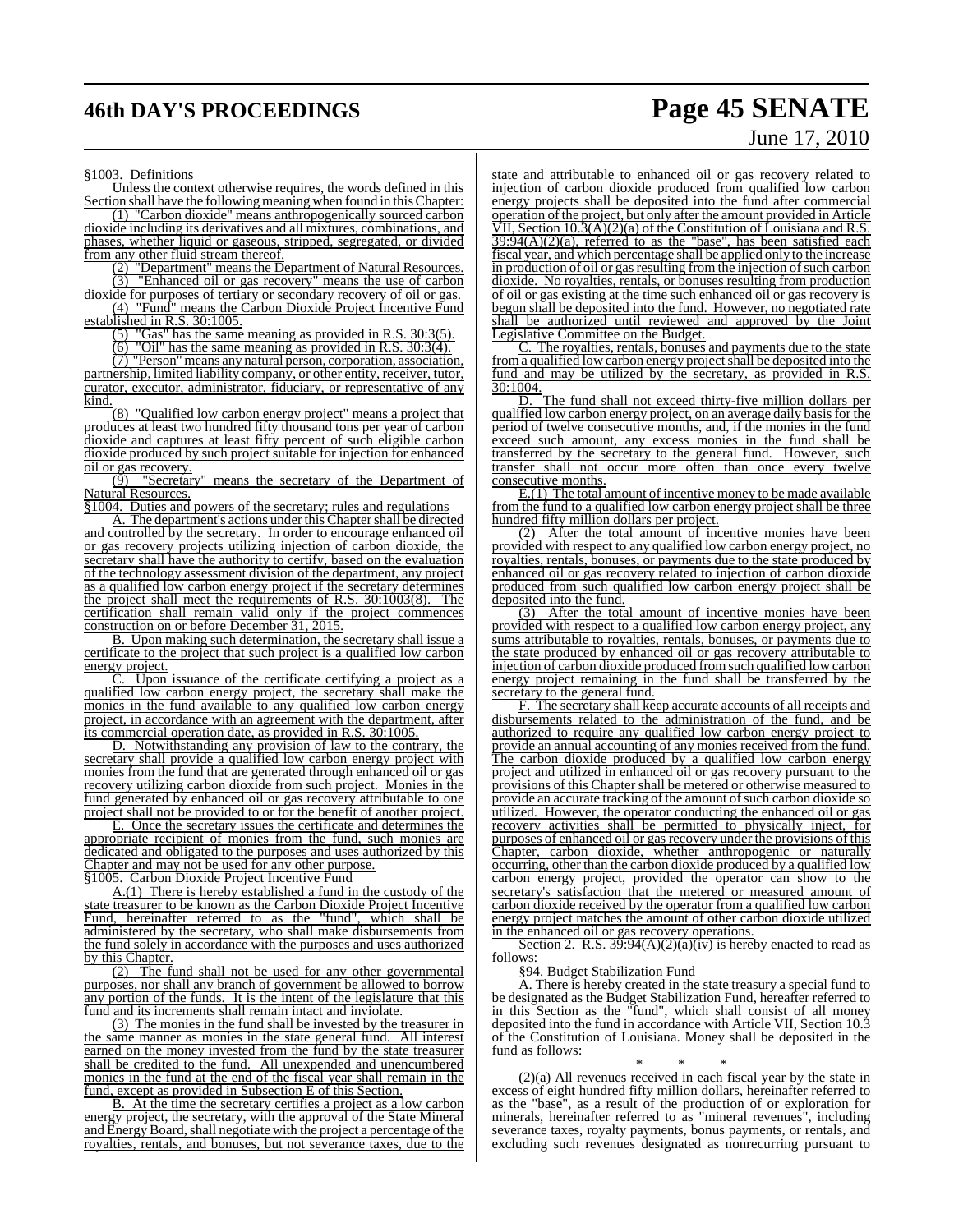§1003. Definitions

Unless the context otherwise requires, the words defined in this Section shall have the following meaning when found in this Chapter:

(1) "Carbon dioxide" means anthropogenically sourced carbon dioxide including its derivatives and all mixtures, combinations, and phases, whether liquid or gaseous, stripped, segregated, or divided from any other fluid stream thereof.

(2) "Department" means the Department of Natural Resources.

(3) "Enhanced oil or gas recovery" means the use of carbon dioxide for purposes of tertiary or secondary recovery of oil or gas.

(4) "Fund" means the Carbon Dioxide Project Incentive Fund established in R.S. 30:1005.

(5) "Gas" has the same meaning as provided in R.S. 30:3(5).

(6) "Oil" has the same meaning as provided in R.S. 30:3(4).

(7) "Person" means any natural person, corporation, association, partnership, limited liability company, or other entity, receiver, tutor, curator, executor, administrator, fiduciary, or representative of any kind.

(8) "Qualified low carbon energy project" means a project that produces at least two hundred fifty thousand tons per year of carbon dioxide and captures at least fifty percent of such eligible carbon dioxide produced by such project suitable for injection for enhanced oil or gas recovery.

(9) "Secretary" means the secretary of the Department of Natural Resources.

§1004. Duties and powers of the secretary; rules and regulations

A. The department's actions under this Chapter shall be directed and controlled by the secretary. In order to encourage enhanced oil or gas recovery projects utilizing injection of carbon dioxide, the secretary shall have the authority to certify, based on the evaluation of the technology assessment division of the department, any project as a qualified low carbon energy project if the secretary determines the project shall meet the requirements of R.S. 30:1003(8). The certification shall remain valid only if the project commences construction on or before December 31, 2015.

B. Upon making such determination, the secretary shall issue a certificate to the project that such project is a qualified low carbon energy project.

C. Upon issuance of the certificate certifying a project as a qualified low carbon energy project, the secretary shall make the monies in the fund available to any qualified low carbon energy project, in accordance with an agreement with the department, after its commercial operation date, as provided in R.S. 30:1005.

D. Notwithstanding any provision of law to the contrary, the secretary shall provide a qualified low carbon energy project with monies from the fund that are generated through enhanced oil or gas recovery utilizing carbon dioxide from such project. Monies in the fund generated by enhanced oil or gas recovery attributable to one project shall not be provided to or for the benefit of another project.

E. Once the secretary issues the certificate and determines the appropriate recipient of monies from the fund, such monies are dedicated and obligated to the purposes and uses authorized by this Chapter and may not be used for any other purpose.

§1005. Carbon Dioxide Project Incentive Fund

A.(1) There is hereby established a fund in the custody of the state treasurer to be known as the Carbon Dioxide Project Incentive Fund, hereinafter referred to as the "fund", which shall be administered by the secretary, who shall make disbursements from the fund solely in accordance with the purposes and uses authorized by this Chapter.

(2) The fund shall not be used for any other governmental purposes, nor shall any branch of government be allowed to borrow any portion of the funds. It is the intent of the legislature that this fund and its increments shall remain intact and inviolate.

(3) The monies in the fund shall be invested by the treasurer in the same manner as monies in the state general fund. All interest earned on the money invested from the fund by the state treasurer shall be credited to the fund. All unexpended and unencumbered monies in the fund at the end of the fiscal year shall remain in the fund, except as provided in Subsection E of this Section.

B. At the time the secretary certifies a project as a low carbon energy project, the secretary, with the approval of the State Mineral and Energy Board, shall negotiate with the project a percentage of the royalties, rentals, and bonuses, but not severance taxes, due to the state and attributable to enhanced oil or gas recovery related to injection of carbon dioxide produced from qualified low carbon energy projects shall be deposited into the fund after commercial operation of the project, but only after the amount provided in Article VII, Section 10.3(A)(2)(a) of the Constitution of Louisiana and R.S. 39:94(A)(2)(a), referred to as the "base", has been satisfied each fiscal year, and which percentage shall be applied only to the increase in production of oil or gas resulting from the injection of such carbon dioxide. No royalties, rentals, or bonuses resulting from production of oil or gas existing at the time such enhanced oil or gas recovery is begun shall be deposited into the fund. However, no negotiated rate shall be authorized until reviewed and approved by the Joint Legislative Committee on the Budget.

C. The royalties, rentals, bonuses and payments due to the state from a qualified low carbon energy project shall be deposited into the fund and may be utilized by the secretary, as provided in R.S. 30:1004.

D. The fund shall not exceed thirty-five million dollars per qualified low carbon energy project, on an average daily basis for the period of twelve consecutive months, and, if the monies in the fund exceed such amount, any excess monies in the fund shall be transferred by the secretary to the general fund. However, such transfer shall not occur more often than once every twelve consecutive months.

E.(1) The total amount of incentive money to be made available from the fund to a qualified low carbon energy project shall be three hundred fifty million dollars per project.

(2) After the total amount of incentive monies have been provided with respect to any qualified low carbon energy project, no royalties, rentals, bonuses, or payments due to the state produced by enhanced oil or gas recovery related to injection of carbon dioxide produced from such qualified low carbon energy project shall be deposited into the fund.

(3) After the total amount of incentive monies have been provided with respect to a qualified low carbon energy project, any sums attributable to royalties, rentals, bonuses, or payments due to the state produced by enhanced oil or gas recovery attributable to injection of carbon dioxide produced from such qualified low carbon energy project remaining in the fund shall be transferred by the secretary to the general fund.

F. The secretary shall keep accurate accounts of all receipts and disbursements related to the administration of the fund, and be authorized to require any qualified low carbon energy project to provide an annual accounting of any monies received from the fund. The carbon dioxide produced by a qualified low carbon energy project and utilized in enhanced oil or gas recovery pursuant to the provisions of this Chapter shall be metered or otherwise measured to provide an accurate tracking of the amount of such carbon dioxide so utilized. However, the operator conducting the enhanced oil or gas recovery activities shall be permitted to physically inject, for purposes of enhanced oil or gas recovery under the provisions of this Chapter, carbon dioxide, whether anthropogenic or naturally occurring, other than the carbon dioxide produced by a qualified low carbon energy project, provided the operator can show to the secretary's satisfaction that the metered or measured amount of carbon dioxide received by the operator from a qualified low carbon energy project matches the amount of other carbon dioxide utilized in the enhanced oil or gas recovery operations.

Section 2. R.S. 39:94(A)(2)(a)(iv) is hereby enacted to read as follows:

§94. Budget Stabilization Fund

A. There is hereby created in the state treasury a special fund to be designated as the Budget Stabilization Fund, hereafter referred to in this Section as the "fund", which shall consist of all money deposited into the fund in accordance with Article VII, Section 10.3 of the Constitution of Louisiana. Money shall be deposited in the fund as follows:

\* \* \*

(2)(a) All revenues received in each fiscal year by the state in excess of eight hundred fifty million dollars, hereinafter referred to as the "base", as a result of the production of or exploration for minerals, hereinafter referred to as "mineral revenues", including severance taxes, royalty payments, bonus payments, or rentals, and excluding such revenues designated as nonrecurring pursuant to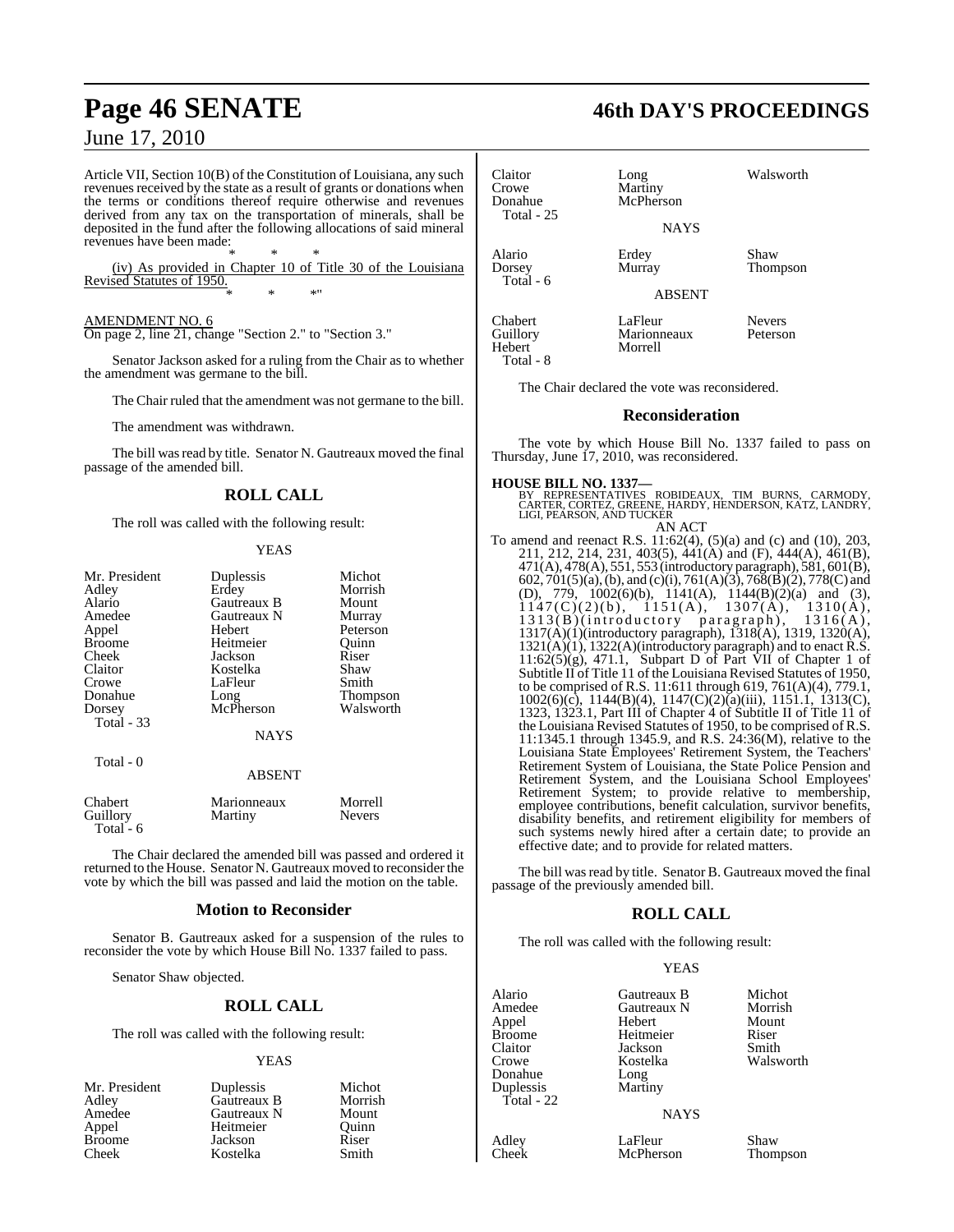Article VII, Section 10(B) of the Constitution of Louisiana, any such revenues received by the state as a result of grants or donations when the terms or conditions thereof require otherwise and revenues derived from any tax on the transportation of minerals, shall be deposited in the fund after the following allocations of said mineral revenues have been made:

\* \* \*

(iv) As provided in Chapter 10 of Title 30 of the Louisiana Revised Statutes of 1950.

\* \* \*"

AMENDMENT NO. 6

On page 2, line 21, change "Section 2." to "Section 3."

Senator Jackson asked for a ruling from the Chair as to whether the amendment was germane to the bill.

The Chair ruled that the amendment was not germane to the bill.

The amendment was withdrawn.

The bill was read by title. Senator N. Gautreaux moved the final passage of the amended bill.

## ROLL CALL

The roll was called with the following result:

YEAS

| | | |
|---|---|---|
| Mr. President | Duplessis | Michot |
| Adley | Erdey | Morrish |
| Alario | Gautreaux B | Mount |
| Amedee | Gautreaux N | Murray |
| Appel | Hebert | Peterson |
| Broome | Heitmeier | Quinn |
| Cheek | Jackson | Riser |
| Claitor | Kostelka | Shaw |
| Crowe | LaFleur | Smith |
| Donahue | Long | Thompson |
| Dorsey | McPherson | Walsworth |

Total - 33

NAYS

Total - 0

ABSENT

| | | |
|---|---|---|
| Chabert | Marionneaux | Morrell |
| Guillory | Martiny | Nevers |

Total - 6

The Chair declared the amended bill was passed and ordered it returned to the House. Senator N. Gautreaux moved to reconsider the vote by which the bill was passed and laid the motion on the table.

## Motion to Reconsider

Senator B. Gautreaux asked for a suspension of the rules to reconsider the vote by which House Bill No. 1337 failed to pass.

Senator Shaw objected.

## ROLL CALL

The roll was called with the following result:

YEAS

| | | |
|---|---|---|
| Mr. President | Duplessis | Michot |
| Adley | Gautreaux B | Morrish |
| Amedee | Gautreaux N | Mount |
| Appel | Heitmeier | Quinn |
| Broome | Jackson | Riser |
| Cheek | Kostelka | Smith |
| Claitor | Long | Walsworth |
| Crowe | Martiny | |
| Donahue | McPherson | |

Total - 25

NAYS

| | | |
|---|---|---|
| Alario | Erdey | Shaw |
| Dorsey | Murray | Thompson |

Total - 6

ABSENT

| | | |
|---|---|---|
| Chabert | LaFleur | Nevers |
| Guillory | Marionneaux | Peterson |
| Hebert | Morrell | |

Total - 8

The Chair declared the vote was reconsidered.

## Reconsideration

The vote by which House Bill No. 1337 failed to pass on Thursday, June 17, 2010, was reconsidered.

**HOUSE BILL NO. 1337—**

BY REPRESENTATIVES ROBIDEAUX, TIM BURNS, CARMODY, CARTER, CORTEZ, GREENE, HARDY, HENDERSON, KATZ, LANDRY, LIGI, PEARSON, AND TUCKER

AN ACT

To amend and reenact R.S. 11:62(4), (5)(a) and (c) and (10), 203, 211, 212, 214, 231, 403(5), 441(A) and (F), 444(A), 461(B), 471(A), 478(A), 551, 553 (introductory paragraph), 581, 601(B), 602, 701(5)(a), (b), and (c)(i), 761(A)(3), 768(B)(2), 778(C) and (D), 779, 1002(6)(b), 1141(A), 1144(B)(2)(a) and (3), 1147(C)(2)(b), 1151(A), 1307(A), 1310(A), 1313(B)(introductory paragraph), 1316(A), 1317(A)(1)(introductory paragraph), 1318(A), 1319, 1320(A), 1321(A)(1), 1322(A)(introductory paragraph) and to enact R.S. 11:62(5)(g), 471.1, Subpart D of Part VII of Chapter 1 of Subtitle II of Title 11 of the Louisiana Revised Statutes of 1950, to be comprised of R.S. 11:611 through 619, 761(A)(4), 779.1, 1002(6)(c), 1144(B)(4), 1147(C)(2)(a)(iii), 1151.1, 1313(C), 1323, 1323.1, Part III of Chapter 4 of Subtitle II of Title 11 of the Louisiana Revised Statutes of 1950, to be comprised of R.S. 11:1345.1 through 1345.9, and R.S. 24:36(M), relative to the Louisiana State Employees' Retirement System, the Teachers' Retirement System of Louisiana, the State Police Pension and Retirement System, and the Louisiana School Employees' Retirement System; to provide relative to membership, employee contributions, benefit calculation, survivor benefits, disability benefits, and retirement eligibility for members of such systems newly hired after a certain date; to provide an effective date; and to provide for related matters.

The bill was read by title. Senator B. Gautreaux moved the final passage of the previously amended bill.

## ROLL CALL

The roll was called with the following result:

YEAS

| | | |
|---|---|---|
| Alario | Gautreaux B | Michot |
| Amedee | Gautreaux N | Morrish |
| Appel | Hebert | Mount |
| Broome | Heitmeier | Riser |
| Claitor | Jackson | Smith |
| Crowe | Kostelka | Walsworth |
| Donahue | Long | |
| Duplessis | Martiny | |

Total - 22

NAYS

| | | |
|---|---|---|
| Adley | LaFleur | Shaw |
| Cheek | McPherson | Thompson |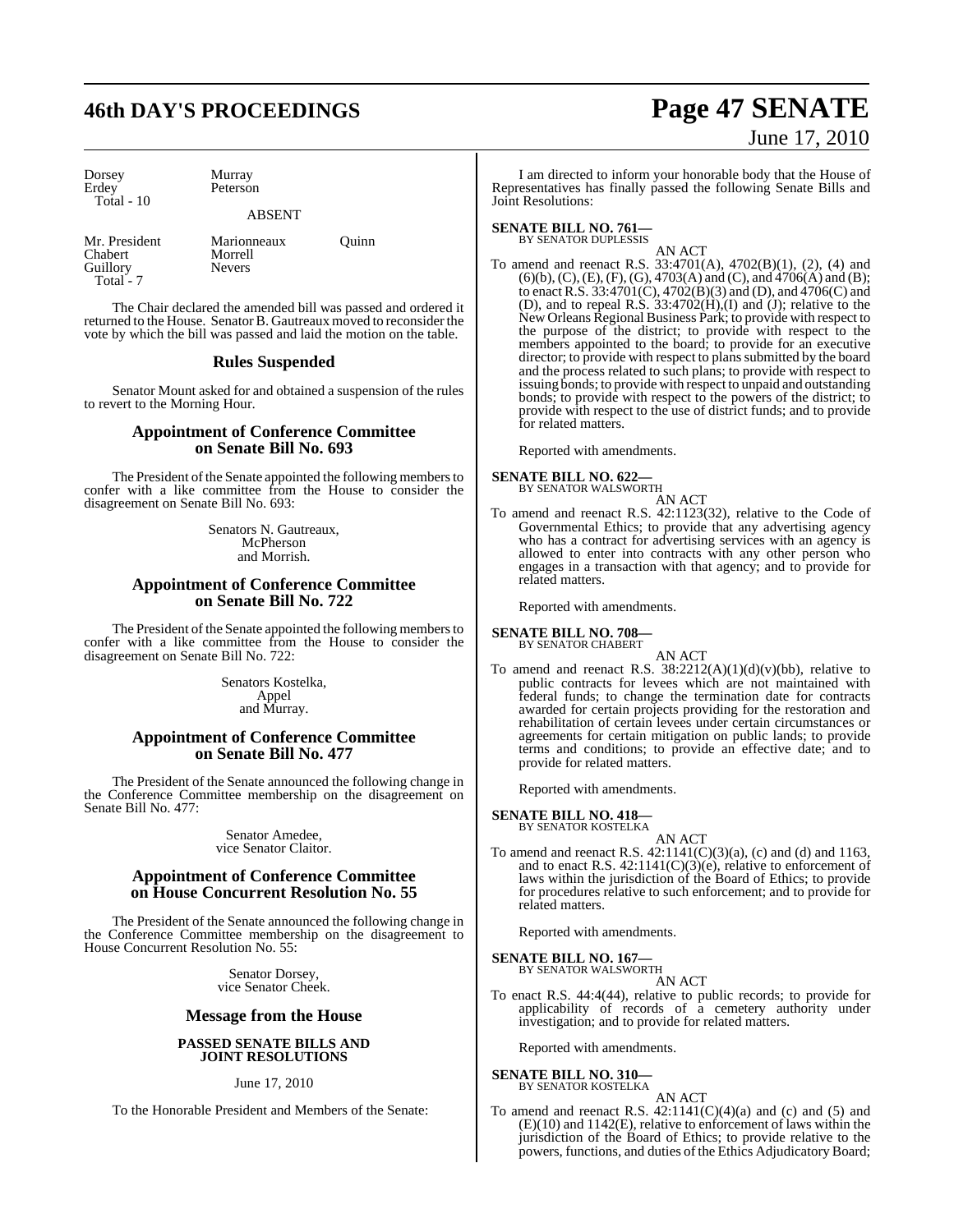Dorsey Murray
Erdey Peterson
Total - 10

ABSENT

Mr. President Marionneaux Quinn
Chabert Morrell
Guillory Nevers
Total - 7

The Chair declared the amended bill was passed and ordered it returned to the House. Senator B. Gautreaux moved to reconsider the vote by which the bill was passed and laid the motion on the table.

## Rules Suspended

Senator Mount asked for and obtained a suspension of the rules to revert to the Morning Hour.

## Appointment of Conference Committee on Senate Bill No. 693

The President of the Senate appointed the following members to confer with a like committee from the House to consider the disagreement on Senate Bill No. 693:

Senators N. Gautreaux,
McPherson
and Morrish.

## Appointment of Conference Committee on Senate Bill No. 722

The President of the Senate appointed the following members to confer with a like committee from the House to consider the disagreement on Senate Bill No. 722:

Senators Kostelka,
Appel
and Murray.

## Appointment of Conference Committee on Senate Bill No. 477

The President of the Senate announced the following change in the Conference Committee membership on the disagreement on Senate Bill No. 477:

Senator Amedee,
vice Senator Claitor.

## Appointment of Conference Committee on House Concurrent Resolution No. 55

The President of the Senate announced the following change in the Conference Committee membership on the disagreement to House Concurrent Resolution No. 55:

Senator Dorsey,
vice Senator Cheek.

## Message from the House

### PASSED SENATE BILLS AND JOINT RESOLUTIONS

June 17, 2010

To the Honorable President and Members of the Senate:

I am directed to inform your honorable body that the House of Representatives has finally passed the following Senate Bills and Joint Resolutions:

**SENATE BILL NO. 761—**
BY SENATOR DUPLESSIS

AN ACT

To amend and reenact R.S. 33:4701(A), 4702(B)(1), (2), (4) and (6)(b), (C), (E), (F), (G), 4703(A) and (C), and 4706(A) and (B); to enact R.S. 33:4701(C), 4702(B)(3) and (D), and 4706(C) and (D), and to repeal R.S. 33:4702(H),(I) and (J); relative to the New Orleans Regional Business Park; to provide with respect to the purpose of the district; to provide with respect to the members appointed to the board; to provide for an executive director; to provide with respect to plans submitted by the board and the process related to such plans; to provide with respect to issuing bonds; to provide with respect to unpaid and outstanding bonds; to provide with respect to the powers of the district; to provide with respect to the use of district funds; and to provide for related matters.

Reported with amendments.

**SENATE BILL NO. 622—**
BY SENATOR WALSWORTH

AN ACT

To amend and reenact R.S. 42:1123(32), relative to the Code of Governmental Ethics; to provide that any advertising agency who has a contract for advertising services with an agency is allowed to enter into contracts with any other person who engages in a transaction with that agency; and to provide for related matters.

Reported with amendments.

**SENATE BILL NO. 708—**
BY SENATOR CHABERT

AN ACT

To amend and reenact R.S. 38:2212(A)(1)(d)(v)(bb), relative to public contracts for levees which are not maintained with federal funds; to change the termination date for contracts awarded for certain projects providing for the restoration and rehabilitation of certain levees under certain circumstances or agreements for certain mitigation on public lands; to provide terms and conditions; to provide an effective date; and to provide for related matters.

Reported with amendments.

**SENATE BILL NO. 418—**
BY SENATOR KOSTELKA

AN ACT

To amend and reenact R.S. 42:1141(C)(3)(a), (c) and (d) and 1163, and to enact R.S. 42:1141(C)(3)(e), relative to enforcement of laws within the jurisdiction of the Board of Ethics; to provide for procedures relative to such enforcement; and to provide for related matters.

Reported with amendments.

**SENATE BILL NO. 167—**
BY SENATOR WALSWORTH

AN ACT

To enact R.S. 44:4(44), relative to public records; to provide for applicability of records of a cemetery authority under investigation; and to provide for related matters.

Reported with amendments.

**SENATE BILL NO. 310—**
BY SENATOR KOSTELKA

AN ACT

To amend and reenact R.S. 42:1141(C)(4)(a) and (c) and (5) and (E)(10) and 1142(E), relative to enforcement of laws within the jurisdiction of the Board of Ethics; to provide relative to the powers, functions, and duties of the Ethics Adjudicatory Board;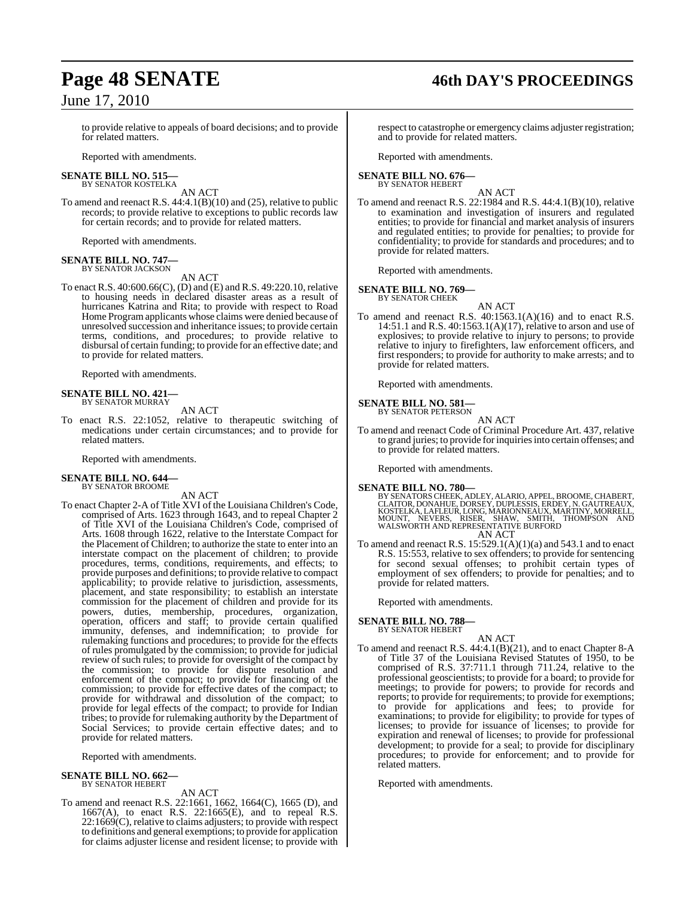to provide relative to appeals of board decisions; and to provide for related matters.

Reported with amendments.

**SENATE BILL NO. 515—**
BY SENATOR KOSTELKA

AN ACT

To amend and reenact R.S. 44:4.1(B)(10) and (25), relative to public records; to provide relative to exceptions to public records law for certain records; and to provide for related matters.

Reported with amendments.

**SENATE BILL NO. 747—**
BY SENATOR JACKSON

AN ACT

To enact R.S. 40:600.66(C), (D) and (E) and R.S. 49:220.10, relative to housing needs in declared disaster areas as a result of hurricanes Katrina and Rita; to provide with respect to Road Home Program applicants whose claims were denied because of unresolved succession and inheritance issues; to provide certain terms, conditions, and procedures; to provide relative to disbursal of certain funding; to provide for an effective date; and to provide for related matters.

Reported with amendments.

**SENATE BILL NO. 421—**
BY SENATOR MURRAY

AN ACT

To enact R.S. 22:1052, relative to therapeutic switching of medications under certain circumstances; and to provide for related matters.

Reported with amendments.

**SENATE BILL NO. 644—**
BY SENATOR BROOME

AN ACT

To enact Chapter 2-A of Title XVI of the Louisiana Children's Code, comprised of Arts. 1623 through 1643, and to repeal Chapter 2 of Title XVI of the Louisiana Children's Code, comprised of Arts. 1608 through 1622, relative to the Interstate Compact for the Placement of Children; to authorize the state to enter into an interstate compact on the placement of children; to provide procedures, terms, conditions, requirements, and effects; to provide purposes and definitions; to provide relative to compact applicability; to provide relative to jurisdiction, assessments, placement, and state responsibility; to establish an interstate commission for the placement of children and provide for its powers, duties, membership, procedures, organization, operation, officers and staff; to provide certain qualified immunity, defenses, and indemnification; to provide for rulemaking functions and procedures; to provide for the effects of rules promulgated by the commission; to provide for judicial review of such rules; to provide for oversight of the compact by the commission; to provide for dispute resolution and enforcement of the compact; to provide for financing of the commission; to provide for effective dates of the compact; to provide for withdrawal and dissolution of the compact; to provide for legal effects of the compact; to provide for Indian tribes; to provide for rulemaking authority by the Department of Social Services; to provide certain effective dates; and to provide for related matters.

Reported with amendments.

**SENATE BILL NO. 662—**
BY SENATOR HEBERT

AN ACT

To amend and reenact R.S. 22:1661, 1662, 1664(C), 1665 (D), and 1667(A), to enact R.S. 22:1665(E), and to repeal R.S. 22:1669(C), relative to claims adjusters; to provide with respect to definitions and general exemptions; to provide for application for claims adjuster license and resident license; to provide with respect to catastrophe or emergency claims adjuster registration; and to provide for related matters.

Reported with amendments.

**SENATE BILL NO. 676—**
BY SENATOR HEBERT

AN ACT

To amend and reenact R.S. 22:1984 and R.S. 44:4.1(B)(10), relative to examination and investigation of insurers and regulated entities; to provide for financial and market analysis of insurers and regulated entities; to provide for penalties; to provide for confidentiality; to provide for standards and procedures; and to provide for related matters.

Reported with amendments.

**SENATE BILL NO. 769—**
BY SENATOR CHEEK

AN ACT

To amend and reenact R.S. 40:1563.1(A)(16) and to enact R.S. 14:51.1 and R.S. 40:1563.1(A)(17), relative to arson and use of explosives; to provide relative to injury to persons; to provide relative to injury to firefighters, law enforcement officers, and first responders; to provide for authority to make arrests; and to provide for related matters.

Reported with amendments.

**SENATE BILL NO. 581—**
BY SENATOR PETERSON

AN ACT

To amend and reenact Code of Criminal Procedure Art. 437, relative to grand juries; to provide for inquiries into certain offenses; and to provide for related matters.

Reported with amendments.

**SENATE BILL NO. 780—**
BY SENATORS CHEEK, ADLEY, ALARIO, APPEL, BROOME, CHABERT, CLAITOR, DONAHUE, DORSEY, DUPLESSIS, ERDEY, N. GAUTREAUX, KOSTELKA, LAFLEUR, LONG, MARIONNEAUX, MARTINY, MORRELL, MOUNT, NEVERS, RISER, SHAW, SMITH, THOMPSON AND WALSWORTH AND REPRESENTATIVE BURFORD

AN ACT

To amend and reenact R.S. 15:529.1(A)(1)(a) and 543.1 and to enact R.S. 15:553, relative to sex offenders; to provide for sentencing for second sexual offenses; to prohibit certain types of employment of sex offenders; to provide for penalties; and to provide for related matters.

Reported with amendments.

**SENATE BILL NO. 788—**
BY SENATOR HEBERT

AN ACT

To amend and reenact R.S. 44:4.1(B)(21), and to enact Chapter 8-A of Title 37 of the Louisiana Revised Statutes of 1950, to be comprised of R.S. 37:711.1 through 711.24, relative to the professional geoscientists; to provide for a board; to provide for meetings; to provide for powers; to provide for records and reports; to provide for requirements; to provide for exemptions; to provide for applications and fees; to provide for examinations; to provide for eligibility; to provide for types of licenses; to provide for issuance of licenses; to provide for expiration and renewal of licenses; to provide for professional development; to provide for a seal; to provide for disciplinary procedures; to provide for enforcement; and to provide for related matters.

Reported with amendments.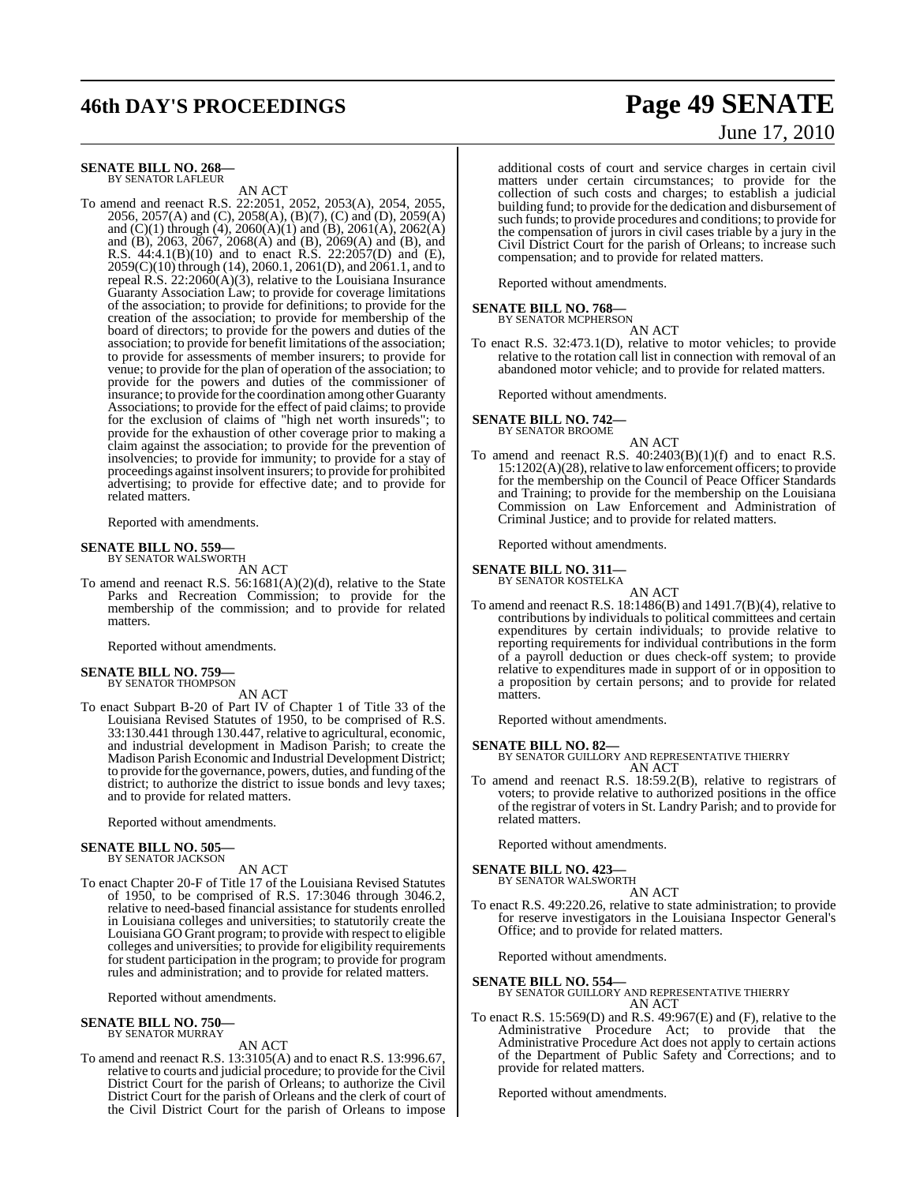**SENATE BILL NO. 268—**
BY SENATOR LAFLEUR

AN ACT

To amend and reenact R.S. 22:2051, 2052, 2053(A), 2054, 2055, 2056, 2057(A) and (C), 2058(A), (B)(7), (C) and (D), 2059(A) and (C)(1) through (4), 2060(A)(1) and (B), 2061(A), 2062(A) and (B), 2063, 2067, 2068(A) and (B), 2069(A) and (B), and R.S. 44:4.1(B)(10) and to enact R.S. 22:2057(D) and (E), 2059(C)(10) through (14), 2060.1, 2061(D), and 2061.1, and to repeal R.S. 22:2060(A)(3), relative to the Louisiana Insurance Guaranty Association Law; to provide for coverage limitations of the association; to provide for definitions; to provide for the creation of the association; to provide for membership of the board of directors; to provide for the powers and duties of the association; to provide for benefit limitations of the association; to provide for assessments of member insurers; to provide for venue; to provide for the plan of operation of the association; to provide for the powers and duties of the commissioner of insurance; to provide for the coordination among other Guaranty Associations; to provide for the effect of paid claims; to provide for the exclusion of claims of "high net worth insureds"; to provide for the exhaustion of other coverage prior to making a claim against the association; to provide for the prevention of insolvencies; to provide for immunity; to provide for a stay of proceedings against insolvent insurers; to provide for prohibited advertising; to provide for effective date; and to provide for related matters.

Reported with amendments.

**SENATE BILL NO. 559—**
BY SENATOR WALSWORTH

AN ACT

To amend and reenact R.S. 56:1681(A)(2)(d), relative to the State Parks and Recreation Commission; to provide for the membership of the commission; and to provide for related matters.

Reported without amendments.

**SENATE BILL NO. 759—**
BY SENATOR THOMPSON

AN ACT

To enact Subpart B-20 of Part IV of Chapter 1 of Title 33 of the Louisiana Revised Statutes of 1950, to be comprised of R.S. 33:130.441 through 130.447, relative to agricultural, economic, and industrial development in Madison Parish; to create the Madison Parish Economic and Industrial Development District; to provide for the governance, powers, duties, and funding of the district; to authorize the district to issue bonds and levy taxes; and to provide for related matters.

Reported without amendments.

**SENATE BILL NO. 505—**
BY SENATOR JACKSON

AN ACT

To enact Chapter 20-F of Title 17 of the Louisiana Revised Statutes of 1950, to be comprised of R.S. 17:3046 through 3046.2, relative to need-based financial assistance for students enrolled in Louisiana colleges and universities; to statutorily create the Louisiana GO Grant program; to provide with respect to eligible colleges and universities; to provide for eligibility requirements for student participation in the program; to provide for program rules and administration; and to provide for related matters.

Reported without amendments.

**SENATE BILL NO. 750—**
BY SENATOR MURRAY

AN ACT

To amend and reenact R.S. 13:3105(A) and to enact R.S. 13:996.67, relative to courts and judicial procedure; to provide for the Civil District Court for the parish of Orleans; to authorize the Civil District Court for the parish of Orleans and the clerk of court of the Civil District Court for the parish of Orleans to impose additional costs of court and service charges in certain civil matters under certain circumstances; to provide for the collection of such costs and charges; to establish a judicial building fund; to provide for the dedication and disbursement of such funds; to provide procedures and conditions; to provide for the compensation of jurors in civil cases triable by a jury in the Civil District Court for the parish of Orleans; to increase such compensation; and to provide for related matters.

Reported without amendments.

**SENATE BILL NO. 768—**
BY SENATOR MCPHERSON

AN ACT

To enact R.S. 32:473.1(D), relative to motor vehicles; to provide relative to the rotation call list in connection with removal of an abandoned motor vehicle; and to provide for related matters.

Reported without amendments.

**SENATE BILL NO. 742—**
BY SENATOR BROOME

AN ACT

To amend and reenact R.S. 40:2403(B)(1)(f) and to enact R.S. 15:1202(A)(28), relative to law enforcement officers; to provide for the membership on the Council of Peace Officer Standards and Training; to provide for the membership on the Louisiana Commission on Law Enforcement and Administration of Criminal Justice; and to provide for related matters.

Reported without amendments.

**SENATE BILL NO. 311—**
BY SENATOR KOSTELKA

AN ACT

To amend and reenact R.S. 18:1486(B) and 1491.7(B)(4), relative to contributions by individuals to political committees and certain expenditures by certain individuals; to provide relative to reporting requirements for individual contributions in the form of a payroll deduction or dues check-off system; to provide relative to expenditures made in support of or in opposition to a proposition by certain persons; and to provide for related matters.

Reported without amendments.

**SENATE BILL NO. 82—**
BY SENATOR GUILLORY AND REPRESENTATIVE THIERRY

AN ACT

To amend and reenact R.S. 18:59.2(B), relative to registrars of voters; to provide relative to authorized positions in the office of the registrar of voters in St. Landry Parish; and to provide for related matters.

Reported without amendments.

**SENATE BILL NO. 423—**
BY SENATOR WALSWORTH

AN ACT

To enact R.S. 49:220.26, relative to state administration; to provide for reserve investigators in the Louisiana Inspector General's Office; and to provide for related matters.

Reported without amendments.

**SENATE BILL NO. 554—**
BY SENATOR GUILLORY AND REPRESENTATIVE THIERRY

AN ACT

To enact R.S. 15:569(D) and R.S. 49:967(E) and (F), relative to the Administrative Procedure Act; to provide that the Administrative Procedure Act does not apply to certain actions of the Department of Public Safety and Corrections; and to provide for related matters.

Reported without amendments.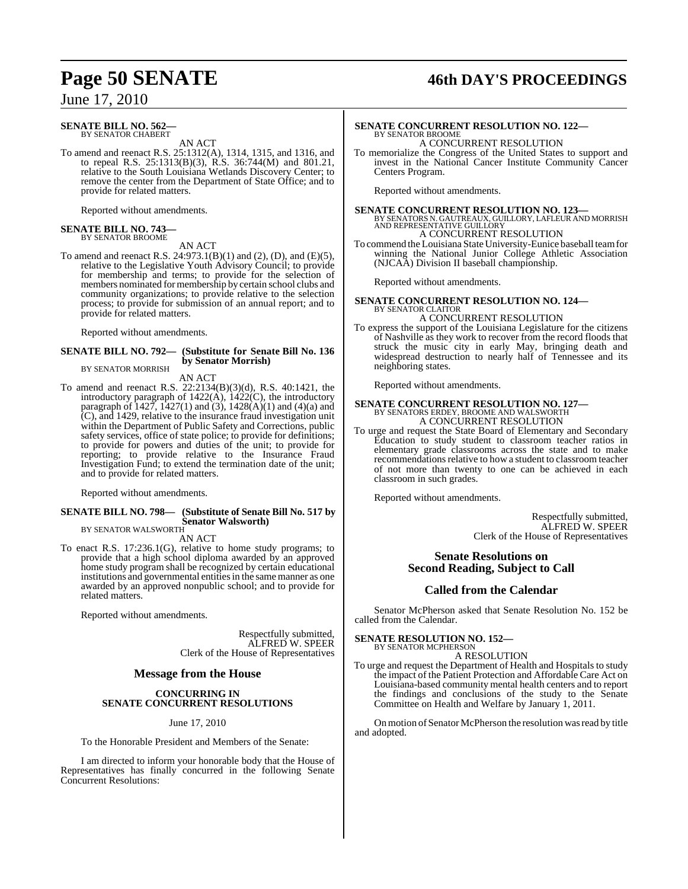**SENATE BILL NO. 562—**
BY SENATOR CHABERT

AN ACT

To amend and reenact R.S. 25:1312(A), 1314, 1315, and 1316, and to repeal R.S. 25:1313(B)(3), R.S. 36:744(M) and 801.21, relative to the South Louisiana Wetlands Discovery Center; to remove the center from the Department of State Office; and to provide for related matters.

Reported without amendments.

**SENATE BILL NO. 743—**
BY SENATOR BROOME

AN ACT

To amend and reenact R.S. 24:973.1(B)(1) and (2), (D), and (E)(5), relative to the Legislative Youth Advisory Council; to provide for membership and terms; to provide for the selection of members nominated for membership by certain school clubs and community organizations; to provide relative to the selection process; to provide for submission of an annual report; and to provide for related matters.

Reported without amendments.

**SENATE BILL NO. 792— (Substitute for Senate Bill No. 136 by Senator Morrish)**
BY SENATOR MORRISH

AN ACT

To amend and reenact R.S. 22:2134(B)(3)(d), R.S. 40:1421, the introductory paragraph of 1422(A), 1422(C), the introductory paragraph of 1427, 1427(1) and (3), 1428(A)(1) and (4)(a) and (C), and 1429, relative to the insurance fraud investigation unit within the Department of Public Safety and Corrections, public safety services, office of state police; to provide for definitions; to provide for powers and duties of the unit; to provide for reporting; to provide relative to the Insurance Fraud Investigation Fund; to extend the termination date of the unit; and to provide for related matters.

Reported without amendments.

**SENATE BILL NO. 798— (Substitute of Senate Bill No. 517 by Senator Walsworth)**
BY SENATOR WALSWORTH

AN ACT

To enact R.S. 17:236.1(G), relative to home study programs; to provide that a high school diploma awarded by an approved home study program shall be recognized by certain educational institutions and governmental entities in the same manner as one awarded by an approved nonpublic school; and to provide for related matters.

Reported without amendments.

Respectfully submitted,
ALFRED W. SPEER
Clerk of the House of Representatives

## Message from the House

### CONCURRING IN SENATE CONCURRENT RESOLUTIONS

June 17, 2010

To the Honorable President and Members of the Senate:

I am directed to inform your honorable body that the House of Representatives has finally concurred in the following Senate Concurrent Resolutions:

**SENATE CONCURRENT RESOLUTION NO. 122—**
BY SENATOR BROOME

A CONCURRENT RESOLUTION

To memorialize the Congress of the United States to support and invest in the National Cancer Institute Community Cancer Centers Program.

Reported without amendments.

**SENATE CONCURRENT RESOLUTION NO. 123—**
BY SENATORS N. GAUTREAUX, GUILLORY, LAFLEUR AND MORRISH AND REPRESENTATIVE GUILLORY

A CONCURRENT RESOLUTION

To commend the Louisiana State University-Eunice baseball team for winning the National Junior College Athletic Association (NJCAA) Division II baseball championship.

Reported without amendments.

**SENATE CONCURRENT RESOLUTION NO. 124—**
BY SENATOR CLAITOR

A CONCURRENT RESOLUTION

To express the support of the Louisiana Legislature for the citizens of Nashville as they work to recover from the record floods that struck the music city in early May, bringing death and widespread destruction to nearly half of Tennessee and its neighboring states.

Reported without amendments.

**SENATE CONCURRENT RESOLUTION NO. 127—**
BY SENATORS ERDEY, BROOME AND WALSWORTH

A CONCURRENT RESOLUTION

To urge and request the State Board of Elementary and Secondary Education to study student to classroom teacher ratios in elementary grade classrooms across the state and to make recommendations relative to how a student to classroom teacher of not more than twenty to one can be achieved in each classroom in such grades.

Reported without amendments.

Respectfully submitted,
ALFRED W. SPEER
Clerk of the House of Representatives

## Senate Resolutions on Second Reading, Subject to Call

## Called from the Calendar

Senator McPherson asked that Senate Resolution No. 152 be called from the Calendar.

**SENATE RESOLUTION NO. 152—**
BY SENATOR MCPHERSON

A RESOLUTION

To urge and request the Department of Health and Hospitals to study the impact of the Patient Protection and Affordable Care Act on Louisiana-based community mental health centers and to report the findings and conclusions of the study to the Senate Committee on Health and Welfare by January 1, 2011.

On motion of Senator McPherson the resolution was read by title and adopted.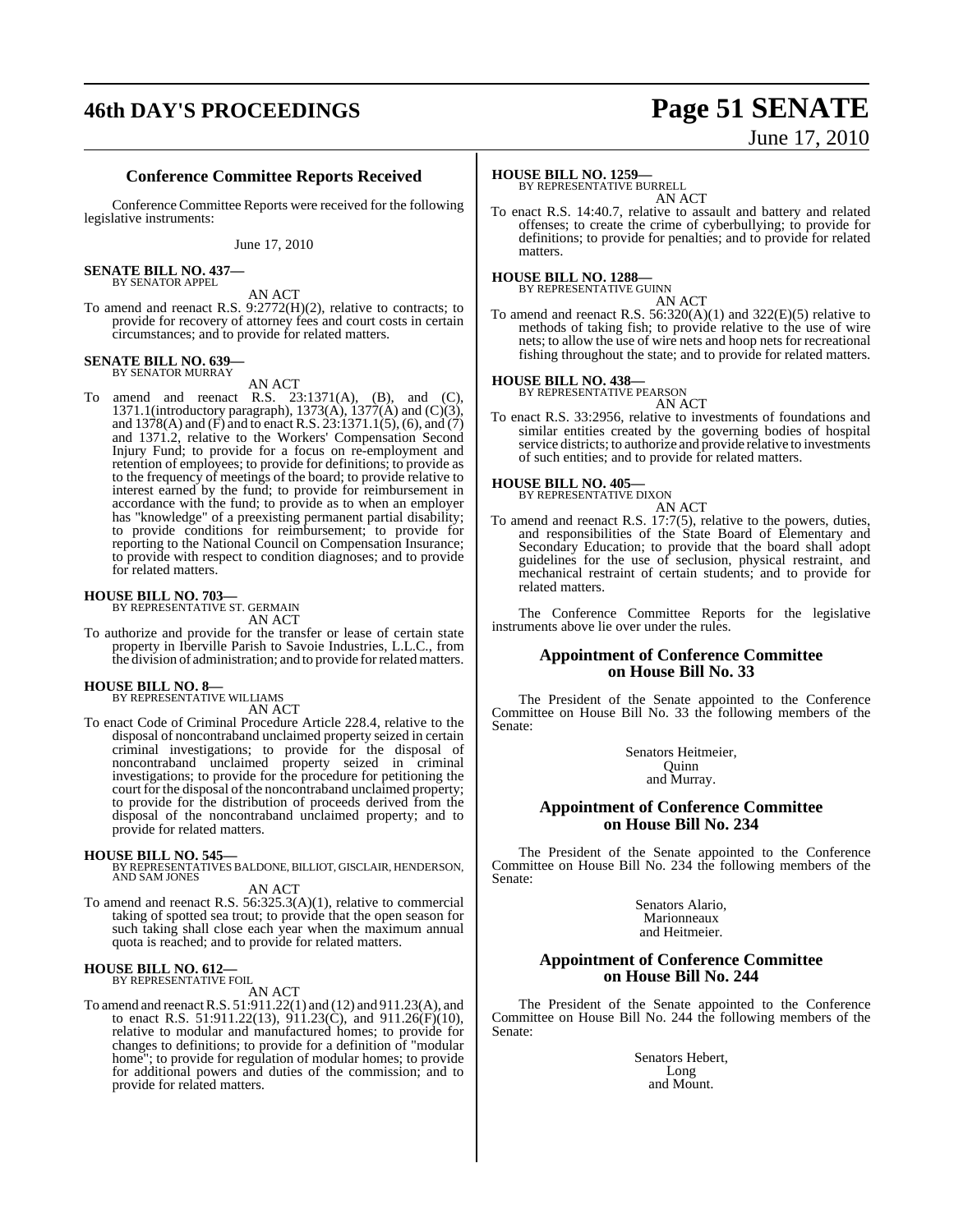## Conference Committee Reports Received

Conference Committee Reports were received for the following legislative instruments:

June 17, 2010

**SENATE BILL NO. 437—**
BY SENATOR APPEL

AN ACT

To amend and reenact R.S. 9:2772(H)(2), relative to contracts; to provide for recovery of attorney fees and court costs in certain circumstances; and to provide for related matters.

**SENATE BILL NO. 639—**
BY SENATOR MURRAY

AN ACT

To amend and reenact R.S. 23:1371(A), (B), and (C), 1371.1(introductory paragraph), 1373(A), 1377(A) and (C)(3), and 1378(A) and (F) and to enact R.S. 23:1371.1(5), (6), and (7) and 1371.2, relative to the Workers' Compensation Second Injury Fund; to provide for a focus on re-employment and retention of employees; to provide for definitions; to provide as to the frequency of meetings of the board; to provide relative to interest earned by the fund; to provide for reimbursement in accordance with the fund; to provide as to when an employer has "knowledge" of a preexisting permanent partial disability; to provide conditions for reimbursement; to provide for reporting to the National Council on Compensation Insurance; to provide with respect to condition diagnoses; and to provide for related matters.

**HOUSE BILL NO. 703—**
BY REPRESENTATIVE ST. GERMAIN

AN ACT

To authorize and provide for the transfer or lease of certain state property in Iberville Parish to Savoie Industries, L.L.C., from the division of administration; and to provide for related matters.

**HOUSE BILL NO. 8—**
BY REPRESENTATIVE WILLIAMS

AN ACT

To enact Code of Criminal Procedure Article 228.4, relative to the disposal of noncontraband unclaimed property seized in certain criminal investigations; to provide for the disposal of noncontraband unclaimed property seized in criminal investigations; to provide for the procedure for petitioning the court for the disposal of the noncontraband unclaimed property; to provide for the distribution of proceeds derived from the disposal of the noncontraband unclaimed property; and to provide for related matters.

**HOUSE BILL NO. 545—**
BY REPRESENTATIVES BALDONE, BILLIOT, GISCLAIR, HENDERSON, AND SAM JONES

AN ACT

To amend and reenact R.S. 56:325.3(A)(1), relative to commercial taking of spotted sea trout; to provide that the open season for such taking shall close each year when the maximum annual quota is reached; and to provide for related matters.

**HOUSE BILL NO. 612—**
BY REPRESENTATIVE FOIL

AN ACT

To amend and reenact R.S. 51:911.22(1) and (12) and 911.23(A), and to enact R.S. 51:911.22(13), 911.23(C), and 911.26(F)(10), relative to modular and manufactured homes; to provide for changes to definitions; to provide for a definition of "modular home"; to provide for regulation of modular homes; to provide for additional powers and duties of the commission; and to provide for related matters.

**HOUSE BILL NO. 1259—**
BY REPRESENTATIVE BURRELL

AN ACT

To enact R.S. 14:40.7, relative to assault and battery and related offenses; to create the crime of cyberbullying; to provide for definitions; to provide for penalties; and to provide for related matters.

**HOUSE BILL NO. 1288—**
BY REPRESENTATIVE GUINN

AN ACT

To amend and reenact R.S. 56:320(A)(1) and 322(E)(5) relative to methods of taking fish; to provide relative to the use of wire nets; to allow the use of wire nets and hoop nets for recreational fishing throughout the state; and to provide for related matters.

**HOUSE BILL NO. 438—**
BY REPRESENTATIVE PEARSON

AN ACT

To enact R.S. 33:2956, relative to investments of foundations and similar entities created by the governing bodies of hospital service districts; to authorize and provide relative to investments of such entities; and to provide for related matters.

**HOUSE BILL NO. 405—**
BY REPRESENTATIVE DIXON

AN ACT

To amend and reenact R.S. 17:7(5), relative to the powers, duties, and responsibilities of the State Board of Elementary and Secondary Education; to provide that the board shall adopt guidelines for the use of seclusion, physical restraint, and mechanical restraint of certain students; and to provide for related matters.

The Conference Committee Reports for the legislative instruments above lie over under the rules.

## Appointment of Conference Committee on House Bill No. 33

The President of the Senate appointed to the Conference Committee on House Bill No. 33 the following members of the Senate:

Senators Heitmeier,
Quinn
and Murray.

## Appointment of Conference Committee on House Bill No. 234

The President of the Senate appointed to the Conference Committee on House Bill No. 234 the following members of the Senate:

Senators Alario,
Marionneaux
and Heitmeier.

## Appointment of Conference Committee on House Bill No. 244

The President of the Senate appointed to the Conference Committee on House Bill No. 244 the following members of the Senate:

Senators Hebert,
Long
and Mount.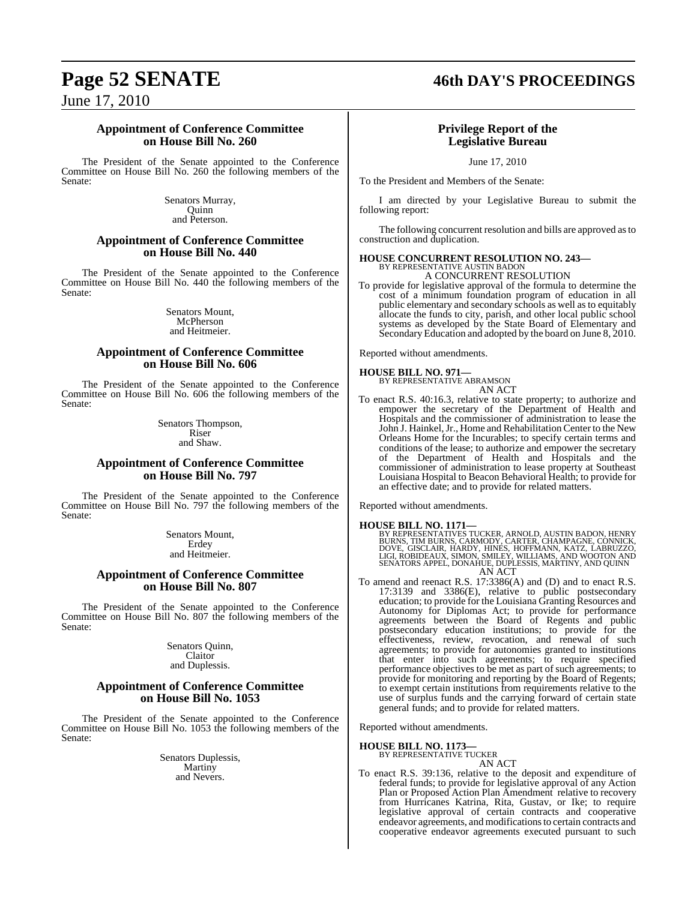### Appointment of Conference Committee on House Bill No. 260

The President of the Senate appointed to the Conference Committee on House Bill No. 260 the following members of the Senate:

Senators Murray,
Quinn
and Peterson.

### Appointment of Conference Committee on House Bill No. 440

The President of the Senate appointed to the Conference Committee on House Bill No. 440 the following members of the Senate:

Senators Mount,
McPherson
and Heitmeier.

### Appointment of Conference Committee on House Bill No. 606

The President of the Senate appointed to the Conference Committee on House Bill No. 606 the following members of the Senate:

Senators Thompson,
Riser
and Shaw.

### Appointment of Conference Committee on House Bill No. 797

The President of the Senate appointed to the Conference Committee on House Bill No. 797 the following members of the Senate:

Senators Mount,
Erdey
and Heitmeier.

### Appointment of Conference Committee on House Bill No. 807

The President of the Senate appointed to the Conference Committee on House Bill No. 807 the following members of the Senate:

Senators Quinn,
Claitor
and Duplessis.

### Appointment of Conference Committee on House Bill No. 1053

The President of the Senate appointed to the Conference Committee on House Bill No. 1053 the following members of the Senate:

Senators Duplessis,
Martiny
and Nevers.

### Privilege Report of the Legislative Bureau

June 17, 2010

To the President and Members of the Senate:

I am directed by your Legislative Bureau to submit the following report:

The following concurrent resolution and bills are approved as to construction and duplication.

**HOUSE CONCURRENT RESOLUTION NO. 243—**
BY REPRESENTATIVE AUSTIN BADON
A CONCURRENT RESOLUTION

To provide for legislative approval of the formula to determine the cost of a minimum foundation program of education in all public elementary and secondary schools as well as to equitably allocate the funds to city, parish, and other local public school systems as developed by the State Board of Elementary and Secondary Education and adopted by the board on June 8, 2010.

Reported without amendments.

**HOUSE BILL NO. 971—**
BY REPRESENTATIVE ABRAMSON
AN ACT

To enact R.S. 40:16.3, relative to state property; to authorize and empower the secretary of the Department of Health and Hospitals and the commissioner of administration to lease the John J. Hainkel, Jr., Home and Rehabilitation Center to the New Orleans Home for the Incurables; to specify certain terms and conditions of the lease; to authorize and empower the secretary of the Department of Health and Hospitals and the commissioner of administration to lease property at Southeast Louisiana Hospital to Beacon Behavioral Health; to provide for an effective date; and to provide for related matters.

Reported without amendments.

**HOUSE BILL NO. 1171—**
BY REPRESENTATIVES TUCKER, ARNOLD, AUSTIN BADON, HENRY BURNS, TIM BURNS, CARMODY, CARTER, CHAMPAGNE, CONNICK, DOVE, GISCLAIR, HARDY, HINES, HOFFMANN, KATZ, LABRUZZO, LIGI, ROBIDEAUX, SIMON, SMILEY, WILLIAMS, AND WOOTON AND SENATORS APPEL, DONAHUE, DUPLESSIS, MARTINY, AND QUINN
AN ACT

To amend and reenact R.S. 17:3386(A) and (D) and to enact R.S. 17:3139 and 3386(E), relative to public postsecondary education; to provide for the Louisiana Granting Resources and Autonomy for Diplomas Act; to provide for performance agreements between the Board of Regents and public postsecondary education institutions; to provide for the effectiveness, review, revocation, and renewal of such agreements; to provide for autonomies granted to institutions that enter into such agreements; to require specified performance objectives to be met as part of such agreements; to provide for monitoring and reporting by the Board of Regents; to exempt certain institutions from requirements relative to the use of surplus funds and the carrying forward of certain state general funds; and to provide for related matters.

Reported without amendments.

**HOUSE BILL NO. 1173—**
BY REPRESENTATIVE TUCKER
AN ACT

To enact R.S. 39:136, relative to the deposit and expenditure of federal funds; to provide for legislative approval of any Action Plan or Proposed Action Plan Amendment relative to recovery from Hurricanes Katrina, Rita, Gustav, or Ike; to require legislative approval of certain contracts and cooperative endeavor agreements, and modifications to certain contracts and cooperative endeavor agreements executed pursuant to such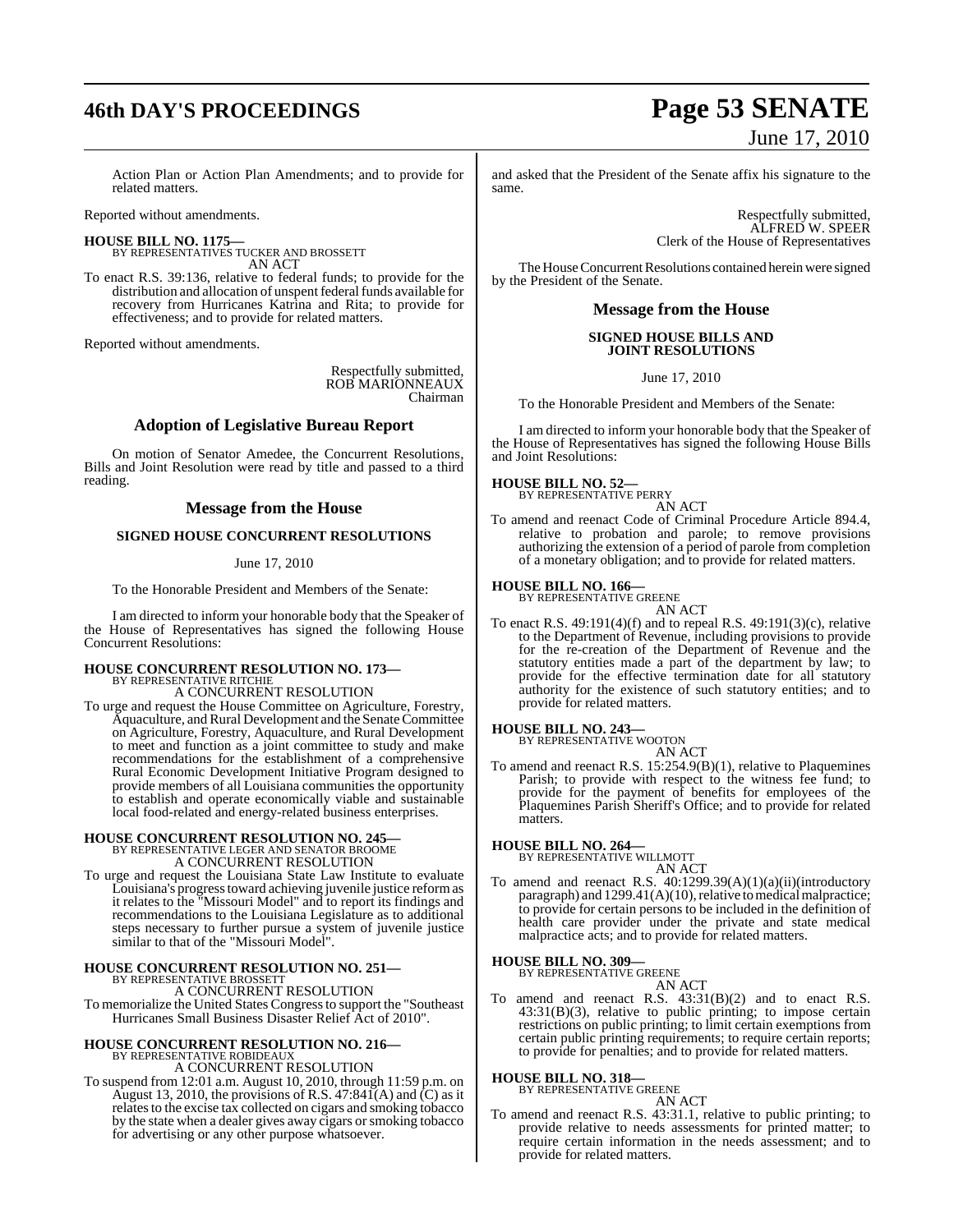Action Plan or Action Plan Amendments; and to provide for related matters.

Reported without amendments.

**HOUSE BILL NO. 1175—**
BY REPRESENTATIVES TUCKER AND BROSSETT
AN ACT

To enact R.S. 39:136, relative to federal funds; to provide for the distribution and allocation of unspent federal funds available for recovery from Hurricanes Katrina and Rita; to provide for effectiveness; and to provide for related matters.

Reported without amendments.

Respectfully submitted,
ROB MARIONNEAUX
Chairman

## Adoption of Legislative Bureau Report

On motion of Senator Amedee, the Concurrent Resolutions, Bills and Joint Resolution were read by title and passed to a third reading.

## Message from the House

### SIGNED HOUSE CONCURRENT RESOLUTIONS

June 17, 2010

To the Honorable President and Members of the Senate:

I am directed to inform your honorable body that the Speaker of the House of Representatives has signed the following House Concurrent Resolutions:

**HOUSE CONCURRENT RESOLUTION NO. 173—**
BY REPRESENTATIVE RITCHIE
A CONCURRENT RESOLUTION

To urge and request the House Committee on Agriculture, Forestry, Aquaculture, and Rural Development and the Senate Committee on Agriculture, Forestry, Aquaculture, and Rural Development to meet and function as a joint committee to study and make recommendations for the establishment of a comprehensive Rural Economic Development Initiative Program designed to provide members of all Louisiana communities the opportunity to establish and operate economically viable and sustainable local food-related and energy-related business enterprises.

**HOUSE CONCURRENT RESOLUTION NO. 245—**
BY REPRESENTATIVE LEGER AND SENATOR BROOME
A CONCURRENT RESOLUTION

To urge and request the Louisiana State Law Institute to evaluate Louisiana's progress toward achieving juvenile justice reform as it relates to the "Missouri Model" and to report its findings and recommendations to the Louisiana Legislature as to additional steps necessary to further pursue a system of juvenile justice similar to that of the "Missouri Model".

**HOUSE CONCURRENT RESOLUTION NO. 251—**
BY REPRESENTATIVE BROSSETT
A CONCURRENT RESOLUTION

To memorialize the United States Congress to support the "Southeast Hurricanes Small Business Disaster Relief Act of 2010".

**HOUSE CONCURRENT RESOLUTION NO. 216—**
BY REPRESENTATIVE ROBIDEAUX
A CONCURRENT RESOLUTION

To suspend from 12:01 a.m. August 10, 2010, through 11:59 p.m. on August 13, 2010, the provisions of R.S. 47:841(A) and (C) as it relates to the excise tax collected on cigars and smoking tobacco by the state when a dealer gives away cigars or smoking tobacco for advertising or any other purpose whatsoever.

and asked that the President of the Senate affix his signature to the same.

Respectfully submitted,
ALFRED W. SPEER
Clerk of the House of Representatives

The House Concurrent Resolutions contained herein were signed by the President of the Senate.

## Message from the House

### SIGNED HOUSE BILLS AND JOINT RESOLUTIONS

June 17, 2010

To the Honorable President and Members of the Senate:

I am directed to inform your honorable body that the Speaker of the House of Representatives has signed the following House Bills and Joint Resolutions:

**HOUSE BILL NO. 52—**
BY REPRESENTATIVE PERRY
AN ACT

To amend and reenact Code of Criminal Procedure Article 894.4, relative to probation and parole; to remove provisions authorizing the extension of a period of parole from completion of a monetary obligation; and to provide for related matters.

**HOUSE BILL NO. 166—**
BY REPRESENTATIVE GREENE
AN ACT

To enact R.S. 49:191(4)(f) and to repeal R.S. 49:191(3)(c), relative to the Department of Revenue, including provisions to provide for the re-creation of the Department of Revenue and the statutory entities made a part of the department by law; to provide for the effective termination date for all statutory authority for the existence of such statutory entities; and to provide for related matters.

**HOUSE BILL NO. 243—**
BY REPRESENTATIVE WOOTON
AN ACT

To amend and reenact R.S. 15:254.9(B)(1), relative to Plaquemines Parish; to provide with respect to the witness fee fund; to provide for the payment of benefits for employees of the Plaquemines Parish Sheriff's Office; and to provide for related matters.

**HOUSE BILL NO. 264—**
BY REPRESENTATIVE WILLMOTT
AN ACT

To amend and reenact R.S. 40:1299.39(A)(1)(a)(ii)(introductory paragraph) and 1299.41(A)(10), relative to medical malpractice; to provide for certain persons to be included in the definition of health care provider under the private and state medical malpractice acts; and to provide for related matters.

**HOUSE BILL NO. 309—**
BY REPRESENTATIVE GREENE
AN ACT

To amend and reenact R.S. 43:31(B)(2) and to enact R.S. 43:31(B)(3), relative to public printing; to impose certain restrictions on public printing; to limit certain exemptions from certain public printing requirements; to require certain reports; to provide for penalties; and to provide for related matters.

**HOUSE BILL NO. 318—**
BY REPRESENTATIVE GREENE
AN ACT

To amend and reenact R.S. 43:31.1, relative to public printing; to provide relative to needs assessments for printed matter; to require certain information in the needs assessment; and to provide for related matters.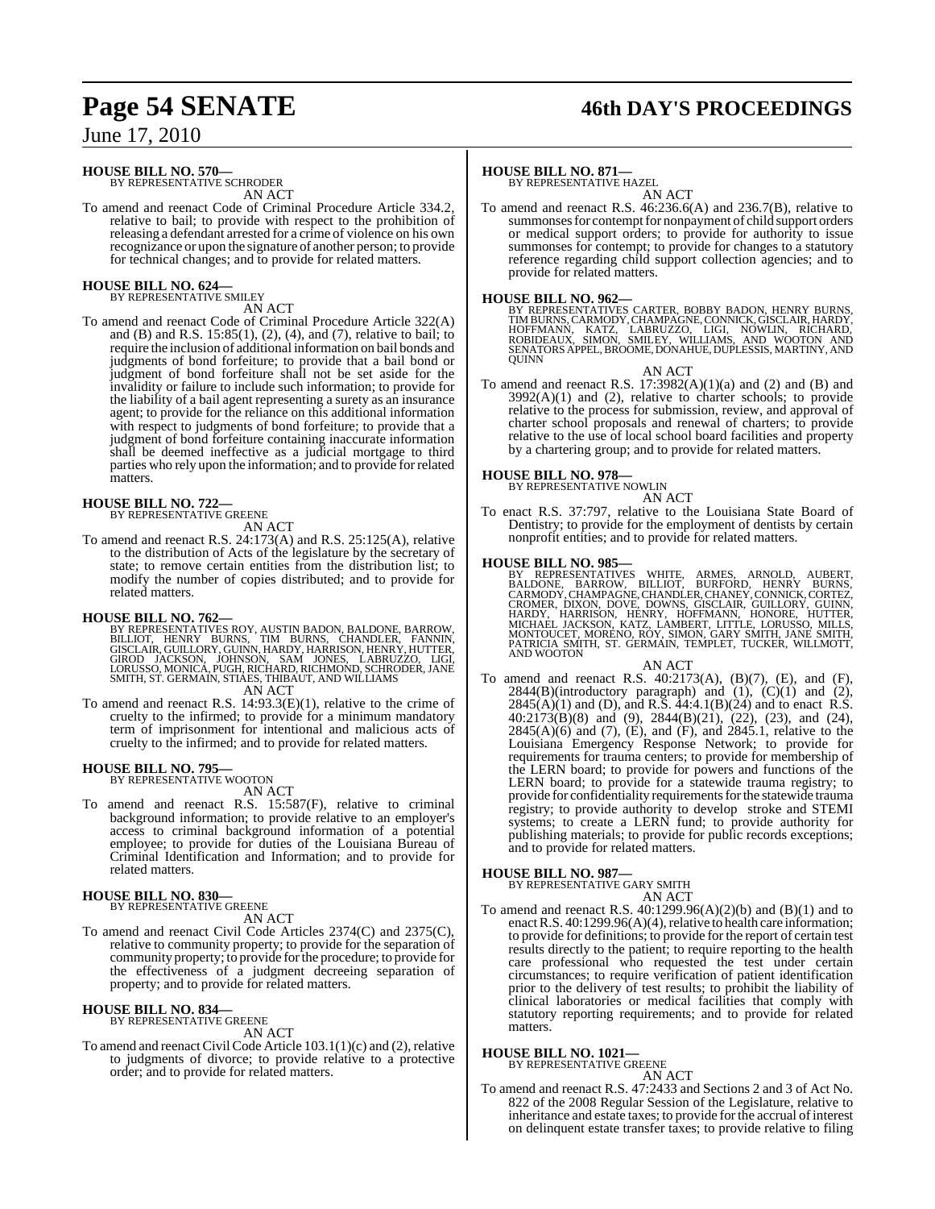**HOUSE BILL NO. 570—**
BY REPRESENTATIVE SCHRODER

AN ACT

To amend and reenact Code of Criminal Procedure Article 334.2, relative to bail; to provide with respect to the prohibition of releasing a defendant arrested for a crime of violence on his own recognizance or upon the signature of another person; to provide for technical changes; and to provide for related matters.

**HOUSE BILL NO. 624—**
BY REPRESENTATIVE SMILEY

AN ACT

To amend and reenact Code of Criminal Procedure Article 322(A) and (B) and R.S. 15:85(1), (2), (4), and (7), relative to bail; to require the inclusion of additional information on bail bonds and judgments of bond forfeiture; to provide that a bail bond or judgment of bond forfeiture shall not be set aside for the invalidity or failure to include such information; to provide for the liability of a bail agent representing a surety as an insurance agent; to provide for the reliance on this additional information with respect to judgments of bond forfeiture; to provide that a judgment of bond forfeiture containing inaccurate information shall be deemed ineffective as a judicial mortgage to third parties who rely upon the information; and to provide for related matters.

**HOUSE BILL NO. 722—**
BY REPRESENTATIVE GREENE

AN ACT

To amend and reenact R.S. 24:173(A) and R.S. 25:125(A), relative to the distribution of Acts of the legislature by the secretary of state; to remove certain entities from the distribution list; to modify the number of copies distributed; and to provide for related matters.

**HOUSE BILL NO. 762—**
BY REPRESENTATIVES ROY, AUSTIN BADON, BALDONE, BARROW, BILLIOT, HENRY BURNS, TIM BURNS, CHANDLER, FANNIN, GISCLAIR, GUILLORY, GUINN, HARDY, HARRISON, HENRY, HUTTER, GIROD JACKSON, JOHNSON, SAM JONES, LABRUZZO, LIGI, LORUSSO, MONICA, PUGH, RICHARD, RICHMOND, SCHRODER, JANE SMITH, ST. GERMAIN, STIAES, THIBAUT, AND WILLIAMS

AN ACT

To amend and reenact R.S. 14:93.3(E)(1), relative to the crime of cruelty to the infirmed; to provide for a minimum mandatory term of imprisonment for intentional and malicious acts of cruelty to the infirmed; and to provide for related matters.

**HOUSE BILL NO. 795—**
BY REPRESENTATIVE WOOTON

AN ACT

To amend and reenact R.S. 15:587(F), relative to criminal background information; to provide relative to an employer's access to criminal background information of a potential employee; to provide for duties of the Louisiana Bureau of Criminal Identification and Information; and to provide for related matters.

**HOUSE BILL NO. 830—**
BY REPRESENTATIVE GREENE

AN ACT

To amend and reenact Civil Code Articles 2374(C) and 2375(C), relative to community property; to provide for the separation of community property; to provide for the procedure; to provide for the effectiveness of a judgment decreeing separation of property; and to provide for related matters.

**HOUSE BILL NO. 834—**
BY REPRESENTATIVE GREENE

AN ACT

To amend and reenact Civil Code Article 103.1(1)(c) and (2), relative to judgments of divorce; to provide relative to a protective order; and to provide for related matters.

**HOUSE BILL NO. 871—**
BY REPRESENTATIVE HAZEL

AN ACT

To amend and reenact R.S. 46:236.6(A) and 236.7(B), relative to summonses for contempt for nonpayment of child support orders or medical support orders; to provide for authority to issue summonses for contempt; to provide for changes to a statutory reference regarding child support collection agencies; and to provide for related matters.

**HOUSE BILL NO. 962—**
BY REPRESENTATIVES CARTER, BOBBY BADON, HENRY BURNS, TIM BURNS, CARMODY, CHAMPAGNE, CONNICK, GISCLAIR, HARDY, HOFFMANN, KATZ, LABRUZZO, LIGI, NOWLIN, RICHARD, ROBIDEAUX, SIMON, SMILEY, WILLIAMS, AND WOOTON AND SENATORS APPEL, BROOME, DONAHUE, DUPLESSIS, MARTINY, AND QUINN

AN ACT

To amend and reenact R.S. 17:3982(A)(1)(a) and (2) and (B) and 3992(A)(1) and (2), relative to charter schools; to provide relative to the process for submission, review, and approval of charter school proposals and renewal of charters; to provide relative to the use of local school board facilities and property by a chartering group; and to provide for related matters.

**HOUSE BILL NO. 978—**
BY REPRESENTATIVE NOWLIN

AN ACT

To enact R.S. 37:797, relative to the Louisiana State Board of Dentistry; to provide for the employment of dentists by certain nonprofit entities; and to provide for related matters.

**HOUSE BILL NO. 985—**
BY REPRESENTATIVES WHITE, ARMES, ARNOLD, AUBERT, BALDONE, BARROW, BILLIOT, BURFORD, HENRY BURNS, CARMODY, CHAMPAGNE, CHANDLER, CHANEY, CONNICK, CORTEZ, CROMER, DIXON, DOVE, DOWNS, GISCLAIR, GUILLORY, GUINN, HARDY, HARRISON, HENRY, HOFFMANN, HONORE, HUTTER, MICHAEL JACKSON, KATZ, LAMBERT, LITTLE, LORUSSO, MILLS, MONTOUCET, MORENO, ROY, SIMON, GARY SMITH, JANE SMITH, PATRICIA SMITH, ST. GERMAIN, TEMPLET, TUCKER, WILLMOTT, AND WOOTON

AN ACT

To amend and reenact R.S. 40:2173(A), (B)(7), (E), and (F), 2844(B)(introductory paragraph) and (1), (C)(1) and (2), 2845(A)(1) and (D), and R.S. 44:4.1(B)(24) and to enact R.S. 40:2173(B)(8) and (9), 2844(B)(21), (22), (23), and (24), 2845(A)(6) and (7), (E), and (F), and 2845.1, relative to the Louisiana Emergency Response Network; to provide for requirements for trauma centers; to provide for membership of the LERN board; to provide for powers and functions of the LERN board; to provide for a statewide trauma registry; to provide for confidentiality requirements for the statewide trauma registry; to provide authority to develop stroke and STEMI systems; to create a LERN fund; to provide authority for publishing materials; to provide for public records exceptions; and to provide for related matters.

**HOUSE BILL NO. 987—**
BY REPRESENTATIVE GARY SMITH

AN ACT

To amend and reenact R.S. 40:1299.96(A)(2)(b) and (B)(1) and to enact R.S. 40:1299.96(A)(4), relative to health care information; to provide for definitions; to provide for the report of certain test results directly to the patient; to require reporting to the health care professional who requested the test under certain circumstances; to require verification of patient identification prior to the delivery of test results; to prohibit the liability of clinical laboratories or medical facilities that comply with statutory reporting requirements; and to provide for related matters.

**HOUSE BILL NO. 1021—**
BY REPRESENTATIVE GREENE

AN ACT

To amend and reenact R.S. 47:2433 and Sections 2 and 3 of Act No. 822 of the 2008 Regular Session of the Legislature, relative to inheritance and estate taxes; to provide for the accrual of interest on delinquent estate transfer taxes; to provide relative to filing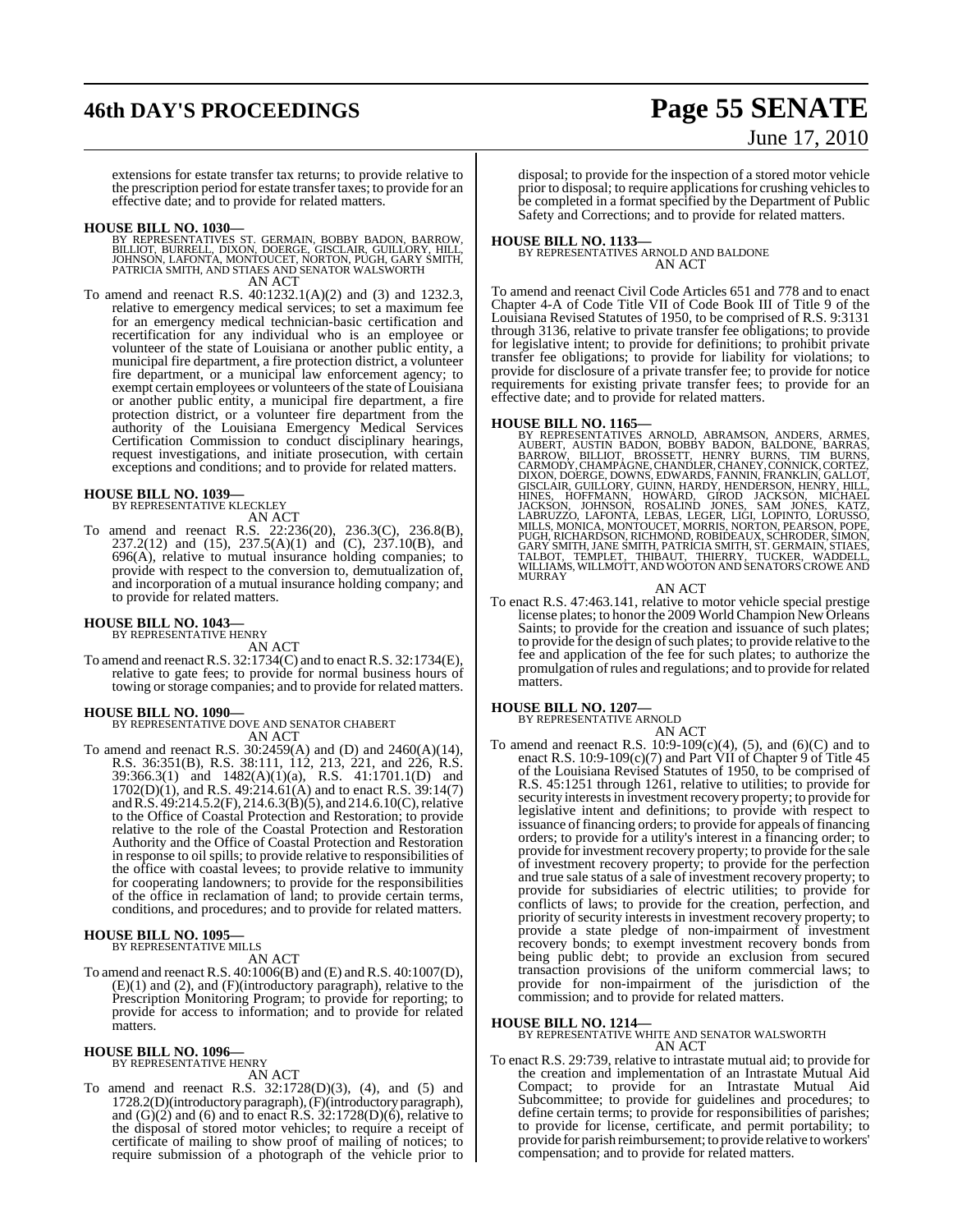extensions for estate transfer tax returns; to provide relative to the prescription period for estate transfer taxes; to provide for an effective date; and to provide for related matters.

**HOUSE BILL NO. 1030—**
BY REPRESENTATIVES ST. GERMAIN, BOBBY BADON, BARROW, BILLIOT, BURRELL, DIXON, DOERGE, GISCLAIR, GUILLORY, HILL, JOHNSON, LAFONTA, MONTOUCET, NORTON, PUGH, GARY SMITH, PATRICIA SMITH, AND STIAES AND SENATOR WALSWORTH
AN ACT

To amend and reenact R.S. 40:1232.1(A)(2) and (3) and 1232.3, relative to emergency medical services; to set a maximum fee for an emergency medical technician-basic certification and recertification for any individual who is an employee or volunteer of the state of Louisiana or another public entity, a municipal fire department, a fire protection district, a volunteer fire department, or a municipal law enforcement agency; to exempt certain employees or volunteers of the state of Louisiana or another public entity, a municipal fire department, a fire protection district, or a volunteer fire department from the authority of the Louisiana Emergency Medical Services Certification Commission to conduct disciplinary hearings, request investigations, and initiate prosecution, with certain exceptions and conditions; and to provide for related matters.

**HOUSE BILL NO. 1039—**
BY REPRESENTATIVE KLECKLEY
AN ACT

To amend and reenact R.S. 22:236(20), 236.3(C), 236.8(B), 237.2(12) and (15), 237.5(A)(1) and (C), 237.10(B), and 696(A), relative to mutual insurance holding companies; to provide with respect to the conversion to, demutualization of, and incorporation of a mutual insurance holding company; and to provide for related matters.

**HOUSE BILL NO. 1043—**
BY REPRESENTATIVE HENRY
AN ACT

To amend and reenact R.S. 32:1734(C) and to enact R.S. 32:1734(E), relative to gate fees; to provide for normal business hours of towing or storage companies; and to provide for related matters.

**HOUSE BILL NO. 1090—**
BY REPRESENTATIVE DOVE AND SENATOR CHABERT
AN ACT

To amend and reenact R.S. 30:2459(A) and (D) and 2460(A)(14), R.S. 36:351(B), R.S. 38:111, 112, 213, 221, and 226, R.S. 39:366.3(1) and 1482(A)(1)(a), R.S. 41:1701.1(D) and 1702(D)(1), and R.S. 49:214.61(A) and to enact R.S. 39:14(7) and R.S. 49:214.5.2(F), 214.6.3(B)(5), and 214.6.10(C), relative to the Office of Coastal Protection and Restoration; to provide relative to the role of the Coastal Protection and Restoration Authority and the Office of Coastal Protection and Restoration in response to oil spills; to provide relative to responsibilities of the office with coastal levees; to provide relative to immunity for cooperating landowners; to provide for the responsibilities of the office in reclamation of land; to provide certain terms, conditions, and procedures; and to provide for related matters.

**HOUSE BILL NO. 1095—**
BY REPRESENTATIVE MILLS
AN ACT

To amend and reenact R.S. 40:1006(B) and (E) and R.S. 40:1007(D), (E)(1) and (2), and (F)(introductory paragraph), relative to the Prescription Monitoring Program; to provide for reporting; to provide for access to information; and to provide for related matters.

**HOUSE BILL NO. 1096—**
BY REPRESENTATIVE HENRY
AN ACT

To amend and reenact R.S. 32:1728(D)(3), (4), and (5) and 1728.2(D)(introductory paragraph), (F)(introductory paragraph), and (G)(2) and (6) and to enact R.S. 32:1728(D)(6), relative to the disposal of stored motor vehicles; to require a receipt of certificate of mailing to show proof of mailing of notices; to require submission of a photograph of the vehicle prior to disposal; to provide for the inspection of a stored motor vehicle prior to disposal; to require applications for crushing vehicles to be completed in a format specified by the Department of Public Safety and Corrections; and to provide for related matters.

**HOUSE BILL NO. 1133—**
BY REPRESENTATIVES ARNOLD AND BALDONE
AN ACT

To amend and reenact Civil Code Articles 651 and 778 and to enact Chapter 4-A of Code Title VII of Code Book III of Title 9 of the Louisiana Revised Statutes of 1950, to be comprised of R.S. 9:3131 through 3136, relative to private transfer fee obligations; to provide for legislative intent; to provide for definitions; to prohibit private transfer fee obligations; to provide for liability for violations; to provide for disclosure of a private transfer fee; to provide for notice requirements for existing private transfer fees; to provide for an effective date; and to provide for related matters.

**HOUSE BILL NO. 1165—**
BY REPRESENTATIVES ARNOLD, ABRAMSON, ANDERS, ARMES, AUBERT, AUSTIN BADON, BOBBY BADON, BALDONE, BARRAS, BARROW, BILLIOT, BROSSETT, HENRY BURNS, TIM BURNS, CARMODY, CHAMPAGNE, CHANDLER, CHANEY, CONNICK, CORTEZ, DIXON, DOERGE, DOWNS, EDWARDS, FANNIN, FRANKLIN, GALLOT, GISCLAIR, GUILLORY, GUINN, HARDY, HENDERSON, HENRY, HILL, HINES, HOFFMANN, HOWARD, GIROD JACKSON, MICHAEL JACKSON, JOHNSON, ROSALIND JONES, SAM JONES, KATZ, LABRUZZO, LAFONTA, LEBAS, LEGER, LIGI, LOPINTO, LORUSSO, MILLS, MONICA, MONTOUCET, MORRIS, NORTON, PEARSON, POPE, PUGH, RICHARDSON, RICHMOND, ROBIDEAUX, SCHRODER, SIMON, GARY SMITH, JANE SMITH, PATRICIA SMITH, ST. GERMAIN, STIAES, TALBOT, TEMPLET, THIBAUT, THIERRY, TUCKER, WADDELL, WILLIAMS, WILLMOTT, AND WOOTON AND SENATORS CROWE AND MURRAY
AN ACT

To enact R.S. 47:463.141, relative to motor vehicle special prestige license plates; to honor the 2009 World Champion New Orleans Saints; to provide for the creation and issuance of such plates; to provide for the design of such plates; to provide relative to the fee and application of the fee for such plates; to authorize the promulgation of rules and regulations; and to provide for related matters.

**HOUSE BILL NO. 1207—**
BY REPRESENTATIVE ARNOLD
AN ACT

To amend and reenact R.S. 10:9-109(c)(4), (5), and (6)(C) and to enact R.S. 10:9-109(c)(7) and Part VII of Chapter 9 of Title 45 of the Louisiana Revised Statutes of 1950, to be comprised of R.S. 45:1251 through 1261, relative to utilities; to provide for security interests in investment recovery property; to provide for legislative intent and definitions; to provide with respect to issuance of financing orders; to provide for appeals of financing orders; to provide for a utility's interest in a financing order; to provide for investment recovery property; to provide for the sale of investment recovery property; to provide for the perfection and true sale status of a sale of investment recovery property; to provide for subsidiaries of electric utilities; to provide for conflicts of laws; to provide for the creation, perfection, and priority of security interests in investment recovery property; to provide a state pledge of non-impairment of investment recovery bonds; to exempt investment recovery bonds from being public debt; to provide an exclusion from secured transaction provisions of the uniform commercial laws; to provide for non-impairment of the jurisdiction of the commission; and to provide for related matters.

**HOUSE BILL NO. 1214—**
BY REPRESENTATIVE WHITE AND SENATOR WALSWORTH
AN ACT

To enact R.S. 29:739, relative to intrastate mutual aid; to provide for the creation and implementation of an Intrastate Mutual Aid Compact; to provide for an Intrastate Mutual Aid Subcommittee; to provide for guidelines and procedures; to define certain terms; to provide for responsibilities of parishes; to provide for license, certificate, and permit portability; to provide for parish reimbursement; to provide relative to workers' compensation; and to provide for related matters.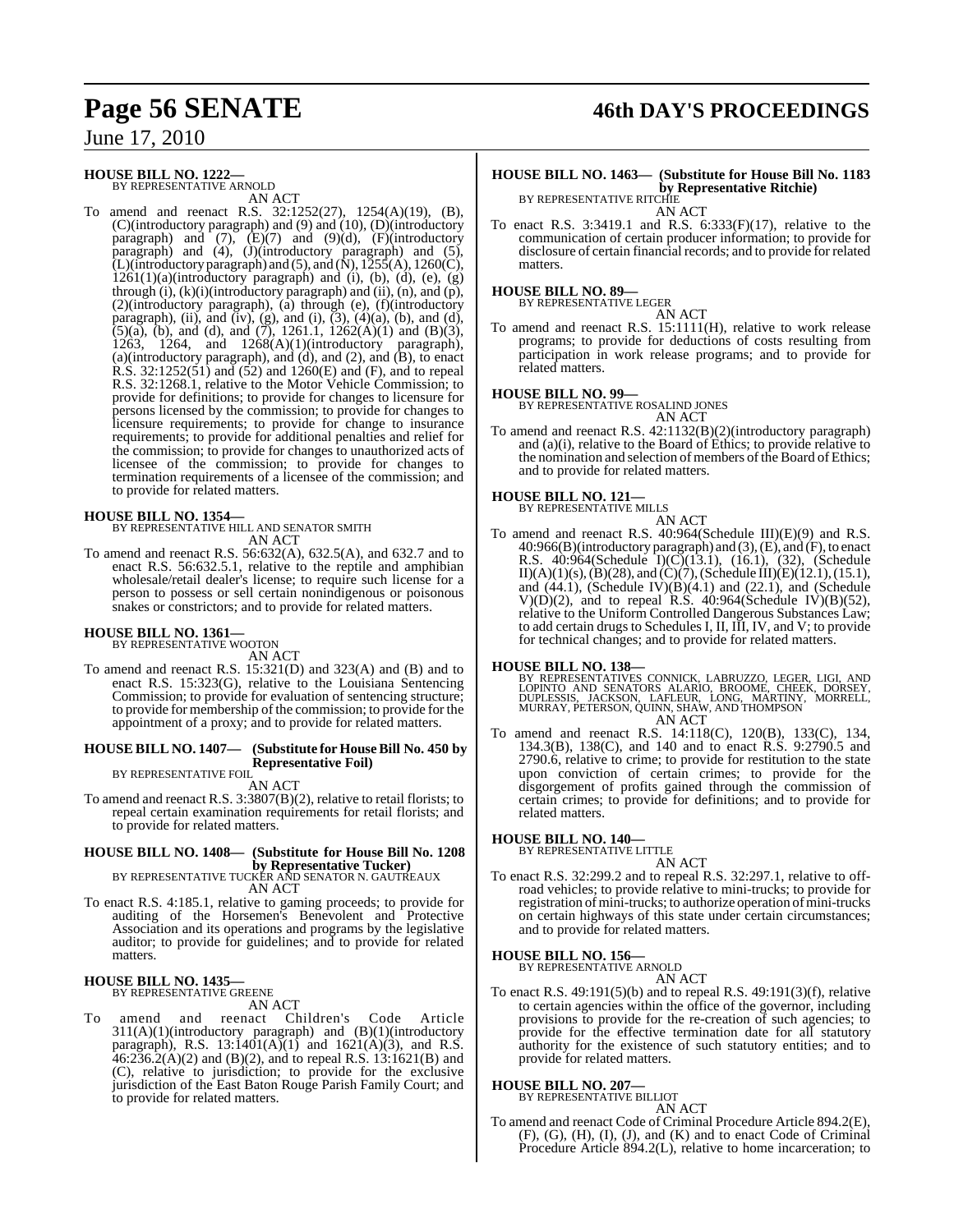**HOUSE BILL NO. 1222—**
BY REPRESENTATIVE ARNOLD
AN ACT

To amend and reenact R.S. 32:1252(27), 1254(A)(19), (B), (C)(introductory paragraph) and (9) and (10), (D)(introductory paragraph) and (7), (E)(7) and (9)(d), (F)(introductory paragraph) and (4), (J)(introductory paragraph) and (5), (L)(introductory paragraph) and (5), and (N), 1255(A), 1260(C), 1261(1)(a)(introductory paragraph) and (i), (b), (d), (e), (g) through (i), (k)(i)(introductory paragraph) and (ii), (n), and (p), (2)(introductory paragraph), (a) through (e), (f)(introductory paragraph), (ii), and (iv), (g), and (i), (3), (4)(a), (b), and (d), (5)(a), (b), and (d), and (7), 1261.1, 1262(A)(1) and (B)(3), 1263, 1264, and 1268(A)(1)(introductory paragraph), (a)(introductory paragraph), and (d), and (2), and (B), to enact R.S. 32:1252(51) and (52) and 1260(E) and (F), and to repeal R.S. 32:1268.1, relative to the Motor Vehicle Commission; to provide for definitions; to provide for changes to licensure for persons licensed by the commission; to provide for changes to licensure requirements; to provide for change to insurance requirements; to provide for additional penalties and relief for the commission; to provide for changes to unauthorized acts of licensee of the commission; to provide for changes to termination requirements of a licensee of the commission; and to provide for related matters.

**HOUSE BILL NO. 1354—**
BY REPRESENTATIVE HILL AND SENATOR SMITH
AN ACT

To amend and reenact R.S. 56:632(A), 632.5(A), and 632.7 and to enact R.S. 56:632.5.1, relative to the reptile and amphibian wholesale/retail dealer's license; to require such license for a person to possess or sell certain nonindigenous or poisonous snakes or constrictors; and to provide for related matters.

**HOUSE BILL NO. 1361—**
BY REPRESENTATIVE WOOTON
AN ACT

To amend and reenact R.S. 15:321(D) and 323(A) and (B) and to enact R.S. 15:323(G), relative to the Louisiana Sentencing Commission; to provide for evaluation of sentencing structure; to provide for membership of the commission; to provide for the appointment of a proxy; and to provide for related matters.

**HOUSE BILL NO. 1407— (Substitute for House Bill No. 450 by Representative Foil)**
BY REPRESENTATIVE FOIL
AN ACT

To amend and reenact R.S. 3:3807(B)(2), relative to retail florists; to repeal certain examination requirements for retail florists; and to provide for related matters.

**HOUSE BILL NO. 1408— (Substitute for House Bill No. 1208 by Representative Tucker)**
BY REPRESENTATIVE TUCKER AND SENATOR N. GAUTREAUX
AN ACT

To enact R.S. 4:185.1, relative to gaming proceeds; to provide for auditing of the Horsemen's Benevolent and Protective Association and its operations and programs by the legislative auditor; to provide for guidelines; and to provide for related matters.

**HOUSE BILL NO. 1435—**
BY REPRESENTATIVE GREENE
AN ACT

To amend and reenact Children's Code Article 311(A)(1)(introductory paragraph) and (B)(1)(introductory paragraph), R.S. 13:1401(A)(1) and 1621(A)(3), and R.S. 46:236.2(A)(2) and (B)(2), and to repeal R.S. 13:1621(B) and (C), relative to jurisdiction; to provide for the exclusive jurisdiction of the East Baton Rouge Parish Family Court; and to provide for related matters.

**HOUSE BILL NO. 1463— (Substitute for House Bill No. 1183 by Representative Ritchie)**
BY REPRESENTATIVE RITCHIE
AN ACT

To enact R.S. 3:3419.1 and R.S. 6:333(F)(17), relative to the communication of certain producer information; to provide for disclosure of certain financial records; and to provide for related matters.

**HOUSE BILL NO. 89—**
BY REPRESENTATIVE LEGER
AN ACT

To amend and reenact R.S. 15:1111(H), relative to work release programs; to provide for deductions of costs resulting from participation in work release programs; and to provide for related matters.

**HOUSE BILL NO. 99—**
BY REPRESENTATIVE ROSALIND JONES
AN ACT

To amend and reenact R.S. 42:1132(B)(2)(introductory paragraph) and (a)(i), relative to the Board of Ethics; to provide relative to the nomination and selection of members of the Board of Ethics; and to provide for related matters.

**HOUSE BILL NO. 121—**
BY REPRESENTATIVE MILLS
AN ACT

To amend and reenact R.S. 40:964(Schedule III)(E)(9) and R.S. 40:966(B)(introductory paragraph) and (3), (E), and (F), to enact R.S. 40:964(Schedule I)(C)(13.1), (16.1), (32), (Schedule II)(A)(1)(s), (B)(28), and (C)(7), (Schedule III)(E)(12.1), (15.1), and (44.1), (Schedule IV)(B)(4.1) and (22.1), and (Schedule V)(D)(2), and to repeal R.S. 40:964(Schedule IV)(B)(52), relative to the Uniform Controlled Dangerous Substances Law; to add certain drugs to Schedules I, II, III, IV, and V; to provide for technical changes; and to provide for related matters.

**HOUSE BILL NO. 138—**
BY REPRESENTATIVES CONNICK, LABRUZZO, LEGER, LIGI, AND LOPINTO AND SENATORS ALARIO, BROOME, CHEEK, DORSEY, DUPLESSIS, JACKSON, LAFLEUR, LONG, MARTINY, MORRELL, MURRAY, PETERSON, QUINN, SHAW, AND THOMPSON
AN ACT

To amend and reenact R.S. 14:118(C), 120(B), 133(C), 134, 134.3(B), 138(C), and 140 and to enact R.S. 9:2790.5 and 2790.6, relative to crime; to provide for restitution to the state upon conviction of certain crimes; to provide for the disgorgement of profits gained through the commission of certain crimes; to provide for definitions; and to provide for related matters.

**HOUSE BILL NO. 140—**
BY REPRESENTATIVE LITTLE
AN ACT

To enact R.S. 32:299.2 and to repeal R.S. 32:297.1, relative to off-road vehicles; to provide relative to mini-trucks; to provide for registration of mini-trucks; to authorize operation of mini-trucks on certain highways of this state under certain circumstances; and to provide for related matters.

**HOUSE BILL NO. 156—**
BY REPRESENTATIVE ARNOLD
AN ACT

To enact R.S. 49:191(5)(b) and to repeal R.S. 49:191(3)(f), relative to certain agencies within the office of the governor, including provisions to provide for the re-creation of such agencies; to provide for the effective termination date for all statutory authority for the existence of such statutory entities; and to provide for related matters.

**HOUSE BILL NO. 207—**
BY REPRESENTATIVE BILLIOT
AN ACT

To amend and reenact Code of Criminal Procedure Article 894.2(E), (F), (G), (H), (I), (J), and (K) and to enact Code of Criminal Procedure Article 894.2(L), relative to home incarceration; to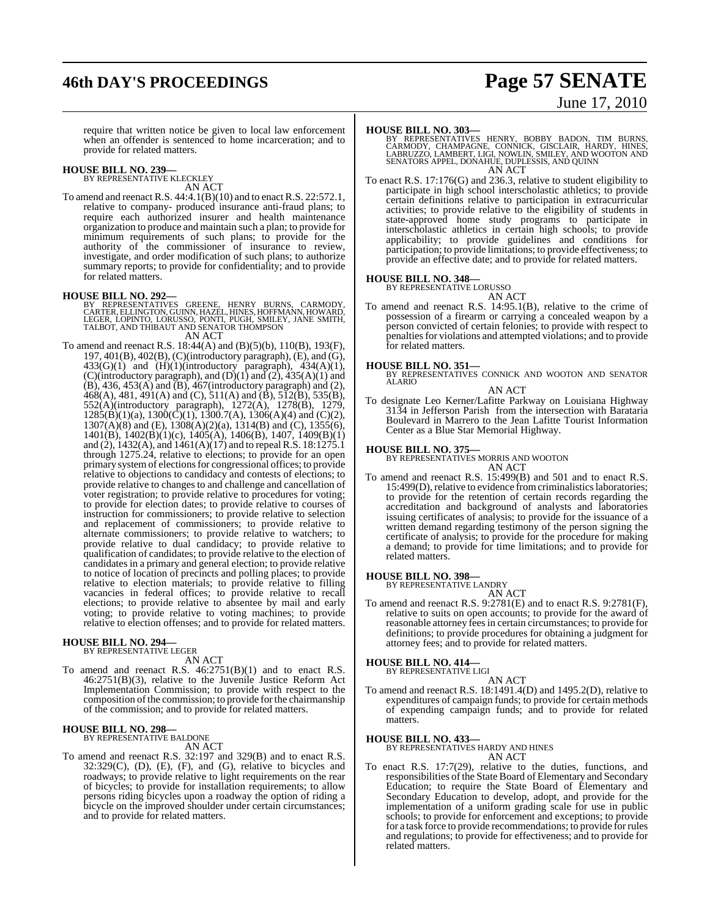require that written notice be given to local law enforcement when an offender is sentenced to home incarceration; and to provide for related matters.

**HOUSE BILL NO. 239—**
BY REPRESENTATIVE KLECKLEY
AN ACT

To amend and reenact R.S. 44:4.1(B)(10) and to enact R.S. 22:572.1, relative to company- produced insurance anti-fraud plans; to require each authorized insurer and health maintenance organization to produce and maintain such a plan; to provide for minimum requirements of such plans; to provide for the authority of the commissioner of insurance to review, investigate, and order modification of such plans; to authorize summary reports; to provide for confidentiality; and to provide for related matters.

**HOUSE BILL NO. 292—**
BY REPRESENTATIVES GREENE, HENRY BURNS, CARMODY, CARTER, ELLINGTON, GUINN, HAZEL, HINES, HOFFMANN, HOWARD, LEGER, LOPINTO, LORUSSO, PONTI, PUGH, SMILEY, JANE SMITH, TALBOT, AND THIBAUT AND SENATOR THOMPSON
AN ACT

To amend and reenact R.S. 18:44(A) and (B)(5)(b), 110(B), 193(F), 197, 401(B), 402(B), (C)(introductory paragraph), (E), and (G), 433(G)(1) and (H)(1)(introductory paragraph), 434(A)(1), (C)(introductory paragraph), and (D)(1) and (2), 435(A)(1) and (B), 436, 453(A) and (B), 467(introductory paragraph) and (2), 468(A), 481, 491(A) and (C), 511(A) and (B), 512(B), 535(B), 552(A)(introductory paragraph), 1272(A), 1278(B), 1279, 1285(B)(1)(a), 1300(C)(1), 1300.7(A), 1306(A)(4) and (C)(2), 1307(A)(8) and (E), 1308(A)(2)(a), 1314(B) and (C), 1355(6), 1401(B), 1402(B)(1)(c), 1405(A), 1406(B), 1407, 1409(B)(1) and (2), 1432(A), and 1461(A)(17) and to repeal R.S. 18:1275.1 through 1275.24, relative to elections; to provide for an open primary system of elections for congressional offices; to provide relative to objections to candidacy and contests of elections; to provide relative to changes to and challenge and cancellation of voter registration; to provide relative to procedures for voting; to provide for election dates; to provide relative to courses of instruction for commissioners; to provide relative to selection and replacement of commissioners; to provide relative to alternate commissioners; to provide relative to watchers; to provide relative to dual candidacy; to provide relative to qualification of candidates; to provide relative to the election of candidates in a primary and general election; to provide relative to notice of location of precincts and polling places; to provide relative to election materials; to provide relative to filling vacancies in federal offices; to provide relative to recall elections; to provide relative to absentee by mail and early voting; to provide relative to voting machines; to provide relative to election offenses; and to provide for related matters.

**HOUSE BILL NO. 294—**
BY REPRESENTATIVE LEGER
AN ACT

To amend and reenact R.S. 46:2751(B)(1) and to enact R.S. 46:2751(B)(3), relative to the Juvenile Justice Reform Act Implementation Commission; to provide with respect to the composition of the commission; to provide for the chairmanship of the commission; and to provide for related matters.

**HOUSE BILL NO. 298—**
BY REPRESENTATIVE BALDONE
AN ACT

To amend and reenact R.S. 32:197 and 329(B) and to enact R.S. 32:329(C), (D), (E), (F), and (G), relative to bicycles and roadways; to provide relative to light requirements on the rear of bicycles; to provide for installation requirements; to allow persons riding bicycles upon a roadway the option of riding a bicycle on the improved shoulder under certain circumstances; and to provide for related matters.

**HOUSE BILL NO. 303—**
BY REPRESENTATIVES HENRY, BOBBY BADON, TIM BURNS, CARMODY, CHAMPAGNE, CONNICK, GISCLAIR, HARDY, HINES, LABRUZZO, LAMBERT, LIGI, NOWLIN, SMILEY, AND WOOTON AND SENATORS APPEL, DONAHUE, DUPLESSIS, AND QUINN
AN ACT

To enact R.S. 17:176(G) and 236.3, relative to student eligibility to participate in high school interscholastic athletics; to provide certain definitions relative to participation in extracurricular activities; to provide relative to the eligibility of students in state-approved home study programs to participate in interscholastic athletics in certain high schools; to provide applicability; to provide guidelines and conditions for participation; to provide limitations; to provide effectiveness; to provide an effective date; and to provide for related matters.

**HOUSE BILL NO. 348—**
BY REPRESENTATIVE LORUSSO
AN ACT

To amend and reenact R.S. 14:95.1(B), relative to the crime of possession of a firearm or carrying a concealed weapon by a person convicted of certain felonies; to provide with respect to penalties for violations and attempted violations; and to provide for related matters.

**HOUSE BILL NO. 351—**
BY REPRESENTATIVES CONNICK AND WOOTON AND SENATOR ALARIO
AN ACT

To designate Leo Kerner/Lafitte Parkway on Louisiana Highway 3134 in Jefferson Parish from the intersection with Barataria Boulevard in Marrero to the Jean Lafitte Tourist Information Center as a Blue Star Memorial Highway.

**HOUSE BILL NO. 375—**
BY REPRESENTATIVES MORRIS AND WOOTON
AN ACT

To amend and reenact R.S. 15:499(B) and 501 and to enact R.S. 15:499(D), relative to evidence from criminalistics laboratories; to provide for the retention of certain records regarding the accreditation and background of analysts and laboratories issuing certificates of analysis; to provide for the issuance of a written demand regarding testimony of the person signing the certificate of analysis; to provide for the procedure for making a demand; to provide for time limitations; and to provide for related matters.

**HOUSE BILL NO. 398—**
BY REPRESENTATIVE LANDRY
AN ACT

To amend and reenact R.S. 9:2781(E) and to enact R.S. 9:2781(F), relative to suits on open accounts; to provide for the award of reasonable attorney fees in certain circumstances; to provide for definitions; to provide procedures for obtaining a judgment for attorney fees; and to provide for related matters.

**HOUSE BILL NO. 414—**
BY REPRESENTATIVE LIGI
AN ACT

To amend and reenact R.S. 18:1491.4(D) and 1495.2(D), relative to expenditures of campaign funds; to provide for certain methods of expending campaign funds; and to provide for related matters.

**HOUSE BILL NO. 433—**
BY REPRESENTATIVES HARDY AND HINES
AN ACT

To enact R.S. 17:7(29), relative to the duties, functions, and responsibilities of the State Board of Elementary and Secondary Education; to require the State Board of Elementary and Secondary Education to develop, adopt, and provide for the implementation of a uniform grading scale for use in public schools; to provide for enforcement and exceptions; to provide for a task force to provide recommendations; to provide for rules and regulations; to provide for effectiveness; and to provide for related matters.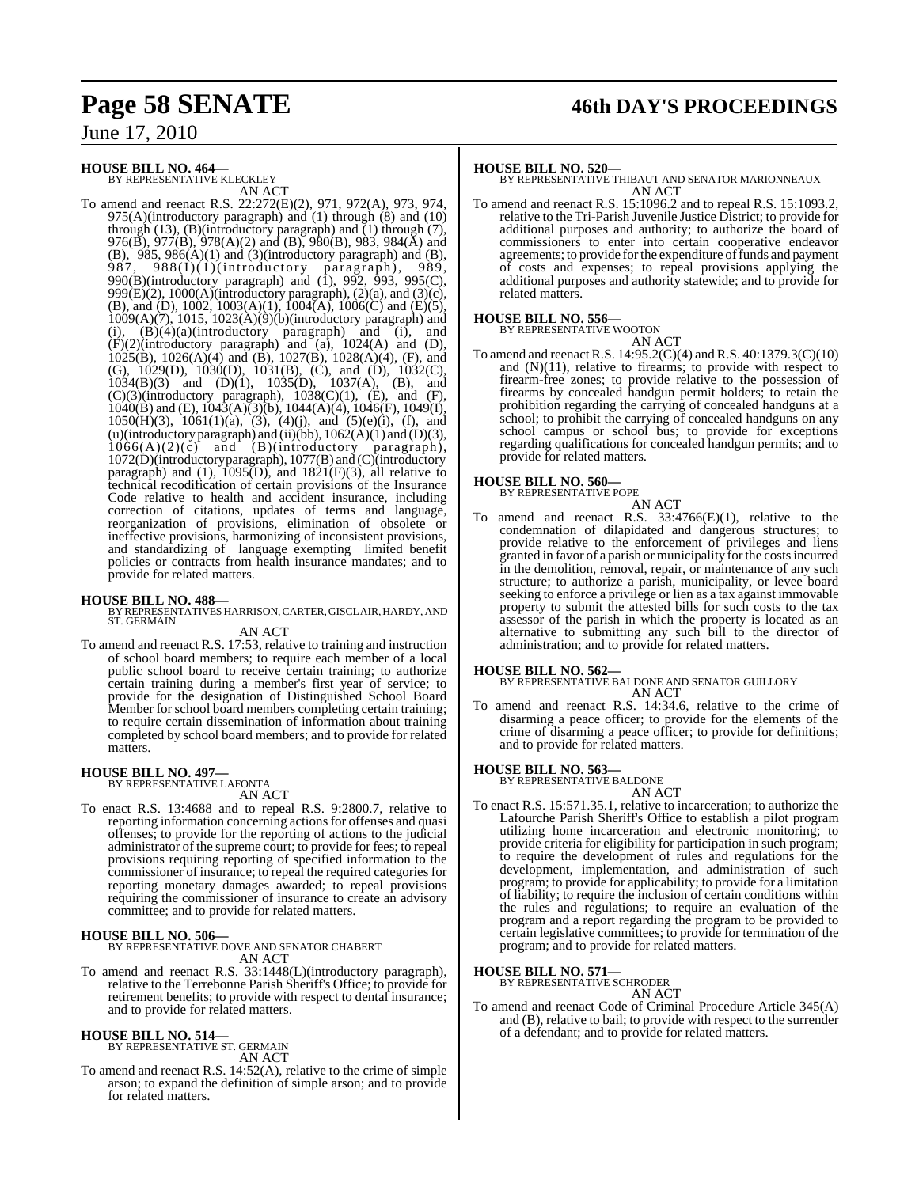**HOUSE BILL NO. 464—**
BY REPRESENTATIVE KLECKLEY
AN ACT

To amend and reenact R.S. 22:272(E)(2), 971, 972(A), 973, 974, 975(A)(introductory paragraph) and (1) through (8) and (10) through (13), (B)(introductory paragraph) and (1) through (7), 976(B), 977(B), 978(A)(2) and (B), 980(B), 983, 984(A) and (B), 985, 986(A)(1) and (3)(introductory paragraph) and (B), 987, 988(I)(1)(introductory paragraph), 989, 990(B)(introductory paragraph) and (1), 992, 993, 995(C), 999(E)(2), 1000(A)(introductory paragraph), (2)(a), and (3)(c), (B), and (D), 1002, 1003(A)(1), 1004(A), 1006(C) and (E)(5), 1009(A)(7), 1015, 1023(A)(9)(b)(introductory paragraph) and (i), (B)(4)(a)(introductory paragraph) and (i), and (F)(2)(introductory paragraph) and (a), 1024(A) and (D), 1025(B), 1026(A)(4) and (B), 1027(B), 1028(A)(4), (F), and (G), 1029(D), 1030(D), 1031(B), (C), and (D), 1032(C), 1034(B)(3) and (D)(1), 1035(D), 1037(A), (B), and (C)(3)(introductory paragraph), 1038(C)(1), (E), and (F), 1040(B) and (E), 1043(A)(3)(b), 1044(A)(4), 1046(F), 1049(I), 1050(H)(3), 1061(1)(a), (3), (4)(j), and (5)(e)(i), (f), and (u)(introductory paragraph) and (ii)(bb), 1062(A)(1) and (D)(3), 1066(A)(2)(c) and (B)(introductory paragraph), 1072(D)(introductory paragraph), 1077(B) and (C)(introductory paragraph) and (1), 1095(D), and 1821(F)(3), all relative to technical recodification of certain provisions of the Insurance Code relative to health and accident insurance, including correction of citations, updates of terms and language, reorganization of provisions, elimination of obsolete or ineffective provisions, harmonizing of inconsistent provisions, and standardizing of language exempting limited benefit policies or contracts from health insurance mandates; and to provide for related matters.

**HOUSE BILL NO. 488—**
BY REPRESENTATIVES HARRISON, CARTER, GISCLAIR, HARDY, AND ST. GERMAIN
AN ACT

To amend and reenact R.S. 17:53, relative to training and instruction of school board members; to require each member of a local public school board to receive certain training; to authorize certain training during a member's first year of service; to provide for the designation of Distinguished School Board Member for school board members completing certain training; to require certain dissemination of information about training completed by school board members; and to provide for related matters.

**HOUSE BILL NO. 497—**
BY REPRESENTATIVE LAFONTA
AN ACT

To enact R.S. 13:4688 and to repeal R.S. 9:2800.7, relative to reporting information concerning actions for offenses and quasi offenses; to provide for the reporting of actions to the judicial administrator of the supreme court; to provide for fees; to repeal provisions requiring reporting of specified information to the commissioner of insurance; to repeal the required categories for reporting monetary damages awarded; to repeal provisions requiring the commissioner of insurance to create an advisory committee; and to provide for related matters.

**HOUSE BILL NO. 506—**
BY REPRESENTATIVE DOVE AND SENATOR CHABERT
AN ACT

To amend and reenact R.S. 33:1448(L)(introductory paragraph), relative to the Terrebonne Parish Sheriff's Office; to provide for retirement benefits; to provide with respect to dental insurance; and to provide for related matters.

**HOUSE BILL NO. 514—**
BY REPRESENTATIVE ST. GERMAIN
AN ACT

To amend and reenact R.S. 14:52(A), relative to the crime of simple arson; to expand the definition of simple arson; and to provide for related matters.

**HOUSE BILL NO. 520—**
BY REPRESENTATIVE THIBAUT AND SENATOR MARIONNEAUX
AN ACT

To amend and reenact R.S. 15:1096.2 and to repeal R.S. 15:1093.2, relative to the Tri-Parish Juvenile Justice District; to provide for additional purposes and authority; to authorize the board of commissioners to enter into certain cooperative endeavor agreements; to provide for the expenditure of funds and payment of costs and expenses; to repeal provisions applying the additional purposes and authority statewide; and to provide for related matters.

**HOUSE BILL NO. 556—**
BY REPRESENTATIVE WOOTON
AN ACT

To amend and reenact R.S. 14:95.2(C)(4) and R.S. 40:1379.3(C)(10) and (N)(11), relative to firearms; to provide with respect to firearm-free zones; to provide relative to the possession of firearms by concealed handgun permit holders; to retain the prohibition regarding the carrying of concealed handguns at a school; to prohibit the carrying of concealed handguns on any school campus or school bus; to provide for exceptions regarding qualifications for concealed handgun permits; and to provide for related matters.

**HOUSE BILL NO. 560—**
BY REPRESENTATIVE POPE
AN ACT

To amend and reenact R.S. 33:4766(E)(1), relative to the condemnation of dilapidated and dangerous structures; to provide relative to the enforcement of privileges and liens granted in favor of a parish or municipality for the costs incurred in the demolition, removal, repair, or maintenance of any such structure; to authorize a parish, municipality, or levee board seeking to enforce a privilege or lien as a tax against immovable property to submit the attested bills for such costs to the tax assessor of the parish in which the property is located as an alternative to submitting any such bill to the director of administration; and to provide for related matters.

**HOUSE BILL NO. 562—**
BY REPRESENTATIVE BALDONE AND SENATOR GUILLORY
AN ACT

To amend and reenact R.S. 14:34.6, relative to the crime of disarming a peace officer; to provide for the elements of the crime of disarming a peace officer; to provide for definitions; and to provide for related matters.

**HOUSE BILL NO. 563—**
BY REPRESENTATIVE BALDONE
AN ACT

To enact R.S. 15:571.35.1, relative to incarceration; to authorize the Lafourche Parish Sheriff's Office to establish a pilot program utilizing home incarceration and electronic monitoring; to provide criteria for eligibility for participation in such program; to require the development of rules and regulations for the development, implementation, and administration of such program; to provide for applicability; to provide for a limitation of liability; to require the inclusion of certain conditions within the rules and regulations; to require an evaluation of the program and a report regarding the program to be provided to certain legislative committees; to provide for termination of the program; and to provide for related matters.

**HOUSE BILL NO. 571—**
BY REPRESENTATIVE SCHRODER
AN ACT

To amend and reenact Code of Criminal Procedure Article 345(A) and (B), relative to bail; to provide with respect to the surrender of a defendant; and to provide for related matters.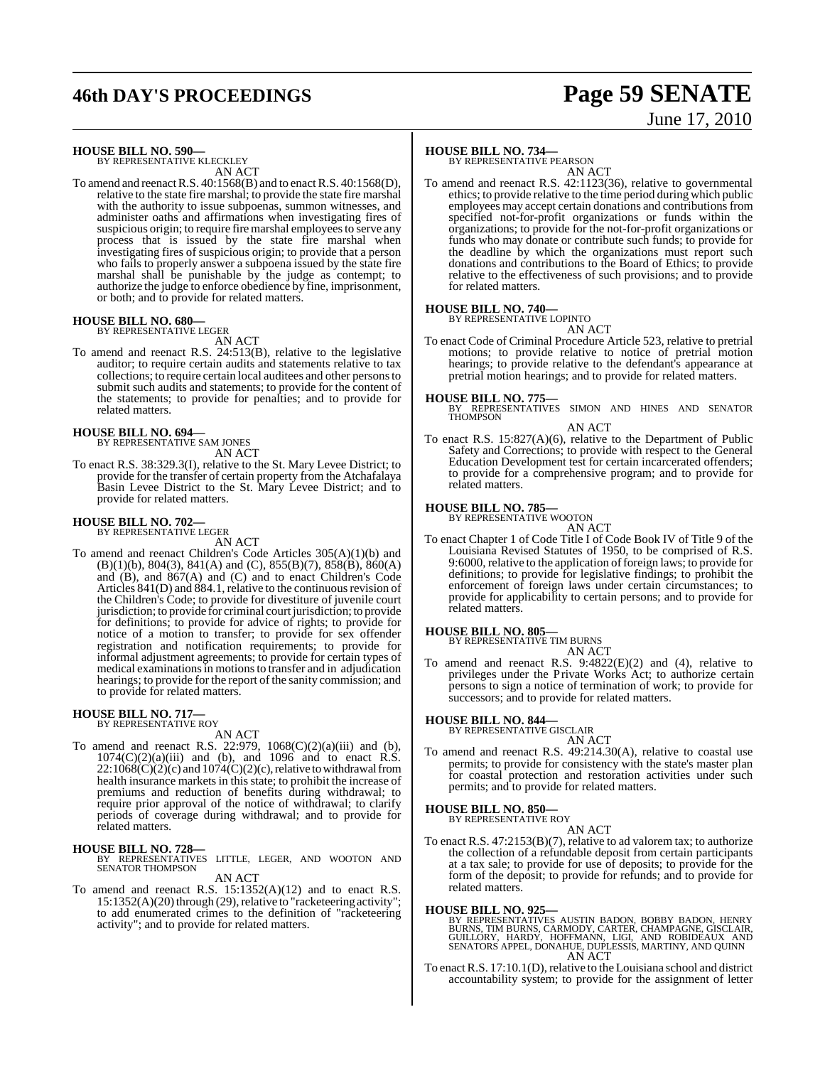**HOUSE BILL NO. 590—**
BY REPRESENTATIVE KLECKLEY

AN ACT

To amend and reenact R.S. 40:1568(B) and to enact R.S. 40:1568(D), relative to the state fire marshal; to provide the state fire marshal with the authority to issue subpoenas, summon witnesses, and administer oaths and affirmations when investigating fires of suspicious origin; to require fire marshal employees to serve any process that is issued by the state fire marshal when investigating fires of suspicious origin; to provide that a person who fails to properly answer a subpoena issued by the state fire marshal shall be punishable by the judge as contempt; to authorize the judge to enforce obedience by fine, imprisonment, or both; and to provide for related matters.

**HOUSE BILL NO. 680—**
BY REPRESENTATIVE LEGER

AN ACT

To amend and reenact R.S. 24:513(B), relative to the legislative auditor; to require certain audits and statements relative to tax collections; to require certain local auditees and other persons to submit such audits and statements; to provide for the content of the statements; to provide for penalties; and to provide for related matters.

**HOUSE BILL NO. 694—**
BY REPRESENTATIVE SAM JONES

AN ACT

To enact R.S. 38:329.3(I), relative to the St. Mary Levee District; to provide for the transfer of certain property from the Atchafalaya Basin Levee District to the St. Mary Levee District; and to provide for related matters.

**HOUSE BILL NO. 702—**
BY REPRESENTATIVE LEGER

AN ACT

To amend and reenact Children's Code Articles 305(A)(1)(b) and (B)(1)(b), 804(3), 841(A) and (C), 855(B)(7), 858(B), 860(A) and (B), and 867(A) and (C) and to enact Children's Code Articles 841(D) and 884.1, relative to the continuous revision of the Children's Code; to provide for divestiture of juvenile court jurisdiction; to provide for criminal court jurisdiction; to provide for definitions; to provide for advice of rights; to provide for notice of a motion to transfer; to provide for sex offender registration and notification requirements; to provide for informal adjustment agreements; to provide for certain types of medical examinations in motions to transfer and in adjudication hearings; to provide for the report of the sanity commission; and to provide for related matters.

**HOUSE BILL NO. 717—**
BY REPRESENTATIVE ROY

AN ACT

To amend and reenact R.S. 22:979, 1068(C)(2)(a)(iii) and (b), 1074(C)(2)(a)(iii) and (b), and 1096 and to enact R.S. 22:1068(C)(2)(c) and 1074(C)(2)(c), relative to withdrawal from health insurance markets in this state; to prohibit the increase of premiums and reduction of benefits during withdrawal; to require prior approval of the notice of withdrawal; to clarify periods of coverage during withdrawal; and to provide for related matters.

**HOUSE BILL NO. 728—**
BY REPRESENTATIVES LITTLE, LEGER, AND WOOTON AND SENATOR THOMPSON

AN ACT

To amend and reenact R.S. 15:1352(A)(12) and to enact R.S. 15:1352(A)(20) through (29), relative to "racketeering activity"; to add enumerated crimes to the definition of "racketeering activity"; and to provide for related matters.

**HOUSE BILL NO. 734—**
BY REPRESENTATIVE PEARSON

AN ACT

To amend and reenact R.S. 42:1123(36), relative to governmental ethics; to provide relative to the time period during which public employees may accept certain donations and contributions from specified not-for-profit organizations or funds within the organizations; to provide for the not-for-profit organizations or funds who may donate or contribute such funds; to provide for the deadline by which the organizations must report such donations and contributions to the Board of Ethics; to provide relative to the effectiveness of such provisions; and to provide for related matters.

**HOUSE BILL NO. 740—**
BY REPRESENTATIVE LOPINTO

AN ACT

To enact Code of Criminal Procedure Article 523, relative to pretrial motions; to provide relative to notice of pretrial motion hearings; to provide relative to the defendant's appearance at pretrial motion hearings; and to provide for related matters.

**HOUSE BILL NO. 775—**
BY REPRESENTATIVES SIMON AND HINES AND SENATOR THOMPSON

AN ACT

To enact R.S. 15:827(A)(6), relative to the Department of Public Safety and Corrections; to provide with respect to the General Education Development test for certain incarcerated offenders; to provide for a comprehensive program; and to provide for related matters.

**HOUSE BILL NO. 785—**
BY REPRESENTATIVE WOOTON

AN ACT

To enact Chapter 1 of Code Title I of Code Book IV of Title 9 of the Louisiana Revised Statutes of 1950, to be comprised of R.S. 9:6000, relative to the application of foreign laws; to provide for definitions; to provide for legislative findings; to prohibit the enforcement of foreign laws under certain circumstances; to provide for applicability to certain persons; and to provide for related matters.

**HOUSE BILL NO. 805—**
BY REPRESENTATIVE TIM BURNS

AN ACT

To amend and reenact R.S. 9:4822(E)(2) and (4), relative to privileges under the Private Works Act; to authorize certain persons to sign a notice of termination of work; to provide for successors; and to provide for related matters.

**HOUSE BILL NO. 844—**
BY REPRESENTATIVE GISCLAIR

AN ACT

To amend and reenact R.S. 49:214.30(A), relative to coastal use permits; to provide for consistency with the state's master plan for coastal protection and restoration activities under such permits; and to provide for related matters.

**HOUSE BILL NO. 850—**
BY REPRESENTATIVE ROY

AN ACT

To enact R.S. 47:2153(B)(7), relative to ad valorem tax; to authorize the collection of a refundable deposit from certain participants at a tax sale; to provide for use of deposits; to provide for the form of the deposit; to provide for refunds; and to provide for related matters.

**HOUSE BILL NO. 925—**
BY REPRESENTATIVES AUSTIN BADON, BOBBY BADON, HENRY BURNS, TIM BURNS, CARMODY, CARTER, CHAMPAGNE, GISCLAIR, GUILLORY, HARDY, HOFFMANN, LIGI, AND ROBIDEAUX AND SENATORS APPEL, DONAHUE, DUPLESSIS, MARTINY, AND QUINN

AN ACT

To enact R.S. 17:10.1(D), relative to the Louisiana school and district accountability system; to provide for the assignment of letter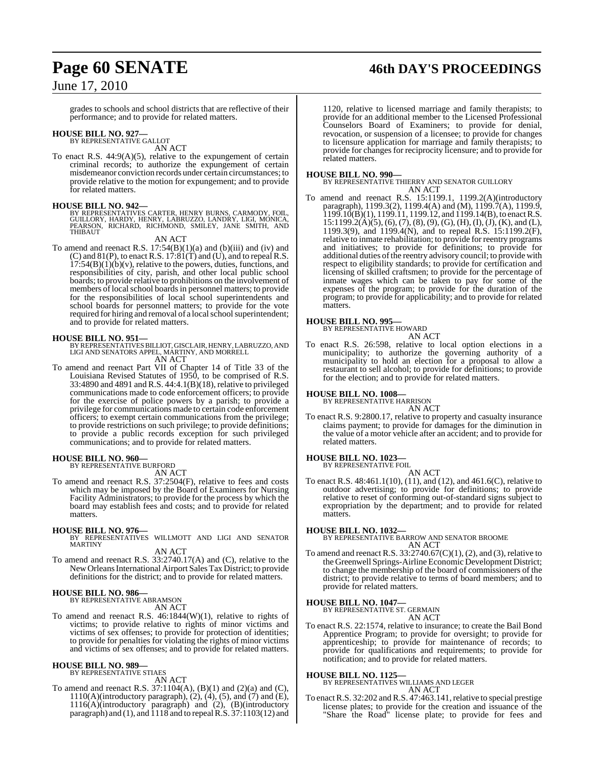grades to schools and school districts that are reflective of their performance; and to provide for related matters.

**HOUSE BILL NO. 927—**
BY REPRESENTATIVE GALLOT
AN ACT

To enact R.S. 44:9(A)(5), relative to the expungement of certain criminal records; to authorize the expungement of certain misdemeanor conviction records under certain circumstances; to provide relative to the motion for expungement; and to provide for related matters.

**HOUSE BILL NO. 942—**
BY REPRESENTATIVES CARTER, HENRY BURNS, CARMODY, FOIL, GUILLORY, HARDY, HENRY, LABRUZZO, LANDRY, LIGI, MONICA, PEARSON, RICHARD, RICHMOND, SMILEY, JANE SMITH, AND THIBAUT
AN ACT

To amend and reenact R.S. 17:54(B)(1)(a) and (b)(iii) and (iv) and (C) and 81(P), to enact R.S. 17:81(T) and (U), and to repeal R.S. 17:54(B)(1)(b)(v), relative to the powers, duties, functions, and responsibilities of city, parish, and other local public school boards; to provide relative to prohibitions on the involvement of members of local school boards in personnel matters; to provide for the responsibilities of local school superintendents and school boards for personnel matters; to provide for the vote required for hiring and removal of a local school superintendent; and to provide for related matters.

**HOUSE BILL NO. 951—**
BY REPRESENTATIVES BILLIOT, GISCLAIR, HENRY, LABRUZZO, AND LIGI AND SENATORS APPEL, MARTINY, AND MORRELL
AN ACT

To amend and reenact Part VII of Chapter 14 of Title 33 of the Louisiana Revised Statutes of 1950, to be comprised of R.S. 33:4890 and 4891 and R.S. 44:4.1(B)(18), relative to privileged communications made to code enforcement officers; to provide for the exercise of police powers by a parish; to provide a privilege for communications made to certain code enforcement officers; to exempt certain communications from the privilege; to provide restrictions on such privilege; to provide definitions; to provide a public records exception for such privileged communications; and to provide for related matters.

**HOUSE BILL NO. 960—**
BY REPRESENTATIVE BURFORD
AN ACT

To amend and reenact R.S. 37:2504(F), relative to fees and costs which may be imposed by the Board of Examiners for Nursing Facility Administrators; to provide for the process by which the board may establish fees and costs; and to provide for related matters.

**HOUSE BILL NO. 976—**
BY REPRESENTATIVES WILLMOTT AND LIGI AND SENATOR MARTINY
AN ACT

To amend and reenact R.S. 33:2740.17(A) and (C), relative to the New Orleans International Airport Sales Tax District; to provide definitions for the district; and to provide for related matters.

**HOUSE BILL NO. 986—**
BY REPRESENTATIVE ABRAMSON
AN ACT

To amend and reenact R.S. 46:1844(W)(1), relative to rights of victims; to provide relative to rights of minor victims and victims of sex offenses; to provide for protection of identities; to provide for penalties for violating the rights of minor victims and victims of sex offenses; and to provide for related matters.

**HOUSE BILL NO. 989—**
BY REPRESENTATIVE STIAES
AN ACT

To amend and reenact R.S. 37:1104(A), (B)(1) and (2)(a) and (C), 1110(A)(introductory paragraph), (2), (4), (5), and (7) and (E), 1116(A)(introductory paragraph) and (2), (B)(introductory paragraph) and (1), and 1118 and to repeal R.S. 37:1103(12) and 1120, relative to licensed marriage and family therapists; to provide for an additional member to the Licensed Professional Counselors Board of Examiners; to provide for denial, revocation, or suspension of a licensee; to provide for changes to licensure application for marriage and family therapists; to provide for changes for reciprocity licensure; and to provide for related matters.

**HOUSE BILL NO. 990—**
BY REPRESENTATIVE THIERRY AND SENATOR GUILLORY
AN ACT

To amend and reenact R.S. 15:1199.1, 1199.2(A)(introductory paragraph), 1199.3(2), 1199.4(A) and (M), 1199.7(A), 1199.9, 1199.10(B)(1), 1199.11, 1199.12, and 1199.14(B), to enact R.S. 15:1199.2(A)(5), (6), (7), (8), (9), (G), (H), (I), (J), (K), and (L), 1199.3(9), and 1199.4(N), and to repeal R.S. 15:1199.2(F), relative to inmate rehabilitation; to provide for reentry programs and initiatives; to provide for definitions; to provide for additional duties of the reentry advisory council; to provide with respect to eligibility standards; to provide for certification and licensing of skilled craftsmen; to provide for the percentage of inmate wages which can be taken to pay for some of the expenses of the program; to provide for the duration of the program; to provide for applicability; and to provide for related matters.

**HOUSE BILL NO. 995—**
BY REPRESENTATIVE HOWARD
AN ACT

To enact R.S. 26:598, relative to local option elections in a municipality; to authorize the governing authority of a municipality to hold an election for a proposal to allow a restaurant to sell alcohol; to provide for definitions; to provide for the election; and to provide for related matters.

**HOUSE BILL NO. 1008—**
BY REPRESENTATIVE HARRISON
AN ACT

To enact R.S. 9:2800.17, relative to property and casualty insurance claims payment; to provide for damages for the diminution in the value of a motor vehicle after an accident; and to provide for related matters.

**HOUSE BILL NO. 1023—**
BY REPRESENTATIVE FOIL
AN ACT

To enact R.S. 48:461.1(10), (11), and (12), and 461.6(C), relative to outdoor advertising; to provide for definitions; to provide relative to reset of conforming out-of-standard signs subject to expropriation by the department; and to provide for related matters.

**HOUSE BILL NO. 1032—**
BY REPRESENTATIVE BARROW AND SENATOR BROOME
AN ACT

To amend and reenact R.S. 33:2740.67(C)(1), (2), and (3), relative to the Greenwell Springs-Airline Economic Development District; to change the membership of the board of commissioners of the district; to provide relative to terms of board members; and to provide for related matters.

**HOUSE BILL NO. 1047—**
BY REPRESENTATIVE ST. GERMAIN
AN ACT

To enact R.S. 22:1574, relative to insurance; to create the Bail Bond Apprentice Program; to provide for oversight; to provide for apprenticeship; to provide for maintenance of records; to provide for qualifications and requirements; to provide for notification; and to provide for related matters.

**HOUSE BILL NO. 1125—**
BY REPRESENTATIVES WILLIAMS AND LEGER
AN ACT

To enact R.S. 32:202 and R.S. 47:463.141, relative to special prestige license plates; to provide for the creation and issuance of the "Share the Road" license plate; to provide for fees and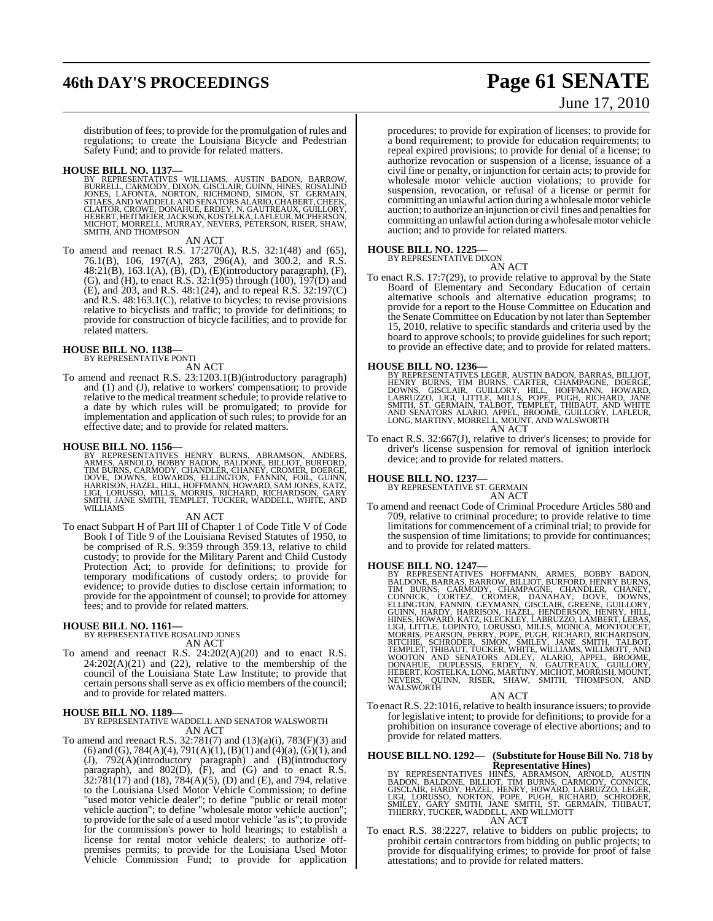distribution of fees; to provide for the promulgation of rules and regulations; to create the Louisiana Bicycle and Pedestrian Safety Fund; and to provide for related matters.

**HOUSE BILL NO. 1137—**
BY REPRESENTATIVES WILLIAMS, AUSTIN BADON, BARROW, BURRELL, CARMODY, DIXON, GISCLAIR, GUINN, HINES, ROSALIND JONES, LAFONTA, NORTON, RICHMOND, SIMON, ST. GERMAIN, STIAES, AND WADDELL AND SENATORS ALARIO, CHABERT, CHEEK, CLAITOR, CROWE, DONAHUE, ERDEY, N. GAUTREAUX, GUILLORY, HEBERT, HEITMEIER, JACKSON, KOSTELKA, LAFLEUR, MCPHERSON, MICHOT, MORRELL, MURRAY, NEVERS, PETERSON, RISER, SHAW, SMITH, AND THOMPSON

AN ACT

To amend and reenact R.S. 17:270(A), R.S. 32:1(48) and (65), 76.1(B), 106, 197(A), 283, 296(A), and 300.2, and R.S. 48:21(B), 163.1(A), (B), (D), (E)(introductory paragraph), (F), (G), and (H), to enact R.S. 32:1(95) through (100), 197(D) and (E), and 203, and R.S. 48:1(24), and to repeal R.S. 32:197(C) and R.S. 48:163.1(C), relative to bicycles; to revise provisions relative to bicyclists and traffic; to provide for definitions; to provide for construction of bicycle facilities; and to provide for related matters.

**HOUSE BILL NO. 1138—**
BY REPRESENTATIVE PONTI

AN ACT

To amend and reenact R.S. 23:1203.1(B)(introductory paragraph) and (1) and (J), relative to workers' compensation; to provide relative to the medical treatment schedule; to provide relative to a date by which rules will be promulgated; to provide for implementation and application of such rules; to provide for an effective date; and to provide for related matters.

**HOUSE BILL NO. 1156—**
BY REPRESENTATIVES HENRY BURNS, ABRAMSON, ANDERS, ARMES, ARNOLD, BOBBY BADON, BALDONE, BILLIOT, BURFORD, TIM BURNS, CARMODY, CHANDLER, CHANEY, CROMER, DOERGE, DOVE, DOWNS, EDWARDS, ELLINGTON, FANNIN, FOIL, GUINN, HARRISON, HAZEL, HILL, HOFFMANN, HOWARD, SAM JONES, KATZ, LIGI, LORUSSO, MILLS, MORRIS, RICHARD, RICHARDSON, GARY SMITH, JANE SMITH, TEMPLET, TUCKER, WADDELL, WHITE, AND WILLIAMS

AN ACT

To enact Subpart H of Part III of Chapter 1 of Code Title V of Code Book I of Title 9 of the Louisiana Revised Statutes of 1950, to be comprised of R.S. 9:359 through 359.13, relative to child custody; to provide for the Military Parent and Child Custody Protection Act; to provide for definitions; to provide for temporary modifications of custody orders; to provide for evidence; to provide duties to disclose certain information; to provide for the appointment of counsel; to provide for attorney fees; and to provide for related matters.

**HOUSE BILL NO. 1161—**
BY REPRESENTATIVE ROSALIND JONES

AN ACT

To amend and reenact R.S. 24:202(A)(20) and to enact R.S. 24:202(A)(21) and (22), relative to the membership of the council of the Louisiana State Law Institute; to provide that certain persons shall serve as ex officio members of the council; and to provide for related matters.

**HOUSE BILL NO. 1189—**
BY REPRESENTATIVE WADDELL AND SENATOR WALSWORTH

AN ACT

To amend and reenact R.S. 32:781(7) and (13)(a)(i), 783(F)(3) and (6) and (G), 784(A)(4), 791(A)(1), (B)(1) and (4)(a), (G)(1), and (J), 792(A)(introductory paragraph) and (B)(introductory paragraph), and 802(D), (F), and (G) and to enact R.S. 32:781(17) and (18), 784(A)(5), (D) and (E), and 794, relative to the Louisiana Used Motor Vehicle Commission; to define "used motor vehicle dealer"; to define "public or retail motor vehicle auction"; to define "wholesale motor vehicle auction"; to provide for the sale of a used motor vehicle "as is"; to provide for the commission's power to hold hearings; to establish a license for rental motor vehicle dealers; to authorize off-premises permits; to provide for the Louisiana Used Motor Vehicle Commission Fund; to provide for application procedures; to provide for expiration of licenses; to provide for a bond requirement; to provide for education requirements; to repeal expired provisions; to provide for denial of a license; to authorize revocation or suspension of a license, issuance of a civil fine or penalty, or injunction for certain acts; to provide for wholesale motor vehicle auction violations; to provide for suspension, revocation, or refusal of a license or permit for committing an unlawful action during a wholesale motor vehicle auction; to authorize an injunction or civil fines and penalties for committing an unlawful action during a wholesale motor vehicle auction; and to provide for related matters.

**HOUSE BILL NO. 1225—**
BY REPRESENTATIVE DIXON

AN ACT

To enact R.S. 17:7(29), to provide relative to approval by the State Board of Elementary and Secondary Education of certain alternative schools and alternative education programs; to provide for a report to the House Committee on Education and the Senate Committee on Education by not later than September 15, 2010, relative to specific standards and criteria used by the board to approve schools; to provide guidelines for such report; to provide an effective date; and to provide for related matters.

**HOUSE BILL NO. 1236—**
BY REPRESENTATIVES LEGER, AUSTIN BADON, BARRAS, BILLIOT, HENRY BURNS, TIM BURNS, CARTER, CHAMPAGNE, DOERGE, DOWNS, GISCLAIR, GUILLORY, HILL, HOFFMANN, HOWARD, LABRUZZO, LIGI, LITTLE, MILLS, POPE, PUGH, RICHARD, JANE SMITH, ST. GERMAIN, TALBOT, TEMPLET, THIBAUT, AND WHITE AND SENATORS ALARIO, APPEL, BROOME, GUILLORY, LAFLEUR, LONG, MARTINY, MORRELL, MOUNT, AND WALSWORTH

AN ACT

To enact R.S. 32:667(J), relative to driver's licenses; to provide for driver's license suspension for removal of ignition interlock device; and to provide for related matters.

**HOUSE BILL NO. 1237—**
BY REPRESENTATIVE ST. GERMAIN

AN ACT

To amend and reenact Code of Criminal Procedure Articles 580 and 709, relative to criminal procedure; to provide relative to time limitations for commencement of a criminal trial; to provide for the suspension of time limitations; to provide for continuances; and to provide for related matters.

**HOUSE BILL NO. 1247—**
BY REPRESENTATIVES HOFFMANN, ARMES, BOBBY BADON, BALDONE, BARRAS, BARROW, BILLIOT, BURFORD, HENRY BURNS, TIM BURNS, CARMODY, CHAMPAGNE, CHANDLER, CHANEY, CONNICK, CORTEZ, CROMER, DANAHAY, DOVE, DOWNS, ELLINGTON, FANNIN, GEYMANN, GISCLAIR, GREENE, GUILLORY, GUINN, HARDY, HARRISON, HAZEL, HENDERSON, HENRY, HILL, HINES, HOWARD, KATZ, KLECKLEY, LABRUZZO, LAMBERT, LEBAS, LIGI, LITTLE, LOPINTO, LORUSSO, MILLS, MONICA, MONTOUCET, MORRIS, PEARSON, PERRY, POPE, PUGH, RICHARD, RICHARDSON, RITCHIE, SCHRODER, SIMON, SMILEY, JANE SMITH, TALBOT, TEMPLET, THIBAUT, TUCKER, WHITE, WILLIAMS, WILLMOTT, AND WOOTON AND SENATORS ADLEY, ALARIO, APPEL, BROOME, DONAHUE, DUPLESSIS, ERDEY, N. GAUTREAUX, GUILLORY, HEBERT, KOSTELKA, LONG, MARTINY, MICHOT, MORRISH, MOUNT, NEVERS, QUINN, RISER, SHAW, SMITH, THOMPSON, AND WALSWORTH

AN ACT

To enact R.S. 22:1016, relative to health insurance issuers; to provide for legislative intent; to provide for definitions; to provide for a prohibition on insurance coverage of elective abortions; and to provide for related matters.

**HOUSE BILL NO. 1292— (Substitute for House Bill No. 718 by Representative Hines)**
BY REPRESENTATIVES HINES, ABRAMSON, ARNOLD, AUSTIN BADON, BALDONE, BILLIOT, TIM BURNS, CARMODY, CONNICK, GISCLAIR, HARDY, HAZEL, HENRY, HOWARD, LABRUZZO, LEGER, LIGI, LORUSSO, NORTON, POPE, PUGH, RICHARD, SCHRODER, SMILEY, GARY SMITH, JANE SMITH, ST. GERMAIN, THIBAUT, THIERRY, TUCKER, WADDELL, AND WILLMOTT

AN ACT

To enact R.S. 38:2227, relative to bidders on public projects; to prohibit certain contractors from bidding on public projects; to provide for disqualifying crimes; to provide for proof of false attestations; and to provide for related matters.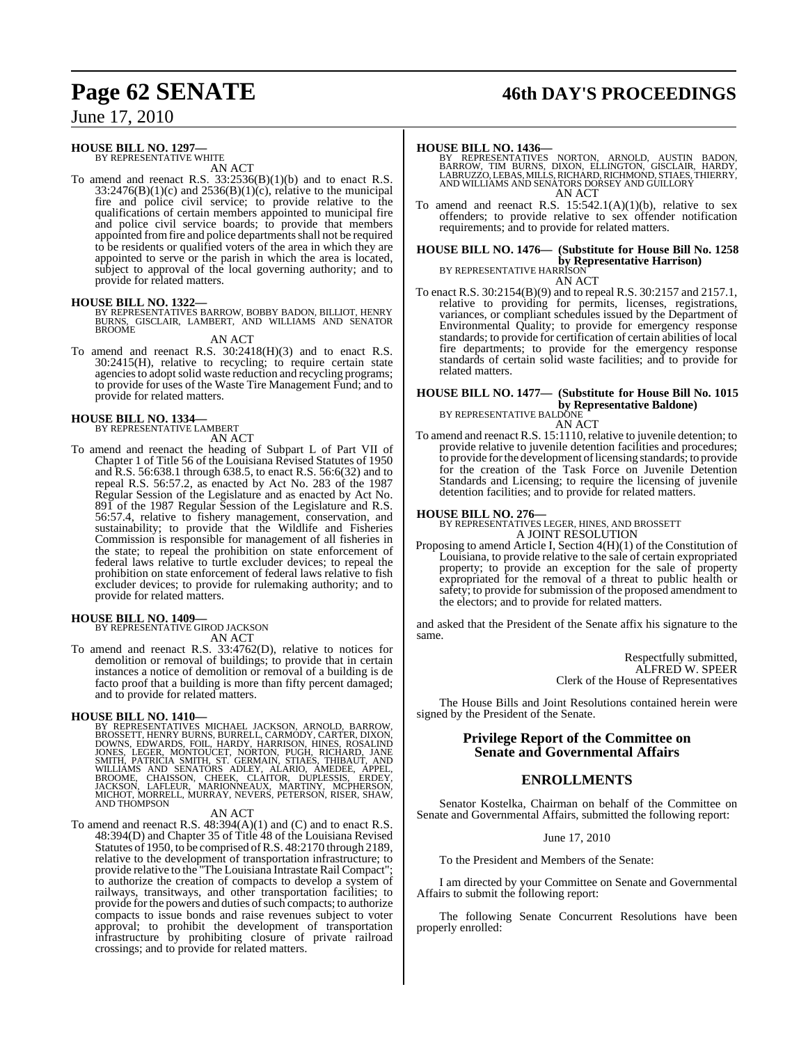**HOUSE BILL NO. 1297—**
BY REPRESENTATIVE WHITE

AN ACT

To amend and reenact R.S. 33:2536(B)(1)(b) and to enact R.S. 33:2476(B)(1)(c) and 2536(B)(1)(c), relative to the municipal fire and police civil service; to provide relative to the qualifications of certain members appointed to municipal fire and police civil service boards; to provide that members appointed from fire and police departments shall not be required to be residents or qualified voters of the area in which they are appointed to serve or the parish in which the area is located, subject to approval of the local governing authority; and to provide for related matters.

**HOUSE BILL NO. 1322—**
BY REPRESENTATIVES BARROW, BOBBY BADON, BILLIOT, HENRY BURNS, GISCLAIR, LAMBERT, AND WILLIAMS AND SENATOR BROOME

AN ACT

To amend and reenact R.S. 30:2418(H)(3) and to enact R.S. 30:2415(H), relative to recycling; to require certain state agencies to adopt solid waste reduction and recycling programs; to provide for uses of the Waste Tire Management Fund; and to provide for related matters.

**HOUSE BILL NO. 1334—**
BY REPRESENTATIVE LAMBERT

AN ACT

To amend and reenact the heading of Subpart L of Part VII of Chapter 1 of Title 56 of the Louisiana Revised Statutes of 1950 and R.S. 56:638.1 through 638.5, to enact R.S. 56:6(32) and to repeal R.S. 56:57.2, as enacted by Act No. 283 of the 1987 Regular Session of the Legislature and as enacted by Act No. 891 of the 1987 Regular Session of the Legislature and R.S. 56:57.4, relative to fishery management, conservation, and sustainability; to provide that the Wildlife and Fisheries Commission is responsible for management of all fisheries in the state; to repeal the prohibition on state enforcement of federal laws relative to turtle excluder devices; to repeal the prohibition on state enforcement of federal laws relative to fish excluder devices; to provide for rulemaking authority; and to provide for related matters.

**HOUSE BILL NO. 1409—**
BY REPRESENTATIVE GIROD JACKSON

AN ACT

To amend and reenact R.S. 33:4762(D), relative to notices for demolition or removal of buildings; to provide that in certain instances a notice of demolition or removal of a building is de facto proof that a building is more than fifty percent damaged; and to provide for related matters.

**HOUSE BILL NO. 1410—**
BY REPRESENTATIVES MICHAEL JACKSON, ARNOLD, BARROW, BROSSETT, HENRY BURNS, BURRELL, CARMODY, CARTER, DIXON, DOWNS, EDWARDS, FOIL, HARDY, HARRISON, HINES, ROSALIND JONES, LEGER, MONTOUCET, NORTON, PUGH, RICHARD, JANE SMITH, PATRICIA SMITH, ST. GERMAIN, STIAES, THIBAUT, AND WILLIAMS AND SENATORS ADLEY, ALARIO, AMEDEE, APPEL, BROOME, CHAISSON, CHEEK, CLAITOR, DUPLESSIS, ERDEY, JACKSON, LAFLEUR, MARIONNEAUX, MARTINY, MCPHERSON, MICHOT, MORRELL, MURRAY, NEVERS, PETERSON, RISER, SHAW, AND THOMPSON

AN ACT

To amend and reenact R.S. 48:394(A)(1) and (C) and to enact R.S. 48:394(D) and Chapter 35 of Title 48 of the Louisiana Revised Statutes of 1950, to be comprised of R.S. 48:2170 through 2189, relative to the development of transportation infrastructure; to provide relative to the "The Louisiana Intrastate Rail Compact"; to authorize the creation of compacts to develop a system of railways, transitways, and other transportation facilities; to provide for the powers and duties of such compacts; to authorize compacts to issue bonds and raise revenues subject to voter approval; to prohibit the development of transportation infrastructure by prohibiting closure of private railroad crossings; and to provide for related matters.

**HOUSE BILL NO. 1436—**
BY REPRESENTATIVES NORTON, ARNOLD, AUSTIN BADON, BARROW, TIM BURNS, DIXON, ELLINGTON, GISCLAIR, HARDY, LABRUZZO, LEBAS, MILLS, RICHARD, RICHMOND, STIAES, THIERRY, AND WILLIAMS AND SENATORS DORSEY AND GUILLORY

AN ACT

To amend and reenact R.S. 15:542.1(A)(1)(b), relative to sex offenders; to provide relative to sex offender notification requirements; and to provide for related matters.

**HOUSE BILL NO. 1476— (Substitute for House Bill No. 1258 by Representative Harrison)**
BY REPRESENTATIVE HARRISON

AN ACT

To enact R.S. 30:2154(B)(9) and to repeal R.S. 30:2157 and 2157.1, relative to providing for permits, licenses, registrations, variances, or compliant schedules issued by the Department of Environmental Quality; to provide for emergency response standards; to provide for certification of certain abilities of local fire departments; to provide for the emergency response standards of certain solid waste facilities; and to provide for related matters.

**HOUSE BILL NO. 1477— (Substitute for House Bill No. 1015 by Representative Baldone)**
BY REPRESENTATIVE BALDONE

AN ACT

To amend and reenact R.S. 15:1110, relative to juvenile detention; to provide relative to juvenile detention facilities and procedures; to provide for the development of licensing standards; to provide for the creation of the Task Force on Juvenile Detention Standards and Licensing; to require the licensing of juvenile detention facilities; and to provide for related matters.

**HOUSE BILL NO. 276—**
BY REPRESENTATIVES LEGER, HINES, AND BROSSETT

A JOINT RESOLUTION

Proposing to amend Article I, Section 4(H)(1) of the Constitution of Louisiana, to provide relative to the sale of certain expropriated property; to provide an exception for the sale of property expropriated for the removal of a threat to public health or safety; to provide for submission of the proposed amendment to the electors; and to provide for related matters.

and asked that the President of the Senate affix his signature to the same.

Respectfully submitted,
ALFRED W. SPEER
Clerk of the House of Representatives

The House Bills and Joint Resolutions contained herein were signed by the President of the Senate.

## Privilege Report of the Committee on Senate and Governmental Affairs

## ENROLLMENTS

Senator Kostelka, Chairman on behalf of the Committee on Senate and Governmental Affairs, submitted the following report:

June 17, 2010

To the President and Members of the Senate:

I am directed by your Committee on Senate and Governmental Affairs to submit the following report:

The following Senate Concurrent Resolutions have been properly enrolled: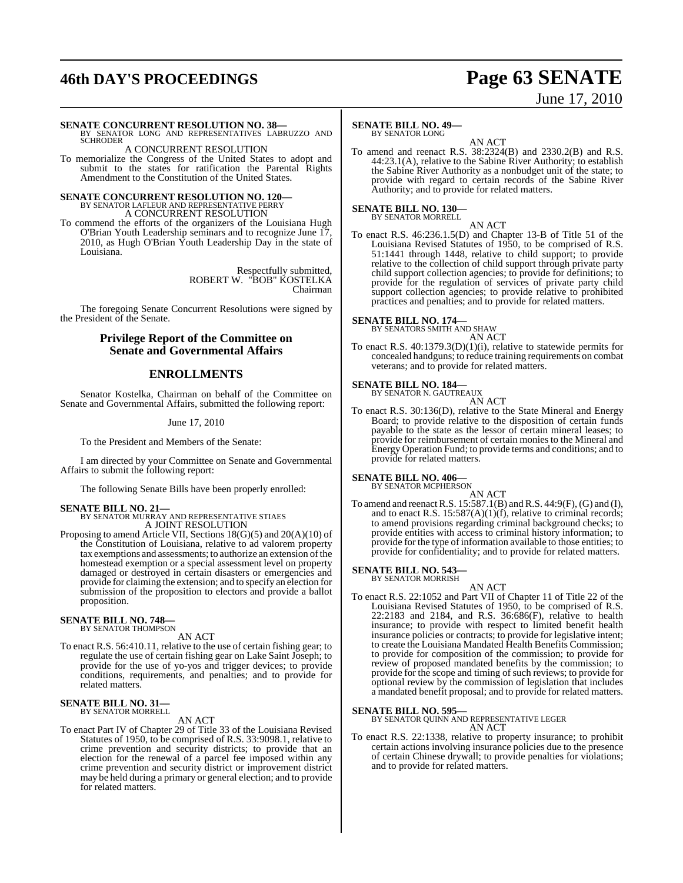**SENATE CONCURRENT RESOLUTION NO. 38—**
BY SENATOR LONG AND REPRESENTATIVES LABRUZZO AND SCHRODER

A CONCURRENT RESOLUTION

To memorialize the Congress of the United States to adopt and submit to the states for ratification the Parental Rights Amendment to the Constitution of the United States.

**SENATE CONCURRENT RESOLUTION NO. 120—**
BY SENATOR LAFLEUR AND REPRESENTATIVE PERRY

A CONCURRENT RESOLUTION

To commend the efforts of the organizers of the Louisiana Hugh O'Brian Youth Leadership seminars and to recognize June 17, 2010, as Hugh O'Brian Youth Leadership Day in the state of Louisiana.

Respectfully submitted,
ROBERT W. "BOB" KOSTELKA
Chairman

The foregoing Senate Concurrent Resolutions were signed by the President of the Senate.

## Privilege Report of the Committee on Senate and Governmental Affairs

## ENROLLMENTS

Senator Kostelka, Chairman on behalf of the Committee on Senate and Governmental Affairs, submitted the following report:

June 17, 2010

To the President and Members of the Senate:

I am directed by your Committee on Senate and Governmental Affairs to submit the following report:

The following Senate Bills have been properly enrolled:

**SENATE BILL NO. 21—**
BY SENATOR MURRAY AND REPRESENTATIVE STIAES

A JOINT RESOLUTION

Proposing to amend Article VII, Sections 18(G)(5) and 20(A)(10) of the Constitution of Louisiana, relative to ad valorem property tax exemptions and assessments; to authorize an extension of the homestead exemption or a special assessment level on property damaged or destroyed in certain disasters or emergencies and provide for claiming the extension; and to specify an election for submission of the proposition to electors and provide a ballot proposition.

**SENATE BILL NO. 748—**
BY SENATOR THOMPSON

AN ACT

To enact R.S. 56:410.11, relative to the use of certain fishing gear; to regulate the use of certain fishing gear on Lake Saint Joseph; to provide for the use of yo-yos and trigger devices; to provide conditions, requirements, and penalties; and to provide for related matters.

**SENATE BILL NO. 31—**
BY SENATOR MORRELL

AN ACT

To enact Part IV of Chapter 29 of Title 33 of the Louisiana Revised Statutes of 1950, to be comprised of R.S. 33:9098.1, relative to crime prevention and security districts; to provide that an election for the renewal of a parcel fee imposed within any crime prevention and security district or improvement district may be held during a primary or general election; and to provide for related matters.

**SENATE BILL NO. 49—**
BY SENATOR LONG

AN ACT

To amend and reenact R.S. 38:2324(B) and 2330.2(B) and R.S. 44:23.1(A), relative to the Sabine River Authority; to establish the Sabine River Authority as a nonbudget unit of the state; to provide with regard to certain records of the Sabine River Authority; and to provide for related matters.

**SENATE BILL NO. 130—**
BY SENATOR MORRELL

AN ACT

To enact R.S. 46:236.1.5(D) and Chapter 13-B of Title 51 of the Louisiana Revised Statutes of 1950, to be comprised of R.S. 51:1441 through 1448, relative to child support; to provide relative to the collection of child support through private party child support collection agencies; to provide for definitions; to provide for the regulation of services of private party child support collection agencies; to provide relative to prohibited practices and penalties; and to provide for related matters.

**SENATE BILL NO. 174—**
BY SENATORS SMITH AND SHAW

AN ACT

To enact R.S. 40:1379.3(D)(1)(i), relative to statewide permits for concealed handguns; to reduce training requirements on combat veterans; and to provide for related matters.

**SENATE BILL NO. 184—**
BY SENATOR N. GAUTREAUX

AN ACT

To enact R.S. 30:136(D), relative to the State Mineral and Energy Board; to provide relative to the disposition of certain funds payable to the state as the lessor of certain mineral leases; to provide for reimbursement of certain monies to the Mineral and Energy Operation Fund; to provide terms and conditions; and to provide for related matters.

**SENATE BILL NO. 406—**
BY SENATOR MCPHERSON

AN ACT

To amend and reenact R.S. 15:587.1(B) and R.S. 44:9(F), (G) and (I), and to enact R.S. 15:587(A)(1)(f), relative to criminal records; to amend provisions regarding criminal background checks; to provide entities with access to criminal history information; to provide for the type of information available to those entities; to provide for confidentiality; and to provide for related matters.

**SENATE BILL NO. 543—**
BY SENATOR MORRISH

AN ACT

To enact R.S. 22:1052 and Part VII of Chapter 11 of Title 22 of the Louisiana Revised Statutes of 1950, to be comprised of R.S. 22:2183 and 2184, and R.S. 36:686(F), relative to health insurance; to provide with respect to limited benefit health insurance policies or contracts; to provide for legislative intent; to create the Louisiana Mandated Health Benefits Commission; to provide for composition of the commission; to provide for review of proposed mandated benefits by the commission; to provide for the scope and timing of such reviews; to provide for optional review by the commission of legislation that includes a mandated benefit proposal; and to provide for related matters.

**SENATE BILL NO. 595—**
BY SENATOR QUINN AND REPRESENTATIVE LEGER

AN ACT

To enact R.S. 22:1338, relative to property insurance; to prohibit certain actions involving insurance policies due to the presence of certain Chinese drywall; to provide penalties for violations; and to provide for related matters.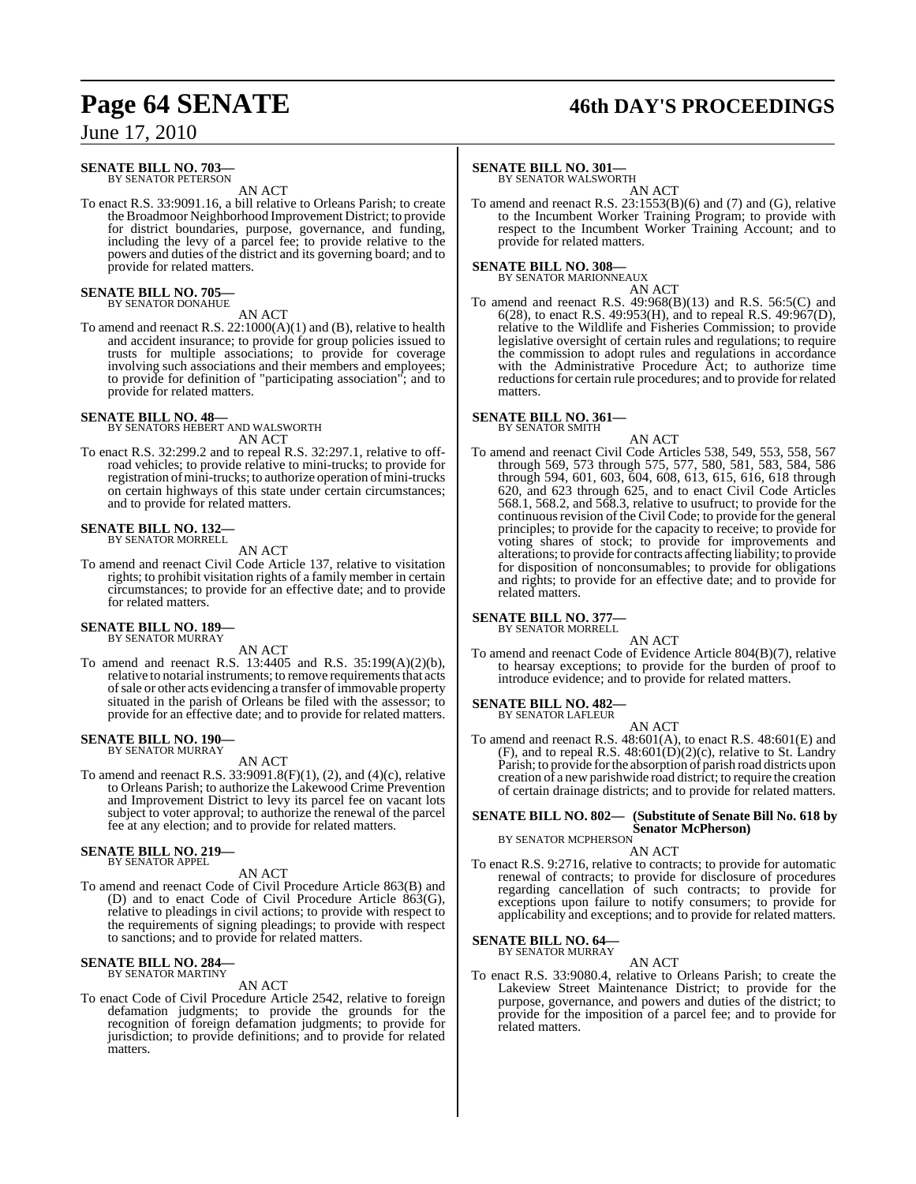**SENATE BILL NO. 703—**
BY SENATOR PETERSON

AN ACT

To enact R.S. 33:9091.16, a bill relative to Orleans Parish; to create the Broadmoor Neighborhood Improvement District; to provide for district boundaries, purpose, governance, and funding, including the levy of a parcel fee; to provide relative to the powers and duties of the district and its governing board; and to provide for related matters.

**SENATE BILL NO. 705—**
BY SENATOR DONAHUE

AN ACT

To amend and reenact R.S. 22:1000(A)(1) and (B), relative to health and accident insurance; to provide for group policies issued to trusts for multiple associations; to provide for coverage involving such associations and their members and employees; to provide for definition of "participating association"; and to provide for related matters.

**SENATE BILL NO. 48—**
BY SENATORS HEBERT AND WALSWORTH

AN ACT

To enact R.S. 32:299.2 and to repeal R.S. 32:297.1, relative to off-road vehicles; to provide relative to mini-trucks; to provide for registration of mini-trucks; to authorize operation of mini-trucks on certain highways of this state under certain circumstances; and to provide for related matters.

**SENATE BILL NO. 132—**
BY SENATOR MORRELL

AN ACT

To amend and reenact Civil Code Article 137, relative to visitation rights; to prohibit visitation rights of a family member in certain circumstances; to provide for an effective date; and to provide for related matters.

**SENATE BILL NO. 189—**
BY SENATOR MURRAY

AN ACT

To amend and reenact R.S. 13:4405 and R.S. 35:199(A)(2)(b), relative to notarial instruments; to remove requirements that acts of sale or other acts evidencing a transfer of immovable property situated in the parish of Orleans be filed with the assessor; to provide for an effective date; and to provide for related matters.

**SENATE BILL NO. 190—**
BY SENATOR MURRAY

AN ACT

To amend and reenact R.S. 33:9091.8(F)(1), (2), and (4)(c), relative to Orleans Parish; to authorize the Lakewood Crime Prevention and Improvement District to levy its parcel fee on vacant lots subject to voter approval; to authorize the renewal of the parcel fee at any election; and to provide for related matters.

**SENATE BILL NO. 219—**
BY SENATOR APPEL

AN ACT

To amend and reenact Code of Civil Procedure Article 863(B) and (D) and to enact Code of Civil Procedure Article 863(G), relative to pleadings in civil actions; to provide with respect to the requirements of signing pleadings; to provide with respect to sanctions; and to provide for related matters.

**SENATE BILL NO. 284—**
BY SENATOR MARTINY

AN ACT

To enact Code of Civil Procedure Article 2542, relative to foreign defamation judgments; to provide the grounds for the recognition of foreign defamation judgments; to provide for jurisdiction; to provide definitions; and to provide for related matters.

**SENATE BILL NO. 301—**
BY SENATOR WALSWORTH

AN ACT

To amend and reenact R.S. 23:1553(B)(6) and (7) and (G), relative to the Incumbent Worker Training Program; to provide with respect to the Incumbent Worker Training Account; and to provide for related matters.

**SENATE BILL NO. 308—**
BY SENATOR MARIONNEAUX

AN ACT

To amend and reenact R.S. 49:968(B)(13) and R.S. 56:5(C) and 6(28), to enact R.S. 49:953(H), and to repeal R.S. 49:967(D), relative to the Wildlife and Fisheries Commission; to provide legislative oversight of certain rules and regulations; to require the commission to adopt rules and regulations in accordance with the Administrative Procedure Act; to authorize time reductions for certain rule procedures; and to provide for related matters.

**SENATE BILL NO. 361—**
BY SENATOR SMITH

AN ACT

To amend and reenact Civil Code Articles 538, 549, 553, 558, 567 through 569, 573 through 575, 577, 580, 581, 583, 584, 586 through 594, 601, 603, 604, 608, 613, 615, 616, 618 through 620, and 623 through 625, and to enact Civil Code Articles 568.1, 568.2, and 568.3, relative to usufruct; to provide for the continuous revision of the Civil Code; to provide for the general principles; to provide for the capacity to receive; to provide for voting shares of stock; to provide for improvements and alterations; to provide for contracts affecting liability; to provide for disposition of nonconsumables; to provide for obligations and rights; to provide for an effective date; and to provide for related matters.

**SENATE BILL NO. 377—**
BY SENATOR MORRELL

AN ACT

To amend and reenact Code of Evidence Article 804(B)(7), relative to hearsay exceptions; to provide for the burden of proof to introduce evidence; and to provide for related matters.

**SENATE BILL NO. 482—**
BY SENATOR LAFLEUR

AN ACT

To amend and reenact R.S. 48:601(A), to enact R.S. 48:601(E) and (F), and to repeal R.S. 48:601(D)(2)(c), relative to St. Landry Parish; to provide for the absorption of parish road districts upon creation of a new parishwide road district; to require the creation of certain drainage districts; and to provide for related matters.

**SENATE BILL NO. 802— (Substitute of Senate Bill No. 618 by Senator McPherson)**
BY SENATOR MCPHERSON

AN ACT

To enact R.S. 9:2716, relative to contracts; to provide for automatic renewal of contracts; to provide for disclosure of procedures regarding cancellation of such contracts; to provide for exceptions upon failure to notify consumers; to provide for applicability and exceptions; and to provide for related matters.

**SENATE BILL NO. 64—**
BY SENATOR MURRAY

AN ACT

To enact R.S. 33:9080.4, relative to Orleans Parish; to create the Lakeview Street Maintenance District; to provide for the purpose, governance, and powers and duties of the district; to provide for the imposition of a parcel fee; and to provide for related matters.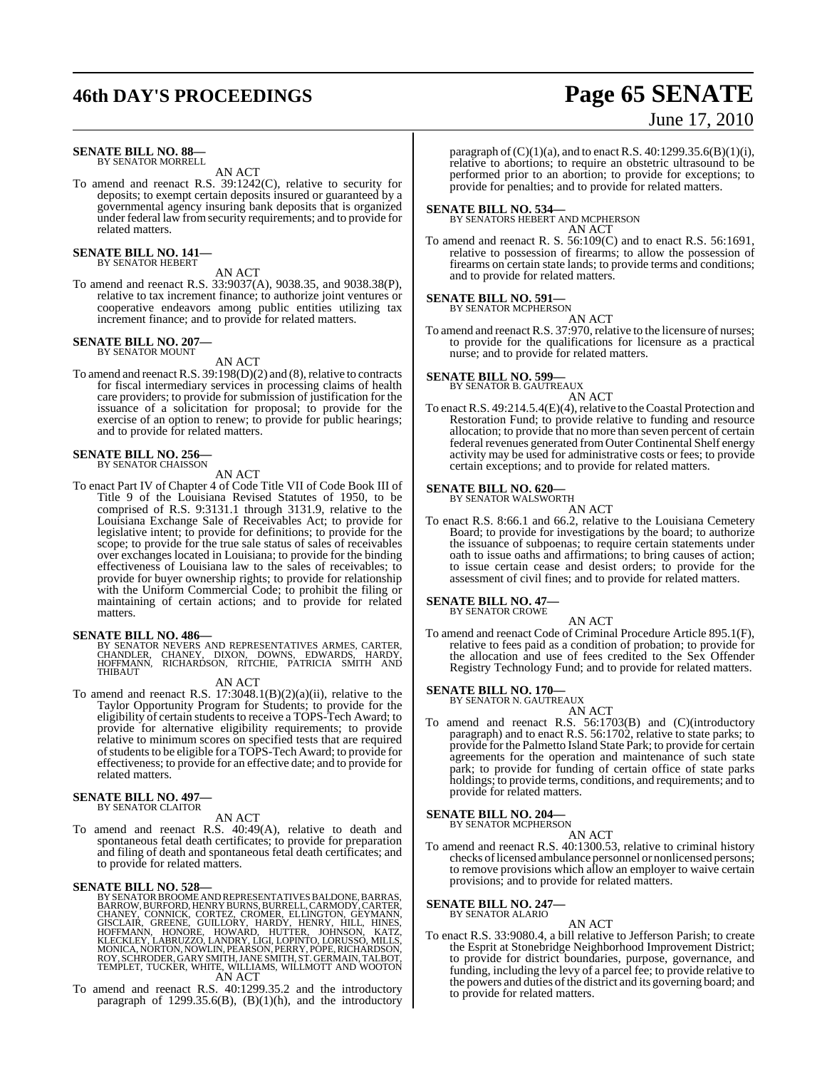**SENATE BILL NO. 88—**
BY SENATOR MORRELL

AN ACT

To amend and reenact R.S. 39:1242(C), relative to security for deposits; to exempt certain deposits insured or guaranteed by a governmental agency insuring bank deposits that is organized under federal law from security requirements; and to provide for related matters.

**SENATE BILL NO. 141—**
BY SENATOR HEBERT

AN ACT

To amend and reenact R.S. 33:9037(A), 9038.35, and 9038.38(P), relative to tax increment finance; to authorize joint ventures or cooperative endeavors among public entities utilizing tax increment finance; and to provide for related matters.

**SENATE BILL NO. 207—**
BY SENATOR MOUNT

AN ACT

To amend and reenact R.S. 39:198(D)(2) and (8), relative to contracts for fiscal intermediary services in processing claims of health care providers; to provide for submission of justification for the issuance of a solicitation for proposal; to provide for the exercise of an option to renew; to provide for public hearings; and to provide for related matters.

**SENATE BILL NO. 256—**
BY SENATOR CHAISSON

AN ACT

To enact Part IV of Chapter 4 of Code Title VII of Code Book III of Title 9 of the Louisiana Revised Statutes of 1950, to be comprised of R.S. 9:3131.1 through 3131.9, relative to the Louisiana Exchange Sale of Receivables Act; to provide for legislative intent; to provide for definitions; to provide for the scope; to provide for the true sale status of sales of receivables over exchanges located in Louisiana; to provide for the binding effectiveness of Louisiana law to the sales of receivables; to provide for buyer ownership rights; to provide for relationship with the Uniform Commercial Code; to prohibit the filing or maintaining of certain actions; and to provide for related matters.

**SENATE BILL NO. 486—**
BY SENATOR NEVERS AND REPRESENTATIVES ARMES, CARTER, CHANDLER, CHANEY, DIXON, DOWNS, EDWARDS, HARDY, HOFFMANN, RICHARDSON, RITCHIE, PATRICIA SMITH AND THIBAUT

AN ACT

To amend and reenact R.S. 17:3048.1(B)(2)(a)(ii), relative to the Taylor Opportunity Program for Students; to provide for the eligibility of certain students to receive a TOPS-Tech Award; to provide for alternative eligibility requirements; to provide relative to minimum scores on specified tests that are required of students to be eligible for a TOPS-Tech Award; to provide for effectiveness; to provide for an effective date; and to provide for related matters.

**SENATE BILL NO. 497—**
BY SENATOR CLAITOR

AN ACT

To amend and reenact R.S. 40:49(A), relative to death and spontaneous fetal death certificates; to provide for preparation and filing of death and spontaneous fetal death certificates; and to provide for related matters.

**SENATE BILL NO. 528—**
BY SENATOR BROOME AND REPRESENTATIVES BALDONE, BARRAS, BARROW, BURFORD, HENRY BURNS, BURRELL, CARMODY, CARTER, CHANEY, CONNICK, CORTEZ, CROMER, ELLINGTON, GEYMANN, GISCLAIR, GREENE, GUILLORY, HARDY, HENRY, HILL, HINES, HOFFMANN, HONORE, HOWARD, HUTTER, JOHNSON, KATZ, KLECKLEY, LABRUZZO, LANDRY, LIGI, LOPINTO, LORUSSO, MILLS, MONICA, NORTON, NOWLIN, PEARSON, PERRY, POPE, RICHARDSON, ROY, SCHRODER, GARY SMITH, JANE SMITH, ST. GERMAIN, TALBOT, TEMPLET, TUCKER, WHITE, WILLIAMS, WILLMOTT AND WOOTON

AN ACT

To amend and reenact R.S. 40:1299.35.2 and the introductory paragraph of 1299.35.6(B), (B)(1)(h), and the introductory paragraph of (C)(1)(a), and to enact R.S. 40:1299.35.6(B)(1)(i), relative to abortions; to require an obstetric ultrasound to be performed prior to an abortion; to provide for exceptions; to provide for penalties; and to provide for related matters.

**SENATE BILL NO. 534—**
BY SENATORS HEBERT AND MCPHERSON

AN ACT

To amend and reenact R. S. 56:109(C) and to enact R.S. 56:1691, relative to possession of firearms; to allow the possession of firearms on certain state lands; to provide terms and conditions; and to provide for related matters.

**SENATE BILL NO. 591—**
BY SENATOR MCPHERSON

AN ACT

To amend and reenact R.S. 37:970, relative to the licensure of nurses; to provide for the qualifications for licensure as a practical nurse; and to provide for related matters.

**SENATE BILL NO. 599—**
BY SENATOR B. GAUTREAUX

AN ACT

To enact R.S. 49:214.5.4(E)(4), relative to the Coastal Protection and Restoration Fund; to provide relative to funding and resource allocation; to provide that no more than seven percent of certain federal revenues generated from Outer Continental Shelf energy activity may be used for administrative costs or fees; to provide certain exceptions; and to provide for related matters.

**SENATE BILL NO. 620—**
BY SENATOR WALSWORTH

AN ACT

To enact R.S. 8:66.1 and 66.2, relative to the Louisiana Cemetery Board; to provide for investigations by the board; to authorize the issuance of subpoenas; to require certain statements under oath to issue oaths and affirmations; to bring causes of action; to issue certain cease and desist orders; to provide for the assessment of civil fines; and to provide for related matters.

**SENATE BILL NO. 47—**
BY SENATOR CROWE

AN ACT

To amend and reenact Code of Criminal Procedure Article 895.1(F), relative to fees paid as a condition of probation; to provide for the allocation and use of fees credited to the Sex Offender Registry Technology Fund; and to provide for related matters.

**SENATE BILL NO. 170—**
BY SENATOR N. GAUTREAUX

AN ACT

To amend and reenact R.S. 56:1703(B) and (C)(introductory paragraph) and to enact R.S. 56:1702, relative to state parks; to provide for the Palmetto Island State Park; to provide for certain agreements for the operation and maintenance of such state park; to provide for funding of certain office of state parks holdings; to provide terms, conditions, and requirements; and to provide for related matters.

**SENATE BILL NO. 204—**
BY SENATOR MCPHERSON

AN ACT

To amend and reenact R.S. 40:1300.53, relative to criminal history checks of licensed ambulance personnel or nonlicensed persons; to remove provisions which allow an employer to waive certain provisions; and to provide for related matters.

**SENATE BILL NO. 247—**
BY SENATOR ALARIO

AN ACT

To enact R.S. 33:9080.4, a bill relative to Jefferson Parish; to create the Esprit at Stonebridge Neighborhood Improvement District; to provide for district boundaries, purpose, governance, and funding, including the levy of a parcel fee; to provide relative to the powers and duties of the district and its governing board; and to provide for related matters.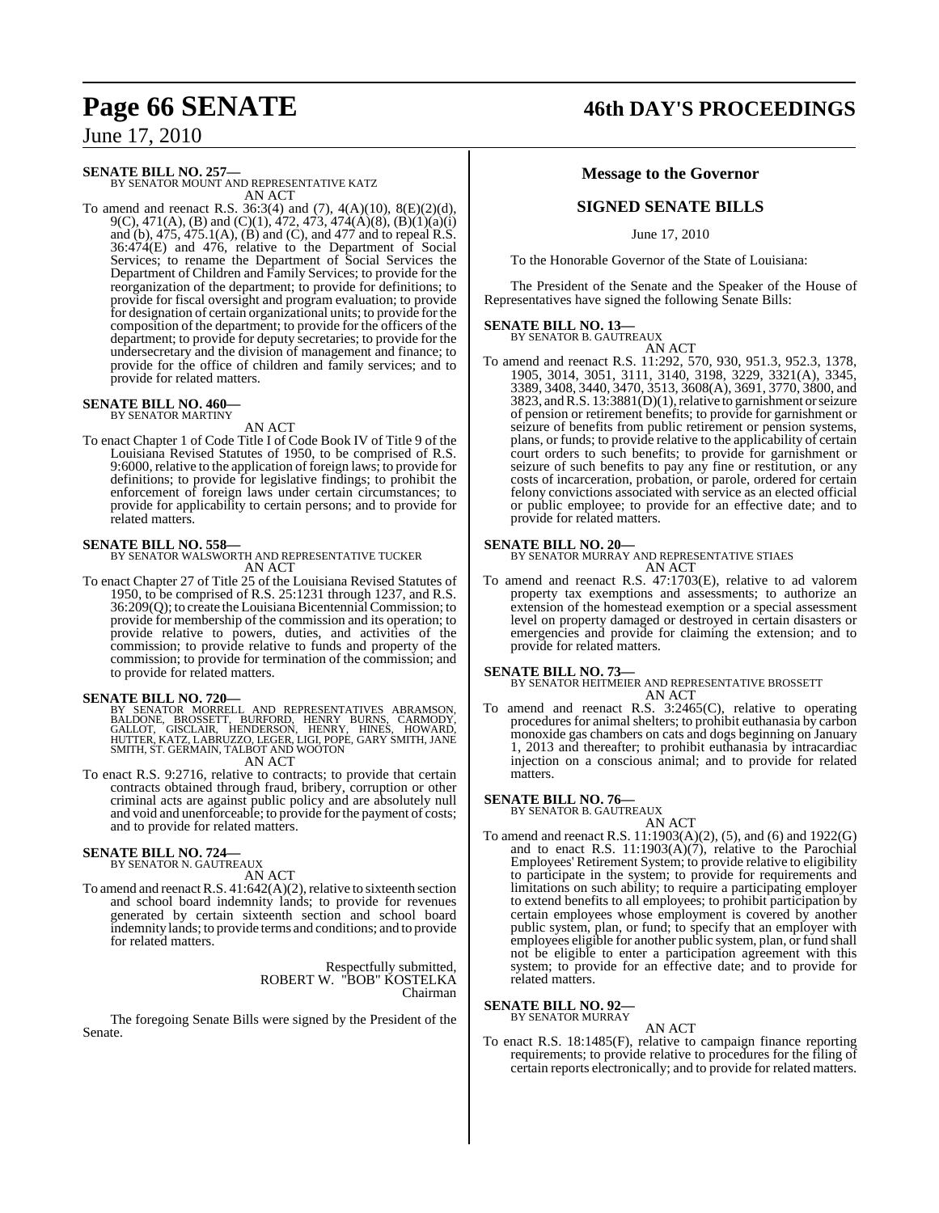**SENATE BILL NO. 257—**
BY SENATOR MOUNT AND REPRESENTATIVE KATZ

AN ACT

To amend and reenact R.S. 36:3(4) and (7), 4(A)(10), 8(E)(2)(d), 9(C), 471(A), (B) and (C)(1), 472, 473, 474(A)(8), (B)(1)(a)(i) and (b), 475, 475.1(A), (B) and (C), and 477 and to repeal R.S. 36:474(E) and 476, relative to the Department of Social Services; to rename the Department of Social Services the Department of Children and Family Services; to provide for the reorganization of the department; to provide for definitions; to provide for fiscal oversight and program evaluation; to provide for designation of certain organizational units; to provide for the composition of the department; to provide for the officers of the department; to provide for deputy secretaries; to provide for the undersecretary and the division of management and finance; to provide for the office of children and family services; and to provide for related matters.

**SENATE BILL NO. 460—**
BY SENATOR MARTINY

AN ACT

To enact Chapter 1 of Code Title I of Code Book IV of Title 9 of the Louisiana Revised Statutes of 1950, to be comprised of R.S. 9:6000, relative to the application of foreign laws; to provide for definitions; to provide for legislative findings; to prohibit the enforcement of foreign laws under certain circumstances; to provide for applicability to certain persons; and to provide for related matters.

**SENATE BILL NO. 558—**
BY SENATOR WALSWORTH AND REPRESENTATIVE TUCKER

AN ACT

To enact Chapter 27 of Title 25 of the Louisiana Revised Statutes of 1950, to be comprised of R.S. 25:1231 through 1237, and R.S. 36:209(Q); to create the Louisiana Bicentennial Commission; to provide for membership of the commission and its operation; to provide relative to powers, duties, and activities of the commission; to provide relative to funds and property of the commission; to provide for termination of the commission; and to provide for related matters.

**SENATE BILL NO. 720—**
BY SENATOR MORRELL AND REPRESENTATIVES ABRAMSON, BALDONE, BROSSETT, BURFORD, HENRY BURNS, CARMODY, GALLOT, GISCLAIR, HENDERSON, HENRY, HINES, HOWARD, HUTTER, KATZ, LABRUZZO, LEGER, LIGI, POPE, GARY SMITH, JANE SMITH, ST. GERMAIN, TALBOT AND WOOTON

AN ACT

To enact R.S. 9:2716, relative to contracts; to provide that certain contracts obtained through fraud, bribery, corruption or other criminal acts are against public policy and are absolutely null and void and unenforceable; to provide for the payment of costs; and to provide for related matters.

**SENATE BILL NO. 724—**
BY SENATOR N. GAUTREAUX

AN ACT

To amend and reenact R.S. 41:642(A)(2), relative to sixteenth section and school board indemnity lands; to provide for revenues generated by certain sixteenth section and school board indemnity lands; to provide terms and conditions; and to provide for related matters.

Respectfully submitted,
ROBERT W. "BOB" KOSTELKA
Chairman

The foregoing Senate Bills were signed by the President of the Senate.

## Message to the Governor

## SIGNED SENATE BILLS

June 17, 2010

To the Honorable Governor of the State of Louisiana:

The President of the Senate and the Speaker of the House of Representatives have signed the following Senate Bills:

**SENATE BILL NO. 13—**
BY SENATOR B. GAUTREAUX

AN ACT

To amend and reenact R.S. 11:292, 570, 930, 951.3, 952.3, 1378, 1905, 3014, 3051, 3111, 3140, 3198, 3229, 3321(A), 3345, 3389, 3408, 3440, 3470, 3513, 3608(A), 3691, 3770, 3800, and 3823, and R.S. 13:3881(D)(1), relative to garnishment or seizure of pension or retirement benefits; to provide for garnishment or seizure of benefits from public retirement or pension systems, plans, or funds; to provide relative to the applicability of certain court orders to such benefits; to provide for garnishment or seizure of such benefits to pay any fine or restitution, or any costs of incarceration, probation, or parole, ordered for certain felony convictions associated with service as an elected official or public employee; to provide for an effective date; and to provide for related matters.

**SENATE BILL NO. 20—**
BY SENATOR MURRAY AND REPRESENTATIVE STIAES

AN ACT

To amend and reenact R.S. 47:1703(E), relative to ad valorem property tax exemptions and assessments; to authorize an extension of the homestead exemption or a special assessment level on property damaged or destroyed in certain disasters or emergencies and provide for claiming the extension; and to provide for related matters.

**SENATE BILL NO. 73—**
BY SENATOR HEITMEIER AND REPRESENTATIVE BROSSETT

AN ACT

To amend and reenact R.S. 3:2465(C), relative to operating procedures for animal shelters; to prohibit euthanasia by carbon monoxide gas chambers on cats and dogs beginning on January 1, 2013 and thereafter; to prohibit euthanasia by intracardiac injection on a conscious animal; and to provide for related matters.

**SENATE BILL NO. 76—**
BY SENATOR B. GAUTREAUX

AN ACT

To amend and reenact R.S. 11:1903(A)(2), (5), and (6) and 1922(G) and to enact R.S. 11:1903(A)(7), relative to the Parochial Employees' Retirement System; to provide relative to eligibility to participate in the system; to provide for requirements and limitations on such ability; to require a participating employer to extend benefits to all employees; to prohibit participation by certain employees whose employment is covered by another public system, plan, or fund; to specify that an employer with employees eligible for another public system, plan, or fund shall not be eligible to enter a participation agreement with this system; to provide for an effective date; and to provide for related matters.

**SENATE BILL NO. 92—**
BY SENATOR MURRAY

AN ACT

To enact R.S. 18:1485(F), relative to campaign finance reporting requirements; to provide relative to procedures for the filing of certain reports electronically; and to provide for related matters.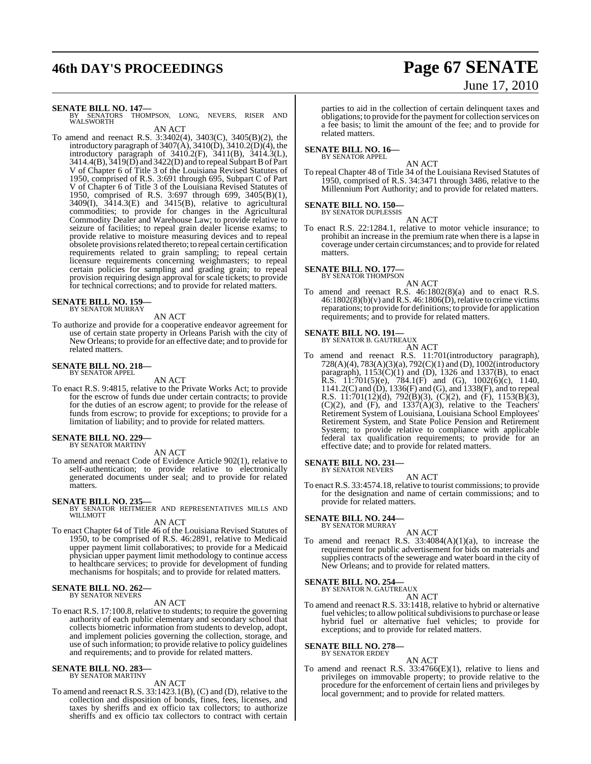**SENATE BILL NO. 147—**
BY SENATORS THOMPSON, LONG, NEVERS, RISER AND WALSWORTH

AN ACT

To amend and reenact R.S. 3:3402(4), 3403(C), 3405(B)(2), the introductory paragraph of 3407(A), 3410(D), 3410.2(D)(4), the introductory paragraph of 3410.2(F), 3411(B), 3414.3(L), 3414.4(B), 3419(D) and 3422(D) and to repeal Subpart B of Part V of Chapter 6 of Title 3 of the Louisiana Revised Statutes of 1950, comprised of R.S. 3:691 through 695, Subpart C of Part V of Chapter 6 of Title 3 of the Louisiana Revised Statutes of 1950, comprised of R.S. 3:697 through 699, 3405(B)(1), 3409(I), 3414.3(E) and 3415(B), relative to agricultural commodities; to provide for changes in the Agricultural Commodity Dealer and Warehouse Law; to provide relative to seizure of facilities; to repeal grain dealer license exams; to provide relative to moisture measuring devices and to repeal obsolete provisions related thereto; to repeal certain certification requirements related to grain sampling; to repeal certain licensure requirements concerning weighmasters; to repeal certain policies for sampling and grading grain; to repeal provision requiring design approval for scale tickets; to provide for technical corrections; and to provide for related matters.

**SENATE BILL NO. 159—**
BY SENATOR MURRAY

AN ACT

To authorize and provide for a cooperative endeavor agreement for use of certain state property in Orleans Parish with the city of New Orleans; to provide for an effective date; and to provide for related matters.

**SENATE BILL NO. 218—**
BY SENATOR APPEL

AN ACT

To enact R.S. 9:4815, relative to the Private Works Act; to provide for the escrow of funds due under certain contracts; to provide for the duties of an escrow agent; to provide for the release of funds from escrow; to provide for exceptions; to provide for a limitation of liability; and to provide for related matters.

**SENATE BILL NO. 229—**
BY SENATOR MARTINY

AN ACT

To amend and reenact Code of Evidence Article 902(1), relative to self-authentication; to provide relative to electronically generated documents under seal; and to provide for related matters.

**SENATE BILL NO. 235—**
BY SENATOR HEITMEIER AND REPRESENTATIVES MILLS AND WILLMOTT

AN ACT

To enact Chapter 64 of Title 46 of the Louisiana Revised Statutes of 1950, to be comprised of R.S. 46:2891, relative to Medicaid upper payment limit collaboratives; to provide for a Medicaid physician upper payment limit methodology to continue access to healthcare services; to provide for development of funding mechanisms for hospitals; and to provide for related matters.

**SENATE BILL NO. 262—**
BY SENATOR NEVERS

AN ACT

To enact R.S. 17:100.8, relative to students; to require the governing authority of each public elementary and secondary school that collects biometric information from students to develop, adopt, and implement policies governing the collection, storage, and use of such information; to provide relative to policy guidelines and requirements; and to provide for related matters.

**SENATE BILL NO. 283—**
BY SENATOR MARTINY

AN ACT

To amend and reenact R.S. 33:1423.1(B), (C) and (D), relative to the collection and disposition of bonds, fines, fees, licenses, and taxes by sheriffs and ex officio tax collectors; to authorize sheriffs and ex officio tax collectors to contract with certain parties to aid in the collection of certain delinquent taxes and obligations; to provide for the payment for collection services on a fee basis; to limit the amount of the fee; and to provide for related matters.

**SENATE BILL NO. 16—**
BY SENATOR APPEL

AN ACT

To repeal Chapter 48 of Title 34 of the Louisiana Revised Statutes of 1950, comprised of R.S. 34:3471 through 3486, relative to the Millennium Port Authority; and to provide for related matters.

**SENATE BILL NO. 150—**
BY SENATOR DUPLESSIS

AN ACT

To enact R.S. 22:1284.1, relative to motor vehicle insurance; to prohibit an increase in the premium rate when there is a lapse in coverage under certain circumstances; and to provide for related matters.

**SENATE BILL NO. 177—**
BY SENATOR THOMPSON

AN ACT

To amend and reenact R.S. 46:1802(8)(a) and to enact R.S. 46:1802(8)(b)(v) and R.S. 46:1806(D), relative to crime victims reparations; to provide for definitions; to provide for application requirements; and to provide for related matters.

**SENATE BILL NO. 191—**
BY SENATOR B. GAUTREAUX

AN ACT

To amend and reenact R.S. 11:701(introductory paragraph), 728(A)(4), 783(A)(3)(a), 792(C)(1) and (D), 1002(introductory paragraph), 1153(C)(1) and (D), 1326 and 1337(B), to enact R.S. 11:701(5)(e), 784.1(F) and (G), 1002(6)(c), 1140, 1141.2(C) and (D), 1336(F) and (G), and 1338(F), and to repeal R.S. 11:701(12)(d), 792(B)(3), (C)(2), and (F), 1153(B)(3), (C)(2), and (F), and 1337(A)(3), relative to the Teachers' Retirement System of Louisiana, Louisiana School Employees' Retirement System, and State Police Pension and Retirement System; to provide relative to compliance with applicable federal tax qualification requirements; to provide for an effective date; and to provide for related matters.

**SENATE BILL NO. 231—**
BY SENATOR NEVERS

AN ACT

To enact R.S. 33:4574.18, relative to tourist commissions; to provide for the designation and name of certain commissions; and to provide for related matters.

**SENATE BILL NO. 244—**
BY SENATOR MURRAY

AN ACT

To amend and reenact R.S. 33:4084(A)(1)(a), to increase the requirement for public advertisement for bids on materials and supplies contracts of the sewerage and water board in the city of New Orleans; and to provide for related matters.

**SENATE BILL NO. 254—**
BY SENATOR N. GAUTREAUX

AN ACT

To amend and reenact R.S. 33:1418, relative to hybrid or alternative fuel vehicles; to allow political subdivisions to purchase or lease hybrid fuel or alternative fuel vehicles; to provide for exceptions; and to provide for related matters.

**SENATE BILL NO. 278—**
BY SENATOR ERDEY

AN ACT

To amend and reenact R.S. 33:4766(E)(1), relative to liens and privileges on immovable property; to provide relative to the procedure for the enforcement of certain liens and privileges by local government; and to provide for related matters.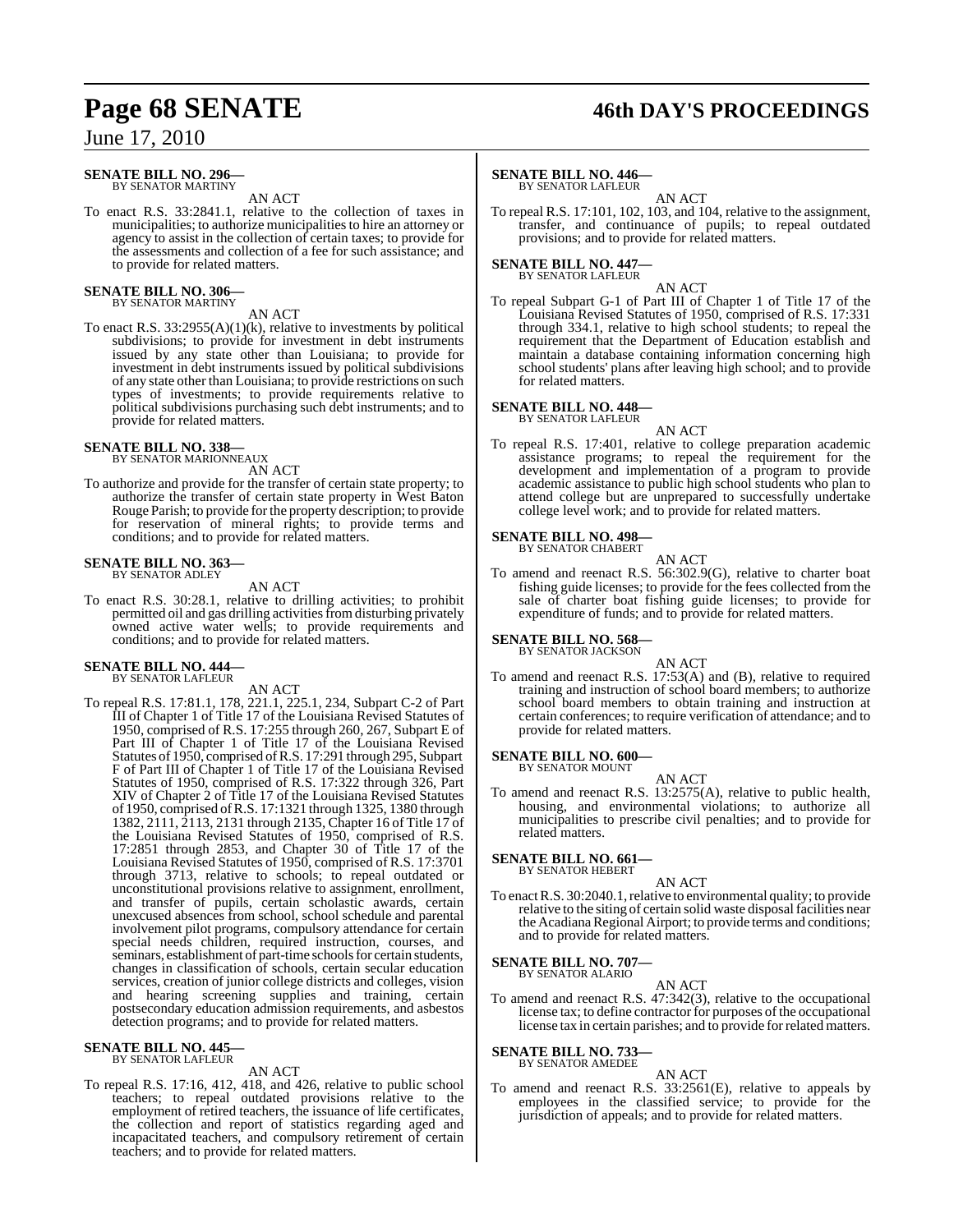**SENATE BILL NO. 296—**
BY SENATOR MARTINY

AN ACT

To enact R.S. 33:2841.1, relative to the collection of taxes in municipalities; to authorize municipalities to hire an attorney or agency to assist in the collection of certain taxes; to provide for the assessments and collection of a fee for such assistance; and to provide for related matters.

**SENATE BILL NO. 306—**
BY SENATOR MARTINY

AN ACT

To enact R.S. 33:2955(A)(1)(k), relative to investments by political subdivisions; to provide for investment in debt instruments issued by any state other than Louisiana; to provide for investment in debt instruments issued by political subdivisions of any state other than Louisiana; to provide restrictions on such types of investments; to provide requirements relative to political subdivisions purchasing such debt instruments; and to provide for related matters.

**SENATE BILL NO. 338—**
BY SENATOR MARIONNEAUX

AN ACT

To authorize and provide for the transfer of certain state property; to authorize the transfer of certain state property in West Baton Rouge Parish; to provide for the property description; to provide for reservation of mineral rights; to provide terms and conditions; and to provide for related matters.

**SENATE BILL NO. 363—**
BY SENATOR ADLEY

AN ACT

To enact R.S. 30:28.1, relative to drilling activities; to prohibit permitted oil and gas drilling activities from disturbing privately owned active water wells; to provide requirements and conditions; and to provide for related matters.

**SENATE BILL NO. 444—**
BY SENATOR LAFLEUR

AN ACT

To repeal R.S. 17:81.1, 178, 221.1, 225.1, 234, Subpart C-2 of Part III of Chapter 1 of Title 17 of the Louisiana Revised Statutes of 1950, comprised of R.S. 17:255 through 260, 267, Subpart E of Part III of Chapter 1 of Title 17 of the Louisiana Revised Statutes of 1950, comprised of R.S. 17:291 through 295, Subpart F of Part III of Chapter 1 of Title 17 of the Louisiana Revised Statutes of 1950, comprised of R.S. 17:322 through 326, Part XIV of Chapter 2 of Title 17 of the Louisiana Revised Statutes of 1950, comprised of R.S. 17:1321 through 1325, 1380 through 1382, 2111, 2113, 2131 through 2135, Chapter 16 of Title 17 of the Louisiana Revised Statutes of 1950, comprised of R.S. 17:2851 through 2853, and Chapter 30 of Title 17 of the Louisiana Revised Statutes of 1950, comprised of R.S. 17:3701 through 3713, relative to schools; to repeal outdated or unconstitutional provisions relative to assignment, enrollment, and transfer of pupils, certain scholastic awards, certain unexcused absences from school, school schedule and parental involvement pilot programs, compulsory attendance for certain special needs children, required instruction, courses, and seminars, establishment of part-time schools for certain students, changes in classification of schools, certain secular education services, creation of junior college districts and colleges, vision and hearing screening supplies and training, certain postsecondary education admission requirements, and asbestos detection programs; and to provide for related matters.

**SENATE BILL NO. 445—**
BY SENATOR LAFLEUR

AN ACT

To repeal R.S. 17:16, 412, 418, and 426, relative to public school teachers; to repeal outdated provisions relative to the employment of retired teachers, the issuance of life certificates, the collection and report of statistics regarding aged and incapacitated teachers, and compulsory retirement of certain teachers; and to provide for related matters.

**SENATE BILL NO. 446—**
BY SENATOR LAFLEUR

AN ACT

To repeal R.S. 17:101, 102, 103, and 104, relative to the assignment, transfer, and continuance of pupils; to repeal outdated provisions; and to provide for related matters.

**SENATE BILL NO. 447—**
BY SENATOR LAFLEUR

AN ACT

To repeal Subpart G-1 of Part III of Chapter 1 of Title 17 of the Louisiana Revised Statutes of 1950, comprised of R.S. 17:331 through 334.1, relative to high school students; to repeal the requirement that the Department of Education establish and maintain a database containing information concerning high school students' plans after leaving high school; and to provide for related matters.

**SENATE BILL NO. 448—**
BY SENATOR LAFLEUR

AN ACT

To repeal R.S. 17:401, relative to college preparation academic assistance programs; to repeal the requirement for the development and implementation of a program to provide academic assistance to public high school students who plan to attend college but are unprepared to successfully undertake college level work; and to provide for related matters.

**SENATE BILL NO. 498—**
BY SENATOR CHABERT

AN ACT

To amend and reenact R.S. 56:302.9(G), relative to charter boat fishing guide licenses; to provide for the fees collected from the sale of charter boat fishing guide licenses; to provide for expenditure of funds; and to provide for related matters.

**SENATE BILL NO. 568—**
BY SENATOR JACKSON

AN ACT

To amend and reenact R.S. 17:53(A) and (B), relative to required training and instruction of school board members; to authorize school board members to obtain training and instruction at certain conferences; to require verification of attendance; and to provide for related matters.

**SENATE BILL NO. 600—**
BY SENATOR MOUNT

AN ACT

To amend and reenact R.S. 13:2575(A), relative to public health, housing, and environmental violations; to authorize all municipalities to prescribe civil penalties; and to provide for related matters.

**SENATE BILL NO. 661—**
BY SENATOR HEBERT

AN ACT

To enact R.S. 30:2040.1, relative to environmental quality; to provide relative to the siting of certain solid waste disposal facilities near the Acadiana Regional Airport; to provide terms and conditions; and to provide for related matters.

**SENATE BILL NO. 707—**
BY SENATOR ALARIO

AN ACT

To amend and reenact R.S. 47:342(3), relative to the occupational license tax; to define contractor for purposes of the occupational license tax in certain parishes; and to provide for related matters.

**SENATE BILL NO. 733—**
BY SENATOR AMEDEE

AN ACT

To amend and reenact R.S. 33:2561(E), relative to appeals by employees in the classified service; to provide for the jurisdiction of appeals; and to provide for related matters.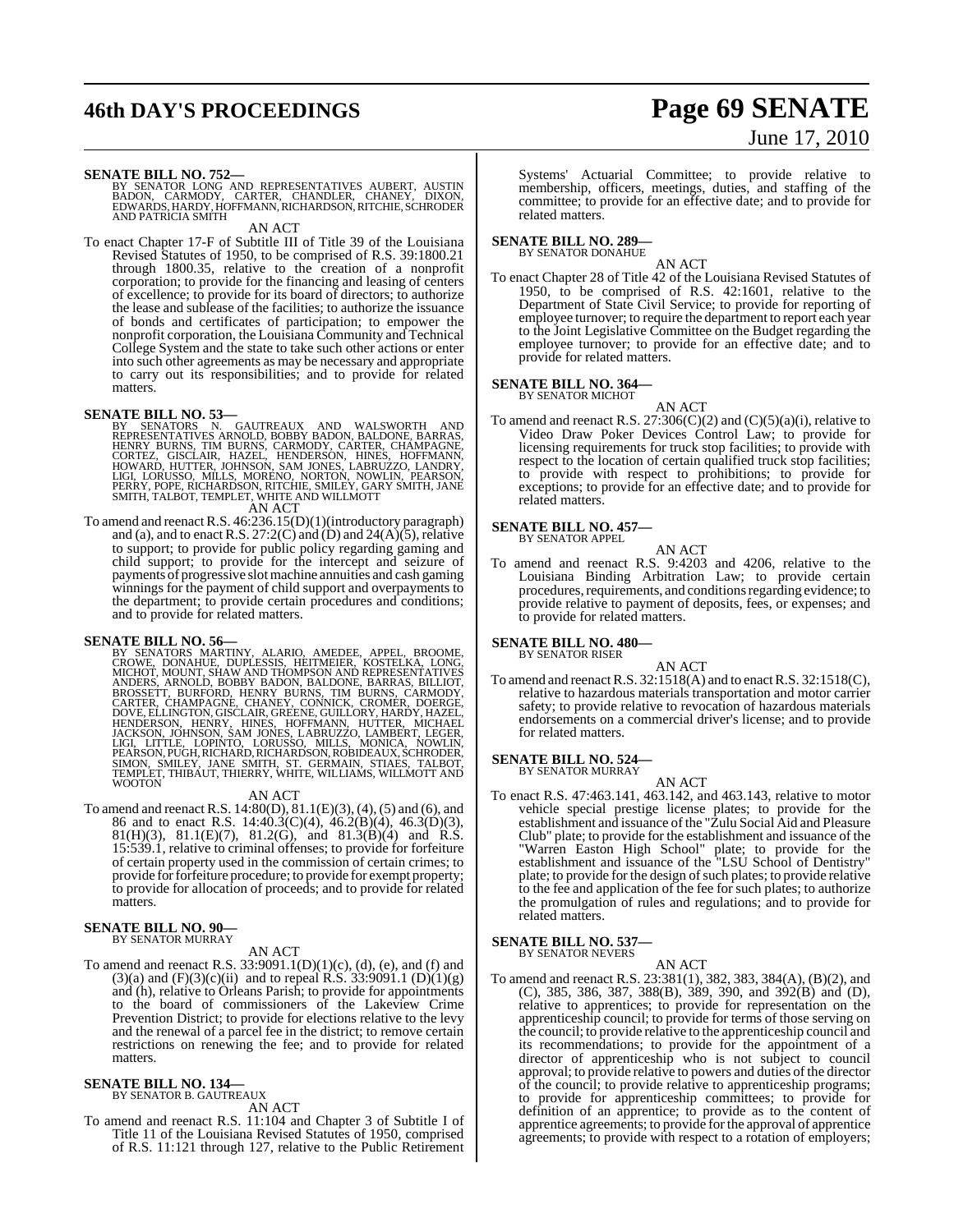**SENATE BILL NO. 752—**
BY SENATOR LONG AND REPRESENTATIVES AUBERT, AUSTIN BADON, CARMODY, CARTER, CHANDLER, CHANEY, DIXON, EDWARDS, HARDY, HOFFMANN, RICHARDSON, RITCHIE, SCHRODER AND PATRICIA SMITH

AN ACT

To enact Chapter 17-F of Subtitle III of Title 39 of the Louisiana Revised Statutes of 1950, to be comprised of R.S. 39:1800.21 through 1800.35, relative to the creation of a nonprofit corporation; to provide for the financing and leasing of centers of excellence; to provide for its board of directors; to authorize the lease and sublease of the facilities; to authorize the issuance of bonds and certificates of participation; to empower the nonprofit corporation, the Louisiana Community and Technical College System and the state to take such other actions or enter into such other agreements as may be necessary and appropriate to carry out its responsibilities; and to provide for related matters.

**SENATE BILL NO. 53—**
BY SENATORS N. GAUTREAUX AND WALSWORTH AND REPRESENTATIVES ARNOLD, BOBBY BADON, BALDONE, BARRAS, HENRY BURNS, TIM BURNS, CARMODY, CARTER, CHAMPAGNE, CORTEZ, GISCLAIR, HAZEL, HENDERSON, HINES, HOFFMANN, HOWARD, HUTTER, JOHNSON, SAM JONES, LABRUZZO, LANDRY, LIGI, LORUSSO, MILLS, MORENO, NORTON, NOWLIN, PEARSON, PERRY, POPE, RICHARDSON, RITCHIE, SMILEY, GARY SMITH, JANE SMITH, TALBOT, TEMPLET, WHITE AND WILLMOTT

AN ACT

To amend and reenact R.S. 46:236.15(D)(1)(introductory paragraph) and (a), and to reenact R.S. 27:2(C) and (D) and 24(A)(5), relative to support; to provide for public policy regarding gaming and child support; to provide for the intercept and seizure of payments of progressive slot machine annuities and cash gaming winnings for the payment of child support and overpayments to the department; to provide certain procedures and conditions; and to provide for related matters.

**SENATE BILL NO. 56—**
BY SENATORS MARTINY, ALARIO, AMEDEE, APPEL, BROOME, CROWE, DONAHUE, DUPLESSIS, HEITMEIER, KOSTELKA, LONG, MICHOT, MOUNT, SHAW AND THOMPSON AND REPRESENTATIVES ANDERS, ARNOLD, BOBBY BADON, BALDONE, BARRAS, BILLIOT, BROSSETT, BURFORD, HENRY BURNS, TIM BURNS, CARMODY, CARTER, CHAMPAGNE, CHANEY, CONNICK, CROMER, DOERGE, DOVE, ELLINGTON, GISCLAIR, GREENE, GUILLORY, HARDY, HAZEL, HENDERSON, HENRY, HINES, HOFFMANN, HUTTER, MICHAEL JACKSON, JOHNSON, SAM JONES, LABRUZZO, LAMBERT, LEGER, LIGI, LITTLE, LOPINTO, LORUSSO, MILLS, MONICA, NOWLIN, PEARSON, PUGH, RICHARD, RICHARDSON, ROBIDEAUX, SCHRODER, SIMON, SMILEY, JANE SMITH, ST. GERMAIN, STIAES, TALBOT, TEMPLET, THIBAUT, THIERRY, WHITE, WILLIAMS, WILLMOTT AND WOOTON

AN ACT

To amend and reenact R.S. 14:80(D), 81.1(E)(3), (4), (5) and (6), and 86 and to enact R.S. 14:40.3(C)(4), 46.2(B)(4), 46.3(D)(3), 81(H)(3), 81.1(E)(7), 81.2(G), and 81.3(B)(4) and R.S. 15:539.1, relative to criminal offenses; to provide for forfeiture of certain property used in the commission of certain crimes; to provide for forfeiture procedure; to provide for exempt property; to provide for allocation of proceeds; and to provide for related matters.

**SENATE BILL NO. 90—**
BY SENATOR MURRAY

AN ACT

To amend and reenact R.S. 33:9091.1(D)(1)(c), (d), (e), and (f) and (3)(a) and (F)(3)(c)(ii) and to repeal R.S. 33:9091.1 (D)(1)(g) and (h), relative to Orleans Parish; to provide for appointments to the board of commissioners of the Lakeview Crime Prevention District; to provide for elections relative to the levy and the renewal of a parcel fee in the district; to remove certain restrictions on renewing the fee; and to provide for related matters.

**SENATE BILL NO. 134—**
BY SENATOR B. GAUTREAUX

AN ACT

To amend and reenact R.S. 11:104 and Chapter 3 of Subtitle I of Title 11 of the Louisiana Revised Statutes of 1950, comprised of R.S. 11:121 through 127, relative to the Public Retirement Systems' Actuarial Committee; to provide relative to membership, officers, meetings, duties, and staffing of the committee; to provide for an effective date; and to provide for related matters.

**SENATE BILL NO. 289—**
BY SENATOR DONAHUE

AN ACT

To enact Chapter 28 of Title 42 of the Louisiana Revised Statutes of 1950, to be comprised of R.S. 42:1601, relative to the Department of State Civil Service; to provide for reporting of employee turnover; to require the department to report each year to the Joint Legislative Committee on the Budget regarding the employee turnover; to provide for an effective date; and to provide for related matters.

**SENATE BILL NO. 364—**
BY SENATOR MICHOT

AN ACT

To amend and reenact R.S. 27:306(C)(2) and (C)(5)(a)(i), relative to Video Draw Poker Devices Control Law; to provide for licensing requirements for truck stop facilities; to provide with respect to the location of certain qualified truck stop facilities; to provide with respect to prohibitions; to provide for exceptions; to provide for an effective date; and to provide for related matters.

**SENATE BILL NO. 457—**
BY SENATOR APPEL

AN ACT

To amend and reenact R.S. 9:4203 and 4206, relative to the Louisiana Binding Arbitration Law; to provide certain procedures, requirements, and conditions regarding evidence; to provide relative to payment of deposits, fees, or expenses; and to provide for related matters.

**SENATE BILL NO. 480—**
BY SENATOR RISER

AN ACT

To amend and reenact R.S. 32:1518(A) and to enact R.S. 32:1518(C), relative to hazardous materials transportation and motor carrier safety; to provide relative to revocation of hazardous materials endorsements on a commercial driver's license; and to provide for related matters.

**SENATE BILL NO. 524—**
BY SENATOR MURRAY

AN ACT

To enact R.S. 47:463.141, 463.142, and 463.143, relative to motor vehicle special prestige license plates; to provide for the establishment and issuance of the "Zulu Social Aid and Pleasure Club" plate; to provide for the establishment and issuance of the "Warren Easton High School" plate; to provide for the establishment and issuance of the "LSU School of Dentistry" plate; to provide for the design of such plates; to provide relative to the fee and application of the fee for such plates; to authorize the promulgation of rules and regulations; and to provide for related matters.

**SENATE BILL NO. 537—**
BY SENATOR NEVERS

AN ACT

To amend and reenact R.S. 23:381(1), 382, 383, 384(A), (B)(2), and (C), 385, 386, 387, 388(B), 389, 390, and 392(B) and (D), relative to apprentices; to provide for representation on the apprenticeship council; to provide for terms of those serving on the council; to provide relative to the apprenticeship council and its recommendations; to provide for the appointment of a director of apprenticeship who is not subject to council approval; to provide relative to powers and duties of the director of the council; to provide relative to apprenticeship programs; to provide for apprenticeship committees; to provide for definition of an apprentice; to provide as to the content of apprentice agreements; to provide for the approval of apprentice agreements; to provide with respect to a rotation of employers;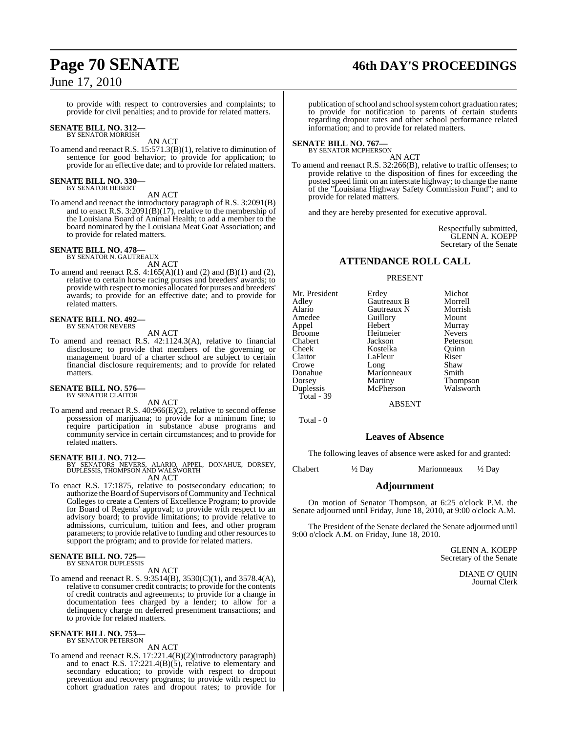to provide with respect to controversies and complaints; to provide for civil penalties; and to provide for related matters.

**SENATE BILL NO. 312—**
BY SENATOR MORRISH

AN ACT

To amend and reenact R.S. 15:571.3(B)(1), relative to diminution of sentence for good behavior; to provide for application; to provide for an effective date; and to provide for related matters.

**SENATE BILL NO. 330—**
BY SENATOR HEBERT

AN ACT

To amend and reenact the introductory paragraph of R.S. 3:2091(B) and to enact R.S. 3:2091(B)(17), relative to the membership of the Louisiana Board of Animal Health; to add a member to the board nominated by the Louisiana Meat Goat Association; and to provide for related matters.

**SENATE BILL NO. 478—**
BY SENATOR N. GAUTREAUX

AN ACT

To amend and reenact R.S. 4:165(A)(1) and (2) and (B)(1) and (2), relative to certain horse racing purses and breeders' awards; to provide with respect to monies allocated for purses and breeders' awards; to provide for an effective date; and to provide for related matters.

**SENATE BILL NO. 492—**
BY SENATOR NEVERS

AN ACT

To amend and reenact R.S. 42:1124.3(A), relative to financial disclosure; to provide that members of the governing or management board of a charter school are subject to certain financial disclosure requirements; and to provide for related matters.

**SENATE BILL NO. 576—**
BY SENATOR CLAITOR

AN ACT

To amend and reenact R.S. 40:966(E)(2), relative to second offense possession of marijuana; to provide for a minimum fine; to require participation in substance abuse programs and community service in certain circumstances; and to provide for related matters.

**SENATE BILL NO. 712—**
BY SENATORS NEVERS, ALARIO, APPEL, DONAHUE, DORSEY, DUPLESSIS, THOMPSON AND WALSWORTH

AN ACT

To enact R.S. 17:1875, relative to postsecondary education; to authorize the Board of Supervisors of Community and Technical Colleges to create a Centers of Excellence Program; to provide for Board of Regents' approval; to provide with respect to an advisory board; to provide limitations; to provide relative to admissions, curriculum, tuition and fees, and other program parameters; to provide relative to funding and other resources to support the program; and to provide for related matters.

**SENATE BILL NO. 725—**
BY SENATOR DUPLESSIS

AN ACT

To amend and reenact R. S. 9:3514(B), 3530(C)(1), and 3578.4(A), relative to consumer credit contracts; to provide for the contents of credit contracts and agreements; to provide for a change in documentation fees charged by a lender; to allow for a delinquency charge on deferred presentment transactions; and to provide for related matters.

**SENATE BILL NO. 753—**
BY SENATOR PETERSON

AN ACT

To amend and reenact R.S. 17:221.4(B)(2)(introductory paragraph) and to enact R.S. 17:221.4(B)(5), relative to elementary and secondary education; to provide with respect to dropout prevention and recovery programs; to provide with respect to cohort graduation rates and dropout rates; to provide for publication of school and school system cohort graduation rates; to provide for notification to parents of certain students regarding dropout rates and other school performance related information; and to provide for related matters.

**SENATE BILL NO. 767—**
BY SENATOR MCPHERSON

AN ACT

To amend and reenact R.S. 32:266(B), relative to traffic offenses; to provide relative to the disposition of fines for exceeding the posted speed limit on an interstate highway; to change the name of the "Louisiana Highway Safety Commission Fund"; and to provide for related matters.

and they are hereby presented for executive approval.

Respectfully submitted,
GLENN A. KOEPP
Secretary of the Senate

## ATTENDANCE ROLL CALL

PRESENT

| | | |
|---|---|---|
| Mr. President | Erdey | Michot |
| Adley | Gautreaux B | Morrell |
| Alario | Gautreaux N | Morrish |
| Amedee | Guillory | Mount |
| Appel | Hebert | Murray |
| Broome | Heitmeier | Nevers |
| Chabert | Jackson | Peterson |
| Cheek | Kostelka | Quinn |
| Claitor | LaFleur | Riser |
| Crowe | Long | Shaw |
| Donahue | Marionneaux | Smith |
| Dorsey | Martiny | Thompson |
| Duplessis | McPherson | Walsworth |

Total - 39

ABSENT

Total - 0

## Leaves of Absence

The following leaves of absence were asked for and granted:

| | | | |
|---|---|---|---|
| Chabert | ½ Day | Marionneaux | ½ Day |

## Adjournment

On motion of Senator Thompson, at 6:25 o'clock P.M. the Senate adjourned until Friday, June 18, 2010, at 9:00 o'clock A.M.

The President of the Senate declared the Senate adjourned until 9:00 o'clock A.M. on Friday, June 18, 2010.

GLENN A. KOEPP
Secretary of the Senate

DIANE O' QUIN
Journal Clerk